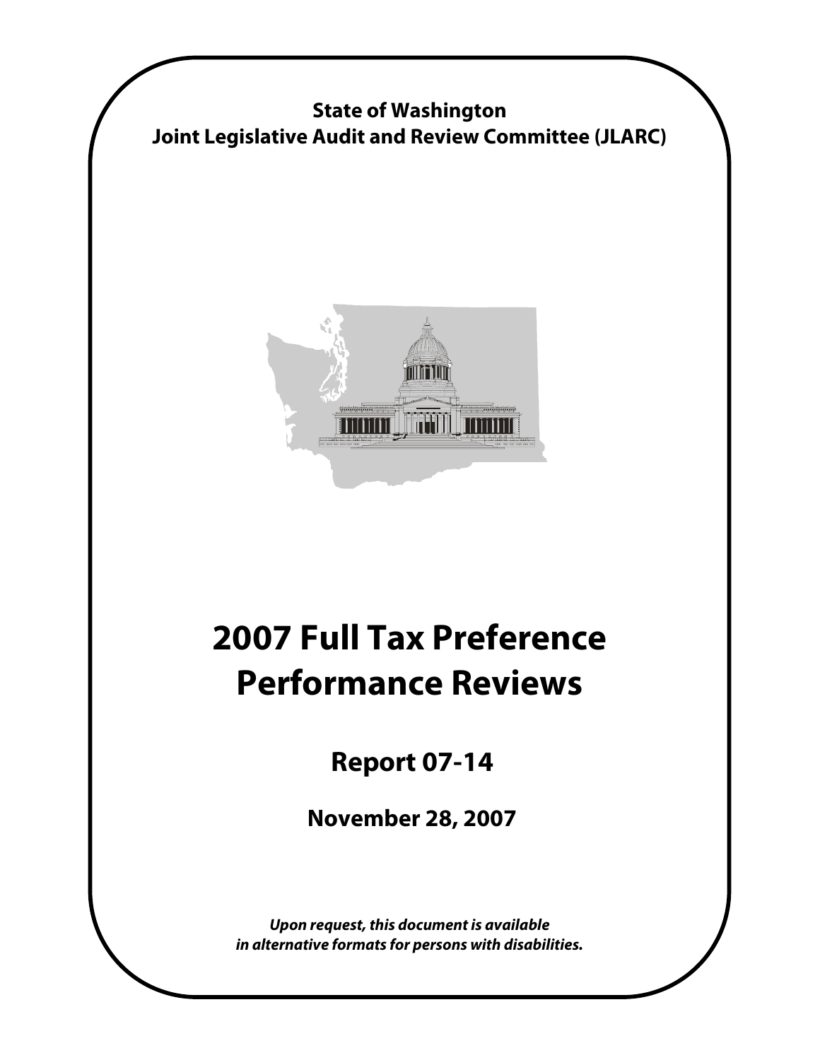**State of Washington**
**Joint Legislative Audit and Review Committee (JLARC)**

# 2007 Full Tax Preference Performance Reviews

## Report 07-14

### November 28, 2007

***Upon request, this document is available in alternative formats for persons with disabilities.***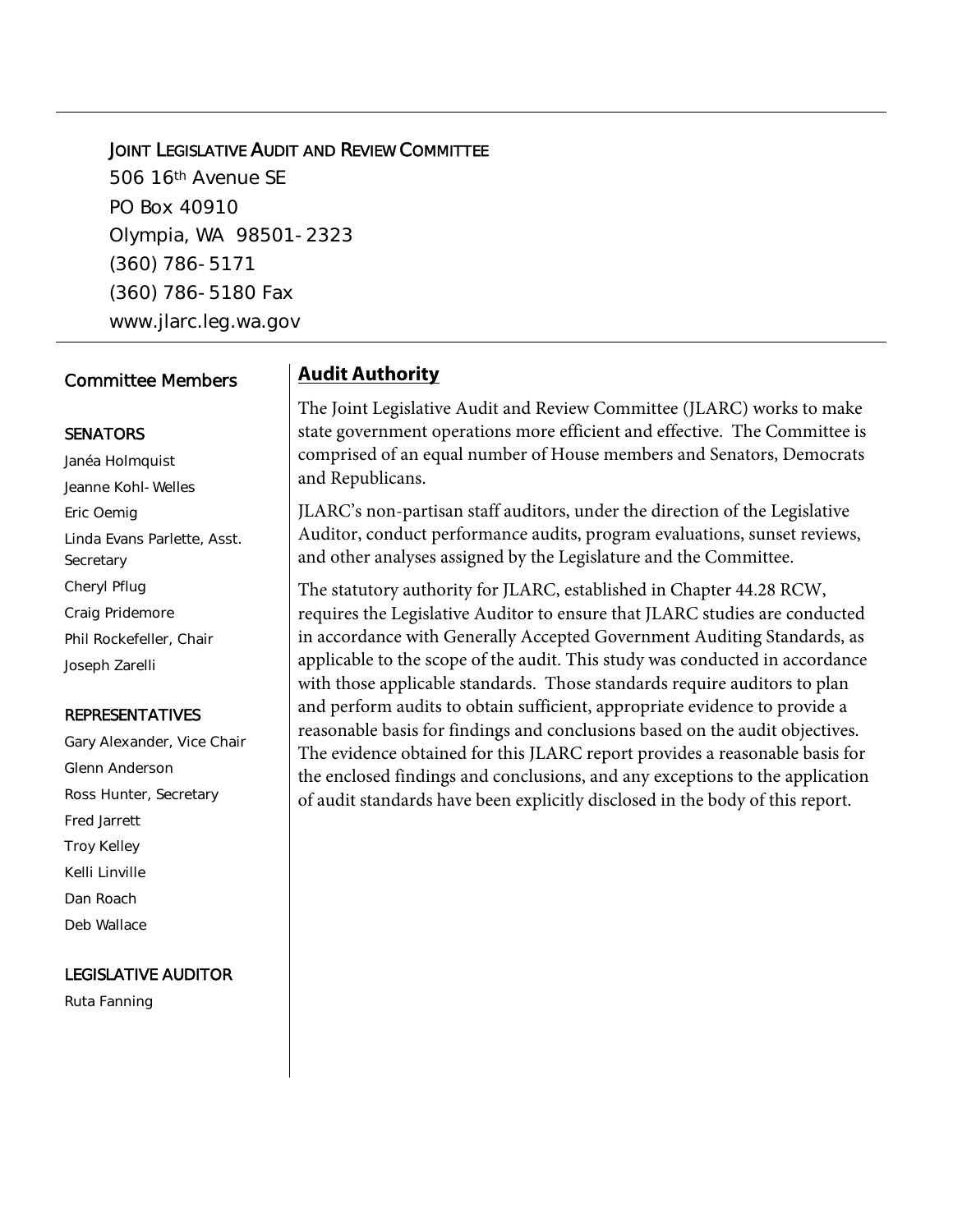JOINT LEGISLATIVE AUDIT AND REVIEW COMMITTEE

506 16th Avenue SE

PO Box 40910

Olympia, WA 98501-2323

(360) 786-5171

(360) 786-5180 Fax

www.jlarc.leg.wa.gov

## Committee Members

### SENATORS

Janéa Holmquist

Jeanne Kohl-Welles

Eric Oemig

Linda Evans Parlette, Asst. Secretary

Cheryl Pflug

Craig Pridemore

Phil Rockefeller, Chair

Joseph Zarelli

### REPRESENTATIVES

Gary Alexander, Vice Chair

Glenn Anderson

Ross Hunter, Secretary

Fred Jarrett

Troy Kelley

Kelli Linville

Dan Roach

Deb Wallace

### LEGISLATIVE AUDITOR

Ruta Fanning

## Audit Authority

The Joint Legislative Audit and Review Committee (JLARC) works to make state government operations more efficient and effective. The Committee is comprised of an equal number of House members and Senators, Democrats and Republicans.

JLARC's non-partisan staff auditors, under the direction of the Legislative Auditor, conduct performance audits, program evaluations, sunset reviews, and other analyses assigned by the Legislature and the Committee.

The statutory authority for JLARC, established in Chapter 44.28 RCW, requires the Legislative Auditor to ensure that JLARC studies are conducted in accordance with Generally Accepted Government Auditing Standards, as applicable to the scope of the audit. This study was conducted in accordance with those applicable standards. Those standards require auditors to plan and perform audits to obtain sufficient, appropriate evidence to provide a reasonable basis for findings and conclusions based on the audit objectives. The evidence obtained for this JLARC report provides a reasonable basis for the enclosed findings and conclusions, and any exceptions to the application of audit standards have been explicitly disclosed in the body of this report.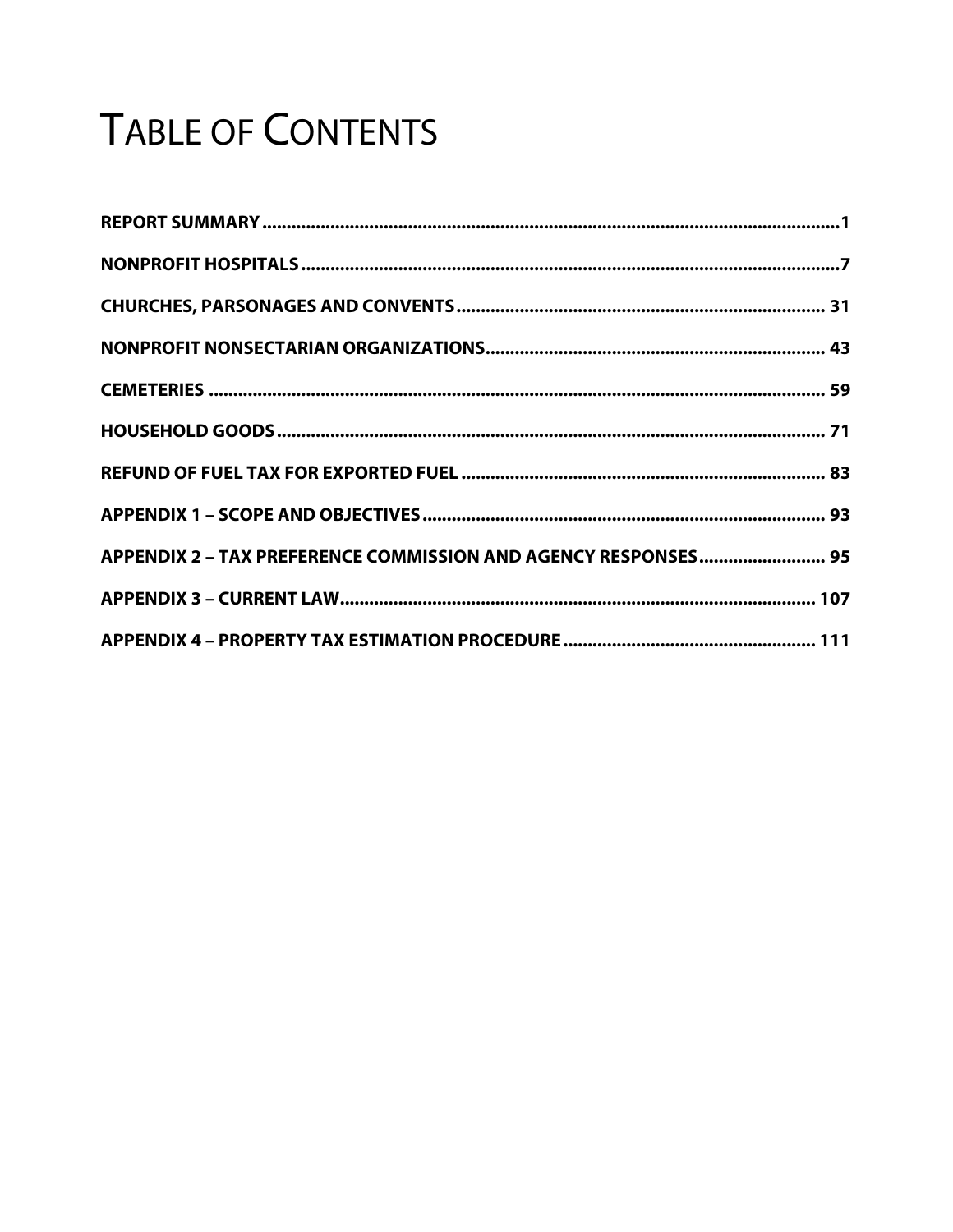# TABLE OF CONTENTS

**REPORT SUMMARY** ... 1

**NONPROFIT HOSPITALS** ... 7

**CHURCHES, PARSONAGES AND CONVENTS** ... 31

**NONPROFIT NONSECTARIAN ORGANIZATIONS** ... 43

**CEMETERIES** ... 59

**HOUSEHOLD GOODS** ... 71

**REFUND OF FUEL TAX FOR EXPORTED FUEL** ... 83

**APPENDIX 1 – SCOPE AND OBJECTIVES** ... 93

**APPENDIX 2 – TAX PREFERENCE COMMISSION AND AGENCY RESPONSES** ... 95

**APPENDIX 3 – CURRENT LAW** ... 107

**APPENDIX 4 – PROPERTY TAX ESTIMATION PROCEDURE** ... 111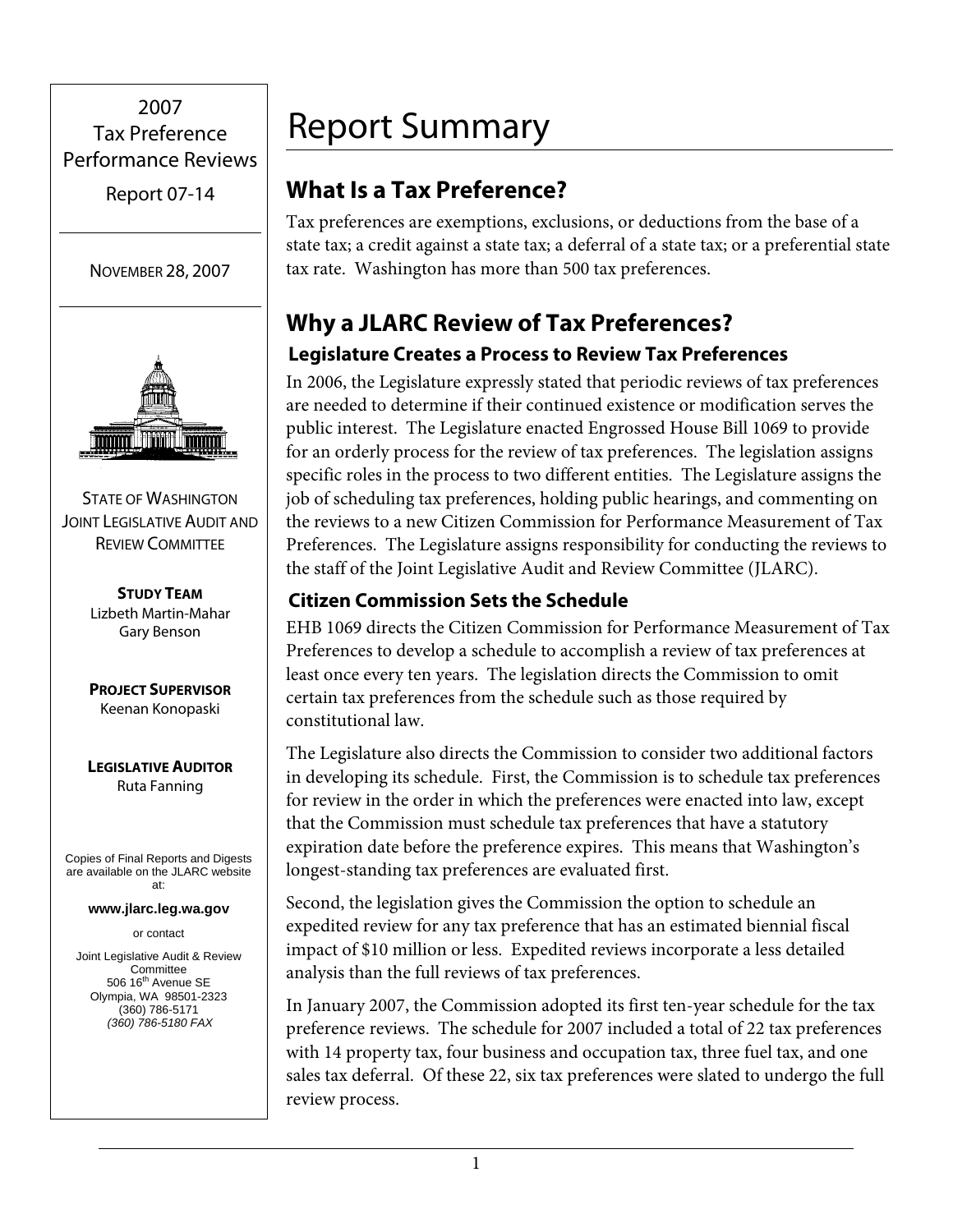2007
Tax Preference
Performance Reviews

Report 07-14

NOVEMBER 28, 2007

STATE OF WASHINGTON
JOINT LEGISLATIVE AUDIT AND REVIEW COMMITTEE

**STUDY TEAM**
Lizbeth Martin-Mahar
Gary Benson

**PROJECT SUPERVISOR**
Keenan Konopaski

**LEGISLATIVE AUDITOR**
Ruta Fanning

Copies of Final Reports and Digests are available on the JLARC website at:

**www.jlarc.leg.wa.gov**

or contact

Joint Legislative Audit & Review Committee
506 16th Avenue SE
Olympia, WA 98501-2323
(360) 786-5171
*(360) 786-5180 FAX*

# Report Summary

## What Is a Tax Preference?

Tax preferences are exemptions, exclusions, or deductions from the base of a state tax; a credit against a state tax; a deferral of a state tax; or a preferential state tax rate. Washington has more than 500 tax preferences.

## Why a JLARC Review of Tax Preferences?

### Legislature Creates a Process to Review Tax Preferences

In 2006, the Legislature expressly stated that periodic reviews of tax preferences are needed to determine if their continued existence or modification serves the public interest. The Legislature enacted Engrossed House Bill 1069 to provide for an orderly process for the review of tax preferences. The legislation assigns specific roles in the process to two different entities. The Legislature assigns the job of scheduling tax preferences, holding public hearings, and commenting on the reviews to a new Citizen Commission for Performance Measurement of Tax Preferences. The Legislature assigns responsibility for conducting the reviews to the staff of the Joint Legislative Audit and Review Committee (JLARC).

### Citizen Commission Sets the Schedule

EHB 1069 directs the Citizen Commission for Performance Measurement of Tax Preferences to develop a schedule to accomplish a review of tax preferences at least once every ten years. The legislation directs the Commission to omit certain tax preferences from the schedule such as those required by constitutional law.

The Legislature also directs the Commission to consider two additional factors in developing its schedule. First, the Commission is to schedule tax preferences for review in the order in which the preferences were enacted into law, except that the Commission must schedule tax preferences that have a statutory expiration date before the preference expires. This means that Washington's longest-standing tax preferences are evaluated first.

Second, the legislation gives the Commission the option to schedule an expedited review for any tax preference that has an estimated biennial fiscal impact of $10 million or less. Expedited reviews incorporate a less detailed analysis than the full reviews of tax preferences.

In January 2007, the Commission adopted its first ten-year schedule for the tax preference reviews. The schedule for 2007 included a total of 22 tax preferences with 14 property tax, four business and occupation tax, three fuel tax, and one sales tax deferral. Of these 22, six tax preferences were slated to undergo the full review process.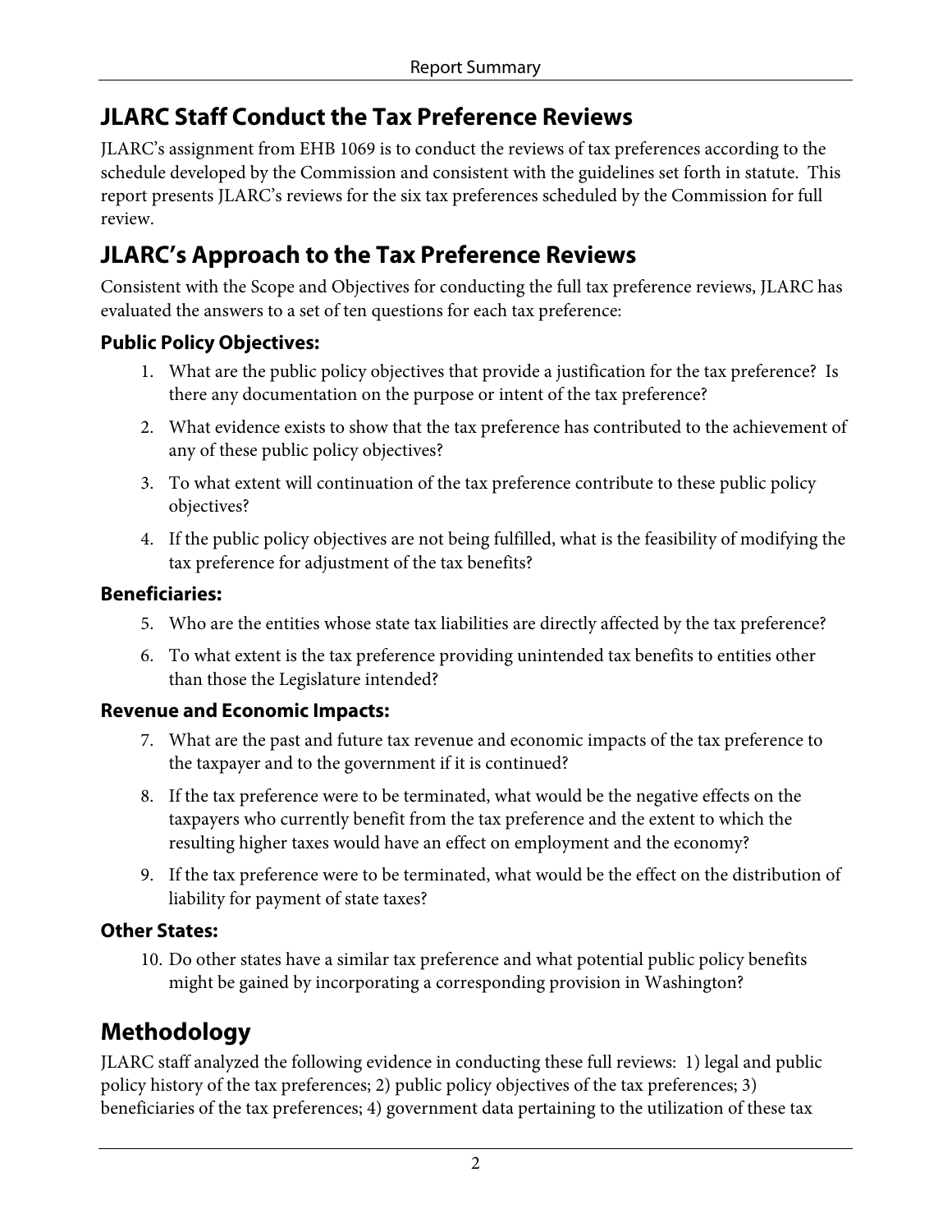## JLARC Staff Conduct the Tax Preference Reviews

JLARC's assignment from EHB 1069 is to conduct the reviews of tax preferences according to the schedule developed by the Commission and consistent with the guidelines set forth in statute. This report presents JLARC's reviews for the six tax preferences scheduled by the Commission for full review.

## JLARC's Approach to the Tax Preference Reviews

Consistent with the Scope and Objectives for conducting the full tax preference reviews, JLARC has evaluated the answers to a set of ten questions for each tax preference:

### Public Policy Objectives:

1. What are the public policy objectives that provide a justification for the tax preference? Is there any documentation on the purpose or intent of the tax preference?
2. What evidence exists to show that the tax preference has contributed to the achievement of any of these public policy objectives?
3. To what extent will continuation of the tax preference contribute to these public policy objectives?
4. If the public policy objectives are not being fulfilled, what is the feasibility of modifying the tax preference for adjustment of the tax benefits?

### Beneficiaries:

5. Who are the entities whose state tax liabilities are directly affected by the tax preference?
6. To what extent is the tax preference providing unintended tax benefits to entities other than those the Legislature intended?

### Revenue and Economic Impacts:

7. What are the past and future tax revenue and economic impacts of the tax preference to the taxpayer and to the government if it is continued?
8. If the tax preference were to be terminated, what would be the negative effects on the taxpayers who currently benefit from the tax preference and the extent to which the resulting higher taxes would have an effect on employment and the economy?
9. If the tax preference were to be terminated, what would be the effect on the distribution of liability for payment of state taxes?

### Other States:

10. Do other states have a similar tax preference and what potential public policy benefits might be gained by incorporating a corresponding provision in Washington?

## Methodology

JLARC staff analyzed the following evidence in conducting these full reviews: 1) legal and public policy history of the tax preferences; 2) public policy objectives of the tax preferences; 3) beneficiaries of the tax preferences; 4) government data pertaining to the utilization of these tax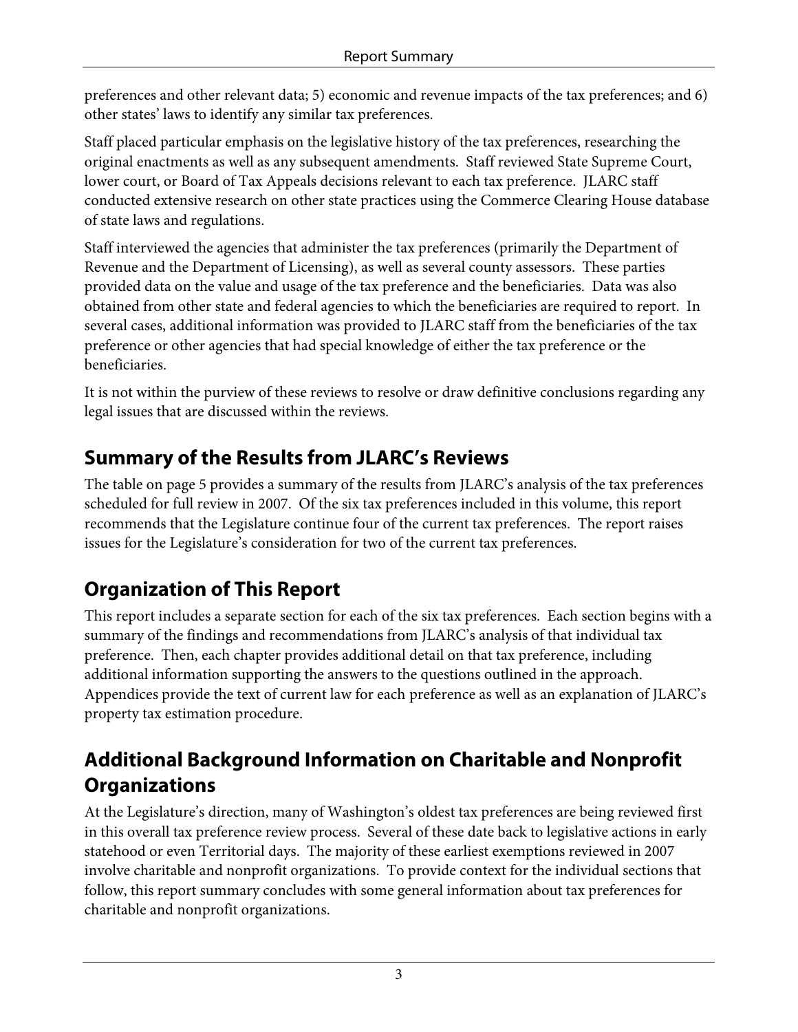preferences and other relevant data; 5) economic and revenue impacts of the tax preferences; and 6) other states' laws to identify any similar tax preferences.

Staff placed particular emphasis on the legislative history of the tax preferences, researching the original enactments as well as any subsequent amendments. Staff reviewed State Supreme Court, lower court, or Board of Tax Appeals decisions relevant to each tax preference. JLARC staff conducted extensive research on other state practices using the Commerce Clearing House database of state laws and regulations.

Staff interviewed the agencies that administer the tax preferences (primarily the Department of Revenue and the Department of Licensing), as well as several county assessors. These parties provided data on the value and usage of the tax preference and the beneficiaries. Data was also obtained from other state and federal agencies to which the beneficiaries are required to report. In several cases, additional information was provided to JLARC staff from the beneficiaries of the tax preference or other agencies that had special knowledge of either the tax preference or the beneficiaries.

It is not within the purview of these reviews to resolve or draw definitive conclusions regarding any legal issues that are discussed within the reviews.

## Summary of the Results from JLARC's Reviews

The table on page 5 provides a summary of the results from JLARC's analysis of the tax preferences scheduled for full review in 2007. Of the six tax preferences included in this volume, this report recommends that the Legislature continue four of the current tax preferences. The report raises issues for the Legislature's consideration for two of the current tax preferences.

## Organization of This Report

This report includes a separate section for each of the six tax preferences. Each section begins with a summary of the findings and recommendations from JLARC's analysis of that individual tax preference. Then, each chapter provides additional detail on that tax preference, including additional information supporting the answers to the questions outlined in the approach. Appendices provide the text of current law for each preference as well as an explanation of JLARC's property tax estimation procedure.

## Additional Background Information on Charitable and Nonprofit Organizations

At the Legislature's direction, many of Washington's oldest tax preferences are being reviewed first in this overall tax preference review process. Several of these date back to legislative actions in early statehood or even Territorial days. The majority of these earliest exemptions reviewed in 2007 involve charitable and nonprofit organizations. To provide context for the individual sections that follow, this report summary concludes with some general information about tax preferences for charitable and nonprofit organizations.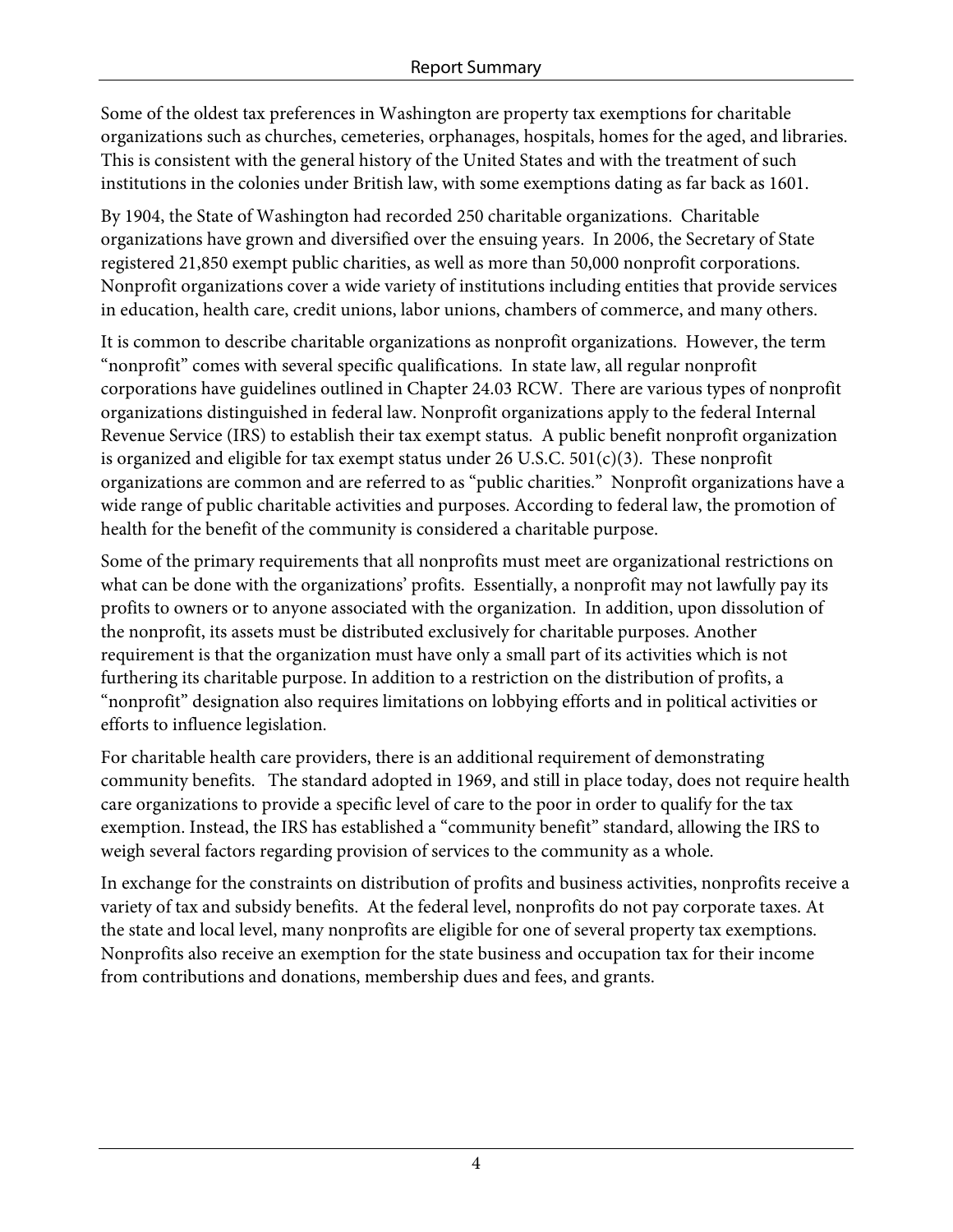Some of the oldest tax preferences in Washington are property tax exemptions for charitable organizations such as churches, cemeteries, orphanages, hospitals, homes for the aged, and libraries. This is consistent with the general history of the United States and with the treatment of such institutions in the colonies under British law, with some exemptions dating as far back as 1601.

By 1904, the State of Washington had recorded 250 charitable organizations. Charitable organizations have grown and diversified over the ensuing years. In 2006, the Secretary of State registered 21,850 exempt public charities, as well as more than 50,000 nonprofit corporations. Nonprofit organizations cover a wide variety of institutions including entities that provide services in education, health care, credit unions, labor unions, chambers of commerce, and many others.

It is common to describe charitable organizations as nonprofit organizations. However, the term "nonprofit" comes with several specific qualifications. In state law, all regular nonprofit corporations have guidelines outlined in Chapter 24.03 RCW. There are various types of nonprofit organizations distinguished in federal law. Nonprofit organizations apply to the federal Internal Revenue Service (IRS) to establish their tax exempt status. A public benefit nonprofit organization is organized and eligible for tax exempt status under 26 U.S.C. 501(c)(3). These nonprofit organizations are common and are referred to as "public charities." Nonprofit organizations have a wide range of public charitable activities and purposes. According to federal law, the promotion of health for the benefit of the community is considered a charitable purpose.

Some of the primary requirements that all nonprofits must meet are organizational restrictions on what can be done with the organizations' profits. Essentially, a nonprofit may not lawfully pay its profits to owners or to anyone associated with the organization. In addition, upon dissolution of the nonprofit, its assets must be distributed exclusively for charitable purposes. Another requirement is that the organization must have only a small part of its activities which is not furthering its charitable purpose. In addition to a restriction on the distribution of profits, a "nonprofit" designation also requires limitations on lobbying efforts and in political activities or efforts to influence legislation.

For charitable health care providers, there is an additional requirement of demonstrating community benefits. The standard adopted in 1969, and still in place today, does not require health care organizations to provide a specific level of care to the poor in order to qualify for the tax exemption. Instead, the IRS has established a "community benefit" standard, allowing the IRS to weigh several factors regarding provision of services to the community as a whole.

In exchange for the constraints on distribution of profits and business activities, nonprofits receive a variety of tax and subsidy benefits. At the federal level, nonprofits do not pay corporate taxes. At the state and local level, many nonprofits are eligible for one of several property tax exemptions. Nonprofits also receive an exemption for the state business and occupation tax for their income from contributions and donations, membership dues and fees, and grants.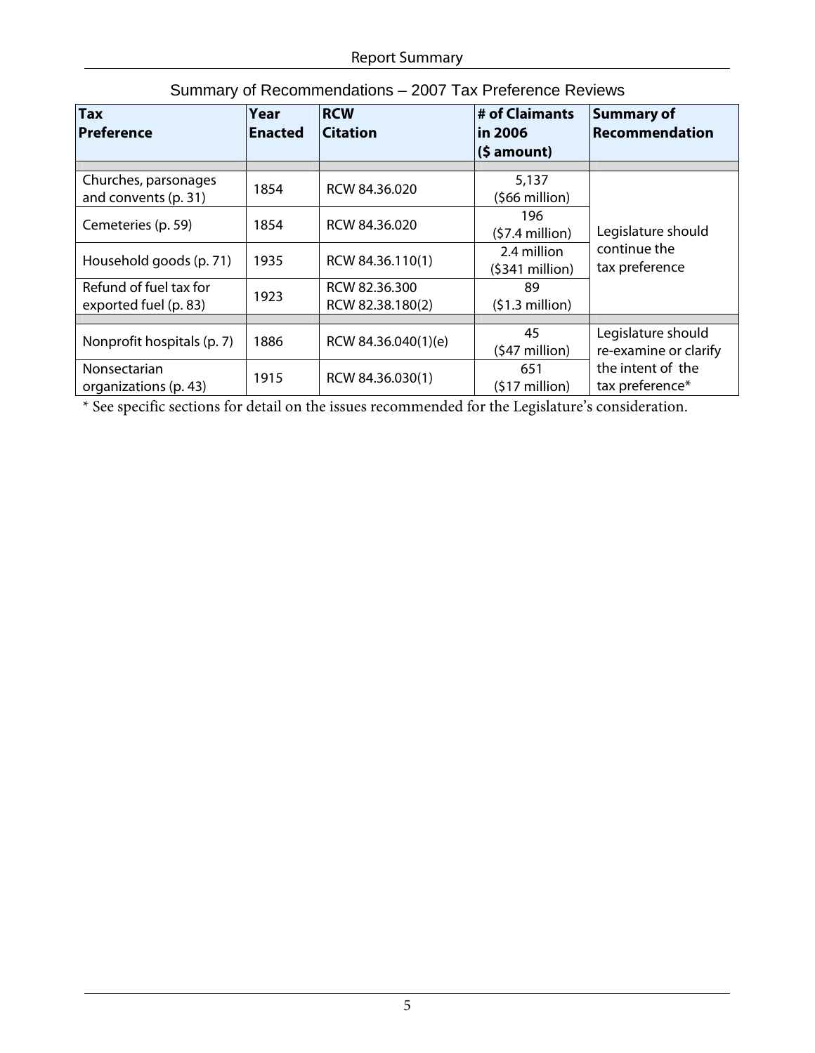Summary of Recommendations – 2007 Tax Preference Reviews

| Tax Preference | Year Enacted | RCW Citation | # of Claimants in 2006 ($ amount) | Summary of Recommendation |
|---|---|---|---|---|
| Churches, parsonages and convents (p. 31) | 1854 | RCW 84.36.020 | 5,137 ($66 million) | Legislature should continue the tax preference |
| Cemeteries (p. 59) | 1854 | RCW 84.36.020 | 196 ($7.4 million) | |
| Household goods (p. 71) | 1935 | RCW 84.36.110(1) | 2.4 million ($341 million) | |
| Refund of fuel tax for exported fuel (p. 83) | 1923 | RCW 82.36.300 RCW 82.38.180(2) | 89 ($1.3 million) | |
| Nonprofit hospitals (p. 7) | 1886 | RCW 84.36.040(1)(e) | 45 ($47 million) | Legislature should re-examine or clarify the intent of the tax preference* |
| Nonsectarian organizations (p. 43) | 1915 | RCW 84.36.030(1) | 651 ($17 million) | |

* See specific sections for detail on the issues recommended for the Legislature's consideration.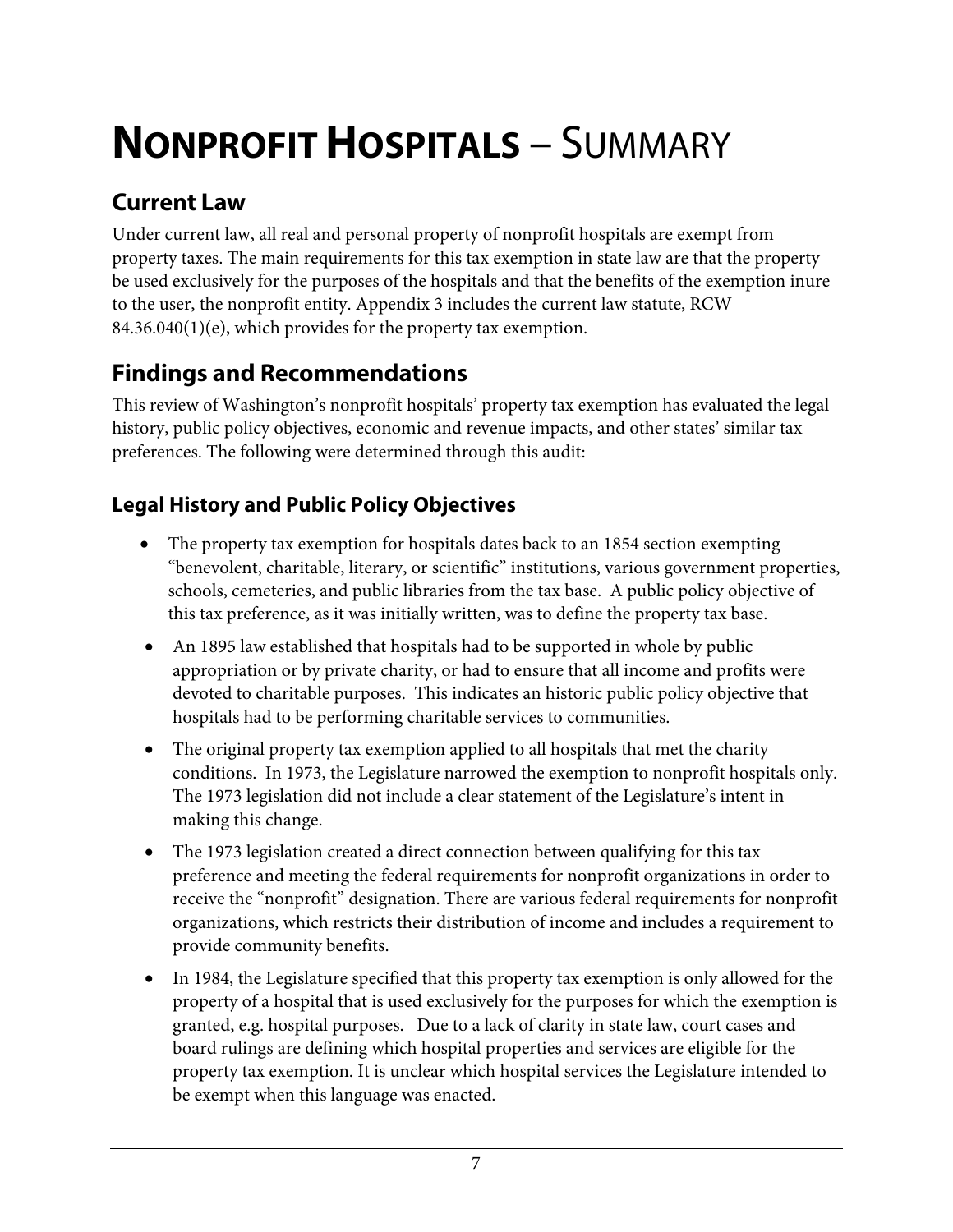# NONPROFIT HOSPITALS – SUMMARY

## Current Law

Under current law, all real and personal property of nonprofit hospitals are exempt from property taxes. The main requirements for this tax exemption in state law are that the property be used exclusively for the purposes of the hospitals and that the benefits of the exemption inure to the user, the nonprofit entity. Appendix 3 includes the current law statute, RCW 84.36.040(1)(e), which provides for the property tax exemption.

## Findings and Recommendations

This review of Washington's nonprofit hospitals' property tax exemption has evaluated the legal history, public policy objectives, economic and revenue impacts, and other states' similar tax preferences. The following were determined through this audit:

### Legal History and Public Policy Objectives

- The property tax exemption for hospitals dates back to an 1854 section exempting "benevolent, charitable, literary, or scientific" institutions, various government properties, schools, cemeteries, and public libraries from the tax base. A public policy objective of this tax preference, as it was initially written, was to define the property tax base.
- An 1895 law established that hospitals had to be supported in whole by public appropriation or by private charity, or had to ensure that all income and profits were devoted to charitable purposes. This indicates an historic public policy objective that hospitals had to be performing charitable services to communities.
- The original property tax exemption applied to all hospitals that met the charity conditions. In 1973, the Legislature narrowed the exemption to nonprofit hospitals only. The 1973 legislation did not include a clear statement of the Legislature's intent in making this change.
- The 1973 legislation created a direct connection between qualifying for this tax preference and meeting the federal requirements for nonprofit organizations in order to receive the "nonprofit" designation. There are various federal requirements for nonprofit organizations, which restricts their distribution of income and includes a requirement to provide community benefits.
- In 1984, the Legislature specified that this property tax exemption is only allowed for the property of a hospital that is used exclusively for the purposes for which the exemption is granted, e.g. hospital purposes. Due to a lack of clarity in state law, court cases and board rulings are defining which hospital properties and services are eligible for the property tax exemption. It is unclear which hospital services the Legislature intended to be exempt when this language was enacted.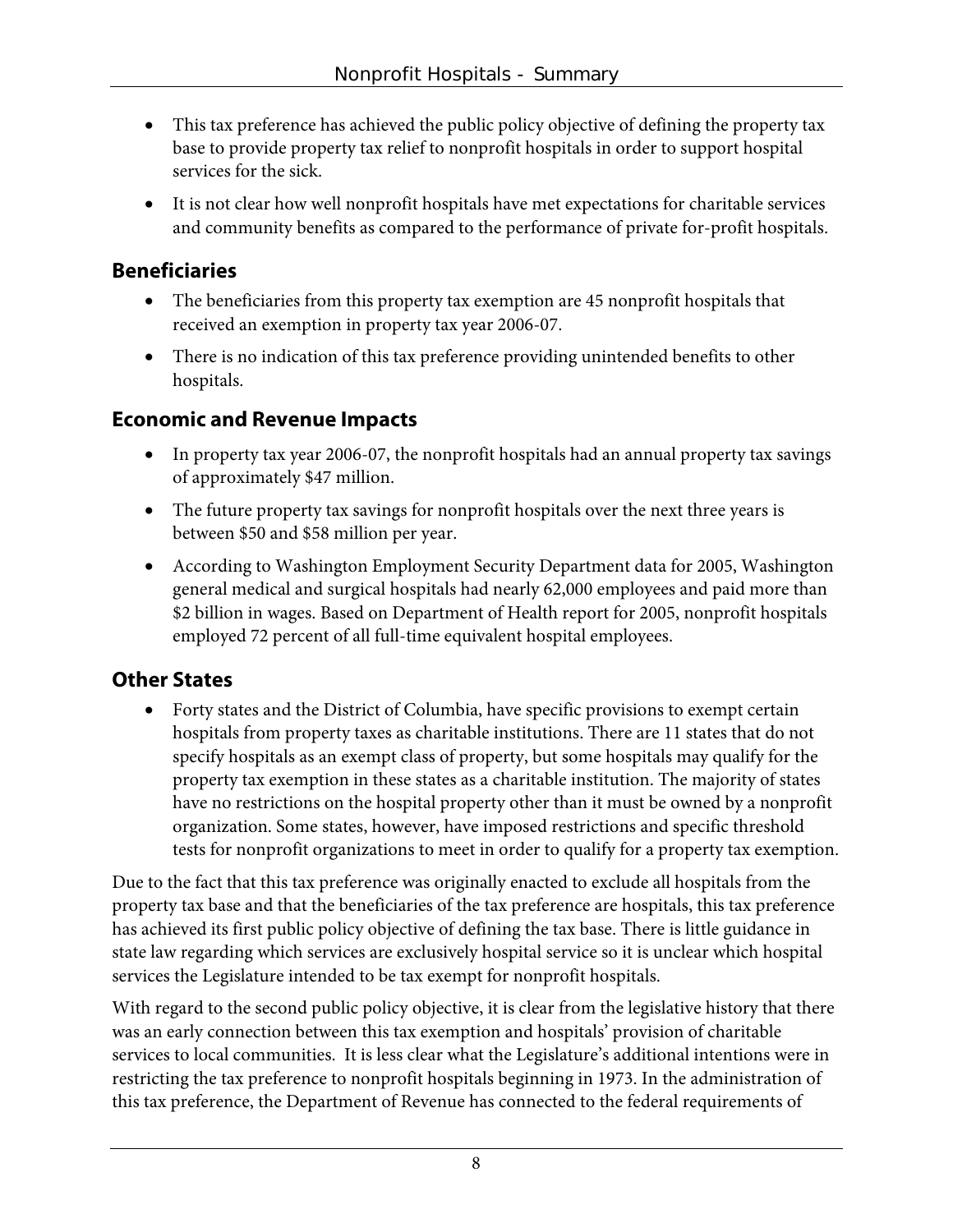- This tax preference has achieved the public policy objective of defining the property tax base to provide property tax relief to nonprofit hospitals in order to support hospital services for the sick.
- It is not clear how well nonprofit hospitals have met expectations for charitable services and community benefits as compared to the performance of private for-profit hospitals.

## Beneficiaries

- The beneficiaries from this property tax exemption are 45 nonprofit hospitals that received an exemption in property tax year 2006-07.
- There is no indication of this tax preference providing unintended benefits to other hospitals.

## Economic and Revenue Impacts

- In property tax year 2006-07, the nonprofit hospitals had an annual property tax savings of approximately $47 million.
- The future property tax savings for nonprofit hospitals over the next three years is between $50 and $58 million per year.
- According to Washington Employment Security Department data for 2005, Washington general medical and surgical hospitals had nearly 62,000 employees and paid more than $2 billion in wages. Based on Department of Health report for 2005, nonprofit hospitals employed 72 percent of all full-time equivalent hospital employees.

## Other States

- Forty states and the District of Columbia, have specific provisions to exempt certain hospitals from property taxes as charitable institutions. There are 11 states that do not specify hospitals as an exempt class of property, but some hospitals may qualify for the property tax exemption in these states as a charitable institution. The majority of states have no restrictions on the hospital property other than it must be owned by a nonprofit organization. Some states, however, have imposed restrictions and specific threshold tests for nonprofit organizations to meet in order to qualify for a property tax exemption.

Due to the fact that this tax preference was originally enacted to exclude all hospitals from the property tax base and that the beneficiaries of the tax preference are hospitals, this tax preference has achieved its first public policy objective of defining the tax base. There is little guidance in state law regarding which services are exclusively hospital service so it is unclear which hospital services the Legislature intended to be tax exempt for nonprofit hospitals.

With regard to the second public policy objective, it is clear from the legislative history that there was an early connection between this tax exemption and hospitals' provision of charitable services to local communities. It is less clear what the Legislature's additional intentions were in restricting the tax preference to nonprofit hospitals beginning in 1973. In the administration of this tax preference, the Department of Revenue has connected to the federal requirements of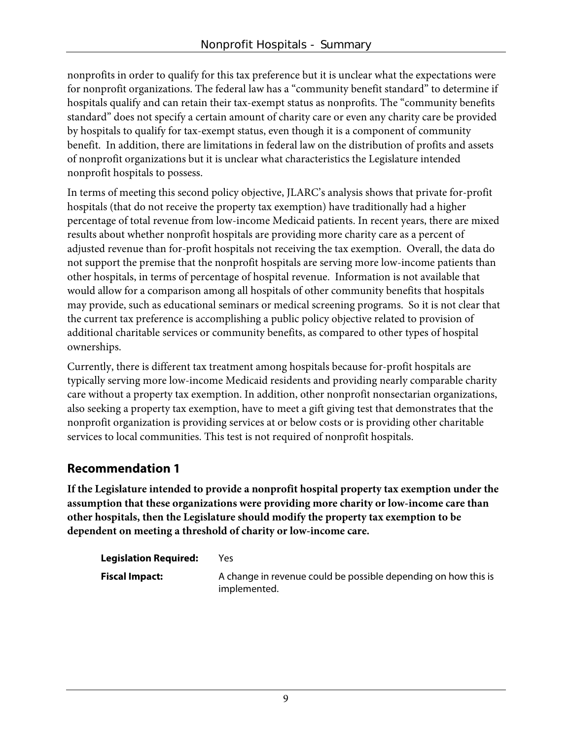nonprofits in order to qualify for this tax preference but it is unclear what the expectations were for nonprofit organizations. The federal law has a "community benefit standard" to determine if hospitals qualify and can retain their tax-exempt status as nonprofits. The "community benefits standard" does not specify a certain amount of charity care or even any charity care be provided by hospitals to qualify for tax-exempt status, even though it is a component of community benefit. In addition, there are limitations in federal law on the distribution of profits and assets of nonprofit organizations but it is unclear what characteristics the Legislature intended nonprofit hospitals to possess.

In terms of meeting this second policy objective, JLARC's analysis shows that private for-profit hospitals (that do not receive the property tax exemption) have traditionally had a higher percentage of total revenue from low-income Medicaid patients. In recent years, there are mixed results about whether nonprofit hospitals are providing more charity care as a percent of adjusted revenue than for-profit hospitals not receiving the tax exemption. Overall, the data do not support the premise that the nonprofit hospitals are serving more low-income patients than other hospitals, in terms of percentage of hospital revenue. Information is not available that would allow for a comparison among all hospitals of other community benefits that hospitals may provide, such as educational seminars or medical screening programs. So it is not clear that the current tax preference is accomplishing a public policy objective related to provision of additional charitable services or community benefits, as compared to other types of hospital ownerships.

Currently, there is different tax treatment among hospitals because for-profit hospitals are typically serving more low-income Medicaid residents and providing nearly comparable charity care without a property tax exemption. In addition, other nonprofit nonsectarian organizations, also seeking a property tax exemption, have to meet a gift giving test that demonstrates that the nonprofit organization is providing services at or below costs or is providing other charitable services to local communities. This test is not required of nonprofit hospitals.

## Recommendation 1

**If the Legislature intended to provide a nonprofit hospital property tax exemption under the assumption that these organizations were providing more charity or low-income care than other hospitals, then the Legislature should modify the property tax exemption to be dependent on meeting a threshold of charity or low-income care.**

**Legislation Required:** Yes

**Fiscal Impact:** A change in revenue could be possible depending on how this is implemented.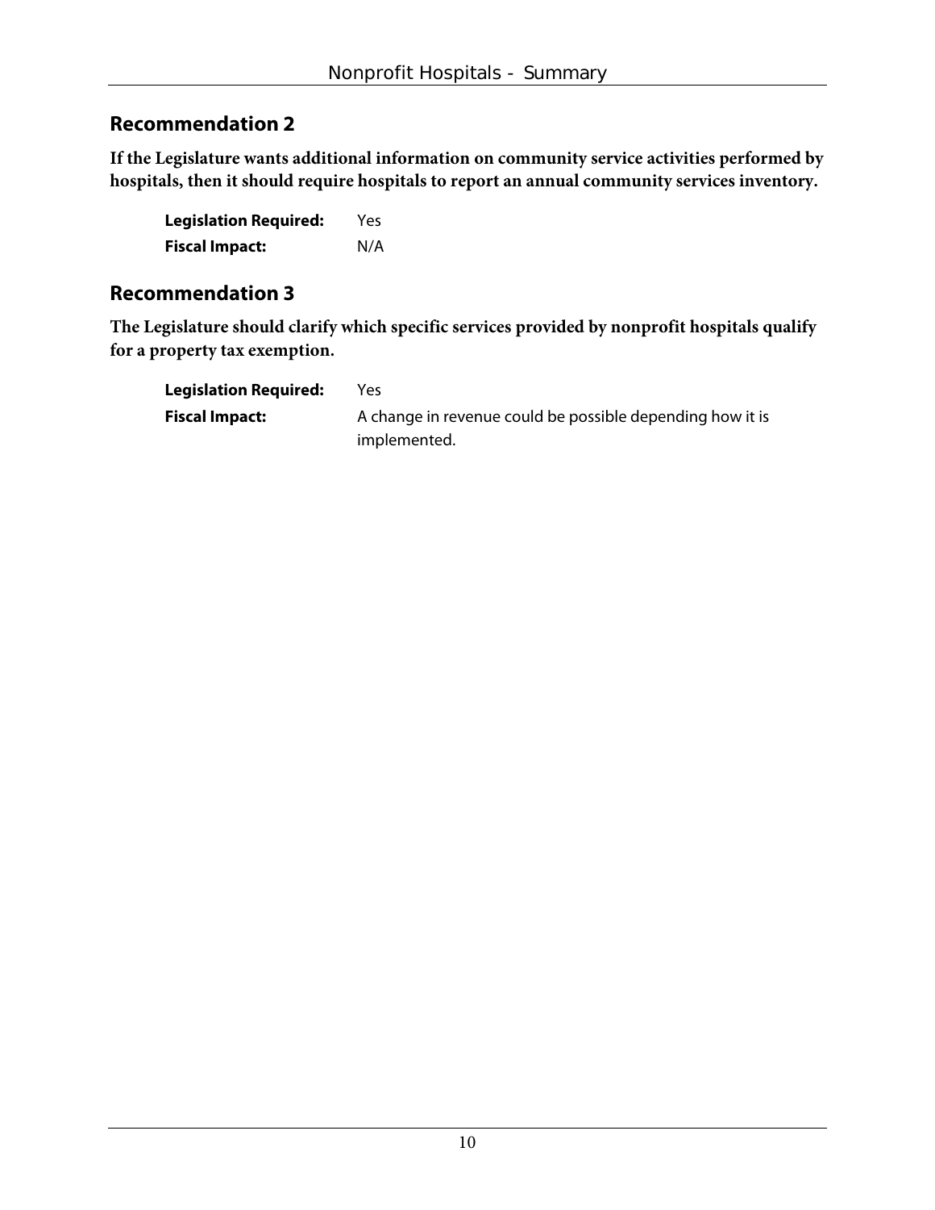## Recommendation 2

**If the Legislature wants additional information on community service activities performed by hospitals, then it should require hospitals to report an annual community services inventory.**

**Legislation Required:** Yes

**Fiscal Impact:** N/A

## Recommendation 3

**The Legislature should clarify which specific services provided by nonprofit hospitals qualify for a property tax exemption.**

**Legislation Required:** Yes

**Fiscal Impact:** A change in revenue could be possible depending how it is implemented.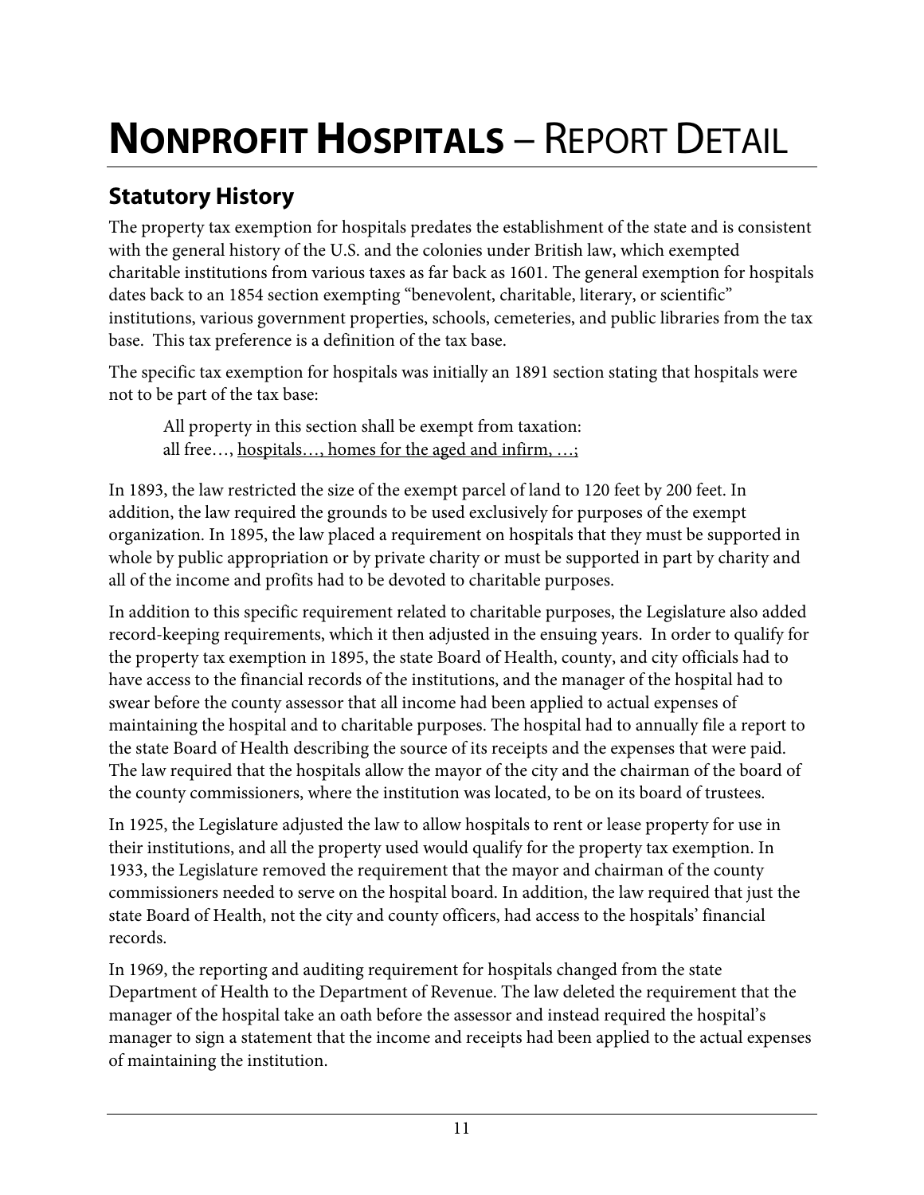# **NONPROFIT HOSPITALS** – REPORT DETAIL

## Statutory History

The property tax exemption for hospitals predates the establishment of the state and is consistent with the general history of the U.S. and the colonies under British law, which exempted charitable institutions from various taxes as far back as 1601. The general exemption for hospitals dates back to an 1854 section exempting "benevolent, charitable, literary, or scientific" institutions, various government properties, schools, cemeteries, and public libraries from the tax base. This tax preference is a definition of the tax base.

The specific tax exemption for hospitals was initially an 1891 section stating that hospitals were not to be part of the tax base:

> All property in this section shall be exempt from taxation:
> all free…, <u>hospitals…, homes for the aged and infirm, …;</u>

In 1893, the law restricted the size of the exempt parcel of land to 120 feet by 200 feet. In addition, the law required the grounds to be used exclusively for purposes of the exempt organization. In 1895, the law placed a requirement on hospitals that they must be supported in whole by public appropriation or by private charity or must be supported in part by charity and all of the income and profits had to be devoted to charitable purposes.

In addition to this specific requirement related to charitable purposes, the Legislature also added record-keeping requirements, which it then adjusted in the ensuing years. In order to qualify for the property tax exemption in 1895, the state Board of Health, county, and city officials had to have access to the financial records of the institutions, and the manager of the hospital had to swear before the county assessor that all income had been applied to actual expenses of maintaining the hospital and to charitable purposes. The hospital had to annually file a report to the state Board of Health describing the source of its receipts and the expenses that were paid. The law required that the hospitals allow the mayor of the city and the chairman of the board of the county commissioners, where the institution was located, to be on its board of trustees.

In 1925, the Legislature adjusted the law to allow hospitals to rent or lease property for use in their institutions, and all the property used would qualify for the property tax exemption. In 1933, the Legislature removed the requirement that the mayor and chairman of the county commissioners needed to serve on the hospital board. In addition, the law required that just the state Board of Health, not the city and county officers, had access to the hospitals' financial records.

In 1969, the reporting and auditing requirement for hospitals changed from the state Department of Health to the Department of Revenue. The law deleted the requirement that the manager of the hospital take an oath before the assessor and instead required the hospital's manager to sign a statement that the income and receipts had been applied to the actual expenses of maintaining the institution.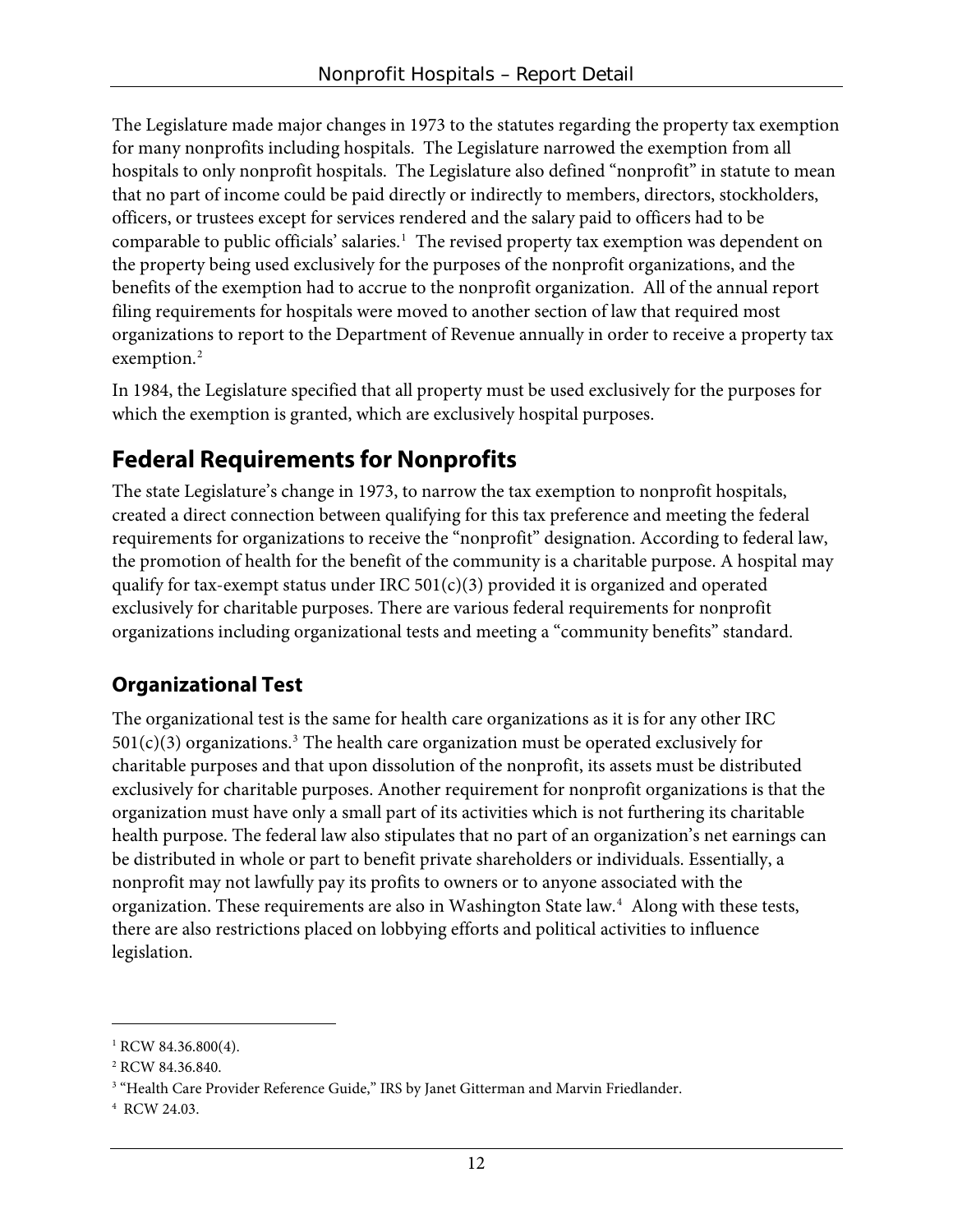The Legislature made major changes in 1973 to the statutes regarding the property tax exemption for many nonprofits including hospitals. The Legislature narrowed the exemption from all hospitals to only nonprofit hospitals. The Legislature also defined "nonprofit" in statute to mean that no part of income could be paid directly or indirectly to members, directors, stockholders, officers, or trustees except for services rendered and the salary paid to officers had to be comparable to public officials' salaries.[1] The revised property tax exemption was dependent on the property being used exclusively for the purposes of the nonprofit organizations, and the benefits of the exemption had to accrue to the nonprofit organization. All of the annual report filing requirements for hospitals were moved to another section of law that required most organizations to report to the Department of Revenue annually in order to receive a property tax exemption.[2]

In 1984, the Legislature specified that all property must be used exclusively for the purposes for which the exemption is granted, which are exclusively hospital purposes.

## Federal Requirements for Nonprofits

The state Legislature's change in 1973, to narrow the tax exemption to nonprofit hospitals, created a direct connection between qualifying for this tax preference and meeting the federal requirements for organizations to receive the "nonprofit" designation. According to federal law, the promotion of health for the benefit of the community is a charitable purpose. A hospital may qualify for tax-exempt status under IRC 501(c)(3) provided it is organized and operated exclusively for charitable purposes. There are various federal requirements for nonprofit organizations including organizational tests and meeting a "community benefits" standard.

### Organizational Test

The organizational test is the same for health care organizations as it is for any other IRC 501(c)(3) organizations.[3] The health care organization must be operated exclusively for charitable purposes and that upon dissolution of the nonprofit, its assets must be distributed exclusively for charitable purposes. Another requirement for nonprofit organizations is that the organization must have only a small part of its activities which is not furthering its charitable health purpose. The federal law also stipulates that no part of an organization's net earnings can be distributed in whole or part to benefit private shareholders or individuals. Essentially, a nonprofit may not lawfully pay its profits to owners or to anyone associated with the organization. These requirements are also in Washington State law.[4] Along with these tests, there are also restrictions placed on lobbying efforts and political activities to influence legislation.

---

[1] RCW 84.36.800(4).

[2] RCW 84.36.840.

[3] "Health Care Provider Reference Guide," IRS by Janet Gitterman and Marvin Friedlander.

[4] RCW 24.03.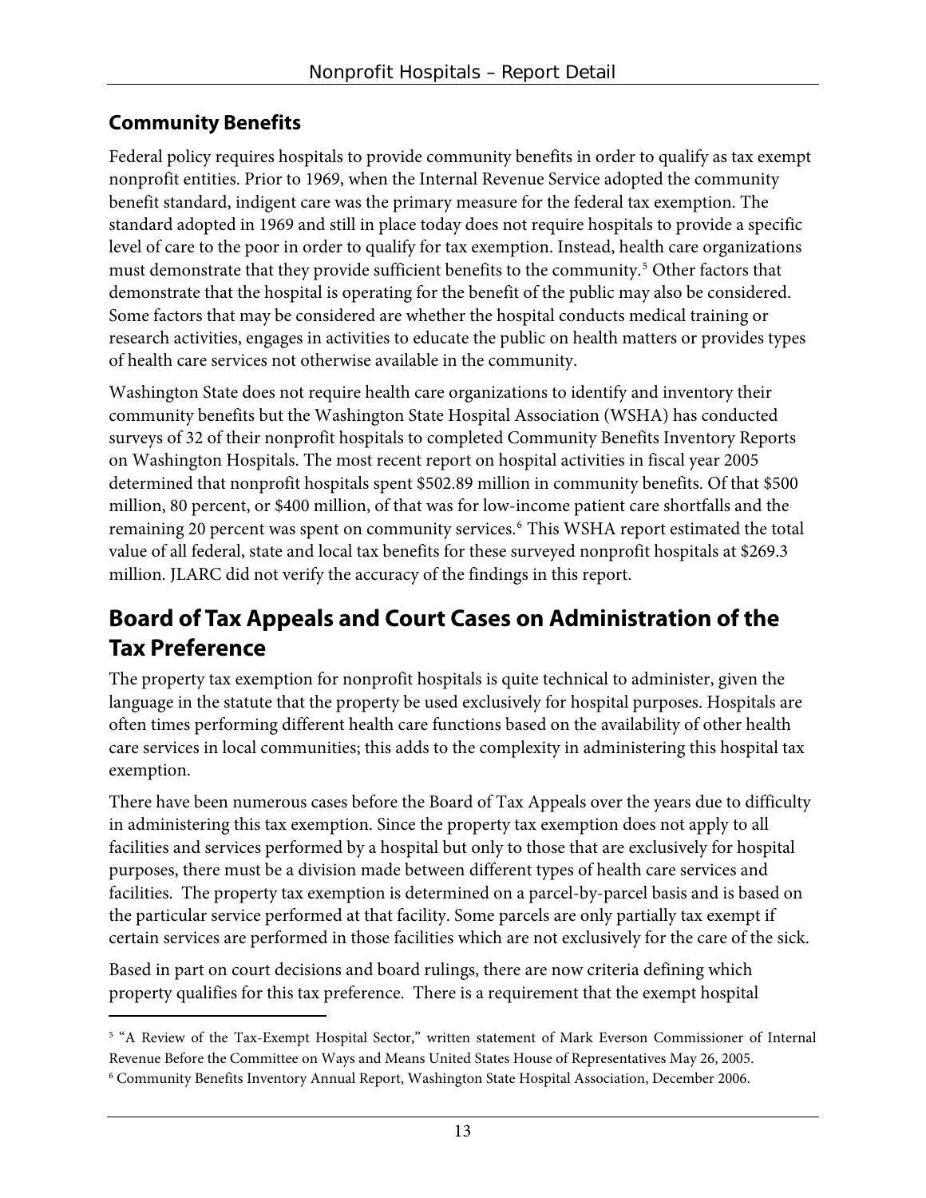## Community Benefits

Federal policy requires hospitals to provide community benefits in order to qualify as tax exempt nonprofit entities. Prior to 1969, when the Internal Revenue Service adopted the community benefit standard, indigent care was the primary measure for the federal tax exemption. The standard adopted in 1969 and still in place today does not require hospitals to provide a specific level of care to the poor in order to qualify for tax exemption. Instead, health care organizations must demonstrate that they provide sufficient benefits to the community.[5] Other factors that demonstrate that the hospital is operating for the benefit of the public may also be considered. Some factors that may be considered are whether the hospital conducts medical training or research activities, engages in activities to educate the public on health matters or provides types of health care services not otherwise available in the community.

Washington State does not require health care organizations to identify and inventory their community benefits but the Washington State Hospital Association (WSHA) has conducted surveys of 32 of their nonprofit hospitals to completed Community Benefits Inventory Reports on Washington Hospitals. The most recent report on hospital activities in fiscal year 2005 determined that nonprofit hospitals spent $502.89 million in community benefits. Of that $500 million, 80 percent, or $400 million, of that was for low-income patient care shortfalls and the remaining 20 percent was spent on community services.[6] This WSHA report estimated the total value of all federal, state and local tax benefits for these surveyed nonprofit hospitals at $269.3 million. JLARC did not verify the accuracy of the findings in this report.

# Board of Tax Appeals and Court Cases on Administration of the Tax Preference

The property tax exemption for nonprofit hospitals is quite technical to administer, given the language in the statute that the property be used exclusively for hospital purposes. Hospitals are often times performing different health care functions based on the availability of other health care services in local communities; this adds to the complexity in administering this hospital tax exemption.

There have been numerous cases before the Board of Tax Appeals over the years due to difficulty in administering this tax exemption. Since the property tax exemption does not apply to all facilities and services performed by a hospital but only to those that are exclusively for hospital purposes, there must be a division made between different types of health care services and facilities. The property tax exemption is determined on a parcel-by-parcel basis and is based on the particular service performed at that facility. Some parcels are only partially tax exempt if certain services are performed in those facilities which are not exclusively for the care of the sick.

Based in part on court decisions and board rulings, there are now criteria defining which property qualifies for this tax preference. There is a requirement that the exempt hospital

[5] "A Review of the Tax-Exempt Hospital Sector," written statement of Mark Everson Commissioner of Internal Revenue Before the Committee on Ways and Means United States House of Representatives May 26, 2005.

[6] Community Benefits Inventory Annual Report, Washington State Hospital Association, December 2006.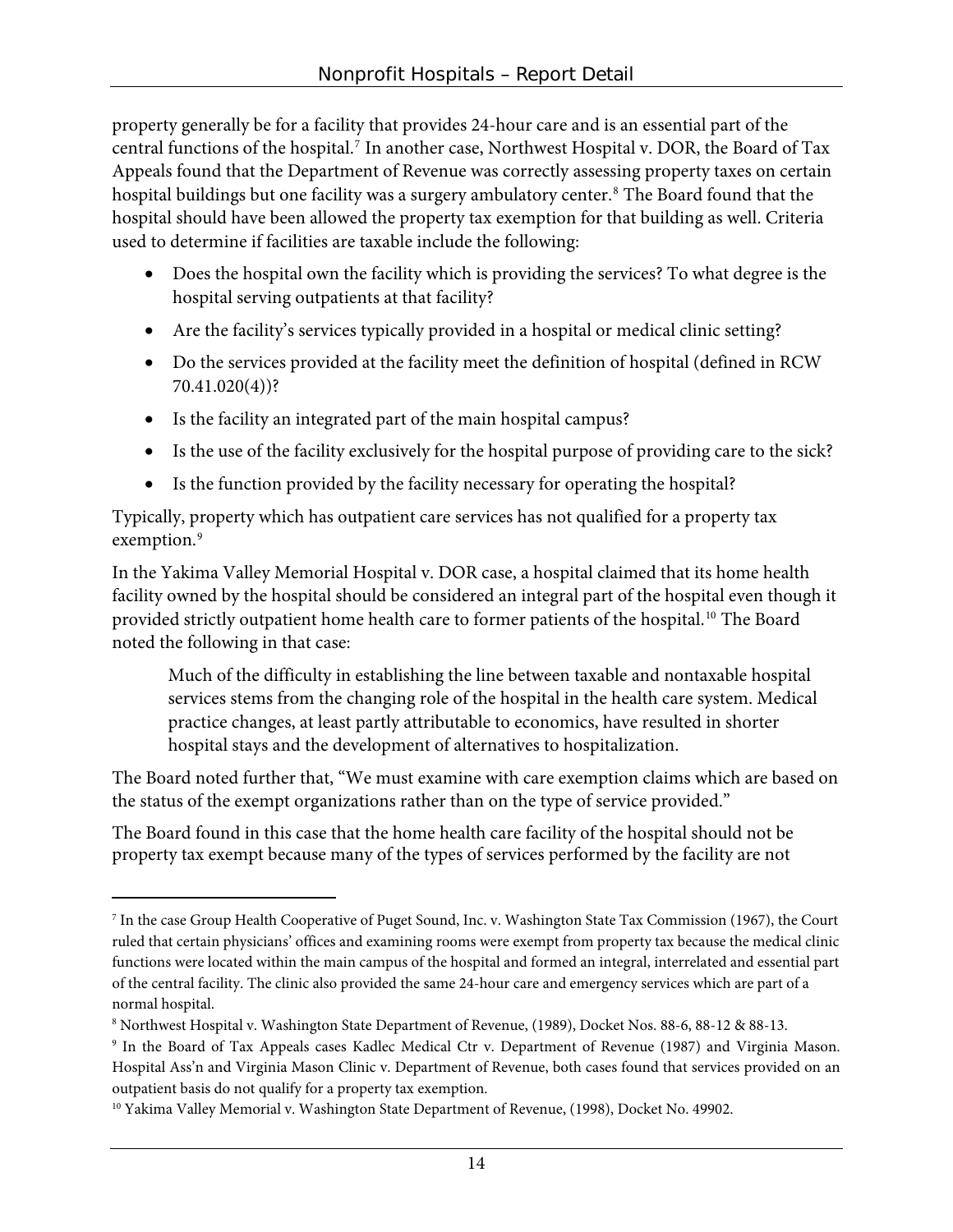property generally be for a facility that provides 24-hour care and is an essential part of the central functions of the hospital.[7] In another case, Northwest Hospital v. DOR, the Board of Tax Appeals found that the Department of Revenue was correctly assessing property taxes on certain hospital buildings but one facility was a surgery ambulatory center.[8] The Board found that the hospital should have been allowed the property tax exemption for that building as well. Criteria used to determine if facilities are taxable include the following:

- Does the hospital own the facility which is providing the services? To what degree is the hospital serving outpatients at that facility?
- Are the facility's services typically provided in a hospital or medical clinic setting?
- Do the services provided at the facility meet the definition of hospital (defined in RCW 70.41.020(4))?
- Is the facility an integrated part of the main hospital campus?
- Is the use of the facility exclusively for the hospital purpose of providing care to the sick?
- Is the function provided by the facility necessary for operating the hospital?

Typically, property which has outpatient care services has not qualified for a property tax exemption.[9]

In the Yakima Valley Memorial Hospital v. DOR case, a hospital claimed that its home health facility owned by the hospital should be considered an integral part of the hospital even though it provided strictly outpatient home health care to former patients of the hospital.[10] The Board noted the following in that case:

> Much of the difficulty in establishing the line between taxable and nontaxable hospital services stems from the changing role of the hospital in the health care system. Medical practice changes, at least partly attributable to economics, have resulted in shorter hospital stays and the development of alternatives to hospitalization.

The Board noted further that, "We must examine with care exemption claims which are based on the status of the exempt organizations rather than on the type of service provided."

The Board found in this case that the home health care facility of the hospital should not be property tax exempt because many of the types of services performed by the facility are not

---

[7] In the case Group Health Cooperative of Puget Sound, Inc. v. Washington State Tax Commission (1967), the Court ruled that certain physicians' offices and examining rooms were exempt from property tax because the medical clinic functions were located within the main campus of the hospital and formed an integral, interrelated and essential part of the central facility. The clinic also provided the same 24-hour care and emergency services which are part of a normal hospital.

[8] Northwest Hospital v. Washington State Department of Revenue, (1989), Docket Nos. 88-6, 88-12 & 88-13.

[9] In the Board of Tax Appeals cases Kadlec Medical Ctr v. Department of Revenue (1987) and Virginia Mason. Hospital Ass'n and Virginia Mason Clinic v. Department of Revenue, both cases found that services provided on an outpatient basis do not qualify for a property tax exemption.

[10] Yakima Valley Memorial v. Washington State Department of Revenue, (1998), Docket No. 49902.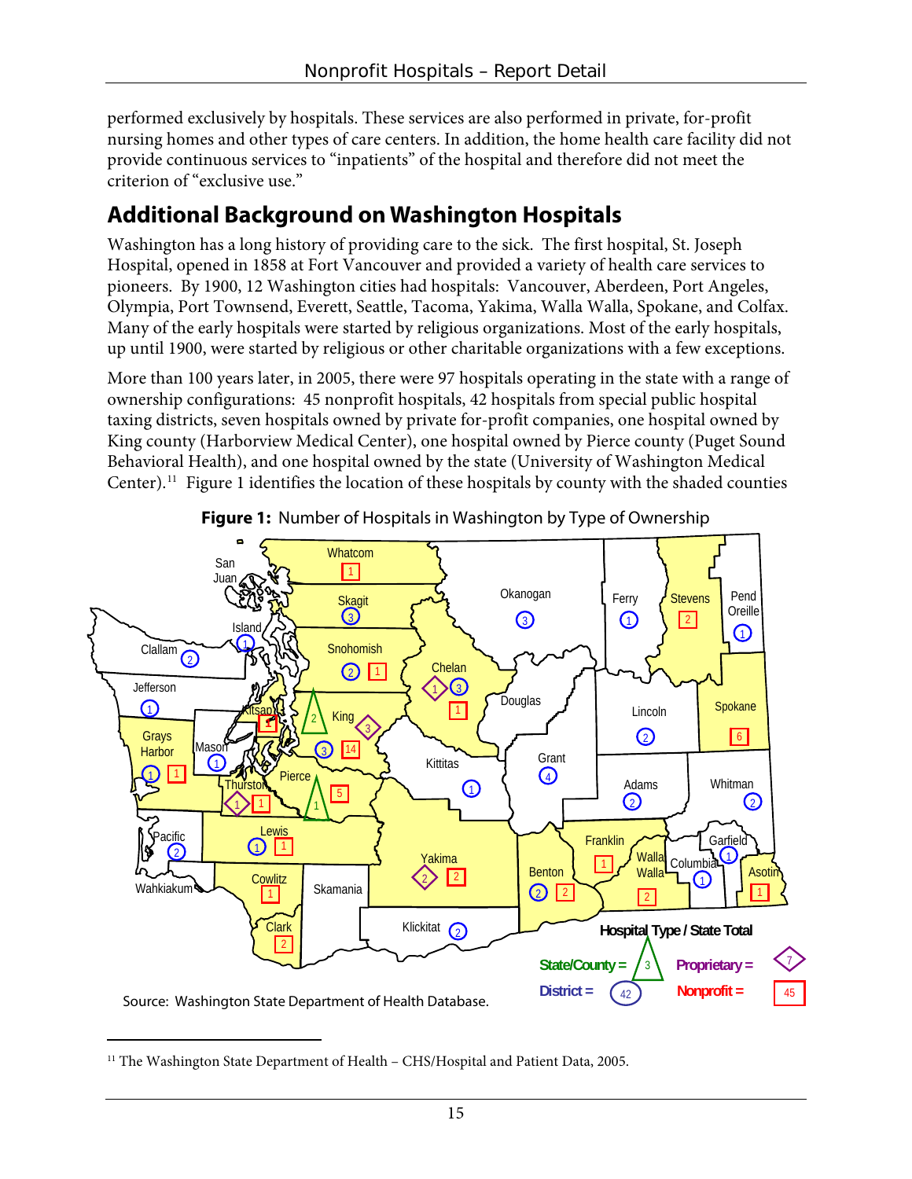performed exclusively by hospitals. These services are also performed in private, for-profit nursing homes and other types of care centers. In addition, the home health care facility did not provide continuous services to "inpatients" of the hospital and therefore did not meet the criterion of "exclusive use."

## Additional Background on Washington Hospitals

Washington has a long history of providing care to the sick. The first hospital, St. Joseph Hospital, opened in 1858 at Fort Vancouver and provided a variety of health care services to pioneers. By 1900, 12 Washington cities had hospitals: Vancouver, Aberdeen, Port Angeles, Olympia, Port Townsend, Everett, Seattle, Tacoma, Yakima, Walla Walla, Spokane, and Colfax. Many of the early hospitals were started by religious organizations. Most of the early hospitals, up until 1900, were started by religious or other charitable organizations with a few exceptions.

More than 100 years later, in 2005, there were 97 hospitals operating in the state with a range of ownership configurations: 45 nonprofit hospitals, 42 hospitals from special public hospital taxing districts, seven hospitals owned by private for-profit companies, one hospital owned by King county (Harborview Medical Center), one hospital owned by Pierce county (Puget Sound Behavioral Health), and one hospital owned by the state (University of Washington Medical Center).[11] Figure 1 identifies the location of these hospitals by county with the shaded counties

**Figure 1:** Number of Hospitals in Washington by Type of Ownership

Source: Washington State Department of Health Database.

[11] The Washington State Department of Health – CHS/Hospital and Patient Data, 2005.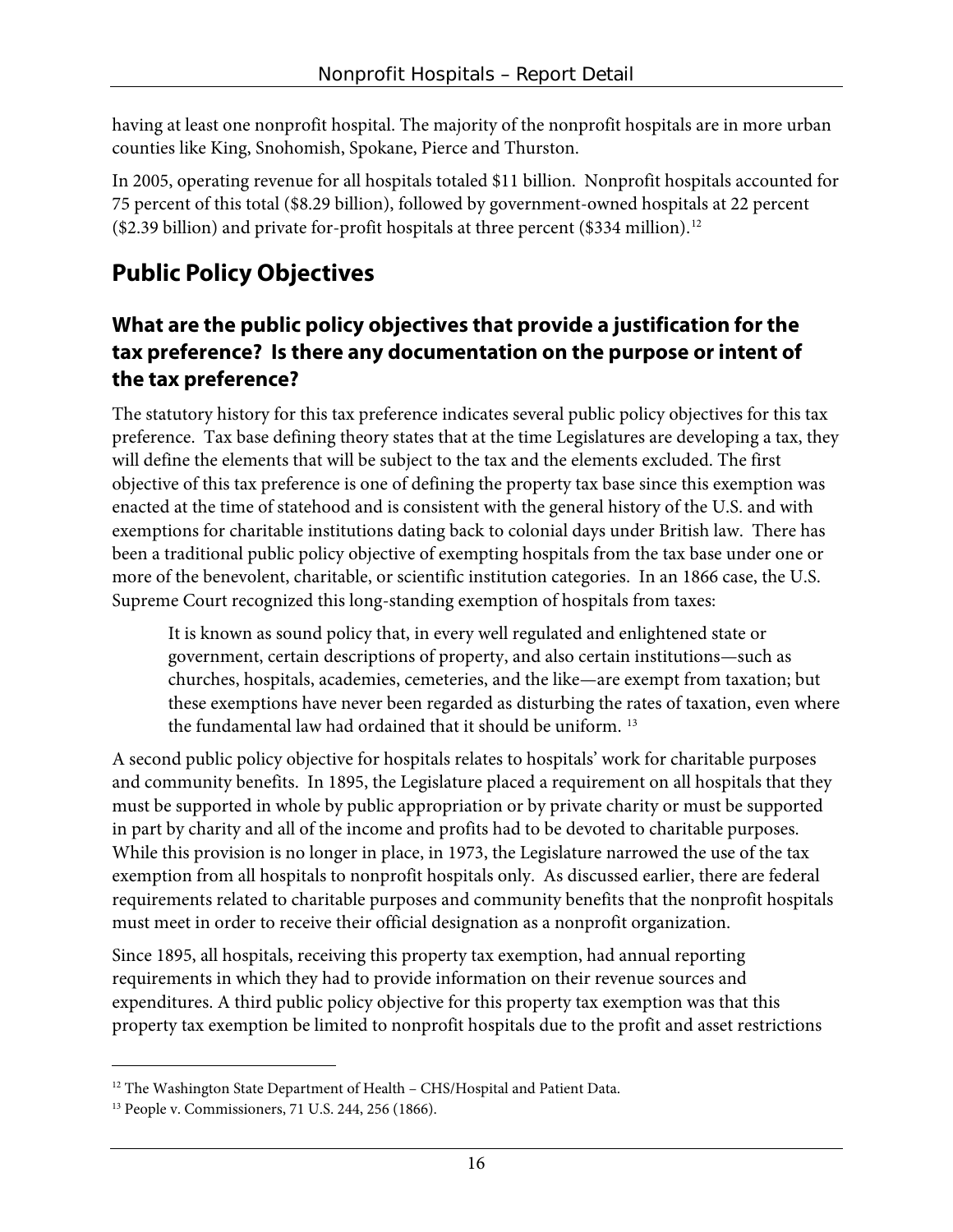having at least one nonprofit hospital. The majority of the nonprofit hospitals are in more urban counties like King, Snohomish, Spokane, Pierce and Thurston.

In 2005, operating revenue for all hospitals totaled $11 billion. Nonprofit hospitals accounted for 75 percent of this total ($8.29 billion), followed by government-owned hospitals at 22 percent ($2.39 billion) and private for-profit hospitals at three percent ($334 million).[12]

## Public Policy Objectives

### What are the public policy objectives that provide a justification for the tax preference? Is there any documentation on the purpose or intent of the tax preference?

The statutory history for this tax preference indicates several public policy objectives for this tax preference. Tax base defining theory states that at the time Legislatures are developing a tax, they will define the elements that will be subject to the tax and the elements excluded. The first objective of this tax preference is one of defining the property tax base since this exemption was enacted at the time of statehood and is consistent with the general history of the U.S. and with exemptions for charitable institutions dating back to colonial days under British law. There has been a traditional public policy objective of exempting hospitals from the tax base under one or more of the benevolent, charitable, or scientific institution categories. In an 1866 case, the U.S. Supreme Court recognized this long-standing exemption of hospitals from taxes:

> It is known as sound policy that, in every well regulated and enlightened state or government, certain descriptions of property, and also certain institutions—such as churches, hospitals, academies, cemeteries, and the like—are exempt from taxation; but these exemptions have never been regarded as disturbing the rates of taxation, even where the fundamental law had ordained that it should be uniform. [13]

A second public policy objective for hospitals relates to hospitals' work for charitable purposes and community benefits. In 1895, the Legislature placed a requirement on all hospitals that they must be supported in whole by public appropriation or by private charity or must be supported in part by charity and all of the income and profits had to be devoted to charitable purposes. While this provision is no longer in place, in 1973, the Legislature narrowed the use of the tax exemption from all hospitals to nonprofit hospitals only. As discussed earlier, there are federal requirements related to charitable purposes and community benefits that the nonprofit hospitals must meet in order to receive their official designation as a nonprofit organization.

Since 1895, all hospitals, receiving this property tax exemption, had annual reporting requirements in which they had to provide information on their revenue sources and expenditures. A third public policy objective for this property tax exemption was that this property tax exemption be limited to nonprofit hospitals due to the profit and asset restrictions

---

[12] The Washington State Department of Health – CHS/Hospital and Patient Data.

[13] People v. Commissioners, 71 U.S. 244, 256 (1866).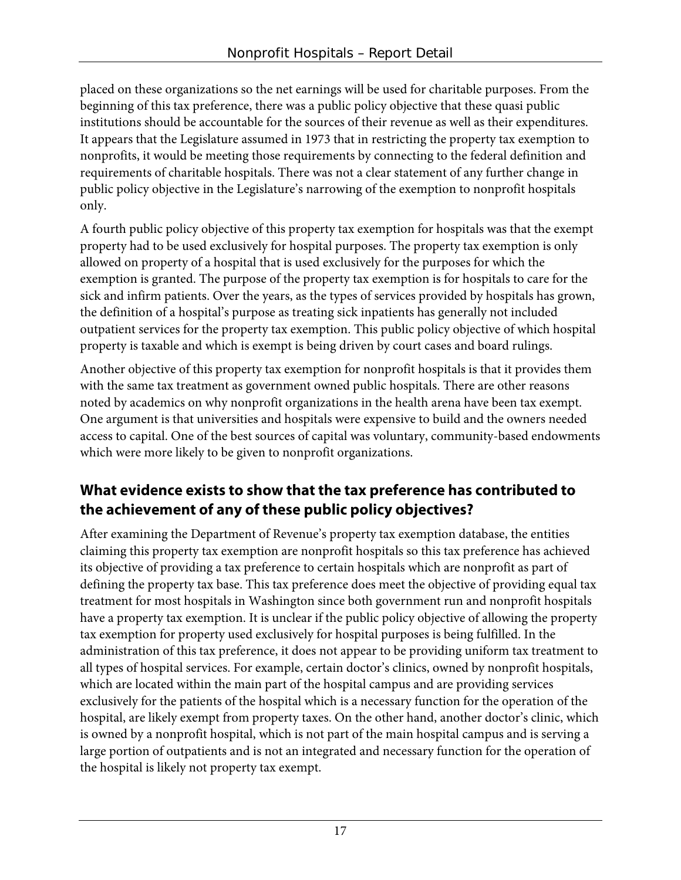placed on these organizations so the net earnings will be used for charitable purposes. From the beginning of this tax preference, there was a public policy objective that these quasi public institutions should be accountable for the sources of their revenue as well as their expenditures. It appears that the Legislature assumed in 1973 that in restricting the property tax exemption to nonprofits, it would be meeting those requirements by connecting to the federal definition and requirements of charitable hospitals. There was not a clear statement of any further change in public policy objective in the Legislature's narrowing of the exemption to nonprofit hospitals only.

A fourth public policy objective of this property tax exemption for hospitals was that the exempt property had to be used exclusively for hospital purposes. The property tax exemption is only allowed on property of a hospital that is used exclusively for the purposes for which the exemption is granted. The purpose of the property tax exemption is for hospitals to care for the sick and infirm patients. Over the years, as the types of services provided by hospitals has grown, the definition of a hospital's purpose as treating sick inpatients has generally not included outpatient services for the property tax exemption. This public policy objective of which hospital property is taxable and which is exempt is being driven by court cases and board rulings.

Another objective of this property tax exemption for nonprofit hospitals is that it provides them with the same tax treatment as government owned public hospitals. There are other reasons noted by academics on why nonprofit organizations in the health arena have been tax exempt. One argument is that universities and hospitals were expensive to build and the owners needed access to capital. One of the best sources of capital was voluntary, community-based endowments which were more likely to be given to nonprofit organizations.

## What evidence exists to show that the tax preference has contributed to the achievement of any of these public policy objectives?

After examining the Department of Revenue's property tax exemption database, the entities claiming this property tax exemption are nonprofit hospitals so this tax preference has achieved its objective of providing a tax preference to certain hospitals which are nonprofit as part of defining the property tax base. This tax preference does meet the objective of providing equal tax treatment for most hospitals in Washington since both government run and nonprofit hospitals have a property tax exemption. It is unclear if the public policy objective of allowing the property tax exemption for property used exclusively for hospital purposes is being fulfilled. In the administration of this tax preference, it does not appear to be providing uniform tax treatment to all types of hospital services. For example, certain doctor's clinics, owned by nonprofit hospitals, which are located within the main part of the hospital campus and are providing services exclusively for the patients of the hospital which is a necessary function for the operation of the hospital, are likely exempt from property taxes. On the other hand, another doctor's clinic, which is owned by a nonprofit hospital, which is not part of the main hospital campus and is serving a large portion of outpatients and is not an integrated and necessary function for the operation of the hospital is likely not property tax exempt.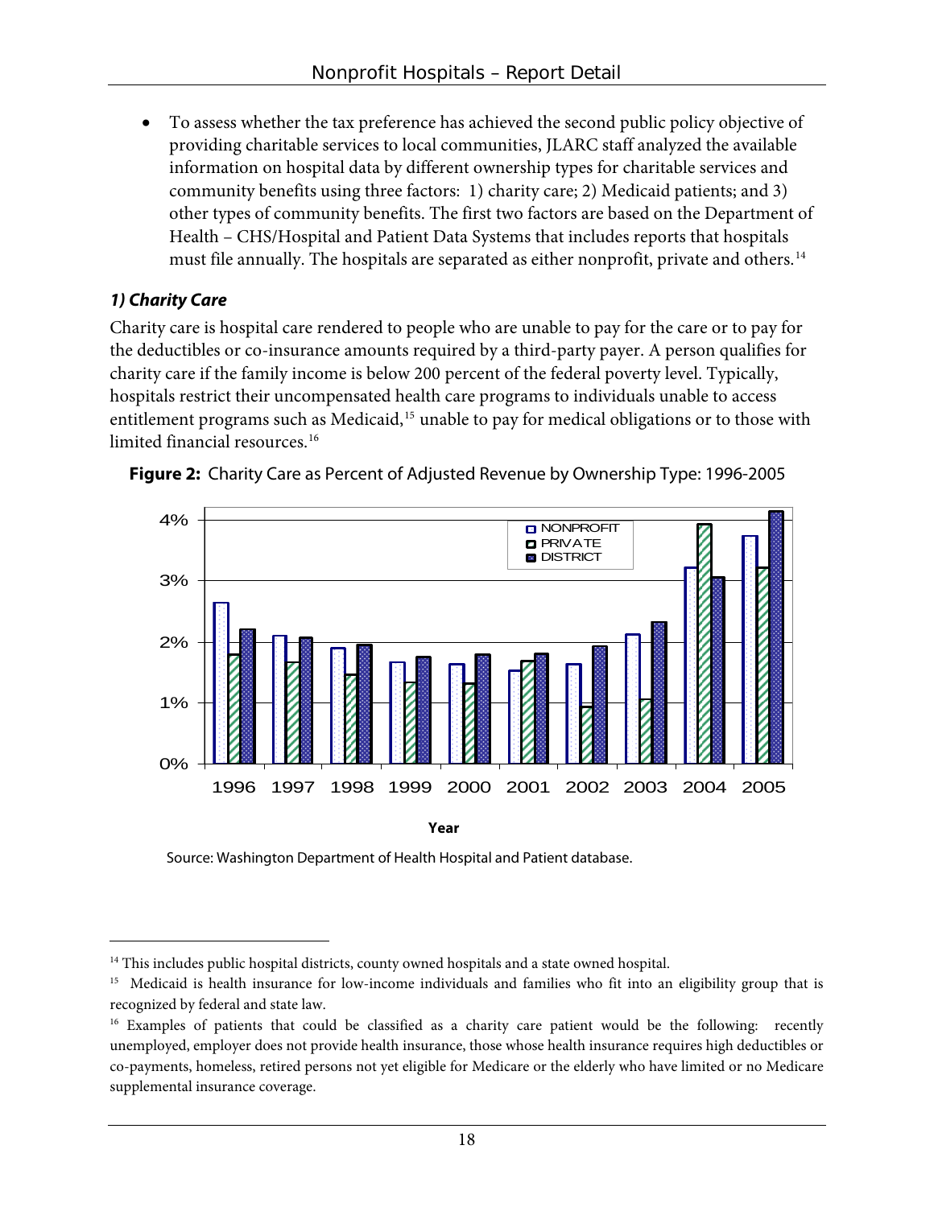- To assess whether the tax preference has achieved the second public policy objective of providing charitable services to local communities, JLARC staff analyzed the available information on hospital data by different ownership types for charitable services and community benefits using three factors: 1) charity care; 2) Medicaid patients; and 3) other types of community benefits. The first two factors are based on the Department of Health – CHS/Hospital and Patient Data Systems that includes reports that hospitals must file annually. The hospitals are separated as either nonprofit, private and others.[14]

### *1) Charity Care*

Charity care is hospital care rendered to people who are unable to pay for the care or to pay for the deductibles or co-insurance amounts required by a third-party payer. A person qualifies for charity care if the family income is below 200 percent of the federal poverty level. Typically, hospitals restrict their uncompensated health care programs to individuals unable to access entitlement programs such as Medicaid,[15] unable to pay for medical obligations or to those with limited financial resources.[16]

**Figure 2:** Charity Care as Percent of Adjusted Revenue by Ownership Type: 1996-2005

Source: Washington Department of Health Hospital and Patient database.

---

[14] This includes public hospital districts, county owned hospitals and a state owned hospital.

[15] Medicaid is health insurance for low-income individuals and families who fit into an eligibility group that is recognized by federal and state law.

[16] Examples of patients that could be classified as a charity care patient would be the following: recently unemployed, employer does not provide health insurance, those whose health insurance requires high deductibles or co-payments, homeless, retired persons not yet eligible for Medicare or the elderly who have limited or no Medicare supplemental insurance coverage.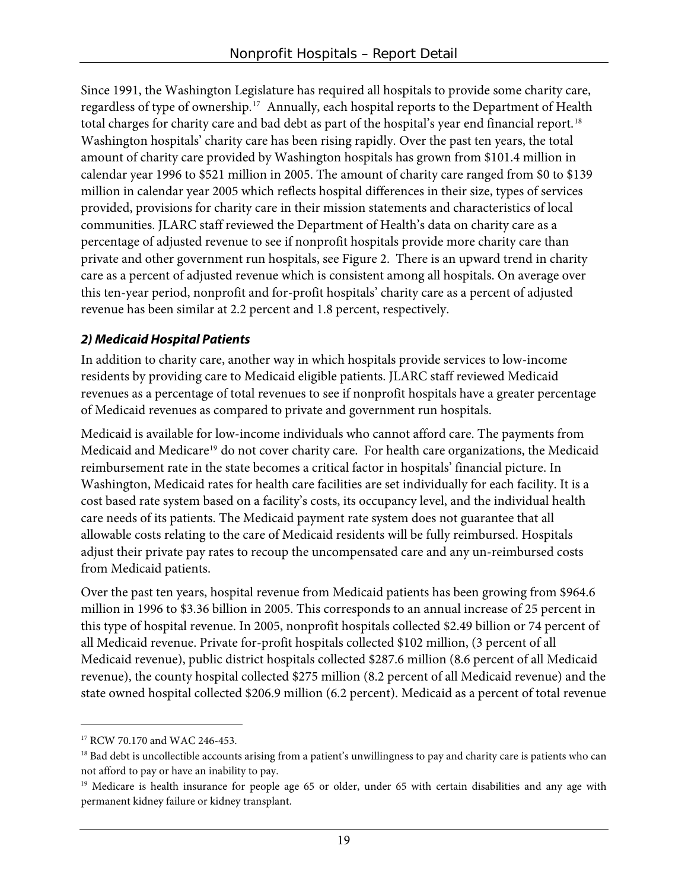Since 1991, the Washington Legislature has required all hospitals to provide some charity care, regardless of type of ownership.[17] Annually, each hospital reports to the Department of Health total charges for charity care and bad debt as part of the hospital's year end financial report.[18] Washington hospitals' charity care has been rising rapidly. Over the past ten years, the total amount of charity care provided by Washington hospitals has grown from $101.4 million in calendar year 1996 to $521 million in 2005. The amount of charity care ranged from $0 to $139 million in calendar year 2005 which reflects hospital differences in their size, types of services provided, provisions for charity care in their mission statements and characteristics of local communities. JLARC staff reviewed the Department of Health's data on charity care as a percentage of adjusted revenue to see if nonprofit hospitals provide more charity care than private and other government run hospitals, see Figure 2. There is an upward trend in charity care as a percent of adjusted revenue which is consistent among all hospitals. On average over this ten-year period, nonprofit and for-profit hospitals' charity care as a percent of adjusted revenue has been similar at 2.2 percent and 1.8 percent, respectively.

### *2) Medicaid Hospital Patients*

In addition to charity care, another way in which hospitals provide services to low-income residents by providing care to Medicaid eligible patients. JLARC staff reviewed Medicaid revenues as a percentage of total revenues to see if nonprofit hospitals have a greater percentage of Medicaid revenues as compared to private and government run hospitals.

Medicaid is available for low-income individuals who cannot afford care. The payments from Medicaid and Medicare[19] do not cover charity care. For health care organizations, the Medicaid reimbursement rate in the state becomes a critical factor in hospitals' financial picture. In Washington, Medicaid rates for health care facilities are set individually for each facility. It is a cost based rate system based on a facility's costs, its occupancy level, and the individual health care needs of its patients. The Medicaid payment rate system does not guarantee that all allowable costs relating to the care of Medicaid residents will be fully reimbursed. Hospitals adjust their private pay rates to recoup the uncompensated care and any un-reimbursed costs from Medicaid patients.

Over the past ten years, hospital revenue from Medicaid patients has been growing from $964.6 million in 1996 to $3.36 billion in 2005. This corresponds to an annual increase of 25 percent in this type of hospital revenue. In 2005, nonprofit hospitals collected $2.49 billion or 74 percent of all Medicaid revenue. Private for-profit hospitals collected $102 million, (3 percent of all Medicaid revenue), public district hospitals collected $287.6 million (8.6 percent of all Medicaid revenue), the county hospital collected $275 million (8.2 percent of all Medicaid revenue) and the state owned hospital collected $206.9 million (6.2 percent). Medicaid as a percent of total revenue

---

[17] RCW 70.170 and WAC 246-453.

[18] Bad debt is uncollectible accounts arising from a patient's unwillingness to pay and charity care is patients who can not afford to pay or have an inability to pay.

[19] Medicare is health insurance for people age 65 or older, under 65 with certain disabilities and any age with permanent kidney failure or kidney transplant.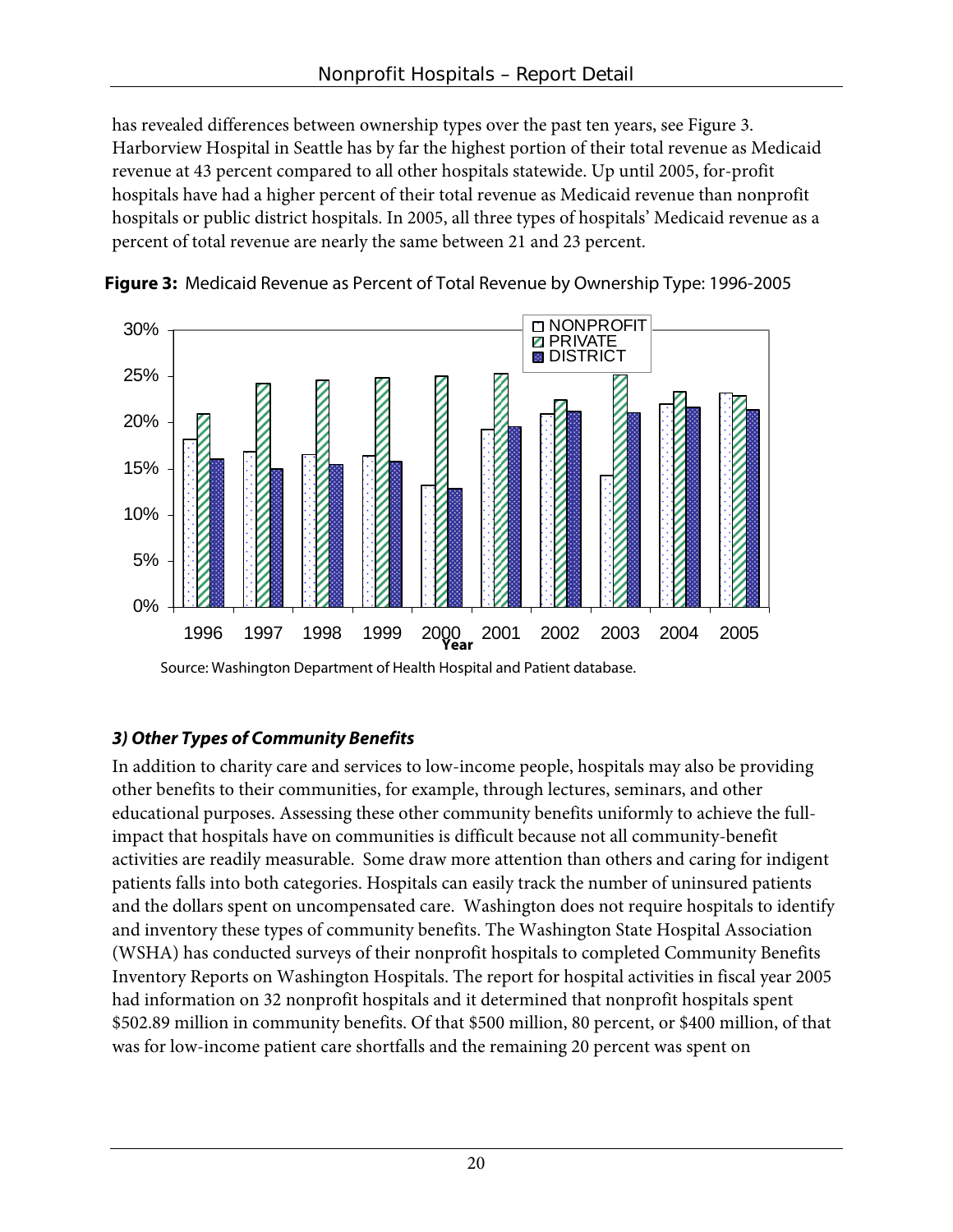has revealed differences between ownership types over the past ten years, see Figure 3. Harborview Hospital in Seattle has by far the highest portion of their total revenue as Medicaid revenue at 43 percent compared to all other hospitals statewide. Up until 2005, for-profit hospitals have had a higher percent of their total revenue as Medicaid revenue than nonprofit hospitals or public district hospitals. In 2005, all three types of hospitals' Medicaid revenue as a percent of total revenue are nearly the same between 21 and 23 percent.

**Figure 3:** Medicaid Revenue as Percent of Total Revenue by Ownership Type: 1996-2005

Source: Washington Department of Health Hospital and Patient database.

### *3) Other Types of Community Benefits*

In addition to charity care and services to low-income people, hospitals may also be providing other benefits to their communities, for example, through lectures, seminars, and other educational purposes. Assessing these other community benefits uniformly to achieve the full-impact that hospitals have on communities is difficult because not all community-benefit activities are readily measurable. Some draw more attention than others and caring for indigent patients falls into both categories. Hospitals can easily track the number of uninsured patients and the dollars spent on uncompensated care. Washington does not require hospitals to identify and inventory these types of community benefits. The Washington State Hospital Association (WSHA) has conducted surveys of their nonprofit hospitals to completed Community Benefits Inventory Reports on Washington Hospitals. The report for hospital activities in fiscal year 2005 had information on 32 nonprofit hospitals and it determined that nonprofit hospitals spent $502.89 million in community benefits. Of that $500 million, 80 percent, or $400 million, of that was for low-income patient care shortfalls and the remaining 20 percent was spent on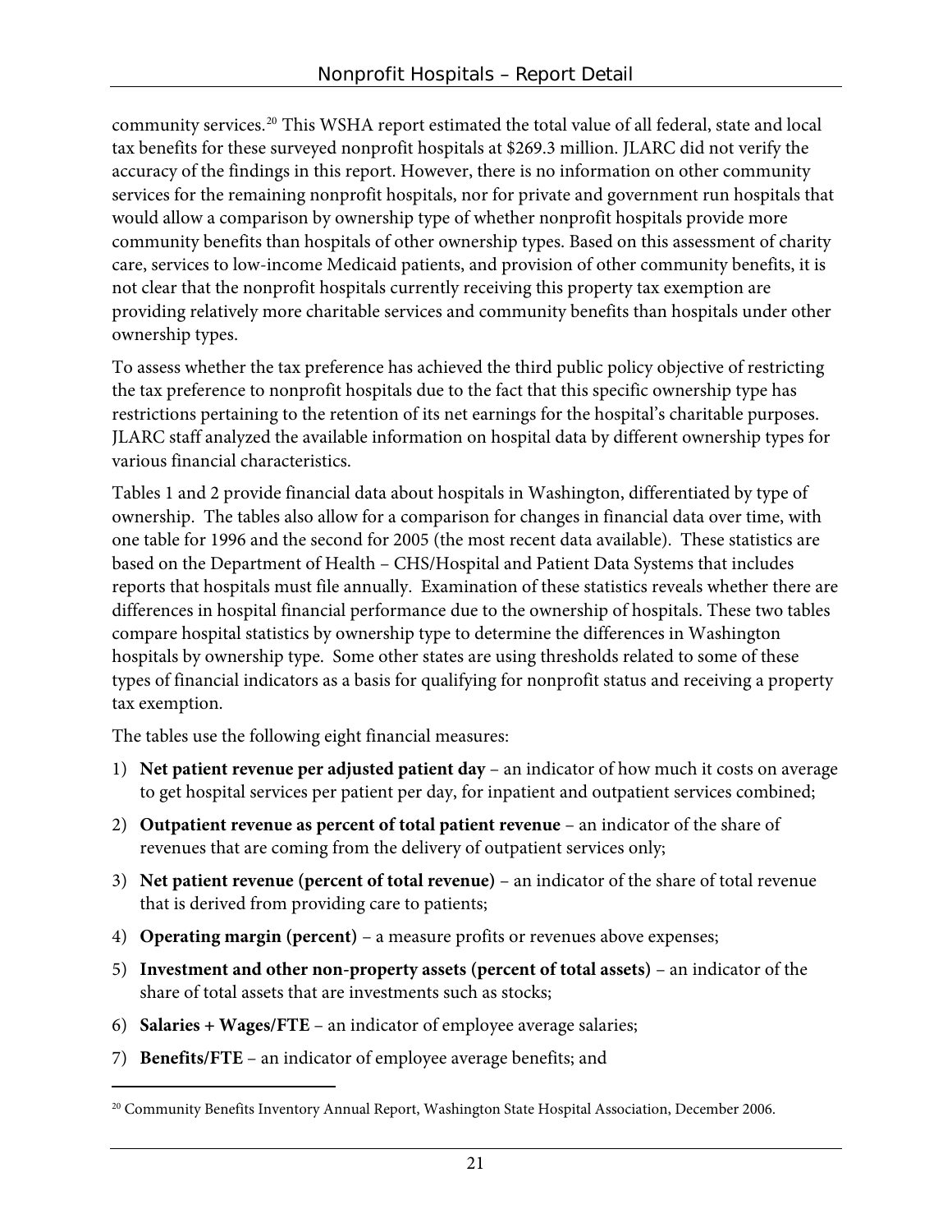community services.[20] This WSHA report estimated the total value of all federal, state and local tax benefits for these surveyed nonprofit hospitals at $269.3 million. JLARC did not verify the accuracy of the findings in this report. However, there is no information on other community services for the remaining nonprofit hospitals, nor for private and government run hospitals that would allow a comparison by ownership type of whether nonprofit hospitals provide more community benefits than hospitals of other ownership types. Based on this assessment of charity care, services to low-income Medicaid patients, and provision of other community benefits, it is not clear that the nonprofit hospitals currently receiving this property tax exemption are providing relatively more charitable services and community benefits than hospitals under other ownership types.

To assess whether the tax preference has achieved the third public policy objective of restricting the tax preference to nonprofit hospitals due to the fact that this specific ownership type has restrictions pertaining to the retention of its net earnings for the hospital's charitable purposes. JLARC staff analyzed the available information on hospital data by different ownership types for various financial characteristics.

Tables 1 and 2 provide financial data about hospitals in Washington, differentiated by type of ownership. The tables also allow for a comparison for changes in financial data over time, with one table for 1996 and the second for 2005 (the most recent data available). These statistics are based on the Department of Health – CHS/Hospital and Patient Data Systems that includes reports that hospitals must file annually. Examination of these statistics reveals whether there are differences in hospital financial performance due to the ownership of hospitals. These two tables compare hospital statistics by ownership type to determine the differences in Washington hospitals by ownership type. Some other states are using thresholds related to some of these types of financial indicators as a basis for qualifying for nonprofit status and receiving a property tax exemption.

The tables use the following eight financial measures:

1) **Net patient revenue per adjusted patient day** – an indicator of how much it costs on average to get hospital services per patient per day, for inpatient and outpatient services combined;
2) **Outpatient revenue as percent of total patient revenue** – an indicator of the share of revenues that are coming from the delivery of outpatient services only;
3) **Net patient revenue (percent of total revenue)** – an indicator of the share of total revenue that is derived from providing care to patients;
4) **Operating margin (percent)** – a measure profits or revenues above expenses;
5) **Investment and other non-property assets (percent of total assets)** – an indicator of the share of total assets that are investments such as stocks;
6) **Salaries + Wages/FTE** – an indicator of employee average salaries;
7) **Benefits/FTE** – an indicator of employee average benefits; and

[20] Community Benefits Inventory Annual Report, Washington State Hospital Association, December 2006.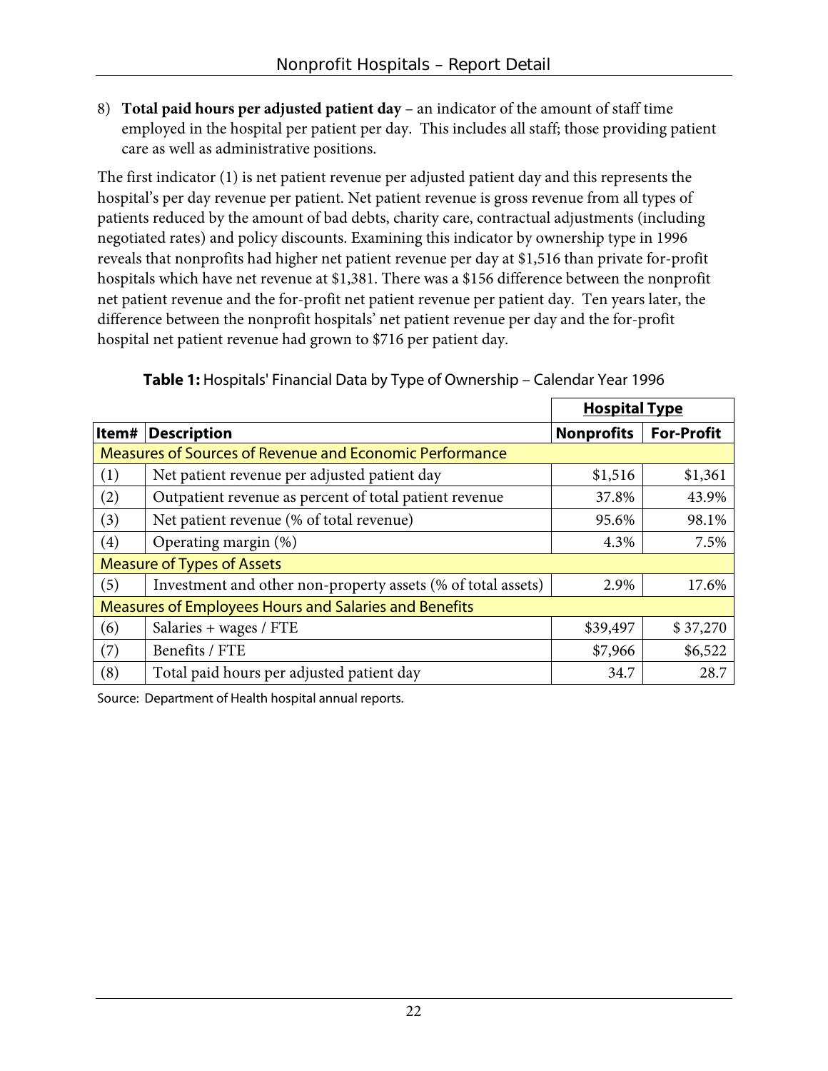8) **Total paid hours per adjusted patient day** – an indicator of the amount of staff time employed in the hospital per patient per day. This includes all staff; those providing patient care as well as administrative positions.

The first indicator (1) is net patient revenue per adjusted patient day and this represents the hospital's per day revenue per patient. Net patient revenue is gross revenue from all types of patients reduced by the amount of bad debts, charity care, contractual adjustments (including negotiated rates) and policy discounts. Examining this indicator by ownership type in 1996 reveals that nonprofits had higher net patient revenue per day at $1,516 than private for-profit hospitals which have net revenue at $1,381. There was a $156 difference between the nonprofit net patient revenue and the for-profit net patient revenue per patient day. Ten years later, the difference between the nonprofit hospitals' net patient revenue per day and the for-profit hospital net patient revenue had grown to $716 per patient day.

**Table 1:** Hospitals' Financial Data by Type of Ownership – Calendar Year 1996

| | | **Hospital Type** | |
|---|---|---|---|
| **Item#** | **Description** | **Nonprofits** | **For-Profit** |
| Measures of Sources of Revenue and Economic Performance | | | |
| (1) | Net patient revenue per adjusted patient day | $1,516 | $1,361 |
| (2) | Outpatient revenue as percent of total patient revenue | 37.8% | 43.9% |
| (3) | Net patient revenue (% of total revenue) | 95.6% | 98.1% |
| (4) | Operating margin (%) | 4.3% | 7.5% |
| Measure of Types of Assets | | | |
| (5) | Investment and other non-property assets (% of total assets) | 2.9% | 17.6% |
| Measures of Employees Hours and Salaries and Benefits | | | |
| (6) | Salaries + wages / FTE | $39,497 | $ 37,270 |
| (7) | Benefits / FTE | $7,966 | $6,522 |
| (8) | Total paid hours per adjusted patient day | 34.7 | 28.7 |

Source: Department of Health hospital annual reports.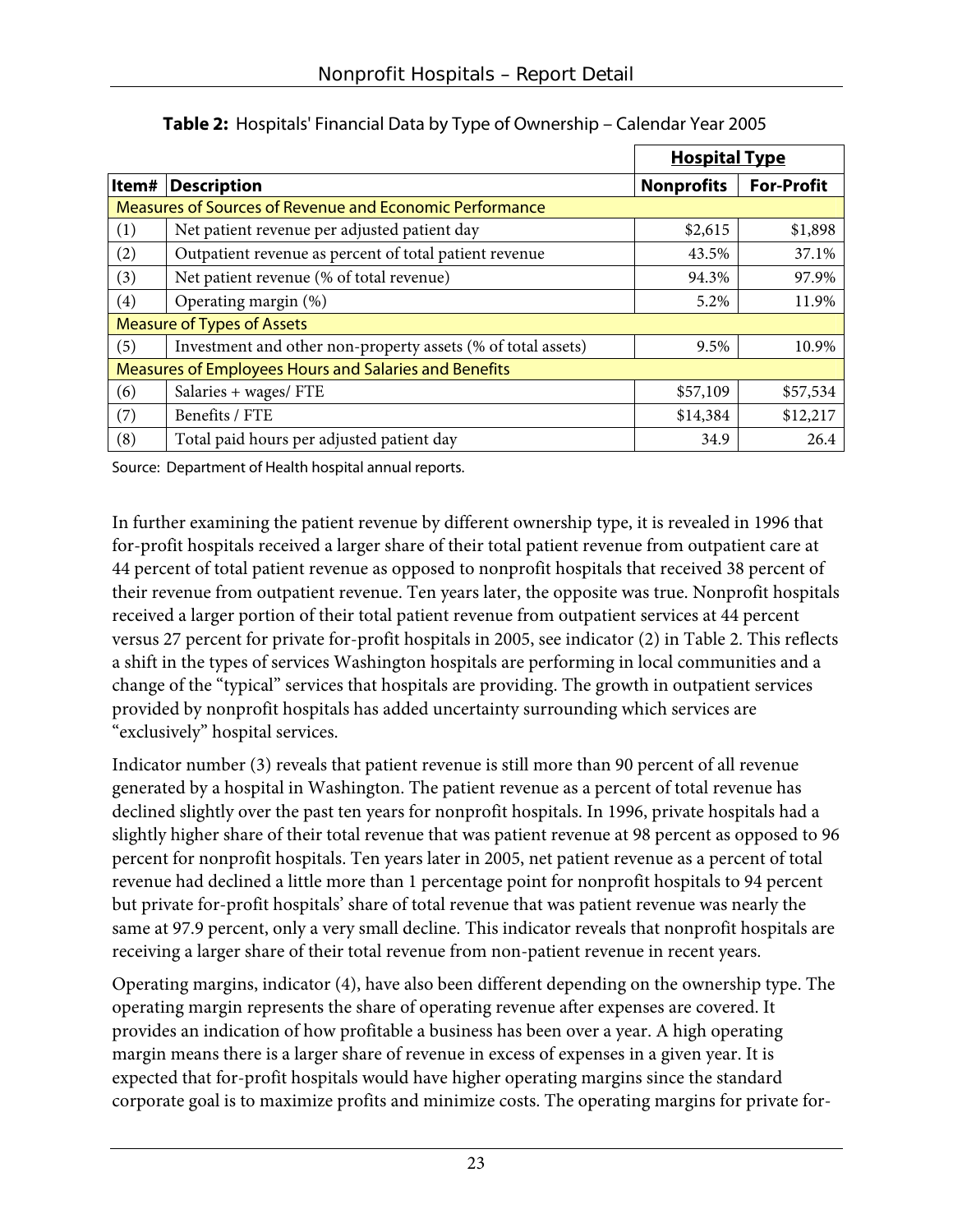**Table 2:** Hospitals' Financial Data by Type of Ownership – Calendar Year 2005

| | | Hospital Type | |
|---|---|---|---|
| Item# | Description | Nonprofits | For-Profit |
| Measures of Sources of Revenue and Economic Performance | | | |
| (1) | Net patient revenue per adjusted patient day | $2,615 | $1,898 |
| (2) | Outpatient revenue as percent of total patient revenue | 43.5% | 37.1% |
| (3) | Net patient revenue (% of total revenue) | 94.3% | 97.9% |
| (4) | Operating margin (%) | 5.2% | 11.9% |
| Measure of Types of Assets | | | |
| (5) | Investment and other non-property assets (% of total assets) | 9.5% | 10.9% |
| Measures of Employees Hours and Salaries and Benefits | | | |
| (6) | Salaries + wages/ FTE | $57,109 | $57,534 |
| (7) | Benefits / FTE | $14,384 | $12,217 |
| (8) | Total paid hours per adjusted patient day | 34.9 | 26.4 |

Source: Department of Health hospital annual reports.

In further examining the patient revenue by different ownership type, it is revealed in 1996 that for-profit hospitals received a larger share of their total patient revenue from outpatient care at 44 percent of total patient revenue as opposed to nonprofit hospitals that received 38 percent of their revenue from outpatient revenue. Ten years later, the opposite was true. Nonprofit hospitals received a larger portion of their total patient revenue from outpatient services at 44 percent versus 27 percent for private for-profit hospitals in 2005, see indicator (2) in Table 2. This reflects a shift in the types of services Washington hospitals are performing in local communities and a change of the "typical" services that hospitals are providing. The growth in outpatient services provided by nonprofit hospitals has added uncertainty surrounding which services are "exclusively" hospital services.

Indicator number (3) reveals that patient revenue is still more than 90 percent of all revenue generated by a hospital in Washington. The patient revenue as a percent of total revenue has declined slightly over the past ten years for nonprofit hospitals. In 1996, private hospitals had a slightly higher share of their total revenue that was patient revenue at 98 percent as opposed to 96 percent for nonprofit hospitals. Ten years later in 2005, net patient revenue as a percent of total revenue had declined a little more than 1 percentage point for nonprofit hospitals to 94 percent but private for-profit hospitals' share of total revenue that was patient revenue was nearly the same at 97.9 percent, only a very small decline. This indicator reveals that nonprofit hospitals are receiving a larger share of their total revenue from non-patient revenue in recent years.

Operating margins, indicator (4), have also been different depending on the ownership type. The operating margin represents the share of operating revenue after expenses are covered. It provides an indication of how profitable a business has been over a year. A high operating margin means there is a larger share of revenue in excess of expenses in a given year. It is expected that for-profit hospitals would have higher operating margins since the standard corporate goal is to maximize profits and minimize costs. The operating margins for private for-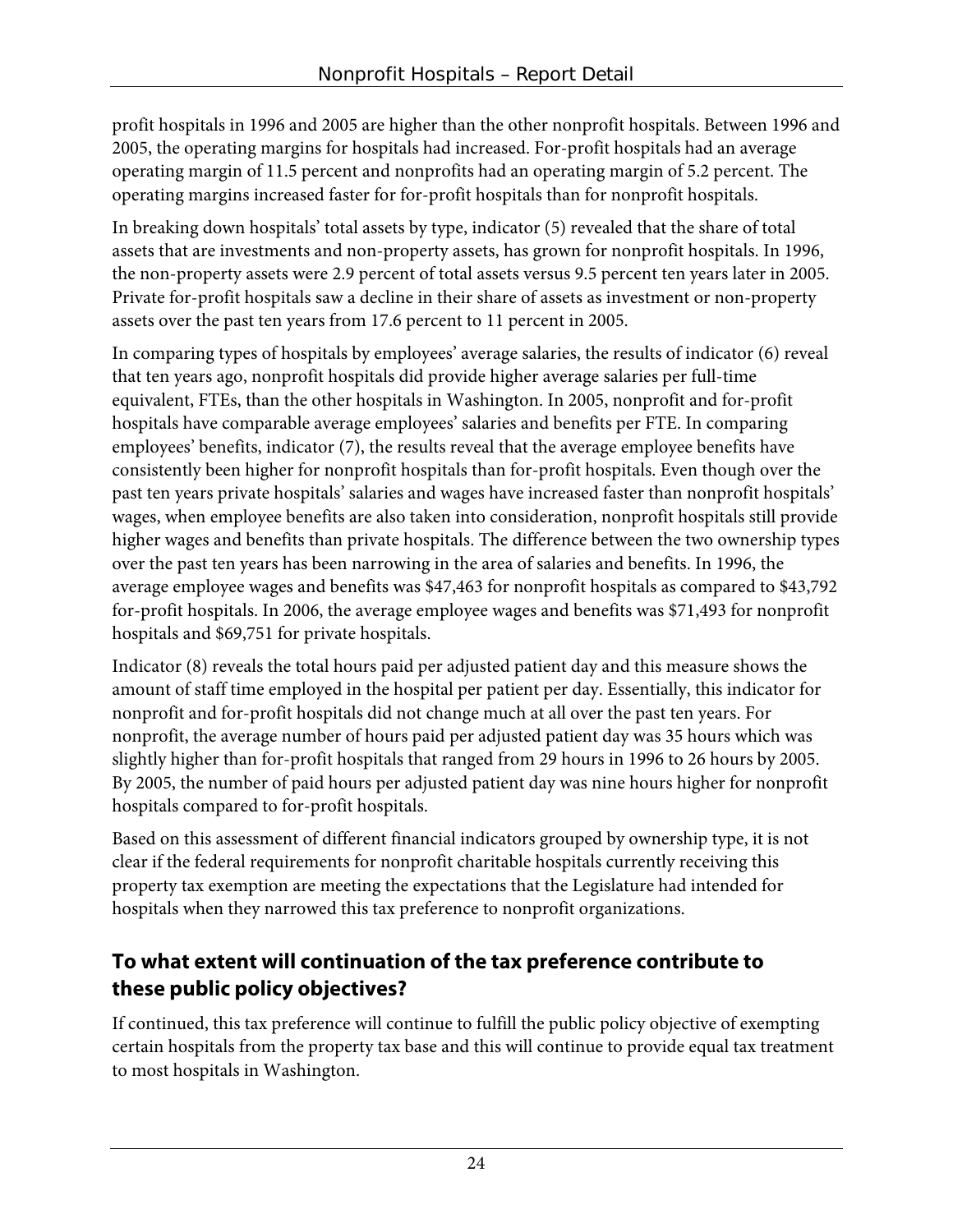profit hospitals in 1996 and 2005 are higher than the other nonprofit hospitals. Between 1996 and 2005, the operating margins for hospitals had increased. For-profit hospitals had an average operating margin of 11.5 percent and nonprofits had an operating margin of 5.2 percent. The operating margins increased faster for for-profit hospitals than for nonprofit hospitals.

In breaking down hospitals' total assets by type, indicator (5) revealed that the share of total assets that are investments and non-property assets, has grown for nonprofit hospitals. In 1996, the non-property assets were 2.9 percent of total assets versus 9.5 percent ten years later in 2005. Private for-profit hospitals saw a decline in their share of assets as investment or non-property assets over the past ten years from 17.6 percent to 11 percent in 2005.

In comparing types of hospitals by employees' average salaries, the results of indicator (6) reveal that ten years ago, nonprofit hospitals did provide higher average salaries per full-time equivalent, FTEs, than the other hospitals in Washington. In 2005, nonprofit and for-profit hospitals have comparable average employees' salaries and benefits per FTE. In comparing employees' benefits, indicator (7), the results reveal that the average employee benefits have consistently been higher for nonprofit hospitals than for-profit hospitals. Even though over the past ten years private hospitals' salaries and wages have increased faster than nonprofit hospitals' wages, when employee benefits are also taken into consideration, nonprofit hospitals still provide higher wages and benefits than private hospitals. The difference between the two ownership types over the past ten years has been narrowing in the area of salaries and benefits. In 1996, the average employee wages and benefits was $47,463 for nonprofit hospitals as compared to $43,792 for-profit hospitals. In 2006, the average employee wages and benefits was $71,493 for nonprofit hospitals and $69,751 for private hospitals.

Indicator (8) reveals the total hours paid per adjusted patient day and this measure shows the amount of staff time employed in the hospital per patient per day. Essentially, this indicator for nonprofit and for-profit hospitals did not change much at all over the past ten years. For nonprofit, the average number of hours paid per adjusted patient day was 35 hours which was slightly higher than for-profit hospitals that ranged from 29 hours in 1996 to 26 hours by 2005. By 2005, the number of paid hours per adjusted patient day was nine hours higher for nonprofit hospitals compared to for-profit hospitals.

Based on this assessment of different financial indicators grouped by ownership type, it is not clear if the federal requirements for nonprofit charitable hospitals currently receiving this property tax exemption are meeting the expectations that the Legislature had intended for hospitals when they narrowed this tax preference to nonprofit organizations.

## To what extent will continuation of the tax preference contribute to these public policy objectives?

If continued, this tax preference will continue to fulfill the public policy objective of exempting certain hospitals from the property tax base and this will continue to provide equal tax treatment to most hospitals in Washington.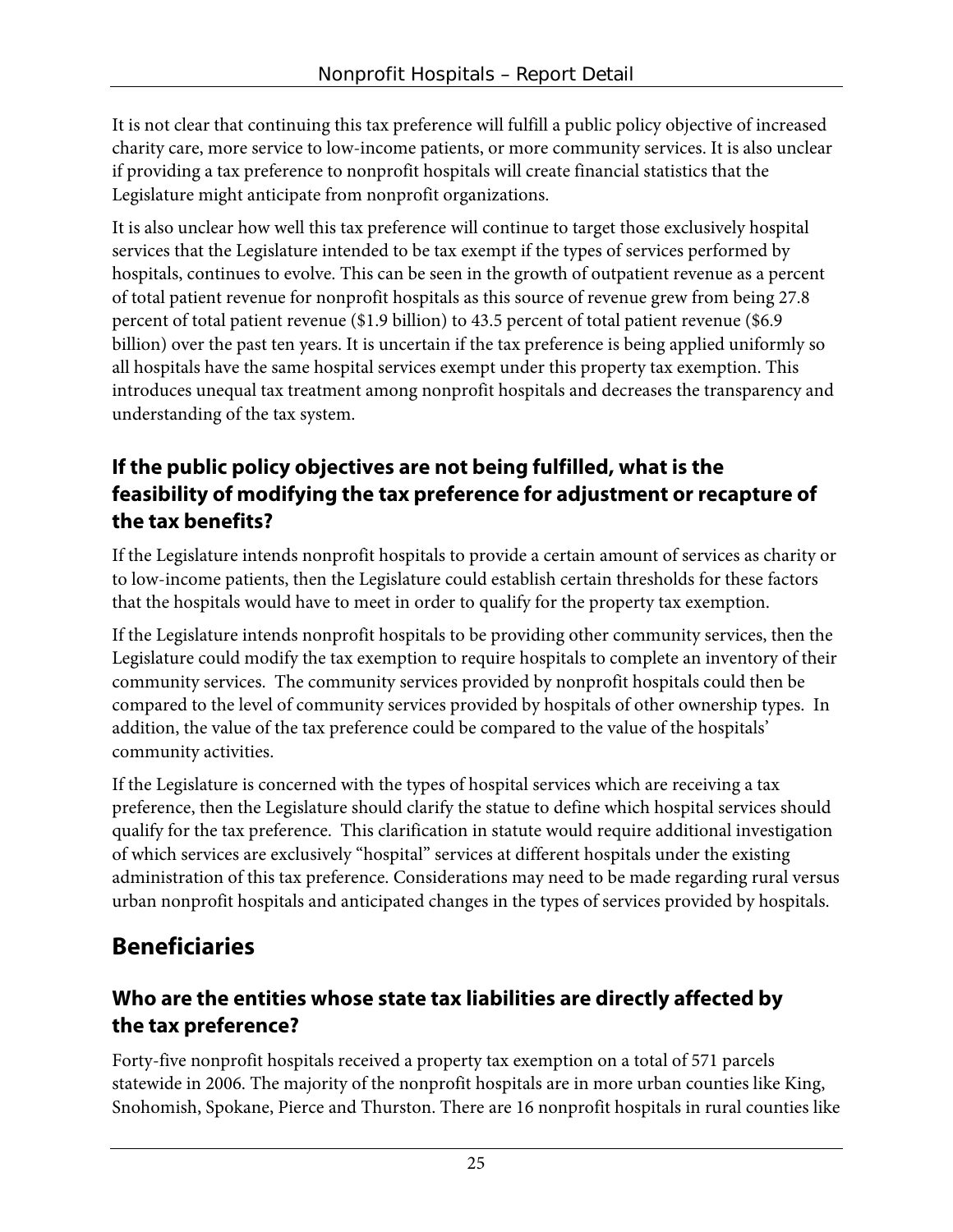It is not clear that continuing this tax preference will fulfill a public policy objective of increased charity care, more service to low-income patients, or more community services. It is also unclear if providing a tax preference to nonprofit hospitals will create financial statistics that the Legislature might anticipate from nonprofit organizations.

It is also unclear how well this tax preference will continue to target those exclusively hospital services that the Legislature intended to be tax exempt if the types of services performed by hospitals, continues to evolve. This can be seen in the growth of outpatient revenue as a percent of total patient revenue for nonprofit hospitals as this source of revenue grew from being 27.8 percent of total patient revenue ($1.9 billion) to 43.5 percent of total patient revenue ($6.9 billion) over the past ten years. It is uncertain if the tax preference is being applied uniformly so all hospitals have the same hospital services exempt under this property tax exemption. This introduces unequal tax treatment among nonprofit hospitals and decreases the transparency and understanding of the tax system.

### If the public policy objectives are not being fulfilled, what is the feasibility of modifying the tax preference for adjustment or recapture of the tax benefits?

If the Legislature intends nonprofit hospitals to provide a certain amount of services as charity or to low-income patients, then the Legislature could establish certain thresholds for these factors that the hospitals would have to meet in order to qualify for the property tax exemption.

If the Legislature intends nonprofit hospitals to be providing other community services, then the Legislature could modify the tax exemption to require hospitals to complete an inventory of their community services. The community services provided by nonprofit hospitals could then be compared to the level of community services provided by hospitals of other ownership types. In addition, the value of the tax preference could be compared to the value of the hospitals' community activities.

If the Legislature is concerned with the types of hospital services which are receiving a tax preference, then the Legislature should clarify the statue to define which hospital services should qualify for the tax preference. This clarification in statute would require additional investigation of which services are exclusively "hospital" services at different hospitals under the existing administration of this tax preference. Considerations may need to be made regarding rural versus urban nonprofit hospitals and anticipated changes in the types of services provided by hospitals.

## Beneficiaries

### Who are the entities whose state tax liabilities are directly affected by the tax preference?

Forty-five nonprofit hospitals received a property tax exemption on a total of 571 parcels statewide in 2006. The majority of the nonprofit hospitals are in more urban counties like King, Snohomish, Spokane, Pierce and Thurston. There are 16 nonprofit hospitals in rural counties like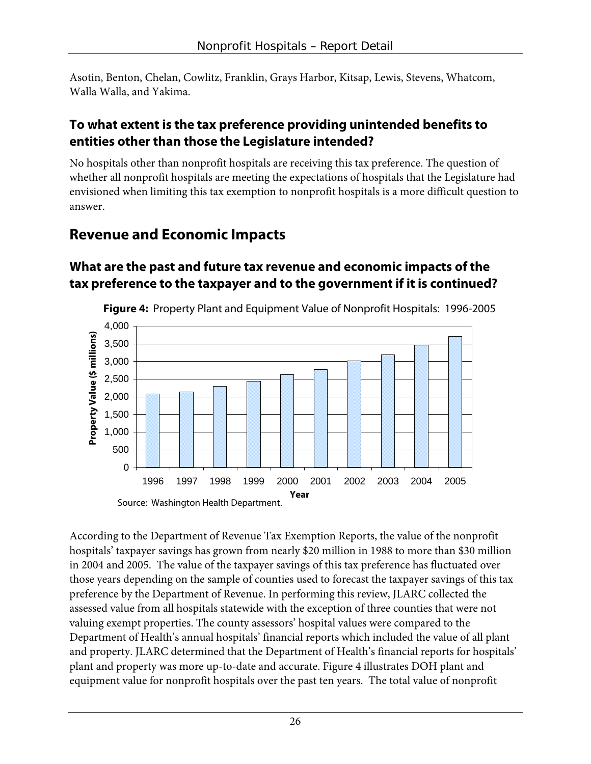Asotin, Benton, Chelan, Cowlitz, Franklin, Grays Harbor, Kitsap, Lewis, Stevens, Whatcom, Walla Walla, and Yakima.

### To what extent is the tax preference providing unintended benefits to entities other than those the Legislature intended?

No hospitals other than nonprofit hospitals are receiving this tax preference. The question of whether all nonprofit hospitals are meeting the expectations of hospitals that the Legislature had envisioned when limiting this tax exemption to nonprofit hospitals is a more difficult question to answer.

## Revenue and Economic Impacts

### What are the past and future tax revenue and economic impacts of the tax preference to the taxpayer and to the government if it is continued?

**Figure 4:** Property Plant and Equipment Value of Nonprofit Hospitals: 1996-2005

Source: Washington Health Department.

According to the Department of Revenue Tax Exemption Reports, the value of the nonprofit hospitals' taxpayer savings has grown from nearly $20 million in 1988 to more than $30 million in 2004 and 2005. The value of the taxpayer savings of this tax preference has fluctuated over those years depending on the sample of counties used to forecast the taxpayer savings of this tax preference by the Department of Revenue. In performing this review, JLARC collected the assessed value from all hospitals statewide with the exception of three counties that were not valuing exempt properties. The county assessors' hospital values were compared to the Department of Health's annual hospitals' financial reports which included the value of all plant and property. JLARC determined that the Department of Health's financial reports for hospitals' plant and property was more up-to-date and accurate. Figure 4 illustrates DOH plant and equipment value for nonprofit hospitals over the past ten years. The total value of nonprofit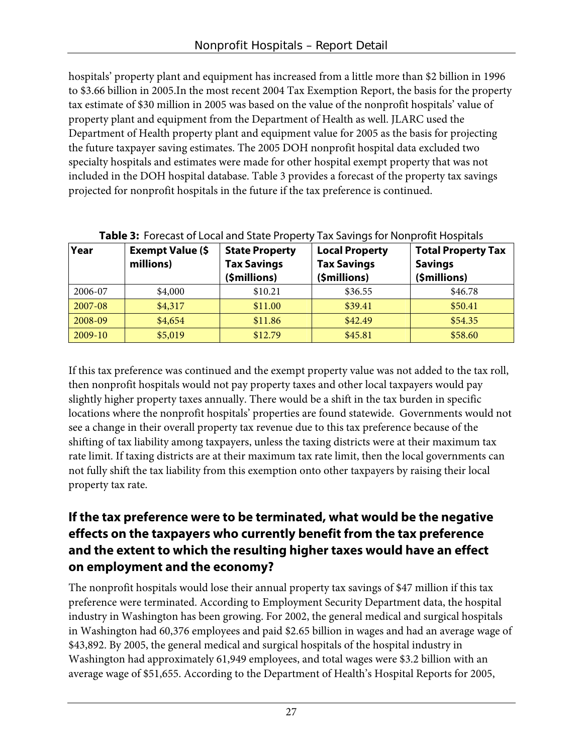hospitals' property plant and equipment has increased from a little more than $2 billion in 1996 to $3.66 billion in 2005.In the most recent 2004 Tax Exemption Report, the basis for the property tax estimate of $30 million in 2005 was based on the value of the nonprofit hospitals' value of property plant and equipment from the Department of Health as well. JLARC used the Department of Health property plant and equipment value for 2005 as the basis for projecting the future taxpayer saving estimates. The 2005 DOH nonprofit hospital data excluded two specialty hospitals and estimates were made for other hospital exempt property that was not included in the DOH hospital database. Table 3 provides a forecast of the property tax savings projected for nonprofit hospitals in the future if the tax preference is continued.

**Table 3:** Forecast of Local and State Property Tax Savings for Nonprofit Hospitals

| Year | Exempt Value ($ millions) | State Property Tax Savings ($millions) | Local Property Tax Savings ($millions) | Total Property Tax Savings ($millions) |
|---|---|---|---|---|
| 2006-07 | $4,000 | $10.21 | $36.55 | $46.78 |
| 2007-08 | $4,317 | $11.00 | $39.41 | $50.41 |
| 2008-09 | $4,654 | $11.86 | $42.49 | $54.35 |
| 2009-10 | $5,019 | $12.79 | $45.81 | $58.60 |

If this tax preference was continued and the exempt property value was not added to the tax roll, then nonprofit hospitals would not pay property taxes and other local taxpayers would pay slightly higher property taxes annually. There would be a shift in the tax burden in specific locations where the nonprofit hospitals' properties are found statewide. Governments would not see a change in their overall property tax revenue due to this tax preference because of the shifting of tax liability among taxpayers, unless the taxing districts were at their maximum tax rate limit. If taxing districts are at their maximum tax rate limit, then the local governments can not fully shift the tax liability from this exemption onto other taxpayers by raising their local property tax rate.

## If the tax preference were to be terminated, what would be the negative effects on the taxpayers who currently benefit from the tax preference and the extent to which the resulting higher taxes would have an effect on employment and the economy?

The nonprofit hospitals would lose their annual property tax savings of $47 million if this tax preference were terminated. According to Employment Security Department data, the hospital industry in Washington has been growing. For 2002, the general medical and surgical hospitals in Washington had 60,376 employees and paid $2.65 billion in wages and had an average wage of $43,892. By 2005, the general medical and surgical hospitals of the hospital industry in Washington had approximately 61,949 employees, and total wages were $3.2 billion with an average wage of $51,655. According to the Department of Health's Hospital Reports for 2005,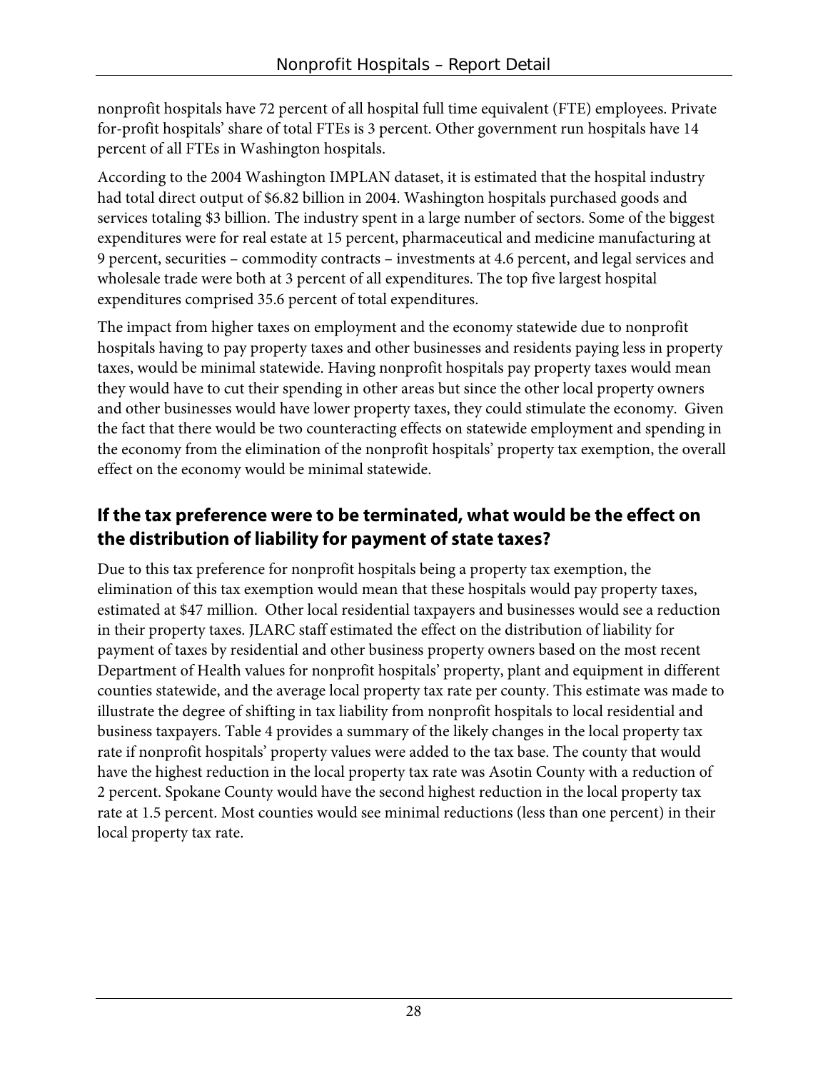nonprofit hospitals have 72 percent of all hospital full time equivalent (FTE) employees. Private for-profit hospitals' share of total FTEs is 3 percent. Other government run hospitals have 14 percent of all FTEs in Washington hospitals.

According to the 2004 Washington IMPLAN dataset, it is estimated that the hospital industry had total direct output of $6.82 billion in 2004. Washington hospitals purchased goods and services totaling $3 billion. The industry spent in a large number of sectors. Some of the biggest expenditures were for real estate at 15 percent, pharmaceutical and medicine manufacturing at 9 percent, securities – commodity contracts – investments at 4.6 percent, and legal services and wholesale trade were both at 3 percent of all expenditures. The top five largest hospital expenditures comprised 35.6 percent of total expenditures.

The impact from higher taxes on employment and the economy statewide due to nonprofit hospitals having to pay property taxes and other businesses and residents paying less in property taxes, would be minimal statewide. Having nonprofit hospitals pay property taxes would mean they would have to cut their spending in other areas but since the other local property owners and other businesses would have lower property taxes, they could stimulate the economy. Given the fact that there would be two counteracting effects on statewide employment and spending in the economy from the elimination of the nonprofit hospitals' property tax exemption, the overall effect on the economy would be minimal statewide.

## If the tax preference were to be terminated, what would be the effect on the distribution of liability for payment of state taxes?

Due to this tax preference for nonprofit hospitals being a property tax exemption, the elimination of this tax exemption would mean that these hospitals would pay property taxes, estimated at $47 million. Other local residential taxpayers and businesses would see a reduction in their property taxes. JLARC staff estimated the effect on the distribution of liability for payment of taxes by residential and other business property owners based on the most recent Department of Health values for nonprofit hospitals' property, plant and equipment in different counties statewide, and the average local property tax rate per county. This estimate was made to illustrate the degree of shifting in tax liability from nonprofit hospitals to local residential and business taxpayers. Table 4 provides a summary of the likely changes in the local property tax rate if nonprofit hospitals' property values were added to the tax base. The county that would have the highest reduction in the local property tax rate was Asotin County with a reduction of 2 percent. Spokane County would have the second highest reduction in the local property tax rate at 1.5 percent. Most counties would see minimal reductions (less than one percent) in their local property tax rate.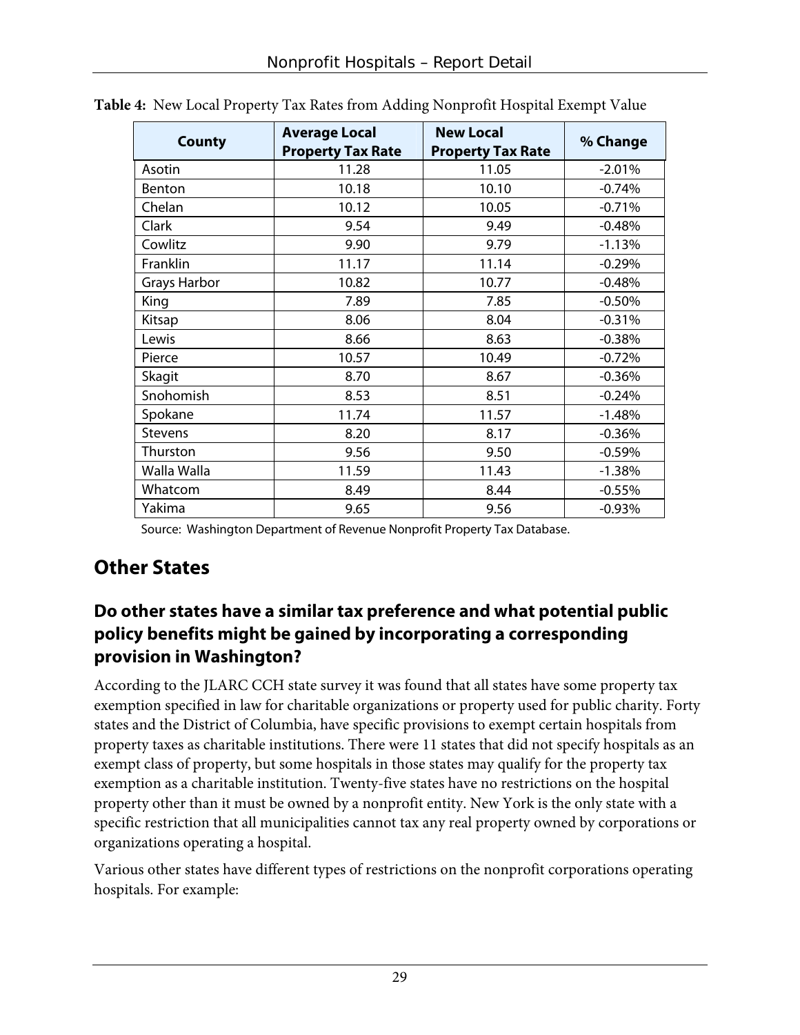**Table 4:** New Local Property Tax Rates from Adding Nonprofit Hospital Exempt Value

| County | Average Local Property Tax Rate | New Local Property Tax Rate | % Change |
|---|---|---|---|
| Asotin | 11.28 | 11.05 | -2.01% |
| Benton | 10.18 | 10.10 | -0.74% |
| Chelan | 10.12 | 10.05 | -0.71% |
| Clark | 9.54 | 9.49 | -0.48% |
| Cowlitz | 9.90 | 9.79 | -1.13% |
| Franklin | 11.17 | 11.14 | -0.29% |
| Grays Harbor | 10.82 | 10.77 | -0.48% |
| King | 7.89 | 7.85 | -0.50% |
| Kitsap | 8.06 | 8.04 | -0.31% |
| Lewis | 8.66 | 8.63 | -0.38% |
| Pierce | 10.57 | 10.49 | -0.72% |
| Skagit | 8.70 | 8.67 | -0.36% |
| Snohomish | 8.53 | 8.51 | -0.24% |
| Spokane | 11.74 | 11.57 | -1.48% |
| Stevens | 8.20 | 8.17 | -0.36% |
| Thurston | 9.56 | 9.50 | -0.59% |
| Walla Walla | 11.59 | 11.43 | -1.38% |
| Whatcom | 8.49 | 8.44 | -0.55% |
| Yakima | 9.65 | 9.56 | -0.93% |

Source: Washington Department of Revenue Nonprofit Property Tax Database.

## Other States

### Do other states have a similar tax preference and what potential public policy benefits might be gained by incorporating a corresponding provision in Washington?

According to the JLARC CCH state survey it was found that all states have some property tax exemption specified in law for charitable organizations or property used for public charity. Forty states and the District of Columbia, have specific provisions to exempt certain hospitals from property taxes as charitable institutions. There were 11 states that did not specify hospitals as an exempt class of property, but some hospitals in those states may qualify for the property tax exemption as a charitable institution. Twenty-five states have no restrictions on the hospital property other than it must be owned by a nonprofit entity. New York is the only state with a specific restriction that all municipalities cannot tax any real property owned by corporations or organizations operating a hospital.

Various other states have different types of restrictions on the nonprofit corporations operating hospitals. For example: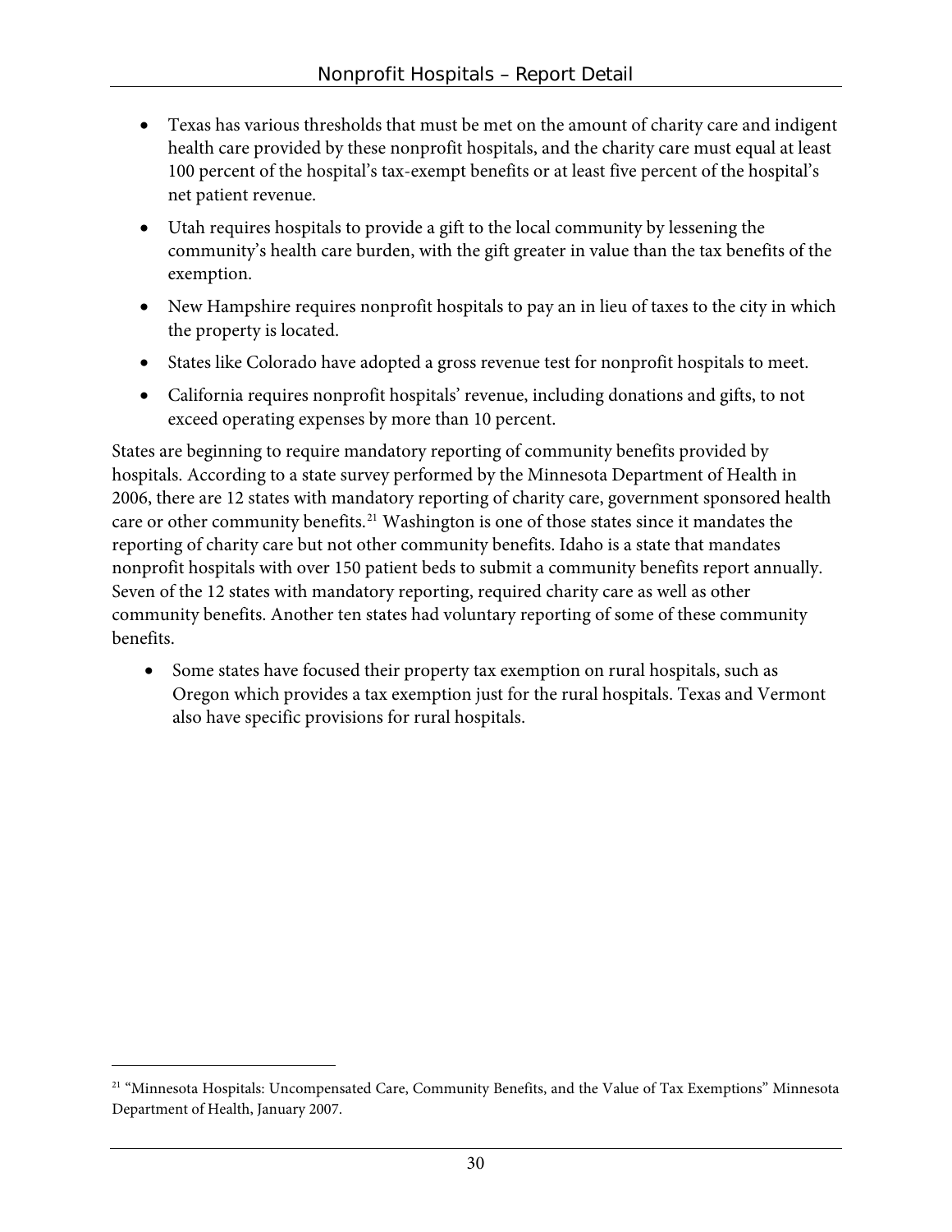- Texas has various thresholds that must be met on the amount of charity care and indigent health care provided by these nonprofit hospitals, and the charity care must equal at least 100 percent of the hospital's tax-exempt benefits or at least five percent of the hospital's net patient revenue.
- Utah requires hospitals to provide a gift to the local community by lessening the community's health care burden, with the gift greater in value than the tax benefits of the exemption.
- New Hampshire requires nonprofit hospitals to pay an in lieu of taxes to the city in which the property is located.
- States like Colorado have adopted a gross revenue test for nonprofit hospitals to meet.
- California requires nonprofit hospitals' revenue, including donations and gifts, to not exceed operating expenses by more than 10 percent.

States are beginning to require mandatory reporting of community benefits provided by hospitals. According to a state survey performed by the Minnesota Department of Health in 2006, there are 12 states with mandatory reporting of charity care, government sponsored health care or other community benefits.[21] Washington is one of those states since it mandates the reporting of charity care but not other community benefits. Idaho is a state that mandates nonprofit hospitals with over 150 patient beds to submit a community benefits report annually. Seven of the 12 states with mandatory reporting, required charity care as well as other community benefits. Another ten states had voluntary reporting of some of these community benefits.

- Some states have focused their property tax exemption on rural hospitals, such as Oregon which provides a tax exemption just for the rural hospitals. Texas and Vermont also have specific provisions for rural hospitals.

[21] "Minnesota Hospitals: Uncompensated Care, Community Benefits, and the Value of Tax Exemptions" Minnesota Department of Health, January 2007.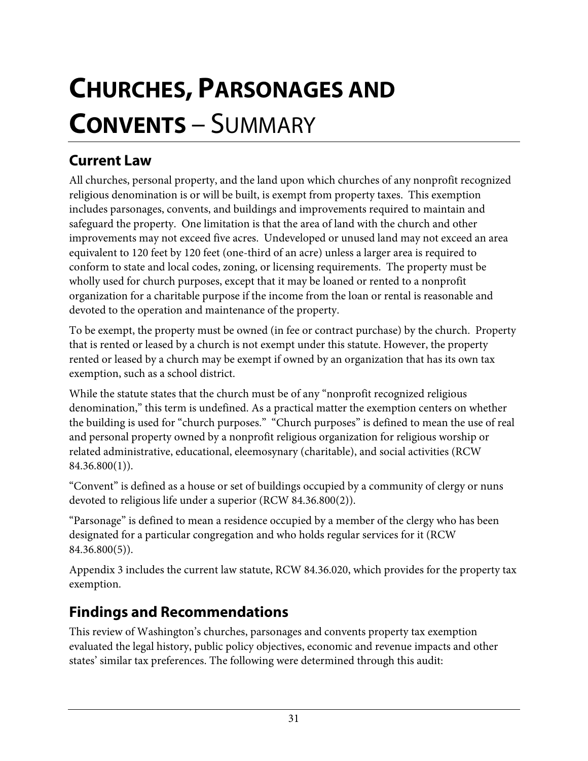# CHURCHES, PARSONAGES AND CONVENTS – SUMMARY

## Current Law

All churches, personal property, and the land upon which churches of any nonprofit recognized religious denomination is or will be built, is exempt from property taxes. This exemption includes parsonages, convents, and buildings and improvements required to maintain and safeguard the property. One limitation is that the area of land with the church and other improvements may not exceed five acres. Undeveloped or unused land may not exceed an area equivalent to 120 feet by 120 feet (one-third of an acre) unless a larger area is required to conform to state and local codes, zoning, or licensing requirements. The property must be wholly used for church purposes, except that it may be loaned or rented to a nonprofit organization for a charitable purpose if the income from the loan or rental is reasonable and devoted to the operation and maintenance of the property.

To be exempt, the property must be owned (in fee or contract purchase) by the church. Property that is rented or leased by a church is not exempt under this statute. However, the property rented or leased by a church may be exempt if owned by an organization that has its own tax exemption, such as a school district.

While the statute states that the church must be of any "nonprofit recognized religious denomination," this term is undefined. As a practical matter the exemption centers on whether the building is used for "church purposes." "Church purposes" is defined to mean the use of real and personal property owned by a nonprofit religious organization for religious worship or related administrative, educational, eleemosynary (charitable), and social activities (RCW 84.36.800(1)).

"Convent" is defined as a house or set of buildings occupied by a community of clergy or nuns devoted to religious life under a superior (RCW 84.36.800(2)).

"Parsonage" is defined to mean a residence occupied by a member of the clergy who has been designated for a particular congregation and who holds regular services for it (RCW 84.36.800(5)).

Appendix 3 includes the current law statute, RCW 84.36.020, which provides for the property tax exemption.

## Findings and Recommendations

This review of Washington's churches, parsonages and convents property tax exemption evaluated the legal history, public policy objectives, economic and revenue impacts and other states' similar tax preferences. The following were determined through this audit: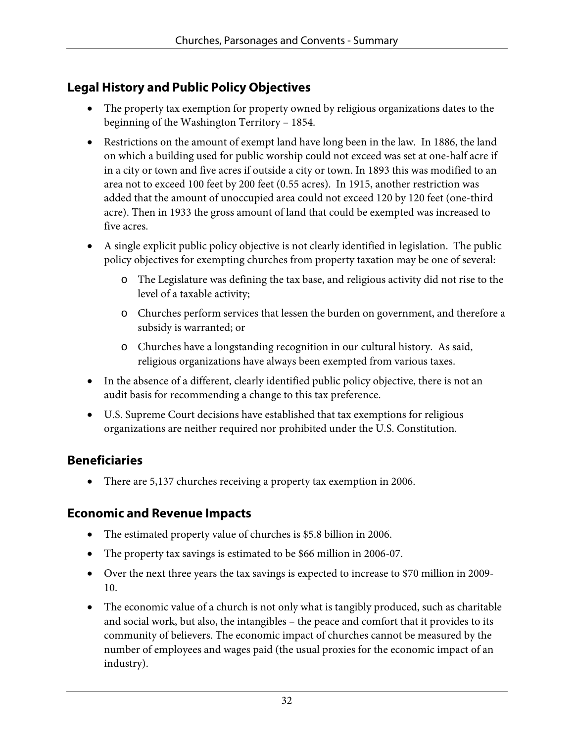## Legal History and Public Policy Objectives

- The property tax exemption for property owned by religious organizations dates to the beginning of the Washington Territory – 1854.
- Restrictions on the amount of exempt land have long been in the law. In 1886, the land on which a building used for public worship could not exceed was set at one-half acre if in a city or town and five acres if outside a city or town. In 1893 this was modified to an area not to exceed 100 feet by 200 feet (0.55 acres). In 1915, another restriction was added that the amount of unoccupied area could not exceed 120 by 120 feet (one-third acre). Then in 1933 the gross amount of land that could be exempted was increased to five acres.
- A single explicit public policy objective is not clearly identified in legislation. The public policy objectives for exempting churches from property taxation may be one of several:
  - The Legislature was defining the tax base, and religious activity did not rise to the level of a taxable activity;
  - Churches perform services that lessen the burden on government, and therefore a subsidy is warranted; or
  - Churches have a longstanding recognition in our cultural history. As said, religious organizations have always been exempted from various taxes.
- In the absence of a different, clearly identified public policy objective, there is not an audit basis for recommending a change to this tax preference.
- U.S. Supreme Court decisions have established that tax exemptions for religious organizations are neither required nor prohibited under the U.S. Constitution.

## Beneficiaries

- There are 5,137 churches receiving a property tax exemption in 2006.

## Economic and Revenue Impacts

- The estimated property value of churches is $5.8 billion in 2006.
- The property tax savings is estimated to be $66 million in 2006-07.
- Over the next three years the tax savings is expected to increase to $70 million in 2009-10.
- The economic value of a church is not only what is tangibly produced, such as charitable and social work, but also, the intangibles – the peace and comfort that it provides to its community of believers. The economic impact of churches cannot be measured by the number of employees and wages paid (the usual proxies for the economic impact of an industry).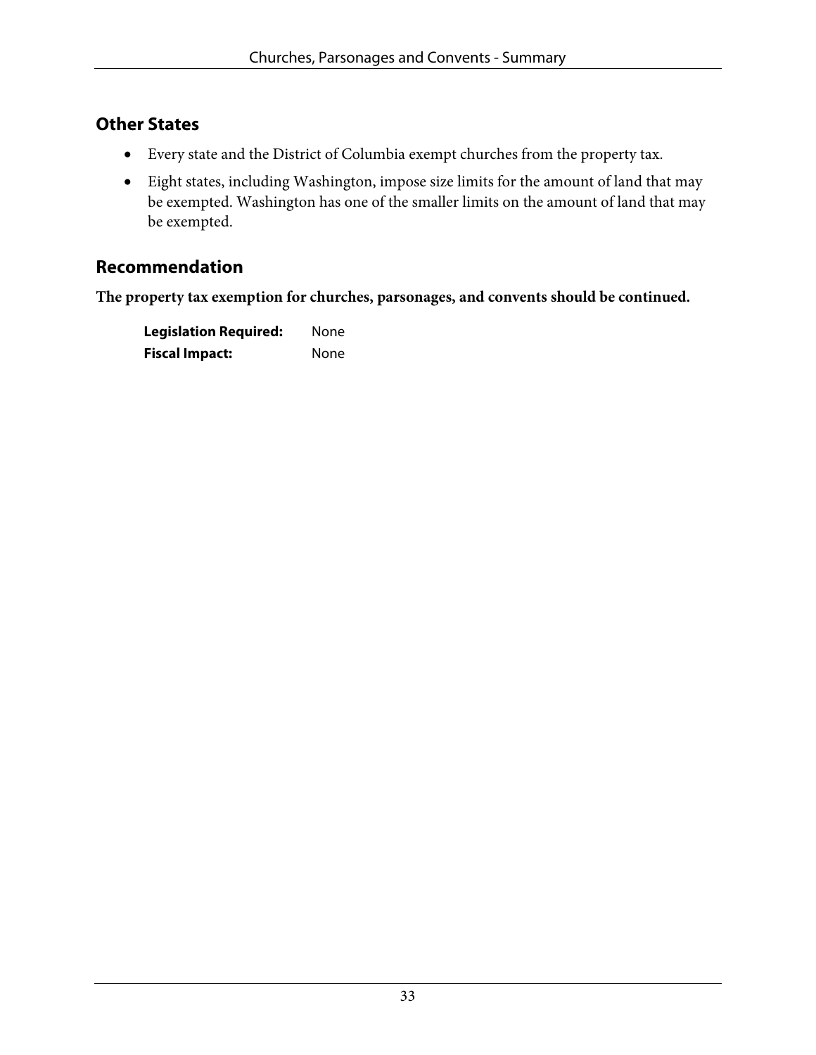## Other States

- Every state and the District of Columbia exempt churches from the property tax.
- Eight states, including Washington, impose size limits for the amount of land that may be exempted. Washington has one of the smaller limits on the amount of land that may be exempted.

## Recommendation

**The property tax exemption for churches, parsonages, and convents should be continued.**

**Legislation Required:** None
**Fiscal Impact:** None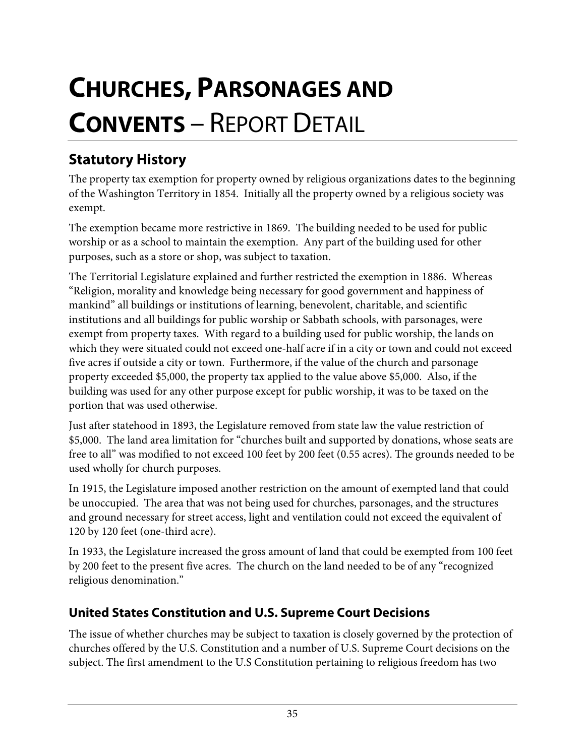# Churches, Parsonages and Convents – Report Detail

## Statutory History

The property tax exemption for property owned by religious organizations dates to the beginning of the Washington Territory in 1854. Initially all the property owned by a religious society was exempt.

The exemption became more restrictive in 1869. The building needed to be used for public worship or as a school to maintain the exemption. Any part of the building used for other purposes, such as a store or shop, was subject to taxation.

The Territorial Legislature explained and further restricted the exemption in 1886. Whereas "Religion, morality and knowledge being necessary for good government and happiness of mankind" all buildings or institutions of learning, benevolent, charitable, and scientific institutions and all buildings for public worship or Sabbath schools, with parsonages, were exempt from property taxes. With regard to a building used for public worship, the lands on which they were situated could not exceed one-half acre if in a city or town and could not exceed five acres if outside a city or town. Furthermore, if the value of the church and parsonage property exceeded $5,000, the property tax applied to the value above $5,000. Also, if the building was used for any other purpose except for public worship, it was to be taxed on the portion that was used otherwise.

Just after statehood in 1893, the Legislature removed from state law the value restriction of $5,000. The land area limitation for "churches built and supported by donations, whose seats are free to all" was modified to not exceed 100 feet by 200 feet (0.55 acres). The grounds needed to be used wholly for church purposes.

In 1915, the Legislature imposed another restriction on the amount of exempted land that could be unoccupied. The area that was not being used for churches, parsonages, and the structures and ground necessary for street access, light and ventilation could not exceed the equivalent of 120 by 120 feet (one-third acre).

In 1933, the Legislature increased the gross amount of land that could be exempted from 100 feet by 200 feet to the present five acres. The church on the land needed to be of any "recognized religious denomination."

## United States Constitution and U.S. Supreme Court Decisions

The issue of whether churches may be subject to taxation is closely governed by the protection of churches offered by the U.S. Constitution and a number of U.S. Supreme Court decisions on the subject. The first amendment to the U.S Constitution pertaining to religious freedom has two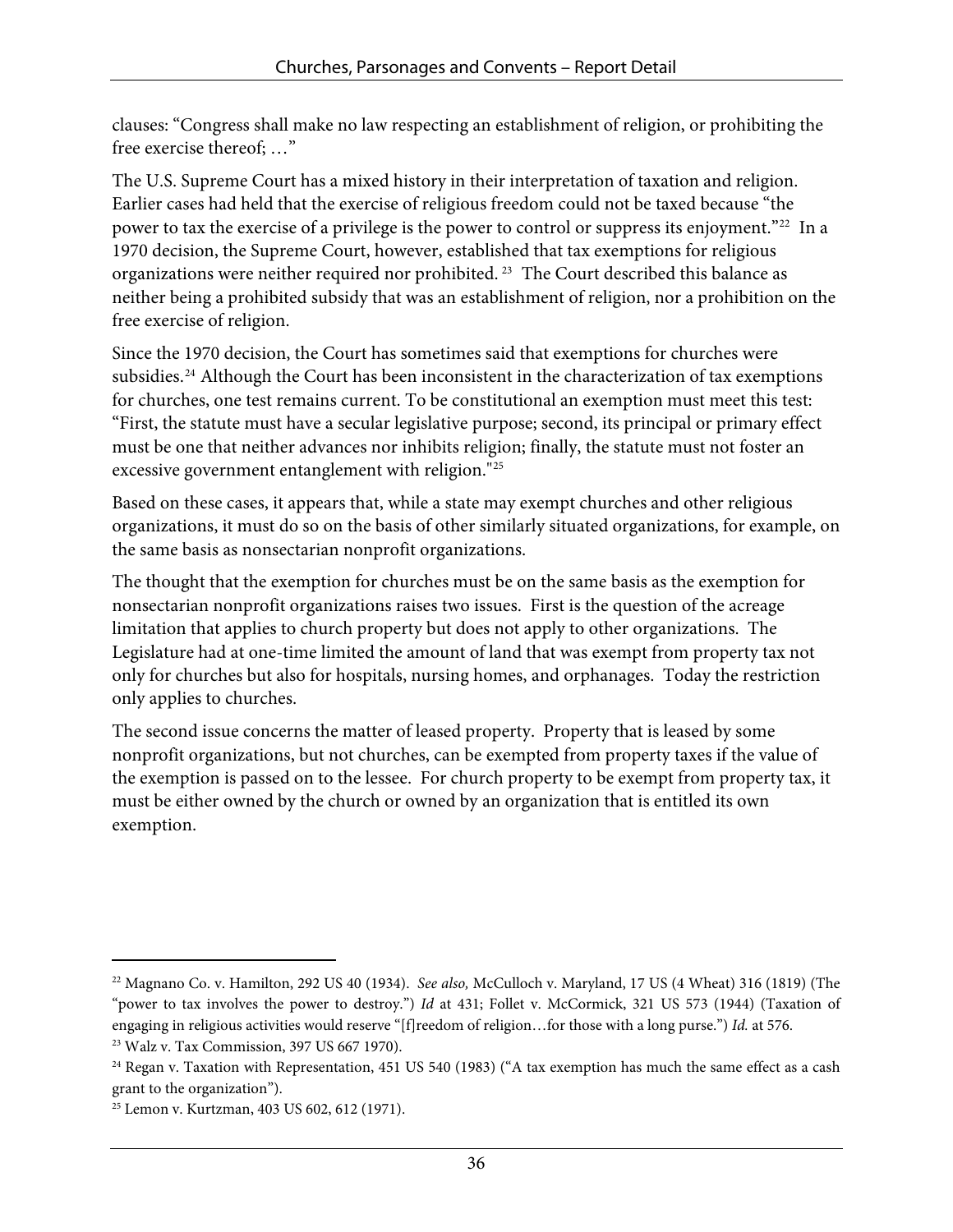clauses: "Congress shall make no law respecting an establishment of religion, or prohibiting the free exercise thereof; …"

The U.S. Supreme Court has a mixed history in their interpretation of taxation and religion. Earlier cases had held that the exercise of religious freedom could not be taxed because "the power to tax the exercise of a privilege is the power to control or suppress its enjoyment."[22] In a 1970 decision, the Supreme Court, however, established that tax exemptions for religious organizations were neither required nor prohibited.[23] The Court described this balance as neither being a prohibited subsidy that was an establishment of religion, nor a prohibition on the free exercise of religion.

Since the 1970 decision, the Court has sometimes said that exemptions for churches were subsidies.[24] Although the Court has been inconsistent in the characterization of tax exemptions for churches, one test remains current. To be constitutional an exemption must meet this test: "First, the statute must have a secular legislative purpose; second, its principal or primary effect must be one that neither advances nor inhibits religion; finally, the statute must not foster an excessive government entanglement with religion."[25]

Based on these cases, it appears that, while a state may exempt churches and other religious organizations, it must do so on the basis of other similarly situated organizations, for example, on the same basis as nonsectarian nonprofit organizations.

The thought that the exemption for churches must be on the same basis as the exemption for nonsectarian nonprofit organizations raises two issues. First is the question of the acreage limitation that applies to church property but does not apply to other organizations. The Legislature had at one-time limited the amount of land that was exempt from property tax not only for churches but also for hospitals, nursing homes, and orphanages. Today the restriction only applies to churches.

The second issue concerns the matter of leased property. Property that is leased by some nonprofit organizations, but not churches, can be exempted from property taxes if the value of the exemption is passed on to the lessee. For church property to be exempt from property tax, it must be either owned by the church or owned by an organization that is entitled its own exemption.

---

[22] Magnano Co. v. Hamilton, 292 US 40 (1934). *See also,* McCulloch v. Maryland, 17 US (4 Wheat) 316 (1819) (The "power to tax involves the power to destroy.") *Id* at 431; Follet v. McCormick, 321 US 573 (1944) (Taxation of engaging in religious activities would reserve "[f]reedom of religion…for those with a long purse.") *Id.* at 576.

[23] Walz v. Tax Commission, 397 US 667 1970).

[24] Regan v. Taxation with Representation, 451 US 540 (1983) ("A tax exemption has much the same effect as a cash grant to the organization").

[25] Lemon v. Kurtzman, 403 US 602, 612 (1971).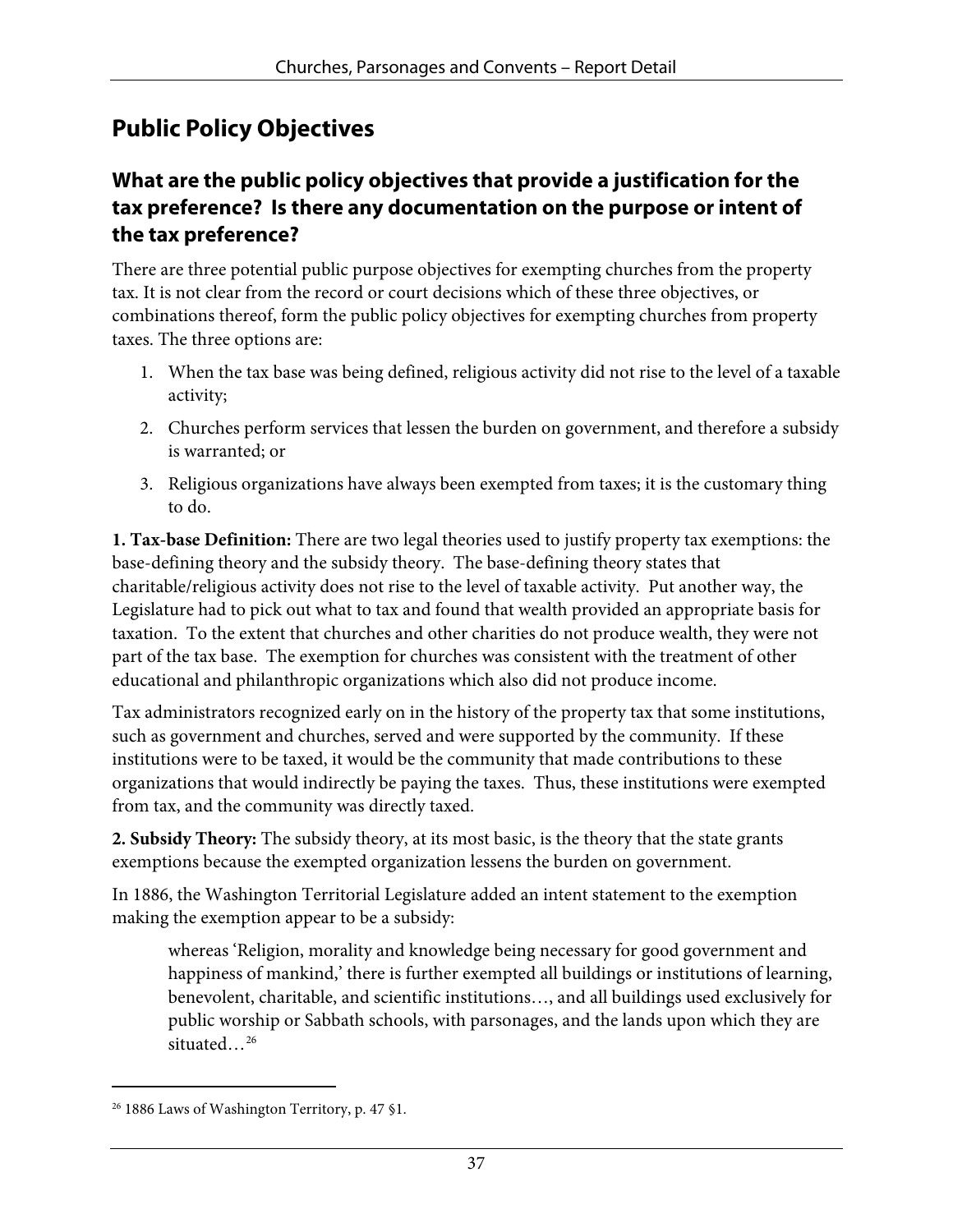## Public Policy Objectives

### What are the public policy objectives that provide a justification for the tax preference? Is there any documentation on the purpose or intent of the tax preference?

There are three potential public purpose objectives for exempting churches from the property tax. It is not clear from the record or court decisions which of these three objectives, or combinations thereof, form the public policy objectives for exempting churches from property taxes. The three options are:

1. When the tax base was being defined, religious activity did not rise to the level of a taxable activity;
2. Churches perform services that lessen the burden on government, and therefore a subsidy is warranted; or
3. Religious organizations have always been exempted from taxes; it is the customary thing to do.

**1. Tax-base Definition:** There are two legal theories used to justify property tax exemptions: the base-defining theory and the subsidy theory. The base-defining theory states that charitable/religious activity does not rise to the level of taxable activity. Put another way, the Legislature had to pick out what to tax and found that wealth provided an appropriate basis for taxation. To the extent that churches and other charities do not produce wealth, they were not part of the tax base. The exemption for churches was consistent with the treatment of other educational and philanthropic organizations which also did not produce income.

Tax administrators recognized early on in the history of the property tax that some institutions, such as government and churches, served and were supported by the community. If these institutions were to be taxed, it would be the community that made contributions to these organizations that would indirectly be paying the taxes. Thus, these institutions were exempted from tax, and the community was directly taxed.

**2. Subsidy Theory:** The subsidy theory, at its most basic, is the theory that the state grants exemptions because the exempted organization lessens the burden on government.

In 1886, the Washington Territorial Legislature added an intent statement to the exemption making the exemption appear to be a subsidy:

> whereas 'Religion, morality and knowledge being necessary for good government and happiness of mankind,' there is further exempted all buildings or institutions of learning, benevolent, charitable, and scientific institutions…, and all buildings used exclusively for public worship or Sabbath schools, with parsonages, and the lands upon which they are situated…[26]

[26] 1886 Laws of Washington Territory, p. 47 §1.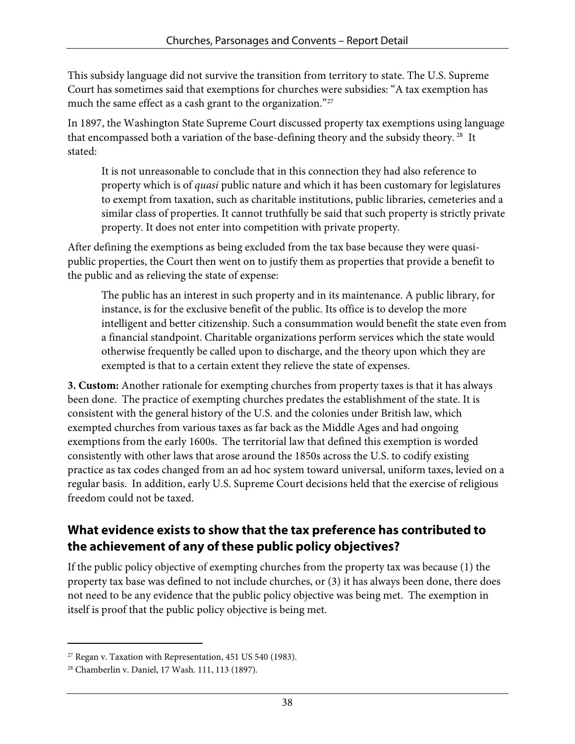This subsidy language did not survive the transition from territory to state. The U.S. Supreme Court has sometimes said that exemptions for churches were subsidies: "A tax exemption has much the same effect as a cash grant to the organization."[27]

In 1897, the Washington State Supreme Court discussed property tax exemptions using language that encompassed both a variation of the base-defining theory and the subsidy theory. [28] It stated:

> It is not unreasonable to conclude that in this connection they had also reference to property which is of *quasi* public nature and which it has been customary for legislatures to exempt from taxation, such as charitable institutions, public libraries, cemeteries and a similar class of properties. It cannot truthfully be said that such property is strictly private property. It does not enter into competition with private property.

After defining the exemptions as being excluded from the tax base because they were quasi-public properties, the Court then went on to justify them as properties that provide a benefit to the public and as relieving the state of expense:

> The public has an interest in such property and in its maintenance. A public library, for instance, is for the exclusive benefit of the public. Its office is to develop the more intelligent and better citizenship. Such a consummation would benefit the state even from a financial standpoint. Charitable organizations perform services which the state would otherwise frequently be called upon to discharge, and the theory upon which they are exempted is that to a certain extent they relieve the state of expenses.

**3. Custom:** Another rationale for exempting churches from property taxes is that it has always been done. The practice of exempting churches predates the establishment of the state. It is consistent with the general history of the U.S. and the colonies under British law, which exempted churches from various taxes as far back as the Middle Ages and had ongoing exemptions from the early 1600s. The territorial law that defined this exemption is worded consistently with other laws that arose around the 1850s across the U.S. to codify existing practice as tax codes changed from an ad hoc system toward universal, uniform taxes, levied on a regular basis. In addition, early U.S. Supreme Court decisions held that the exercise of religious freedom could not be taxed.

## What evidence exists to show that the tax preference has contributed to the achievement of any of these public policy objectives?

If the public policy objective of exempting churches from the property tax was because (1) the property tax base was defined to not include churches, or (3) it has always been done, there does not need to be any evidence that the public policy objective was being met. The exemption in itself is proof that the public policy objective is being met.

---

[27] Regan v. Taxation with Representation, 451 US 540 (1983).

[28] Chamberlin v. Daniel, 17 Wash. 111, 113 (1897).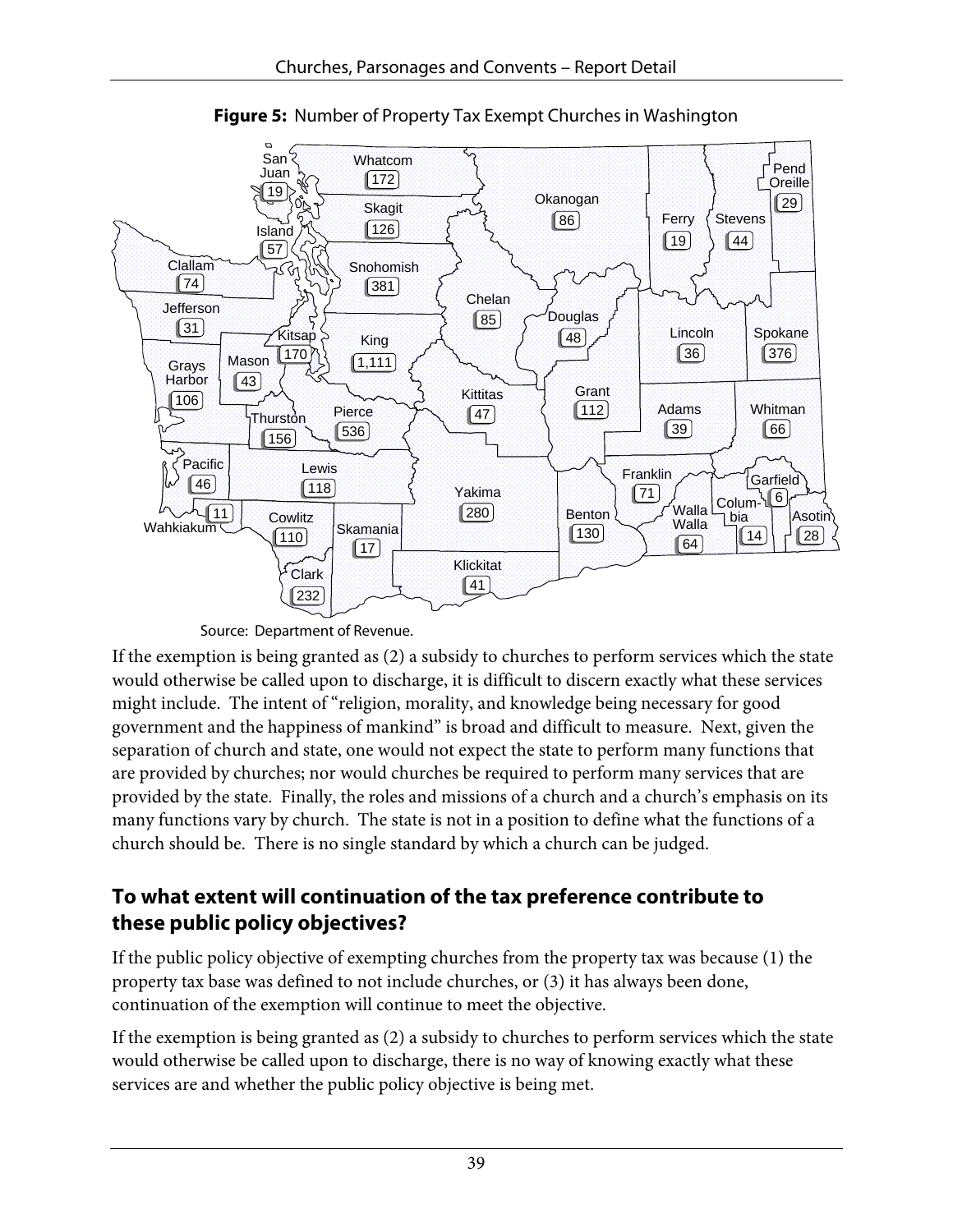**Figure 5:** Number of Property Tax Exempt Churches in Washington

| County | Number |
|---|---|
| San Juan | 19 |
| Whatcom | 172 |
| Skagit | 126 |
| Island | 57 |
| Okanogan | 86 |
| Ferry | 19 |
| Stevens | 44 |
| Pend Oreille | 29 |
| Clallam | 74 |
| Snohomish | 381 |
| Jefferson | 31 |
| Chelan | 85 |
| Douglas | 48 |
| Lincoln | 36 |
| Spokane | 376 |
| Kitsap | 170 |
| King | 1,111 |
| Mason | 43 |
| Grays Harbor | 106 |
| Kittitas | 47 |
| Grant | 112 |
| Adams | 39 |
| Whitman | 66 |
| Thurston | 156 |
| Pierce | 536 |
| Pacific | 46 |
| Lewis | 118 |
| Franklin | 71 |
| Garfield | 6 |
| Yakima | 280 |
| Wahkiakum | 11 |
| Cowlitz | 110 |
| Benton | 130 |
| Walla Walla | 64 |
| Columbia | 14 |
| Asotin | 28 |
| Skamania | 17 |
| Klickitat | 41 |
| Clark | 232 |

Source: Department of Revenue.

If the exemption is being granted as (2) a subsidy to churches to perform services which the state would otherwise be called upon to discharge, it is difficult to discern exactly what these services might include. The intent of "religion, morality, and knowledge being necessary for good government and the happiness of mankind" is broad and difficult to measure. Next, given the separation of church and state, one would not expect the state to perform many functions that are provided by churches; nor would churches be required to perform many services that are provided by the state. Finally, the roles and missions of a church and a church's emphasis on its many functions vary by church. The state is not in a position to define what the functions of a church should be. There is no single standard by which a church can be judged.

## To what extent will continuation of the tax preference contribute to these public policy objectives?

If the public policy objective of exempting churches from the property tax was because (1) the property tax base was defined to not include churches, or (3) it has always been done, continuation of the exemption will continue to meet the objective.

If the exemption is being granted as (2) a subsidy to churches to perform services which the state would otherwise be called upon to discharge, there is no way of knowing exactly what these services are and whether the public policy objective is being met.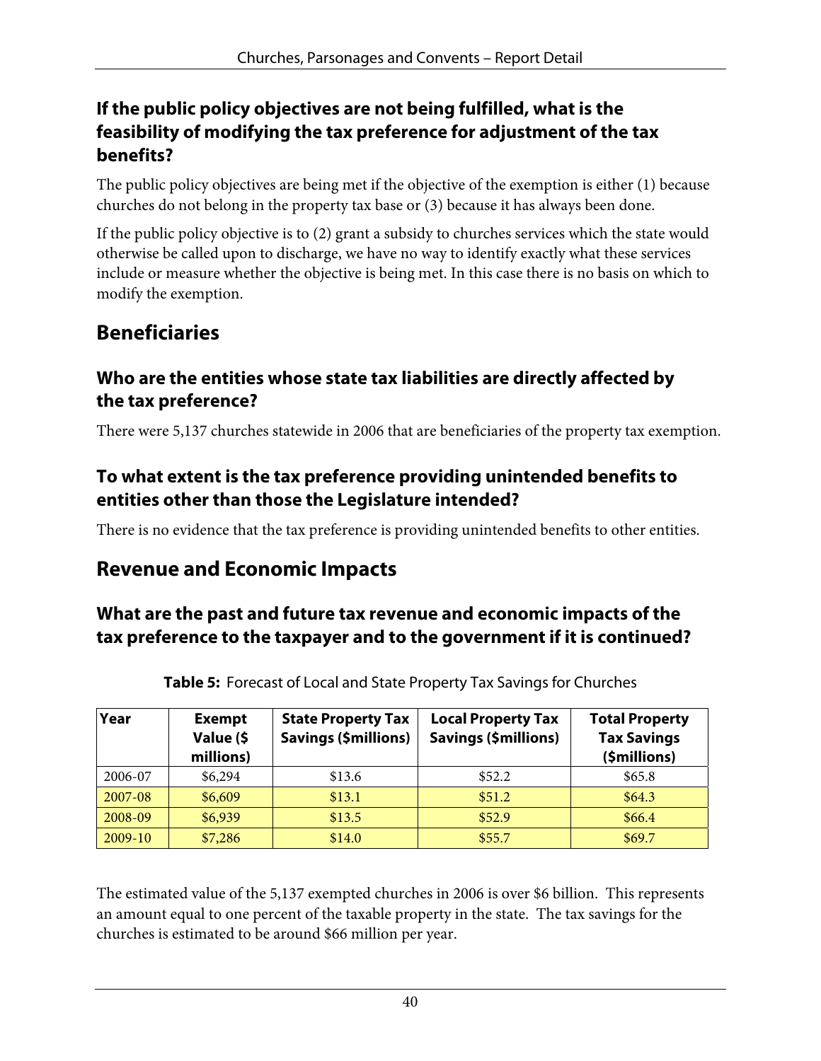### If the public policy objectives are not being fulfilled, what is the feasibility of modifying the tax preference for adjustment of the tax benefits?

The public policy objectives are being met if the objective of the exemption is either (1) because churches do not belong in the property tax base or (3) because it has always been done.

If the public policy objective is to (2) grant a subsidy to churches services which the state would otherwise be called upon to discharge, we have no way to identify exactly what these services include or measure whether the objective is being met. In this case there is no basis on which to modify the exemption.

## Beneficiaries

### Who are the entities whose state tax liabilities are directly affected by the tax preference?

There were 5,137 churches statewide in 2006 that are beneficiaries of the property tax exemption.

### To what extent is the tax preference providing unintended benefits to entities other than those the Legislature intended?

There is no evidence that the tax preference is providing unintended benefits to other entities.

## Revenue and Economic Impacts

### What are the past and future tax revenue and economic impacts of the tax preference to the taxpayer and to the government if it is continued?

**Table 5:** Forecast of Local and State Property Tax Savings for Churches

| Year | Exempt Value ($ millions) | State Property Tax Savings ($millions) | Local Property Tax Savings ($millions) | Total Property Tax Savings ($millions) |
|---|---|---|---|---|
| 2006-07 | $6,294 | $13.6 | $52.2 | $65.8 |
| 2007-08 | $6,609 | $13.1 | $51.2 | $64.3 |
| 2008-09 | $6,939 | $13.5 | $52.9 | $66.4 |
| 2009-10 | $7,286 | $14.0 | $55.7 | $69.7 |

The estimated value of the 5,137 exempted churches in 2006 is over $6 billion. This represents an amount equal to one percent of the taxable property in the state. The tax savings for the churches is estimated to be around $66 million per year.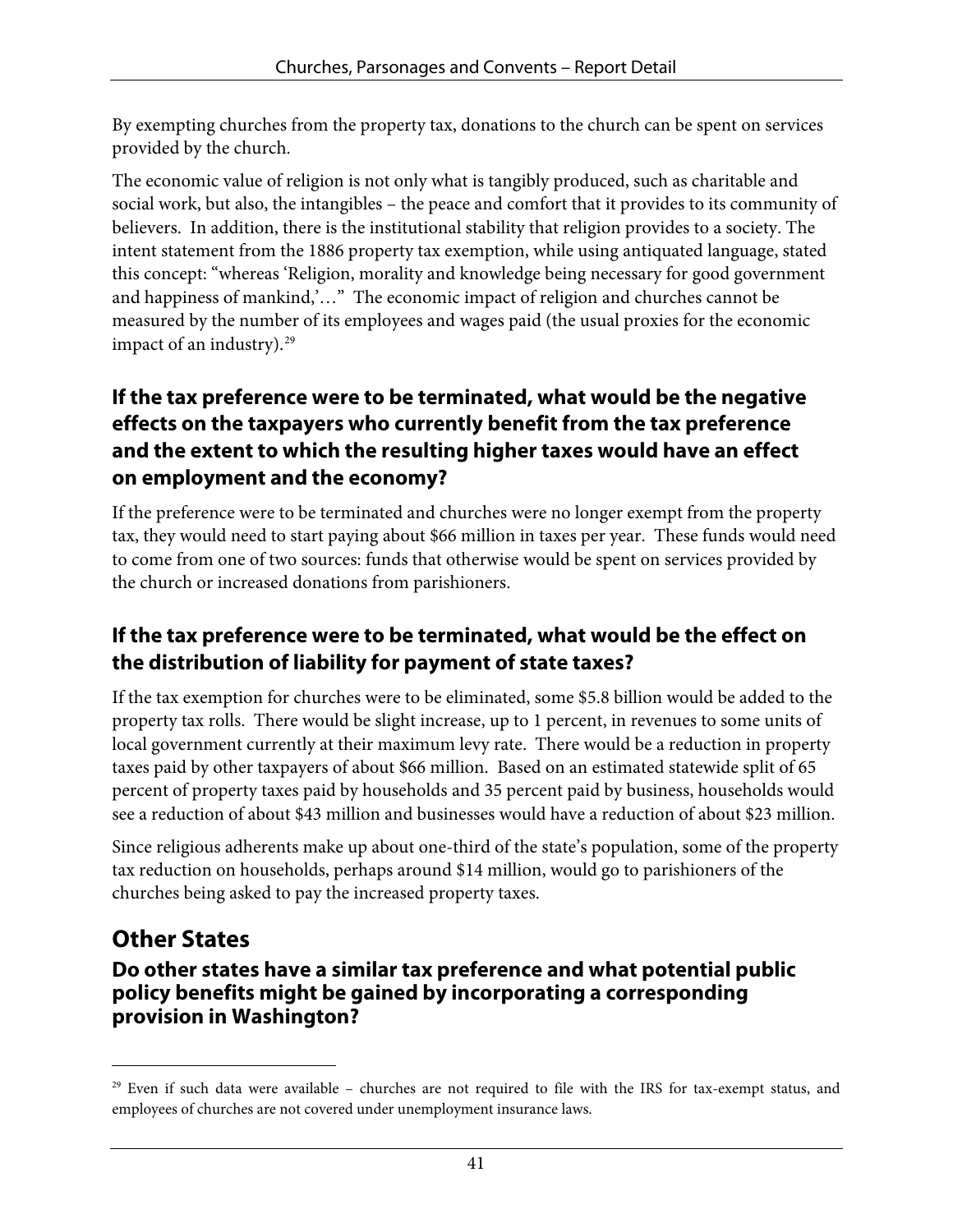By exempting churches from the property tax, donations to the church can be spent on services provided by the church.

The economic value of religion is not only what is tangibly produced, such as charitable and social work, but also, the intangibles – the peace and comfort that it provides to its community of believers. In addition, there is the institutional stability that religion provides to a society. The intent statement from the 1886 property tax exemption, while using antiquated language, stated this concept: "whereas 'Religion, morality and knowledge being necessary for good government and happiness of mankind,'…" The economic impact of religion and churches cannot be measured by the number of its employees and wages paid (the usual proxies for the economic impact of an industry).[29]

### If the tax preference were to be terminated, what would be the negative effects on the taxpayers who currently benefit from the tax preference and the extent to which the resulting higher taxes would have an effect on employment and the economy?

If the preference were to be terminated and churches were no longer exempt from the property tax, they would need to start paying about $66 million in taxes per year. These funds would need to come from one of two sources: funds that otherwise would be spent on services provided by the church or increased donations from parishioners.

### If the tax preference were to be terminated, what would be the effect on the distribution of liability for payment of state taxes?

If the tax exemption for churches were to be eliminated, some $5.8 billion would be added to the property tax rolls. There would be slight increase, up to 1 percent, in revenues to some units of local government currently at their maximum levy rate. There would be a reduction in property taxes paid by other taxpayers of about $66 million. Based on an estimated statewide split of 65 percent of property taxes paid by households and 35 percent paid by business, households would see a reduction of about $43 million and businesses would have a reduction of about $23 million.

Since religious adherents make up about one-third of the state's population, some of the property tax reduction on households, perhaps around $14 million, would go to parishioners of the churches being asked to pay the increased property taxes.

## Other States

### Do other states have a similar tax preference and what potential public policy benefits might be gained by incorporating a corresponding provision in Washington?

---

[29] Even if such data were available – churches are not required to file with the IRS for tax-exempt status, and employees of churches are not covered under unemployment insurance laws.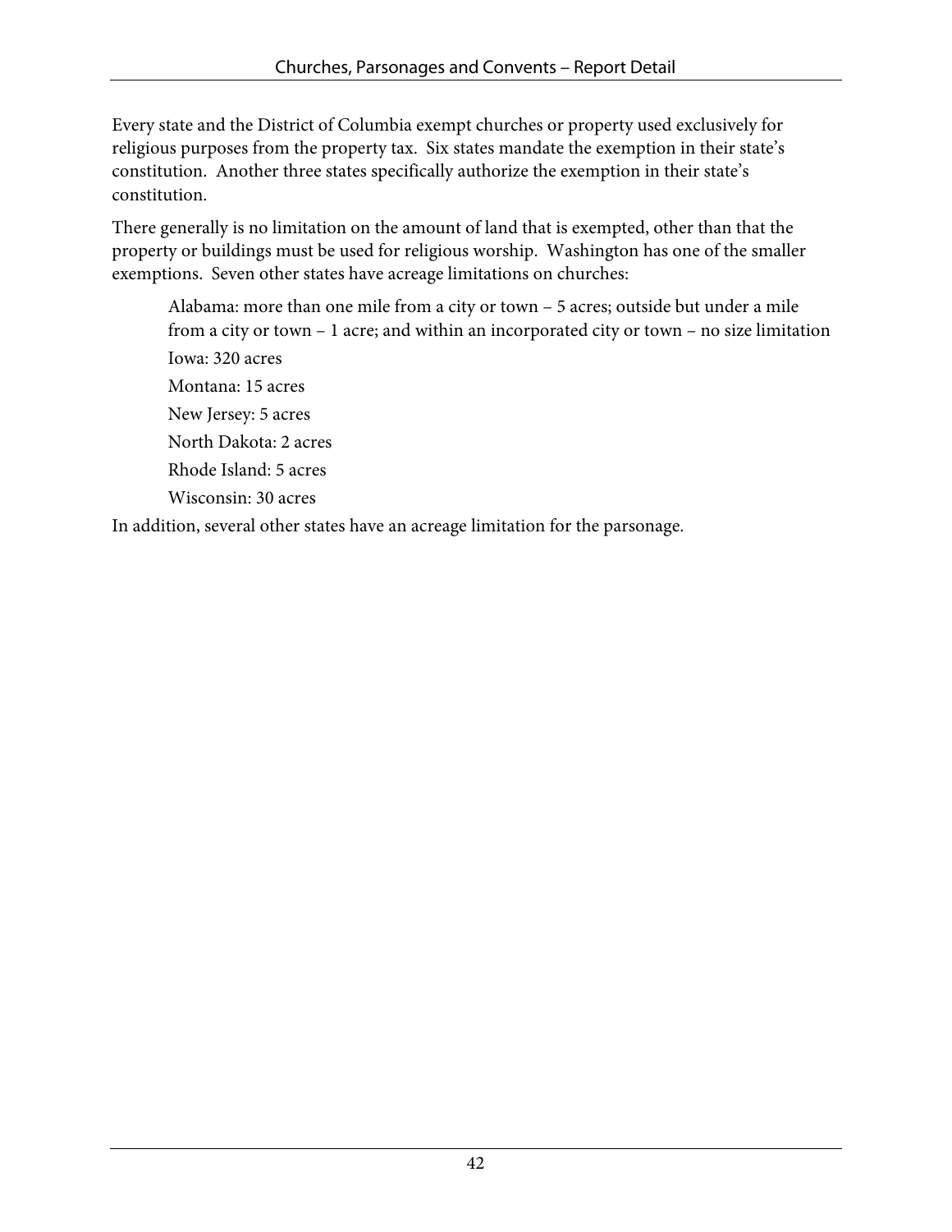Every state and the District of Columbia exempt churches or property used exclusively for religious purposes from the property tax. Six states mandate the exemption in their state's constitution. Another three states specifically authorize the exemption in their state's constitution.

There generally is no limitation on the amount of land that is exempted, other than that the property or buildings must be used for religious worship. Washington has one of the smaller exemptions. Seven other states have acreage limitations on churches:

> Alabama: more than one mile from a city or town – 5 acres; outside but under a mile from a city or town – 1 acre; and within an incorporated city or town – no size limitation
>
> Iowa: 320 acres
>
> Montana: 15 acres
>
> New Jersey: 5 acres
>
> North Dakota: 2 acres
>
> Rhode Island: 5 acres
>
> Wisconsin: 30 acres

In addition, several other states have an acreage limitation for the parsonage.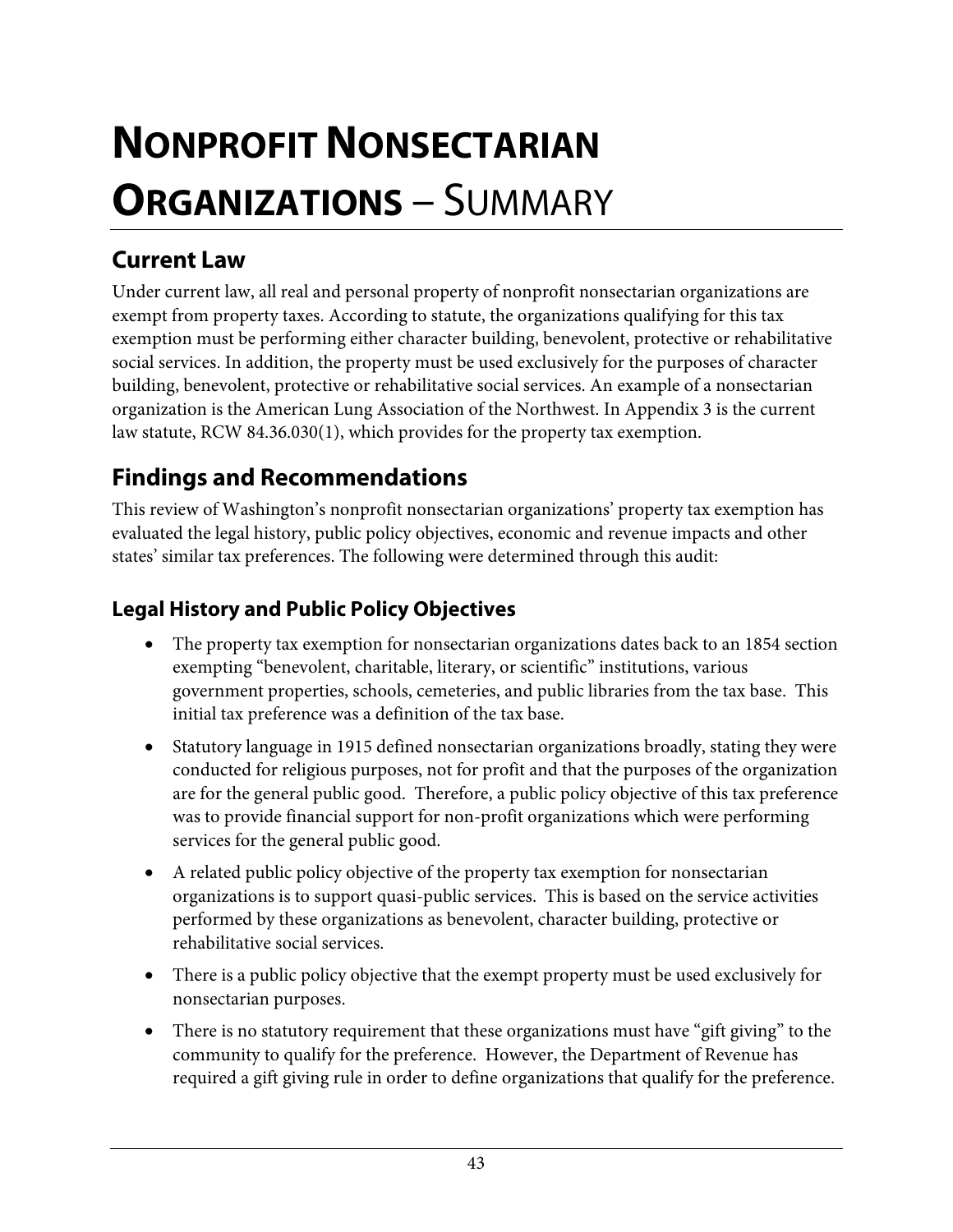# NONPROFIT NONSECTARIAN ORGANIZATIONS – SUMMARY

## Current Law

Under current law, all real and personal property of nonprofit nonsectarian organizations are exempt from property taxes. According to statute, the organizations qualifying for this tax exemption must be performing either character building, benevolent, protective or rehabilitative social services. In addition, the property must be used exclusively for the purposes of character building, benevolent, protective or rehabilitative social services. An example of a nonsectarian organization is the American Lung Association of the Northwest. In Appendix 3 is the current law statute, RCW 84.36.030(1), which provides for the property tax exemption.

## Findings and Recommendations

This review of Washington's nonprofit nonsectarian organizations' property tax exemption has evaluated the legal history, public policy objectives, economic and revenue impacts and other states' similar tax preferences. The following were determined through this audit:

### Legal History and Public Policy Objectives

- The property tax exemption for nonsectarian organizations dates back to an 1854 section exempting "benevolent, charitable, literary, or scientific" institutions, various government properties, schools, cemeteries, and public libraries from the tax base. This initial tax preference was a definition of the tax base.
- Statutory language in 1915 defined nonsectarian organizations broadly, stating they were conducted for religious purposes, not for profit and that the purposes of the organization are for the general public good. Therefore, a public policy objective of this tax preference was to provide financial support for non-profit organizations which were performing services for the general public good.
- A related public policy objective of the property tax exemption for nonsectarian organizations is to support quasi-public services. This is based on the service activities performed by these organizations as benevolent, character building, protective or rehabilitative social services.
- There is a public policy objective that the exempt property must be used exclusively for nonsectarian purposes.
- There is no statutory requirement that these organizations must have "gift giving" to the community to qualify for the preference. However, the Department of Revenue has required a gift giving rule in order to define organizations that qualify for the preference.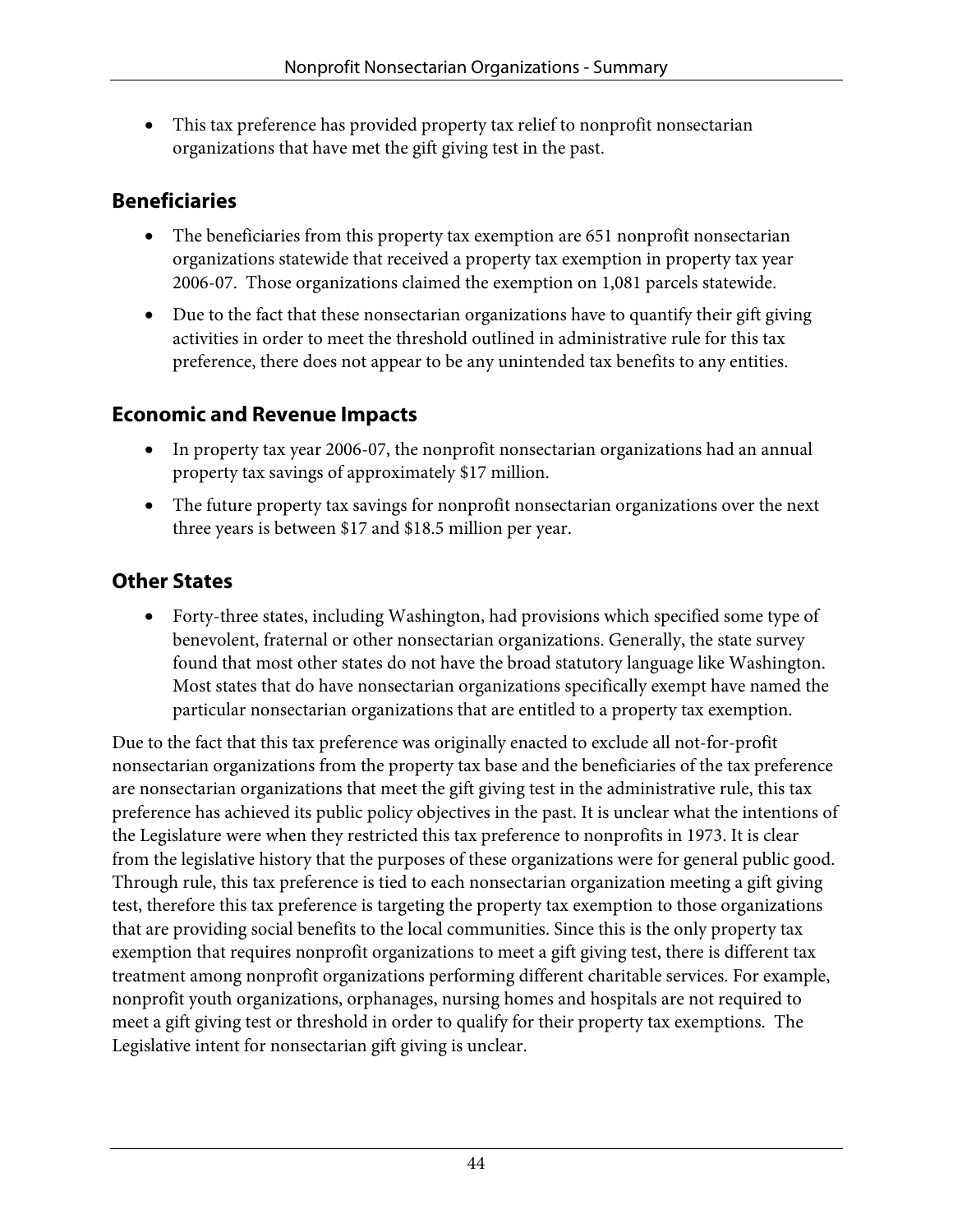- This tax preference has provided property tax relief to nonprofit nonsectarian organizations that have met the gift giving test in the past.

## Beneficiaries

- The beneficiaries from this property tax exemption are 651 nonprofit nonsectarian organizations statewide that received a property tax exemption in property tax year 2006-07. Those organizations claimed the exemption on 1,081 parcels statewide.
- Due to the fact that these nonsectarian organizations have to quantify their gift giving activities in order to meet the threshold outlined in administrative rule for this tax preference, there does not appear to be any unintended tax benefits to any entities.

## Economic and Revenue Impacts

- In property tax year 2006-07, the nonprofit nonsectarian organizations had an annual property tax savings of approximately $17 million.
- The future property tax savings for nonprofit nonsectarian organizations over the next three years is between $17 and $18.5 million per year.

## Other States

- Forty-three states, including Washington, had provisions which specified some type of benevolent, fraternal or other nonsectarian organizations. Generally, the state survey found that most other states do not have the broad statutory language like Washington. Most states that do have nonsectarian organizations specifically exempt have named the particular nonsectarian organizations that are entitled to a property tax exemption.

Due to the fact that this tax preference was originally enacted to exclude all not-for-profit nonsectarian organizations from the property tax base and the beneficiaries of the tax preference are nonsectarian organizations that meet the gift giving test in the administrative rule, this tax preference has achieved its public policy objectives in the past. It is unclear what the intentions of the Legislature were when they restricted this tax preference to nonprofits in 1973. It is clear from the legislative history that the purposes of these organizations were for general public good. Through rule, this tax preference is tied to each nonsectarian organization meeting a gift giving test, therefore this tax preference is targeting the property tax exemption to those organizations that are providing social benefits to the local communities. Since this is the only property tax exemption that requires nonprofit organizations to meet a gift giving test, there is different tax treatment among nonprofit organizations performing different charitable services. For example, nonprofit youth organizations, orphanages, nursing homes and hospitals are not required to meet a gift giving test or threshold in order to qualify for their property tax exemptions. The Legislative intent for nonsectarian gift giving is unclear.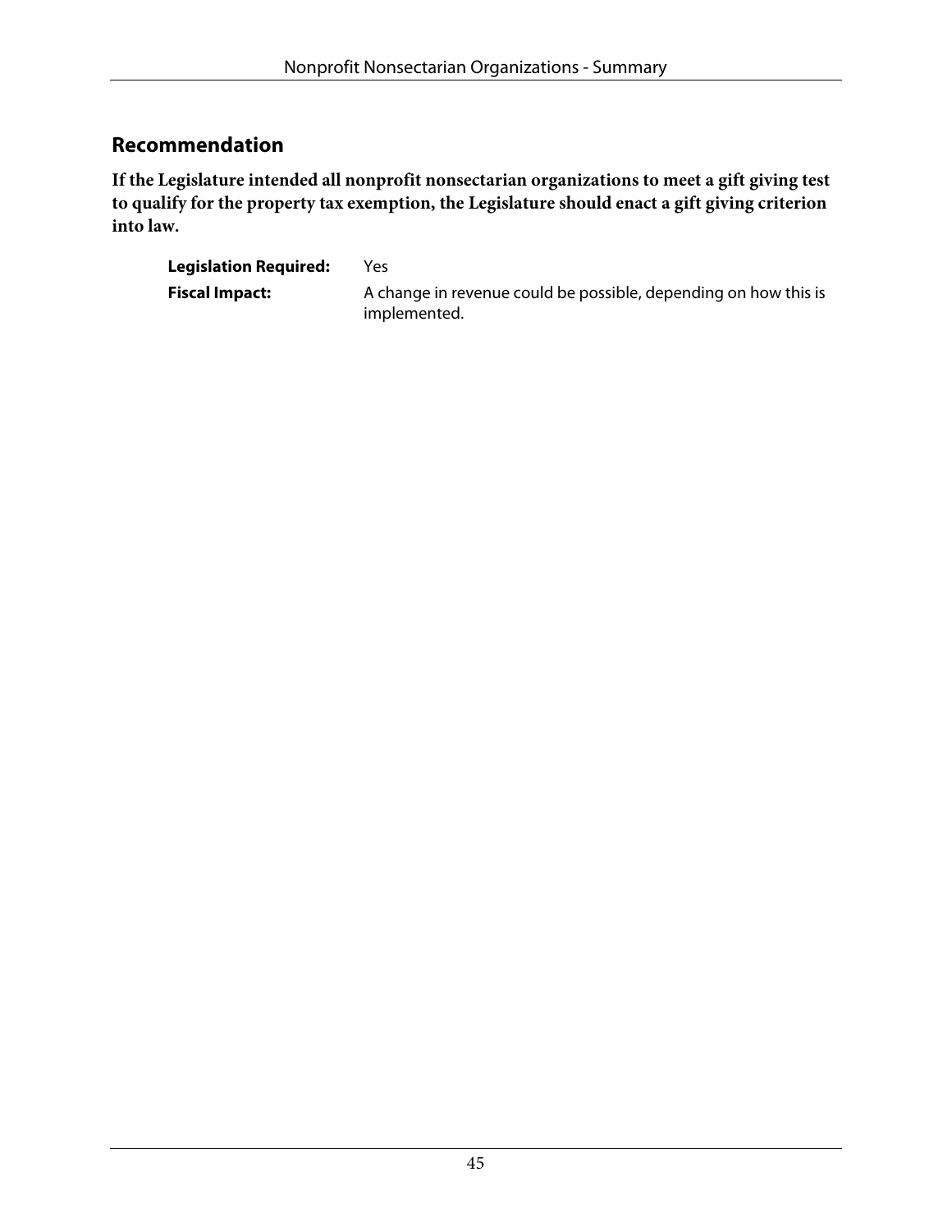## Recommendation

**If the Legislature intended all nonprofit nonsectarian organizations to meet a gift giving test to qualify for the property tax exemption, the Legislature should enact a gift giving criterion into law.**

**Legislation Required:** Yes

**Fiscal Impact:** A change in revenue could be possible, depending on how this is implemented.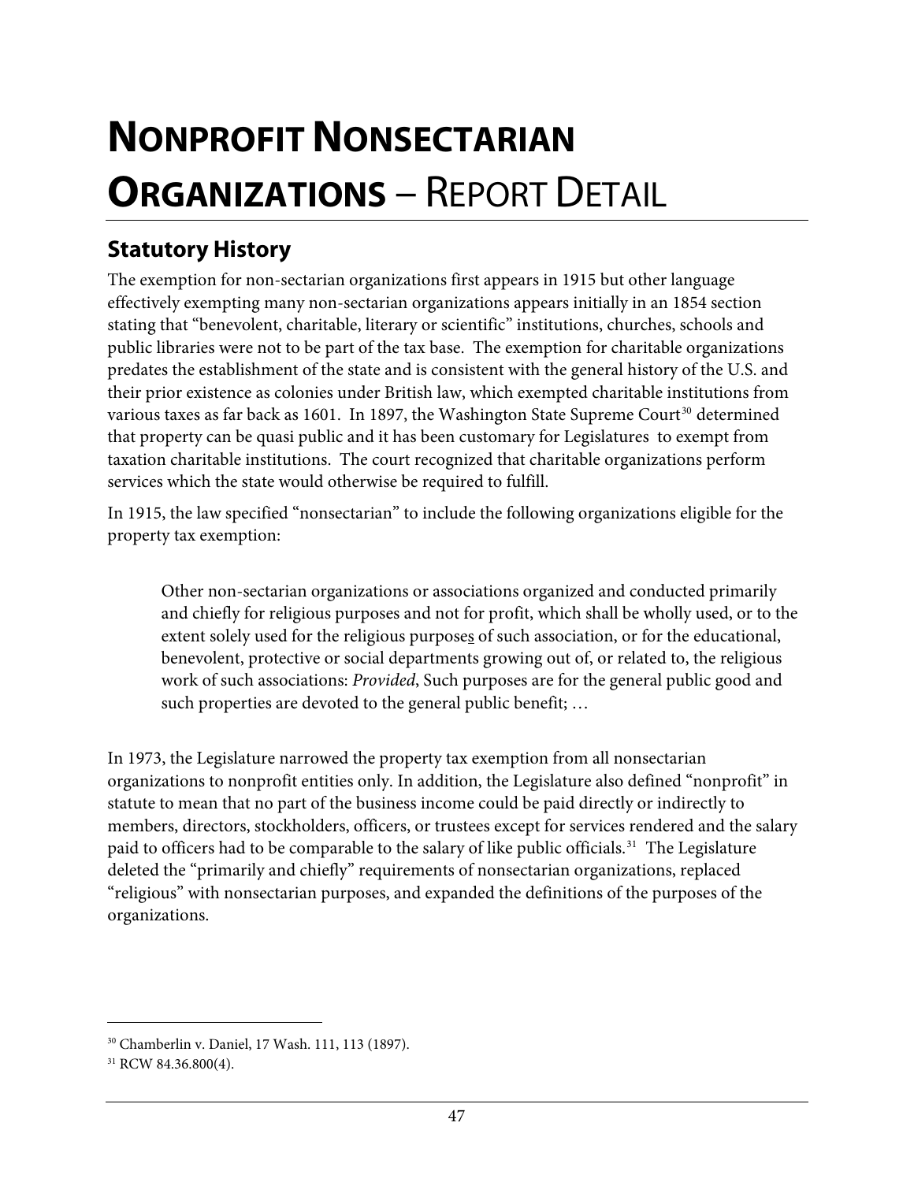# NONPROFIT NONSECTARIAN ORGANIZATIONS – REPORT DETAIL

## Statutory History

The exemption for non-sectarian organizations first appears in 1915 but other language effectively exempting many non-sectarian organizations appears initially in an 1854 section stating that "benevolent, charitable, literary or scientific" institutions, churches, schools and public libraries were not to be part of the tax base. The exemption for charitable organizations predates the establishment of the state and is consistent with the general history of the U.S. and their prior existence as colonies under British law, which exempted charitable institutions from various taxes as far back as 1601. In 1897, the Washington State Supreme Court[30] determined that property can be quasi public and it has been customary for Legislatures to exempt from taxation charitable institutions. The court recognized that charitable organizations perform services which the state would otherwise be required to fulfill.

In 1915, the law specified "nonsectarian" to include the following organizations eligible for the property tax exemption:

> Other non-sectarian organizations or associations organized and conducted primarily and chiefly for religious purposes and not for profit, which shall be wholly used, or to the extent solely used for the religious purposes of such association, or for the educational, benevolent, protective or social departments growing out of, or related to, the religious work of such associations: *Provided*, Such purposes are for the general public good and such properties are devoted to the general public benefit; …

In 1973, the Legislature narrowed the property tax exemption from all nonsectarian organizations to nonprofit entities only. In addition, the Legislature also defined "nonprofit" in statute to mean that no part of the business income could be paid directly or indirectly to members, directors, stockholders, officers, or trustees except for services rendered and the salary paid to officers had to be comparable to the salary of like public officials.[31] The Legislature deleted the "primarily and chiefly" requirements of nonsectarian organizations, replaced "religious" with nonsectarian purposes, and expanded the definitions of the purposes of the organizations.

---

[30] Chamberlin v. Daniel, 17 Wash. 111, 113 (1897).

[31] RCW 84.36.800(4).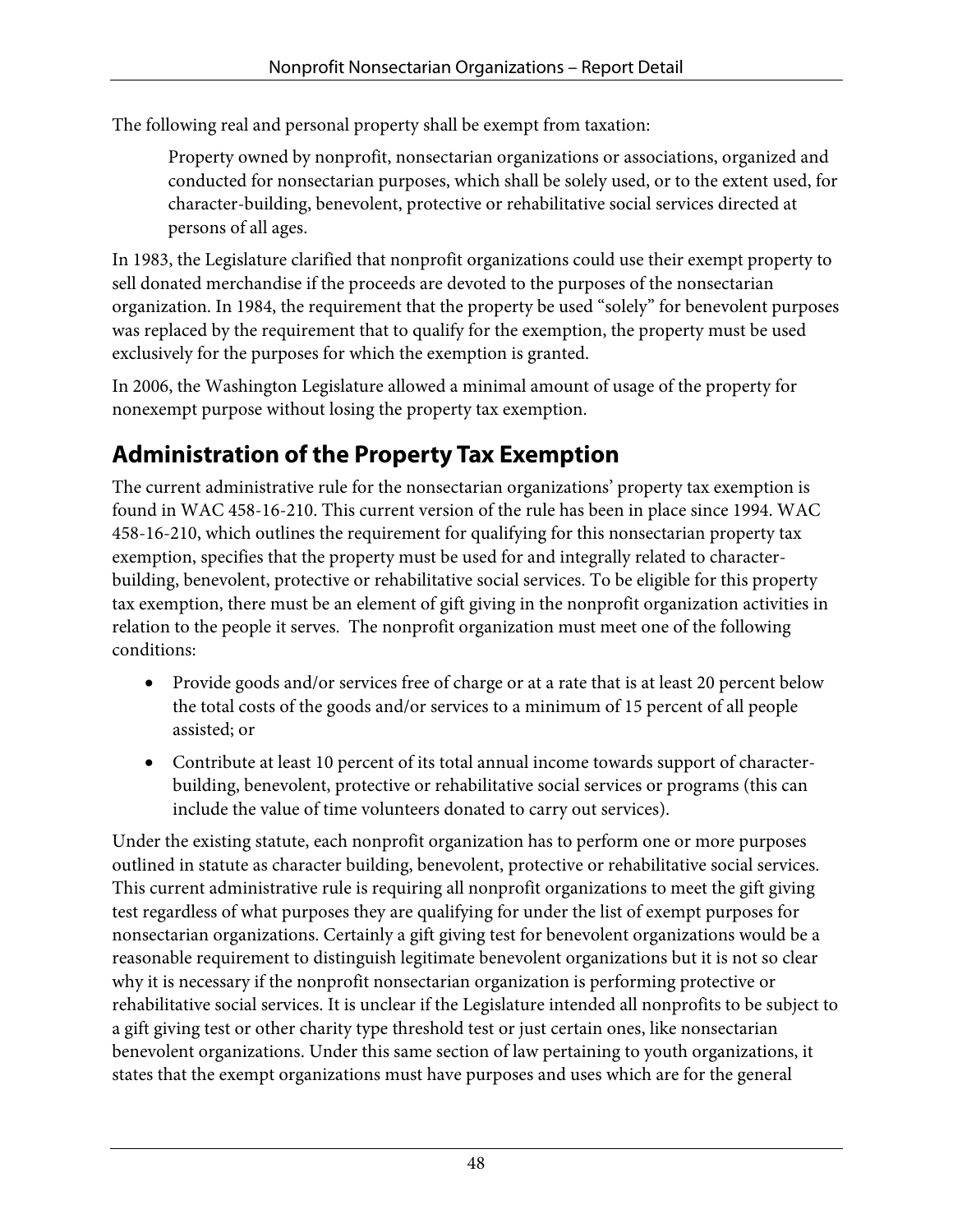The following real and personal property shall be exempt from taxation:

> Property owned by nonprofit, nonsectarian organizations or associations, organized and conducted for nonsectarian purposes, which shall be solely used, or to the extent used, for character-building, benevolent, protective or rehabilitative social services directed at persons of all ages.

In 1983, the Legislature clarified that nonprofit organizations could use their exempt property to sell donated merchandise if the proceeds are devoted to the purposes of the nonsectarian organization. In 1984, the requirement that the property be used "solely" for benevolent purposes was replaced by the requirement that to qualify for the exemption, the property must be used exclusively for the purposes for which the exemption is granted.

In 2006, the Washington Legislature allowed a minimal amount of usage of the property for nonexempt purpose without losing the property tax exemption.

## Administration of the Property Tax Exemption

The current administrative rule for the nonsectarian organizations' property tax exemption is found in WAC 458-16-210. This current version of the rule has been in place since 1994. WAC 458-16-210, which outlines the requirement for qualifying for this nonsectarian property tax exemption, specifies that the property must be used for and integrally related to character-building, benevolent, protective or rehabilitative social services. To be eligible for this property tax exemption, there must be an element of gift giving in the nonprofit organization activities in relation to the people it serves. The nonprofit organization must meet one of the following conditions:

- Provide goods and/or services free of charge or at a rate that is at least 20 percent below the total costs of the goods and/or services to a minimum of 15 percent of all people assisted; or
- Contribute at least 10 percent of its total annual income towards support of character-building, benevolent, protective or rehabilitative social services or programs (this can include the value of time volunteers donated to carry out services).

Under the existing statute, each nonprofit organization has to perform one or more purposes outlined in statute as character building, benevolent, protective or rehabilitative social services. This current administrative rule is requiring all nonprofit organizations to meet the gift giving test regardless of what purposes they are qualifying for under the list of exempt purposes for nonsectarian organizations. Certainly a gift giving test for benevolent organizations would be a reasonable requirement to distinguish legitimate benevolent organizations but it is not so clear why it is necessary if the nonprofit nonsectarian organization is performing protective or rehabilitative social services. It is unclear if the Legislature intended all nonprofits to be subject to a gift giving test or other charity type threshold test or just certain ones, like nonsectarian benevolent organizations. Under this same section of law pertaining to youth organizations, it states that the exempt organizations must have purposes and uses which are for the general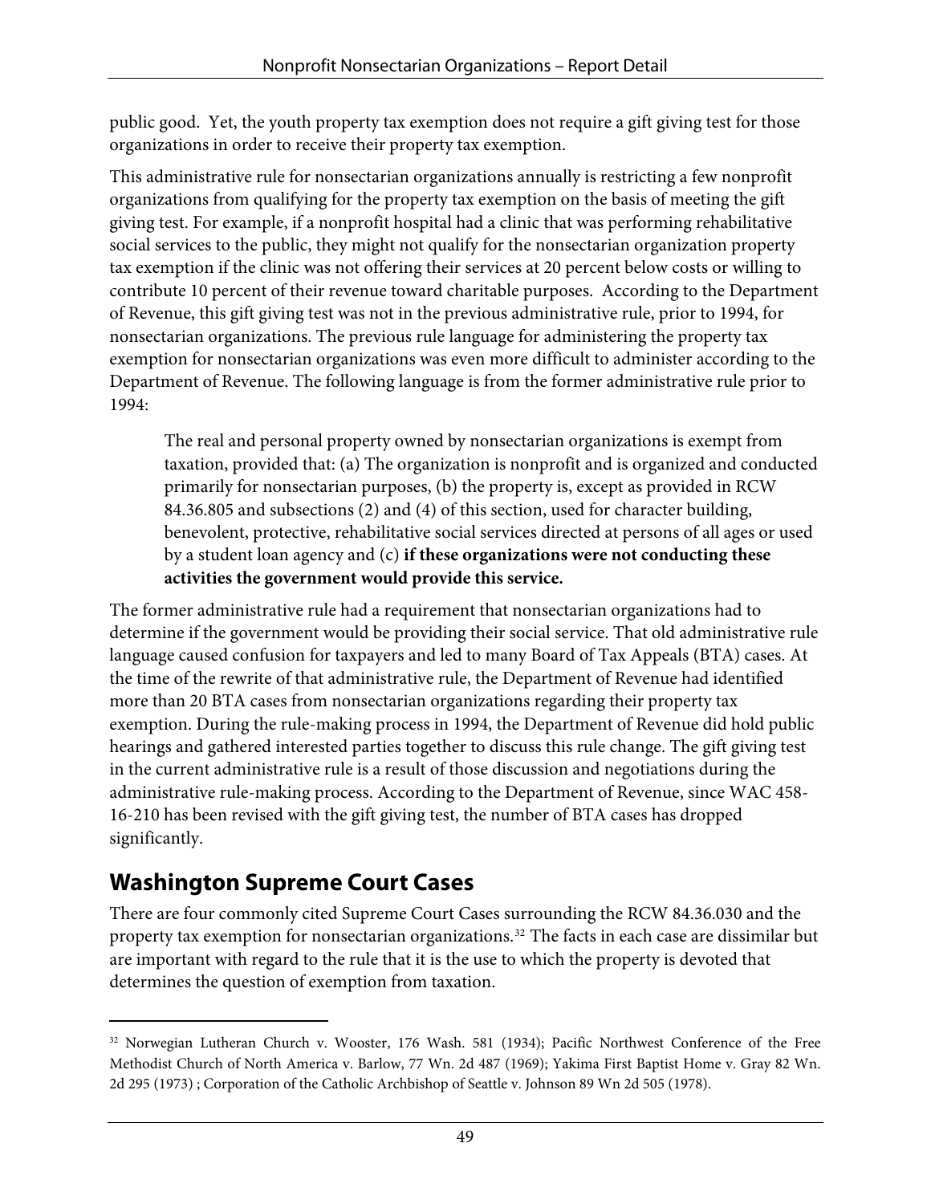public good. Yet, the youth property tax exemption does not require a gift giving test for those organizations in order to receive their property tax exemption.

This administrative rule for nonsectarian organizations annually is restricting a few nonprofit organizations from qualifying for the property tax exemption on the basis of meeting the gift giving test. For example, if a nonprofit hospital had a clinic that was performing rehabilitative social services to the public, they might not qualify for the nonsectarian organization property tax exemption if the clinic was not offering their services at 20 percent below costs or willing to contribute 10 percent of their revenue toward charitable purposes. According to the Department of Revenue, this gift giving test was not in the previous administrative rule, prior to 1994, for nonsectarian organizations. The previous rule language for administering the property tax exemption for nonsectarian organizations was even more difficult to administer according to the Department of Revenue. The following language is from the former administrative rule prior to 1994:

> The real and personal property owned by nonsectarian organizations is exempt from taxation, provided that: (a) The organization is nonprofit and is organized and conducted primarily for nonsectarian purposes, (b) the property is, except as provided in RCW 84.36.805 and subsections (2) and (4) of this section, used for character building, benevolent, protective, rehabilitative social services directed at persons of all ages or used by a student loan agency and (c) **if these organizations were not conducting these activities the government would provide this service.**

The former administrative rule had a requirement that nonsectarian organizations had to determine if the government would be providing their social service. That old administrative rule language caused confusion for taxpayers and led to many Board of Tax Appeals (BTA) cases. At the time of the rewrite of that administrative rule, the Department of Revenue had identified more than 20 BTA cases from nonsectarian organizations regarding their property tax exemption. During the rule-making process in 1994, the Department of Revenue did hold public hearings and gathered interested parties together to discuss this rule change. The gift giving test in the current administrative rule is a result of those discussion and negotiations during the administrative rule-making process. According to the Department of Revenue, since WAC 458-16-210 has been revised with the gift giving test, the number of BTA cases has dropped significantly.

## Washington Supreme Court Cases

There are four commonly cited Supreme Court Cases surrounding the RCW 84.36.030 and the property tax exemption for nonsectarian organizations.[32] The facts in each case are dissimilar but are important with regard to the rule that it is the use to which the property is devoted that determines the question of exemption from taxation.

---

[32] Norwegian Lutheran Church v. Wooster, 176 Wash. 581 (1934); Pacific Northwest Conference of the Free Methodist Church of North America v. Barlow, 77 Wn. 2d 487 (1969); Yakima First Baptist Home v. Gray 82 Wn. 2d 295 (1973) ; Corporation of the Catholic Archbishop of Seattle v. Johnson 89 Wn 2d 505 (1978).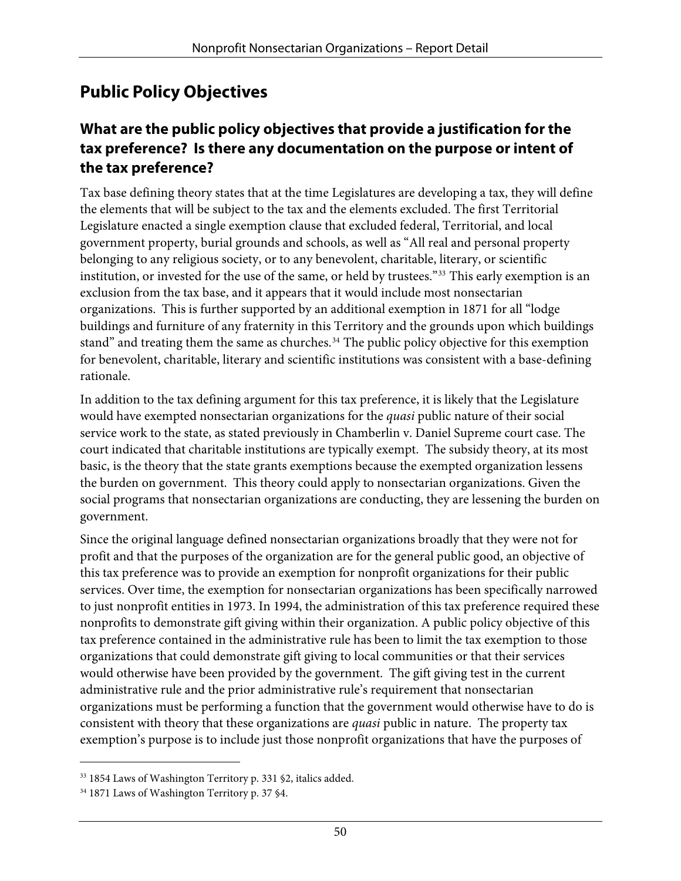## Public Policy Objectives

### What are the public policy objectives that provide a justification for the tax preference? Is there any documentation on the purpose or intent of the tax preference?

Tax base defining theory states that at the time Legislatures are developing a tax, they will define the elements that will be subject to the tax and the elements excluded. The first Territorial Legislature enacted a single exemption clause that excluded federal, Territorial, and local government property, burial grounds and schools, as well as "All real and personal property belonging to any religious society, or to any benevolent, charitable, literary, or scientific institution, or invested for the use of the same, or held by trustees."[33] This early exemption is an exclusion from the tax base, and it appears that it would include most nonsectarian organizations. This is further supported by an additional exemption in 1871 for all "lodge buildings and furniture of any fraternity in this Territory and the grounds upon which buildings stand" and treating them the same as churches.[34] The public policy objective for this exemption for benevolent, charitable, literary and scientific institutions was consistent with a base-defining rationale.

In addition to the tax defining argument for this tax preference, it is likely that the Legislature would have exempted nonsectarian organizations for the *quasi* public nature of their social service work to the state, as stated previously in Chamberlin v. Daniel Supreme court case. The court indicated that charitable institutions are typically exempt. The subsidy theory, at its most basic, is the theory that the state grants exemptions because the exempted organization lessens the burden on government. This theory could apply to nonsectarian organizations. Given the social programs that nonsectarian organizations are conducting, they are lessening the burden on government.

Since the original language defined nonsectarian organizations broadly that they were not for profit and that the purposes of the organization are for the general public good, an objective of this tax preference was to provide an exemption for nonprofit organizations for their public services. Over time, the exemption for nonsectarian organizations has been specifically narrowed to just nonprofit entities in 1973. In 1994, the administration of this tax preference required these nonprofits to demonstrate gift giving within their organization. A public policy objective of this tax preference contained in the administrative rule has been to limit the tax exemption to those organizations that could demonstrate gift giving to local communities or that their services would otherwise have been provided by the government. The gift giving test in the current administrative rule and the prior administrative rule's requirement that nonsectarian organizations must be performing a function that the government would otherwise have to do is consistent with theory that these organizations are *quasi* public in nature. The property tax exemption's purpose is to include just those nonprofit organizations that have the purposes of

---

[33] 1854 Laws of Washington Territory p. 331 §2, italics added.

[34] 1871 Laws of Washington Territory p. 37 §4.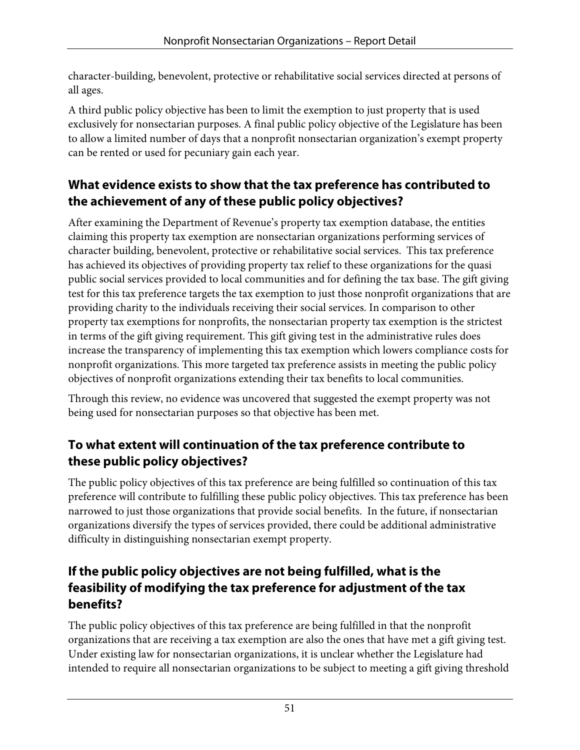character-building, benevolent, protective or rehabilitative social services directed at persons of all ages.

A third public policy objective has been to limit the exemption to just property that is used exclusively for nonsectarian purposes. A final public policy objective of the Legislature has been to allow a limited number of days that a nonprofit nonsectarian organization's exempt property can be rented or used for pecuniary gain each year.

## What evidence exists to show that the tax preference has contributed to the achievement of any of these public policy objectives?

After examining the Department of Revenue's property tax exemption database, the entities claiming this property tax exemption are nonsectarian organizations performing services of character building, benevolent, protective or rehabilitative social services. This tax preference has achieved its objectives of providing property tax relief to these organizations for the quasi public social services provided to local communities and for defining the tax base. The gift giving test for this tax preference targets the tax exemption to just those nonprofit organizations that are providing charity to the individuals receiving their social services. In comparison to other property tax exemptions for nonprofits, the nonsectarian property tax exemption is the strictest in terms of the gift giving requirement. This gift giving test in the administrative rules does increase the transparency of implementing this tax exemption which lowers compliance costs for nonprofit organizations. This more targeted tax preference assists in meeting the public policy objectives of nonprofit organizations extending their tax benefits to local communities.

Through this review, no evidence was uncovered that suggested the exempt property was not being used for nonsectarian purposes so that objective has been met.

## To what extent will continuation of the tax preference contribute to these public policy objectives?

The public policy objectives of this tax preference are being fulfilled so continuation of this tax preference will contribute to fulfilling these public policy objectives. This tax preference has been narrowed to just those organizations that provide social benefits. In the future, if nonsectarian organizations diversify the types of services provided, there could be additional administrative difficulty in distinguishing nonsectarian exempt property.

## If the public policy objectives are not being fulfilled, what is the feasibility of modifying the tax preference for adjustment of the tax benefits?

The public policy objectives of this tax preference are being fulfilled in that the nonprofit organizations that are receiving a tax exemption are also the ones that have met a gift giving test. Under existing law for nonsectarian organizations, it is unclear whether the Legislature had intended to require all nonsectarian organizations to be subject to meeting a gift giving threshold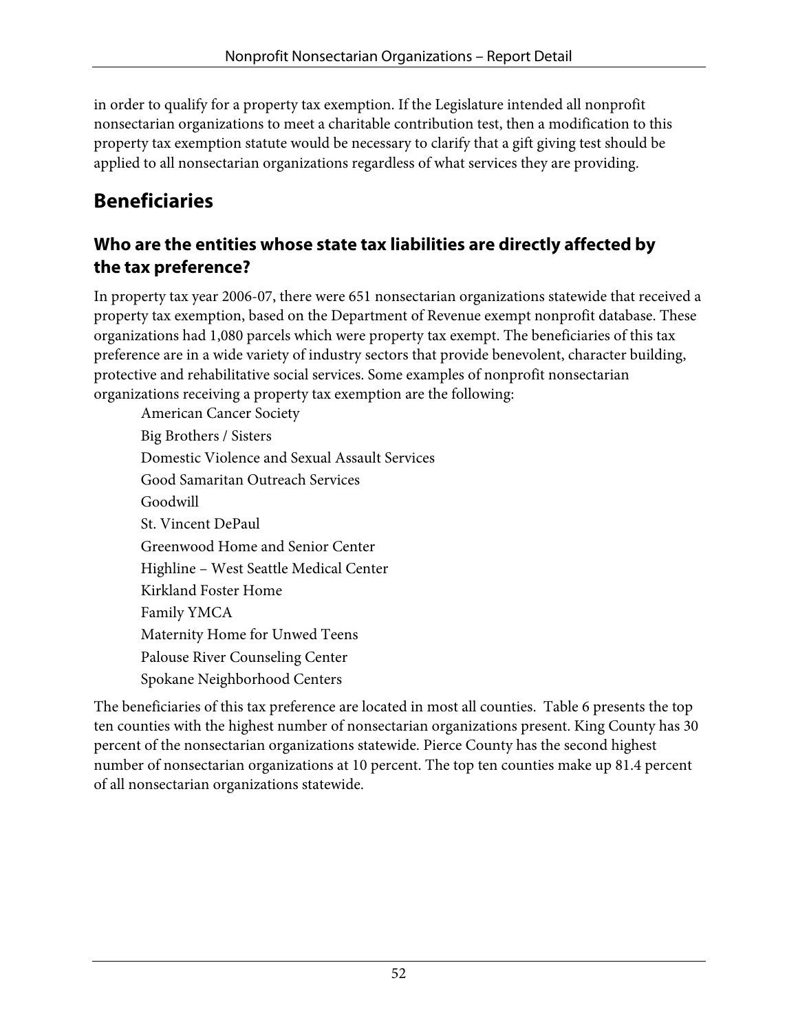in order to qualify for a property tax exemption. If the Legislature intended all nonprofit nonsectarian organizations to meet a charitable contribution test, then a modification to this property tax exemption statute would be necessary to clarify that a gift giving test should be applied to all nonsectarian organizations regardless of what services they are providing.

## Beneficiaries

### Who are the entities whose state tax liabilities are directly affected by the tax preference?

In property tax year 2006-07, there were 651 nonsectarian organizations statewide that received a property tax exemption, based on the Department of Revenue exempt nonprofit database. These organizations had 1,080 parcels which were property tax exempt. The beneficiaries of this tax preference are in a wide variety of industry sectors that provide benevolent, character building, protective and rehabilitative social services. Some examples of nonprofit nonsectarian organizations receiving a property tax exemption are the following:

American Cancer Society
Big Brothers / Sisters
Domestic Violence and Sexual Assault Services
Good Samaritan Outreach Services
Goodwill
St. Vincent DePaul
Greenwood Home and Senior Center
Highline – West Seattle Medical Center
Kirkland Foster Home
Family YMCA
Maternity Home for Unwed Teens
Palouse River Counseling Center
Spokane Neighborhood Centers

The beneficiaries of this tax preference are located in most all counties. Table 6 presents the top ten counties with the highest number of nonsectarian organizations present. King County has 30 percent of the nonsectarian organizations statewide. Pierce County has the second highest number of nonsectarian organizations at 10 percent. The top ten counties make up 81.4 percent of all nonsectarian organizations statewide.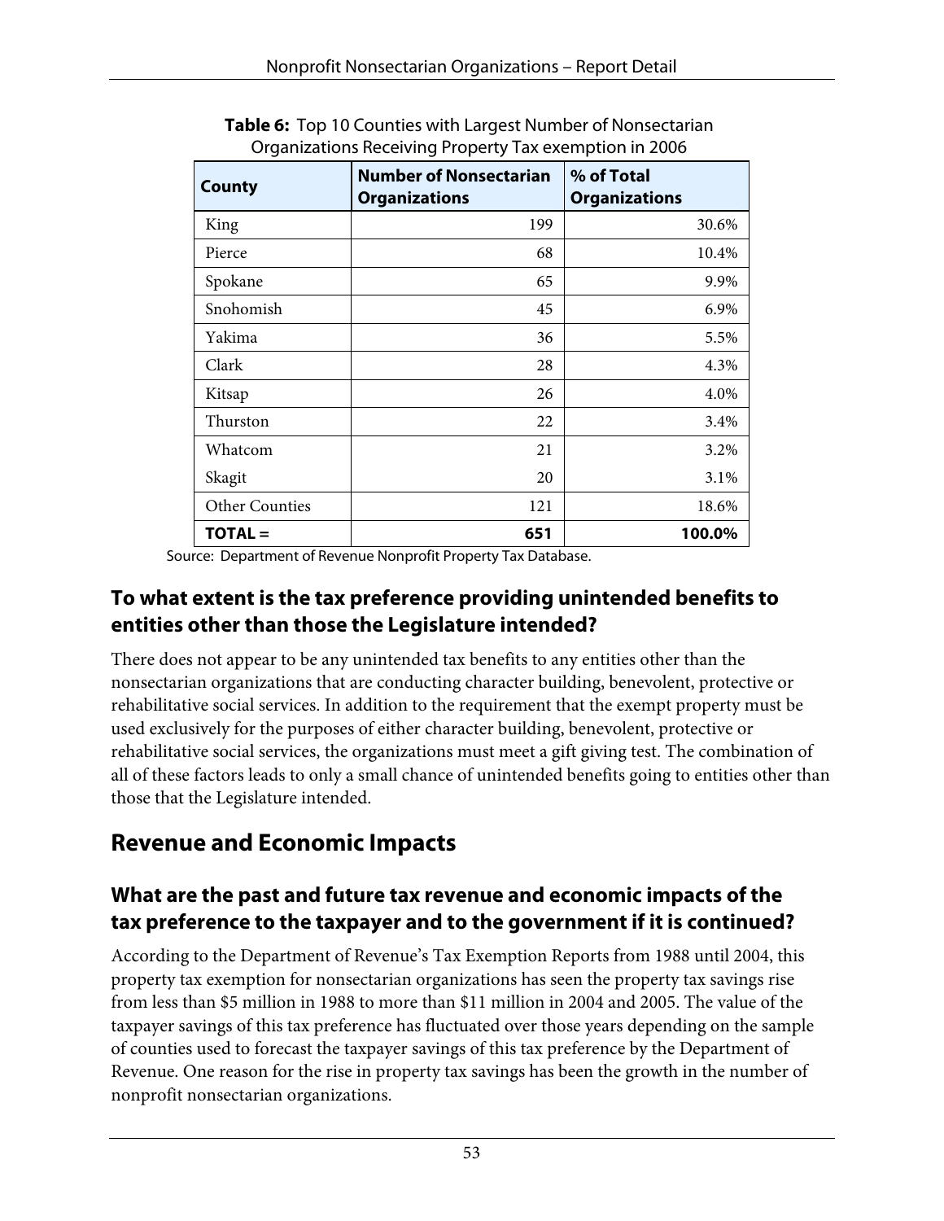**Table 6:** Top 10 Counties with Largest Number of Nonsectarian Organizations Receiving Property Tax exemption in 2006

| County | Number of Nonsectarian Organizations | % of Total Organizations |
|---|---:|---:|
| King | 199 | 30.6% |
| Pierce | 68 | 10.4% |
| Spokane | 65 | 9.9% |
| Snohomish | 45 | 6.9% |
| Yakima | 36 | 5.5% |
| Clark | 28 | 4.3% |
| Kitsap | 26 | 4.0% |
| Thurston | 22 | 3.4% |
| Whatcom | 21 | 3.2% |
| Skagit | 20 | 3.1% |
| Other Counties | 121 | 18.6% |
| **TOTAL =** | **651** | **100.0%** |

Source: Department of Revenue Nonprofit Property Tax Database.

### To what extent is the tax preference providing unintended benefits to entities other than those the Legislature intended?

There does not appear to be any unintended tax benefits to any entities other than the nonsectarian organizations that are conducting character building, benevolent, protective or rehabilitative social services. In addition to the requirement that the exempt property must be used exclusively for the purposes of either character building, benevolent, protective or rehabilitative social services, the organizations must meet a gift giving test. The combination of all of these factors leads to only a small chance of unintended benefits going to entities other than those that the Legislature intended.

## Revenue and Economic Impacts

### What are the past and future tax revenue and economic impacts of the tax preference to the taxpayer and to the government if it is continued?

According to the Department of Revenue's Tax Exemption Reports from 1988 until 2004, this property tax exemption for nonsectarian organizations has seen the property tax savings rise from less than $5 million in 1988 to more than $11 million in 2004 and 2005. The value of the taxpayer savings of this tax preference has fluctuated over those years depending on the sample of counties used to forecast the taxpayer savings of this tax preference by the Department of Revenue. One reason for the rise in property tax savings has been the growth in the number of nonprofit nonsectarian organizations.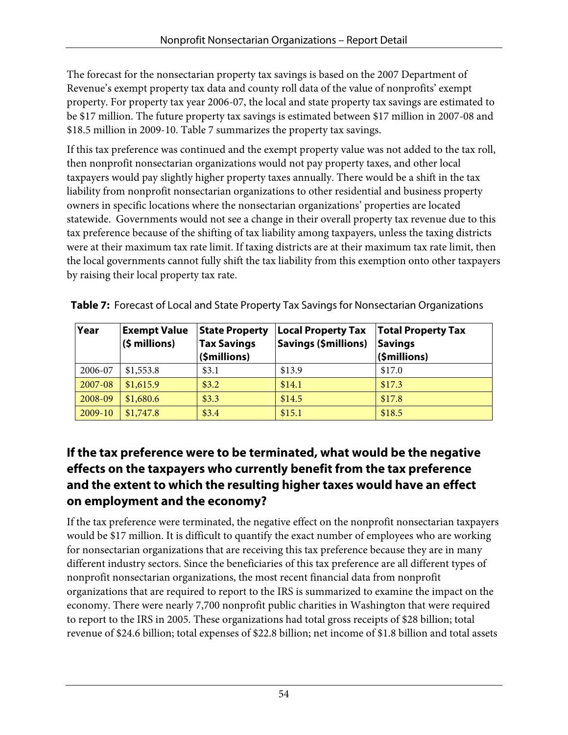The forecast for the nonsectarian property tax savings is based on the 2007 Department of Revenue's exempt property tax data and county roll data of the value of nonprofits' exempt property. For property tax year 2006-07, the local and state property tax savings are estimated to be $17 million. The future property tax savings is estimated between $17 million in 2007-08 and $18.5 million in 2009-10. Table 7 summarizes the property tax savings.

If this tax preference was continued and the exempt property value was not added to the tax roll, then nonprofit nonsectarian organizations would not pay property taxes, and other local taxpayers would pay slightly higher property taxes annually. There would be a shift in the tax liability from nonprofit nonsectarian organizations to other residential and business property owners in specific locations where the nonsectarian organizations' properties are located statewide. Governments would not see a change in their overall property tax revenue due to this tax preference because of the shifting of tax liability among taxpayers, unless the taxing districts were at their maximum tax rate limit. If taxing districts are at their maximum tax rate limit, then the local governments cannot fully shift the tax liability from this exemption onto other taxpayers by raising their local property tax rate.

**Table 7:** Forecast of Local and State Property Tax Savings for Nonsectarian Organizations

| Year | Exempt Value ($ millions) | State Property Tax Savings ($millions) | Local Property Tax Savings ($millions) | Total Property Tax Savings ($millions) |
|---|---|---|---|---|
| 2006-07 | $1,553.8 | $3.1 | $13.9 | $17.0 |
| 2007-08 | $1,615.9 | $3.2 | $14.1 | $17.3 |
| 2008-09 | $1,680.6 | $3.3 | $14.5 | $17.8 |
| 2009-10 | $1,747.8 | $3.4 | $15.1 | $18.5 |

## If the tax preference were to be terminated, what would be the negative effects on the taxpayers who currently benefit from the tax preference and the extent to which the resulting higher taxes would have an effect on employment and the economy?

If the tax preference were terminated, the negative effect on the nonprofit nonsectarian taxpayers would be $17 million. It is difficult to quantify the exact number of employees who are working for nonsectarian organizations that are receiving this tax preference because they are in many different industry sectors. Since the beneficiaries of this tax preference are all different types of nonprofit nonsectarian organizations, the most recent financial data from nonprofit organizations that are required to report to the IRS is summarized to examine the impact on the economy. There were nearly 7,700 nonprofit public charities in Washington that were required to report to the IRS in 2005. These organizations had total gross receipts of $28 billion; total revenue of $24.6 billion; total expenses of $22.8 billion; net income of $1.8 billion and total assets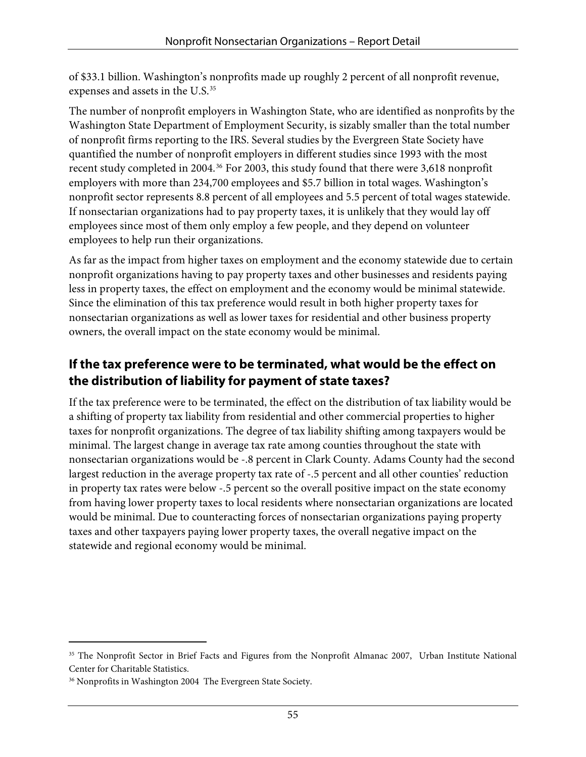of $33.1 billion. Washington's nonprofits made up roughly 2 percent of all nonprofit revenue, expenses and assets in the U.S.[35]

The number of nonprofit employers in Washington State, who are identified as nonprofits by the Washington State Department of Employment Security, is sizably smaller than the total number of nonprofit firms reporting to the IRS. Several studies by the Evergreen State Society have quantified the number of nonprofit employers in different studies since 1993 with the most recent study completed in 2004.[36] For 2003, this study found that there were 3,618 nonprofit employers with more than 234,700 employees and $5.7 billion in total wages. Washington's nonprofit sector represents 8.8 percent of all employees and 5.5 percent of total wages statewide. If nonsectarian organizations had to pay property taxes, it is unlikely that they would lay off employees since most of them only employ a few people, and they depend on volunteer employees to help run their organizations.

As far as the impact from higher taxes on employment and the economy statewide due to certain nonprofit organizations having to pay property taxes and other businesses and residents paying less in property taxes, the effect on employment and the economy would be minimal statewide. Since the elimination of this tax preference would result in both higher property taxes for nonsectarian organizations as well as lower taxes for residential and other business property owners, the overall impact on the state economy would be minimal.

## If the tax preference were to be terminated, what would be the effect on the distribution of liability for payment of state taxes?

If the tax preference were to be terminated, the effect on the distribution of tax liability would be a shifting of property tax liability from residential and other commercial properties to higher taxes for nonprofit organizations. The degree of tax liability shifting among taxpayers would be minimal. The largest change in average tax rate among counties throughout the state with nonsectarian organizations would be -.8 percent in Clark County. Adams County had the second largest reduction in the average property tax rate of -.5 percent and all other counties' reduction in property tax rates were below -.5 percent so the overall positive impact on the state economy from having lower property taxes to local residents where nonsectarian organizations are located would be minimal. Due to counteracting forces of nonsectarian organizations paying property taxes and other taxpayers paying lower property taxes, the overall negative impact on the statewide and regional economy would be minimal.

---

[35] The Nonprofit Sector in Brief Facts and Figures from the Nonprofit Almanac 2007, Urban Institute National Center for Charitable Statistics.

[36] Nonprofits in Washington 2004 The Evergreen State Society.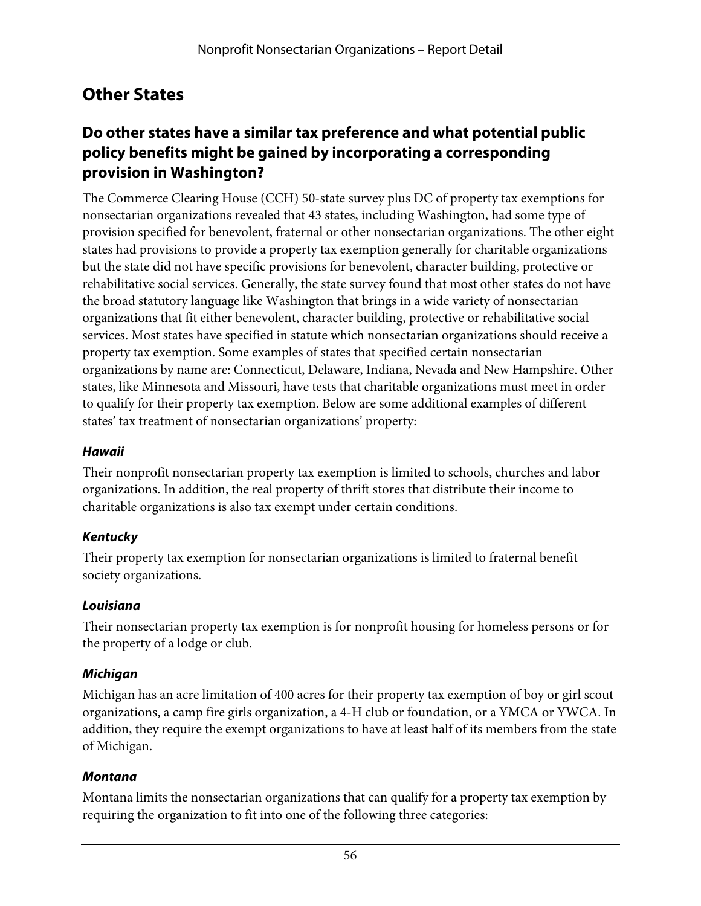## Other States

### Do other states have a similar tax preference and what potential public policy benefits might be gained by incorporating a corresponding provision in Washington?

The Commerce Clearing House (CCH) 50-state survey plus DC of property tax exemptions for nonsectarian organizations revealed that 43 states, including Washington, had some type of provision specified for benevolent, fraternal or other nonsectarian organizations. The other eight states had provisions to provide a property tax exemption generally for charitable organizations but the state did not have specific provisions for benevolent, character building, protective or rehabilitative social services. Generally, the state survey found that most other states do not have the broad statutory language like Washington that brings in a wide variety of nonsectarian organizations that fit either benevolent, character building, protective or rehabilitative social services. Most states have specified in statute which nonsectarian organizations should receive a property tax exemption. Some examples of states that specified certain nonsectarian organizations by name are: Connecticut, Delaware, Indiana, Nevada and New Hampshire. Other states, like Minnesota and Missouri, have tests that charitable organizations must meet in order to qualify for their property tax exemption. Below are some additional examples of different states' tax treatment of nonsectarian organizations' property:

#### *Hawaii*

Their nonprofit nonsectarian property tax exemption is limited to schools, churches and labor organizations. In addition, the real property of thrift stores that distribute their income to charitable organizations is also tax exempt under certain conditions.

#### *Kentucky*

Their property tax exemption for nonsectarian organizations is limited to fraternal benefit society organizations.

#### *Louisiana*

Their nonsectarian property tax exemption is for nonprofit housing for homeless persons or for the property of a lodge or club.

#### *Michigan*

Michigan has an acre limitation of 400 acres for their property tax exemption of boy or girl scout organizations, a camp fire girls organization, a 4-H club or foundation, or a YMCA or YWCA. In addition, they require the exempt organizations to have at least half of its members from the state of Michigan.

#### *Montana*

Montana limits the nonsectarian organizations that can qualify for a property tax exemption by requiring the organization to fit into one of the following three categories: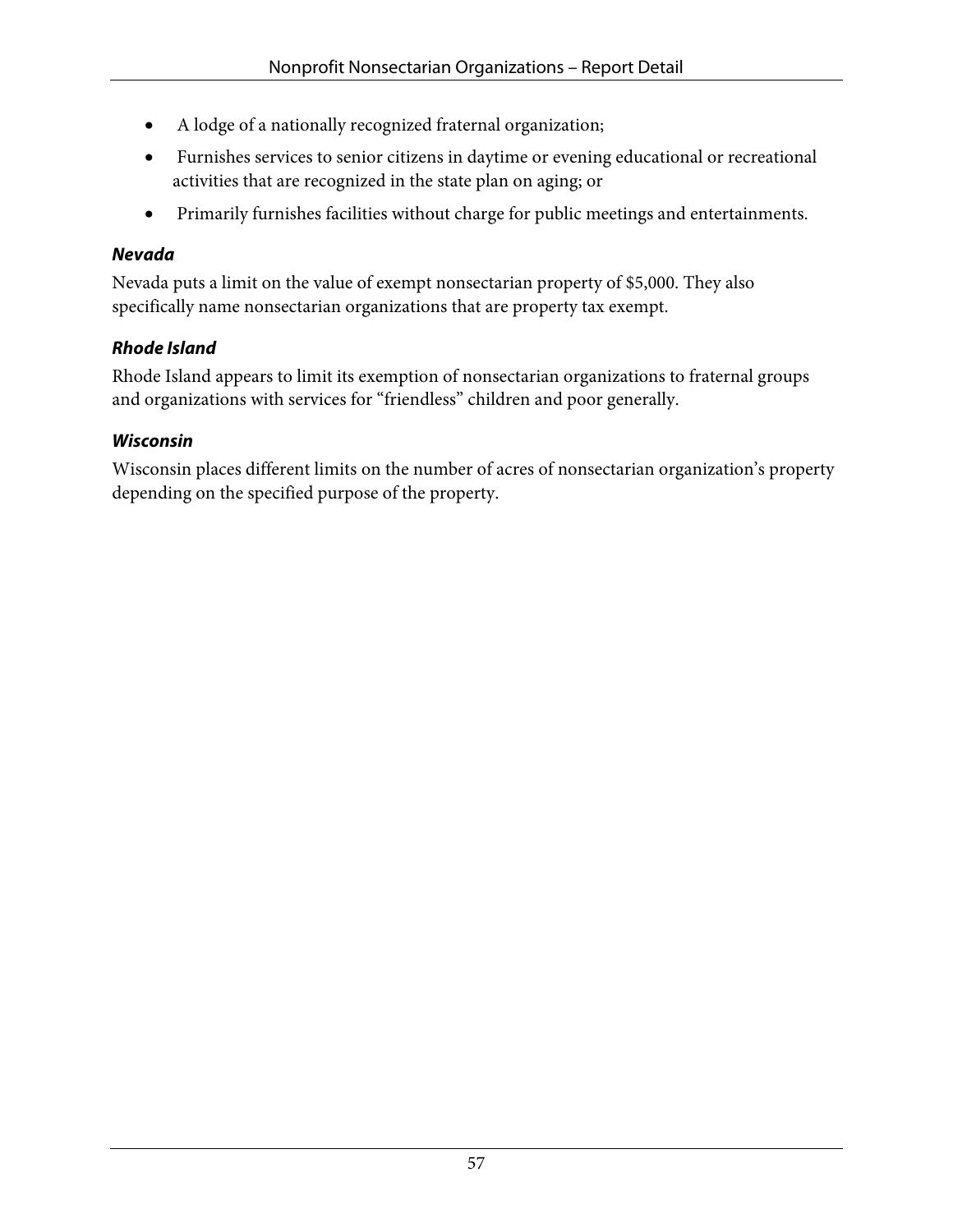- A lodge of a nationally recognized fraternal organization;
- Furnishes services to senior citizens in daytime or evening educational or recreational activities that are recognized in the state plan on aging; or
- Primarily furnishes facilities without charge for public meetings and entertainments.

### *Nevada*

Nevada puts a limit on the value of exempt nonsectarian property of $5,000. They also specifically name nonsectarian organizations that are property tax exempt.

### *Rhode Island*

Rhode Island appears to limit its exemption of nonsectarian organizations to fraternal groups and organizations with services for "friendless" children and poor generally.

### *Wisconsin*

Wisconsin places different limits on the number of acres of nonsectarian organization's property depending on the specified purpose of the property.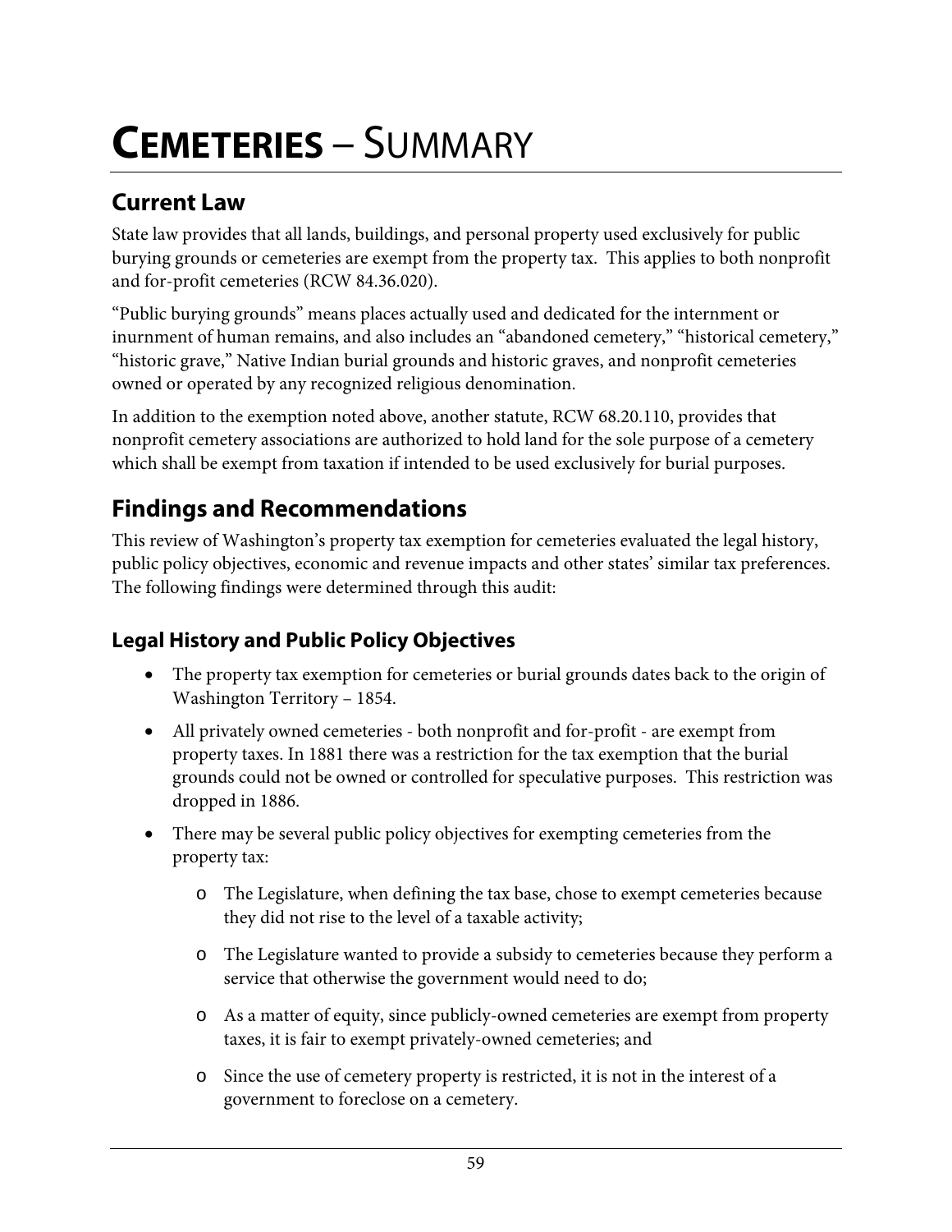# **CEMETERIES** – SUMMARY

## Current Law

State law provides that all lands, buildings, and personal property used exclusively for public burying grounds or cemeteries are exempt from the property tax. This applies to both nonprofit and for-profit cemeteries (RCW 84.36.020).

"Public burying grounds" means places actually used and dedicated for the internment or inurnment of human remains, and also includes an "abandoned cemetery," "historical cemetery," "historic grave," Native Indian burial grounds and historic graves, and nonprofit cemeteries owned or operated by any recognized religious denomination.

In addition to the exemption noted above, another statute, RCW 68.20.110, provides that nonprofit cemetery associations are authorized to hold land for the sole purpose of a cemetery which shall be exempt from taxation if intended to be used exclusively for burial purposes.

## Findings and Recommendations

This review of Washington's property tax exemption for cemeteries evaluated the legal history, public policy objectives, economic and revenue impacts and other states' similar tax preferences. The following findings were determined through this audit:

### Legal History and Public Policy Objectives

- The property tax exemption for cemeteries or burial grounds dates back to the origin of Washington Territory – 1854.
- All privately owned cemeteries - both nonprofit and for-profit - are exempt from property taxes. In 1881 there was a restriction for the tax exemption that the burial grounds could not be owned or controlled for speculative purposes. This restriction was dropped in 1886.
- There may be several public policy objectives for exempting cemeteries from the property tax:
  - The Legislature, when defining the tax base, chose to exempt cemeteries because they did not rise to the level of a taxable activity;
  - The Legislature wanted to provide a subsidy to cemeteries because they perform a service that otherwise the government would need to do;
  - As a matter of equity, since publicly-owned cemeteries are exempt from property taxes, it is fair to exempt privately-owned cemeteries; and
  - Since the use of cemetery property is restricted, it is not in the interest of a government to foreclose on a cemetery.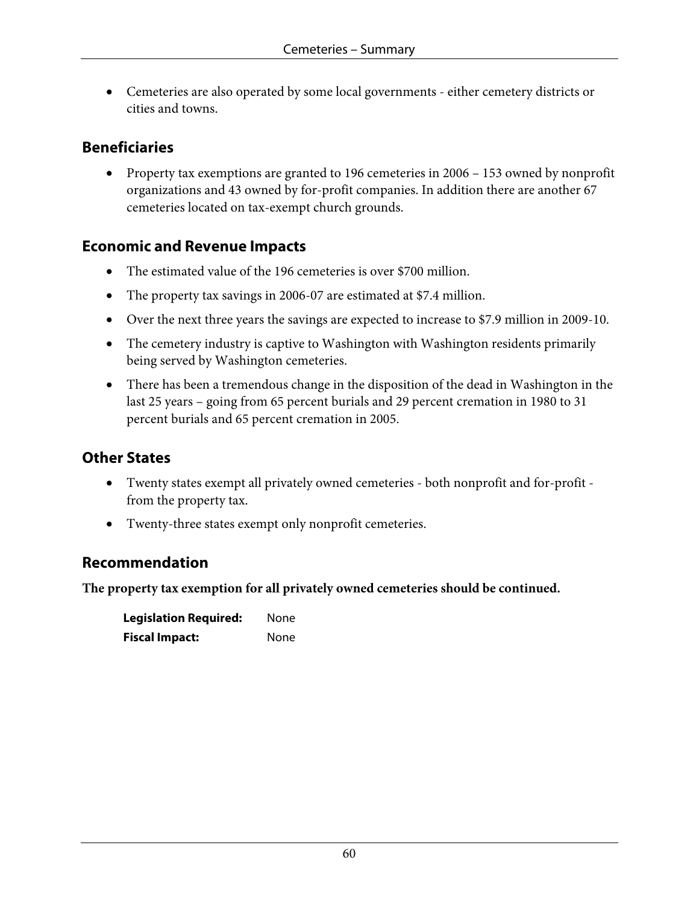- Cemeteries are also operated by some local governments - either cemetery districts or cities and towns.

## Beneficiaries

- Property tax exemptions are granted to 196 cemeteries in 2006 – 153 owned by nonprofit organizations and 43 owned by for-profit companies. In addition there are another 67 cemeteries located on tax-exempt church grounds.

## Economic and Revenue Impacts

- The estimated value of the 196 cemeteries is over $700 million.
- The property tax savings in 2006-07 are estimated at $7.4 million.
- Over the next three years the savings are expected to increase to $7.9 million in 2009-10.
- The cemetery industry is captive to Washington with Washington residents primarily being served by Washington cemeteries.
- There has been a tremendous change in the disposition of the dead in Washington in the last 25 years – going from 65 percent burials and 29 percent cremation in 1980 to 31 percent burials and 65 percent cremation in 2005.

## Other States

- Twenty states exempt all privately owned cemeteries - both nonprofit and for-profit - from the property tax.
- Twenty-three states exempt only nonprofit cemeteries.

## Recommendation

**The property tax exemption for all privately owned cemeteries should be continued.**

**Legislation Required:** None

**Fiscal Impact:** None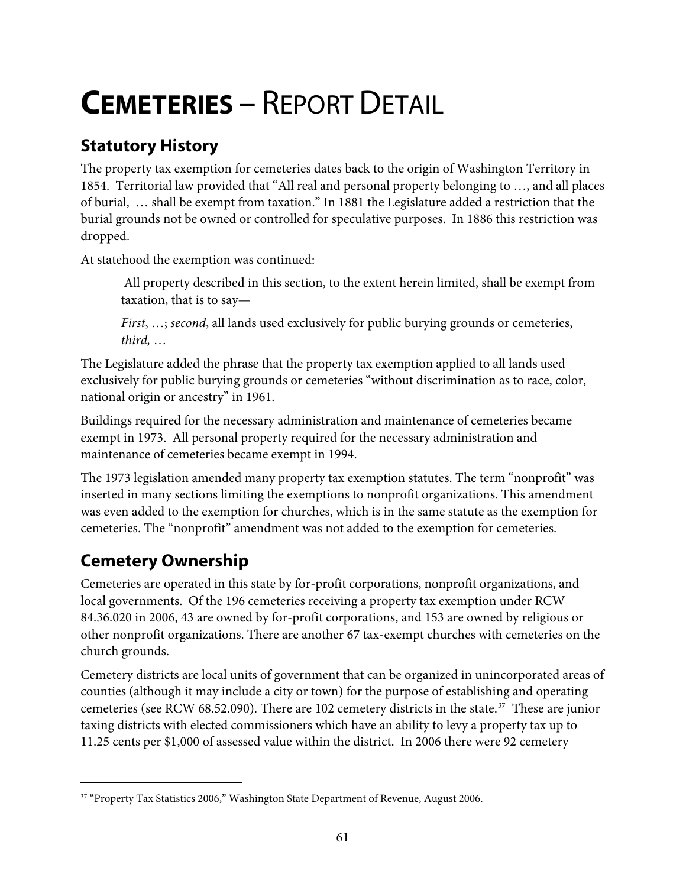# CEMETERIES – REPORT DETAIL

## Statutory History

The property tax exemption for cemeteries dates back to the origin of Washington Territory in 1854. Territorial law provided that "All real and personal property belonging to …, and all places of burial, … shall be exempt from taxation." In 1881 the Legislature added a restriction that the burial grounds not be owned or controlled for speculative purposes. In 1886 this restriction was dropped.

At statehood the exemption was continued:

> All property described in this section, to the extent herein limited, shall be exempt from taxation, that is to say—
>
> *First*, …; *second*, all lands used exclusively for public burying grounds or cemeteries, *third,* …

The Legislature added the phrase that the property tax exemption applied to all lands used exclusively for public burying grounds or cemeteries "without discrimination as to race, color, national origin or ancestry" in 1961.

Buildings required for the necessary administration and maintenance of cemeteries became exempt in 1973. All personal property required for the necessary administration and maintenance of cemeteries became exempt in 1994.

The 1973 legislation amended many property tax exemption statutes. The term "nonprofit" was inserted in many sections limiting the exemptions to nonprofit organizations. This amendment was even added to the exemption for churches, which is in the same statute as the exemption for cemeteries. The "nonprofit" amendment was not added to the exemption for cemeteries.

## Cemetery Ownership

Cemeteries are operated in this state by for-profit corporations, nonprofit organizations, and local governments. Of the 196 cemeteries receiving a property tax exemption under RCW 84.36.020 in 2006, 43 are owned by for-profit corporations, and 153 are owned by religious or other nonprofit organizations. There are another 67 tax-exempt churches with cemeteries on the church grounds.

Cemetery districts are local units of government that can be organized in unincorporated areas of counties (although it may include a city or town) for the purpose of establishing and operating cemeteries (see RCW 68.52.090). There are 102 cemetery districts in the state.[37] These are junior taxing districts with elected commissioners which have an ability to levy a property tax up to 11.25 cents per $1,000 of assessed value within the district. In 2006 there were 92 cemetery

---

[37] "Property Tax Statistics 2006," Washington State Department of Revenue, August 2006.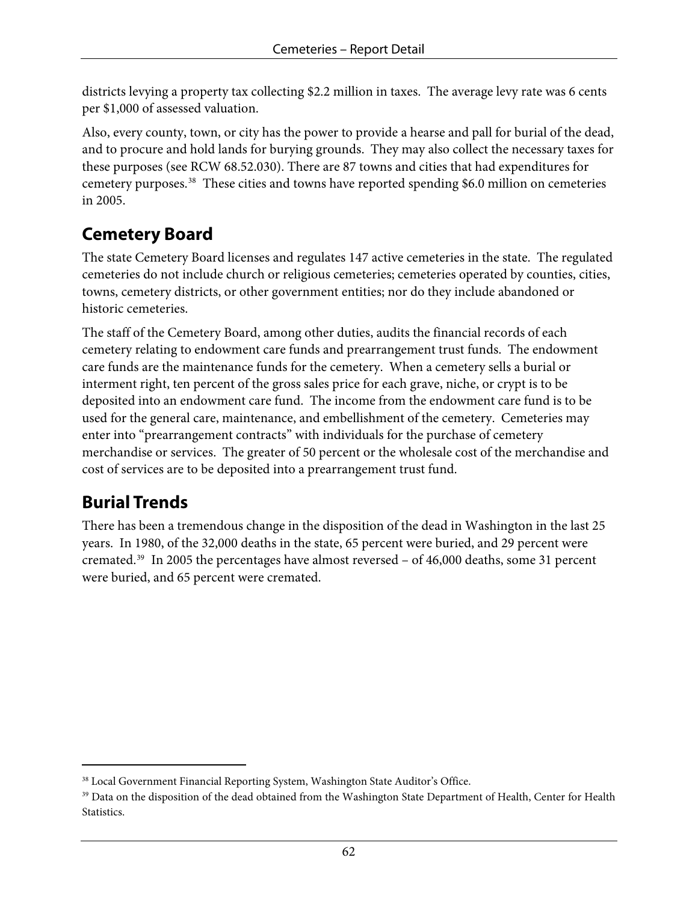districts levying a property tax collecting $2.2 million in taxes. The average levy rate was 6 cents per $1,000 of assessed valuation.

Also, every county, town, or city has the power to provide a hearse and pall for burial of the dead, and to procure and hold lands for burying grounds. They may also collect the necessary taxes for these purposes (see RCW 68.52.030). There are 87 towns and cities that had expenditures for cemetery purposes.[38] These cities and towns have reported spending $6.0 million on cemeteries in 2005.

## Cemetery Board

The state Cemetery Board licenses and regulates 147 active cemeteries in the state. The regulated cemeteries do not include church or religious cemeteries; cemeteries operated by counties, cities, towns, cemetery districts, or other government entities; nor do they include abandoned or historic cemeteries.

The staff of the Cemetery Board, among other duties, audits the financial records of each cemetery relating to endowment care funds and prearrangement trust funds. The endowment care funds are the maintenance funds for the cemetery. When a cemetery sells a burial or interment right, ten percent of the gross sales price for each grave, niche, or crypt is to be deposited into an endowment care fund. The income from the endowment care fund is to be used for the general care, maintenance, and embellishment of the cemetery. Cemeteries may enter into "prearrangement contracts" with individuals for the purchase of cemetery merchandise or services. The greater of 50 percent or the wholesale cost of the merchandise and cost of services are to be deposited into a prearrangement trust fund.

## Burial Trends

There has been a tremendous change in the disposition of the dead in Washington in the last 25 years. In 1980, of the 32,000 deaths in the state, 65 percent were buried, and 29 percent were cremated.[39] In 2005 the percentages have almost reversed – of 46,000 deaths, some 31 percent were buried, and 65 percent were cremated.

---

[38] Local Government Financial Reporting System, Washington State Auditor's Office.

[39] Data on the disposition of the dead obtained from the Washington State Department of Health, Center for Health Statistics.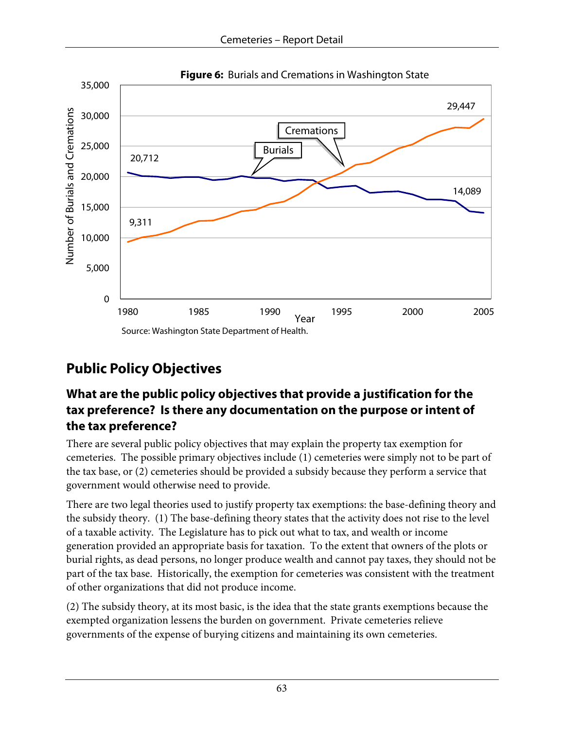**Figure 6:** Burials and Cremations in Washington State

Source: Washington State Department of Health.

## Public Policy Objectives

### What are the public policy objectives that provide a justification for the tax preference? Is there any documentation on the purpose or intent of the tax preference?

There are several public policy objectives that may explain the property tax exemption for cemeteries. The possible primary objectives include (1) cemeteries were simply not to be part of the tax base, or (2) cemeteries should be provided a subsidy because they perform a service that government would otherwise need to provide.

There are two legal theories used to justify property tax exemptions: the base-defining theory and the subsidy theory. (1) The base-defining theory states that the activity does not rise to the level of a taxable activity. The Legislature has to pick out what to tax, and wealth or income generation provided an appropriate basis for taxation. To the extent that owners of the plots or burial rights, as dead persons, no longer produce wealth and cannot pay taxes, they should not be part of the tax base. Historically, the exemption for cemeteries was consistent with the treatment of other organizations that did not produce income.

(2) The subsidy theory, at its most basic, is the idea that the state grants exemptions because the exempted organization lessens the burden on government. Private cemeteries relieve governments of the expense of burying citizens and maintaining its own cemeteries.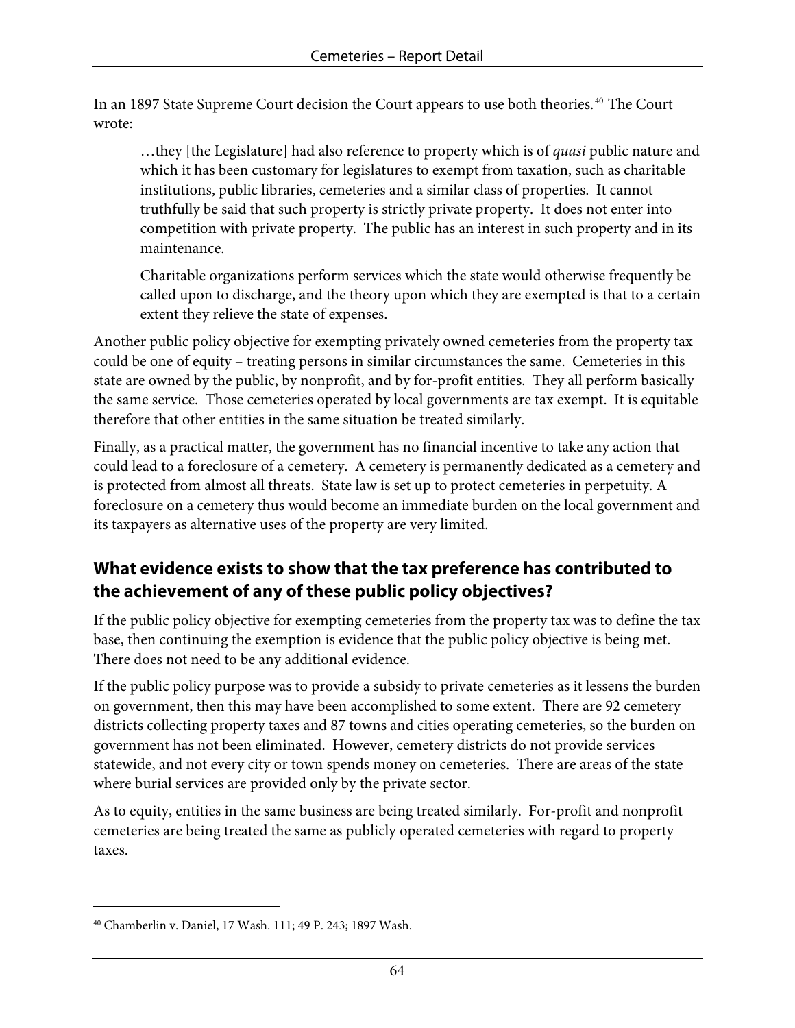In an 1897 State Supreme Court decision the Court appears to use both theories.[40] The Court wrote:

> …they [the Legislature] had also reference to property which is of *quasi* public nature and which it has been customary for legislatures to exempt from taxation, such as charitable institutions, public libraries, cemeteries and a similar class of properties. It cannot truthfully be said that such property is strictly private property. It does not enter into competition with private property. The public has an interest in such property and in its maintenance.
>
> Charitable organizations perform services which the state would otherwise frequently be called upon to discharge, and the theory upon which they are exempted is that to a certain extent they relieve the state of expenses.

Another public policy objective for exempting privately owned cemeteries from the property tax could be one of equity – treating persons in similar circumstances the same. Cemeteries in this state are owned by the public, by nonprofit, and by for-profit entities. They all perform basically the same service. Those cemeteries operated by local governments are tax exempt. It is equitable therefore that other entities in the same situation be treated similarly.

Finally, as a practical matter, the government has no financial incentive to take any action that could lead to a foreclosure of a cemetery. A cemetery is permanently dedicated as a cemetery and is protected from almost all threats. State law is set up to protect cemeteries in perpetuity. A foreclosure on a cemetery thus would become an immediate burden on the local government and its taxpayers as alternative uses of the property are very limited.

## What evidence exists to show that the tax preference has contributed to the achievement of any of these public policy objectives?

If the public policy objective for exempting cemeteries from the property tax was to define the tax base, then continuing the exemption is evidence that the public policy objective is being met. There does not need to be any additional evidence.

If the public policy purpose was to provide a subsidy to private cemeteries as it lessens the burden on government, then this may have been accomplished to some extent. There are 92 cemetery districts collecting property taxes and 87 towns and cities operating cemeteries, so the burden on government has not been eliminated. However, cemetery districts do not provide services statewide, and not every city or town spends money on cemeteries. There are areas of the state where burial services are provided only by the private sector.

As to equity, entities in the same business are being treated similarly. For-profit and nonprofit cemeteries are being treated the same as publicly operated cemeteries with regard to property taxes.

---

[40] Chamberlin v. Daniel, 17 Wash. 111; 49 P. 243; 1897 Wash.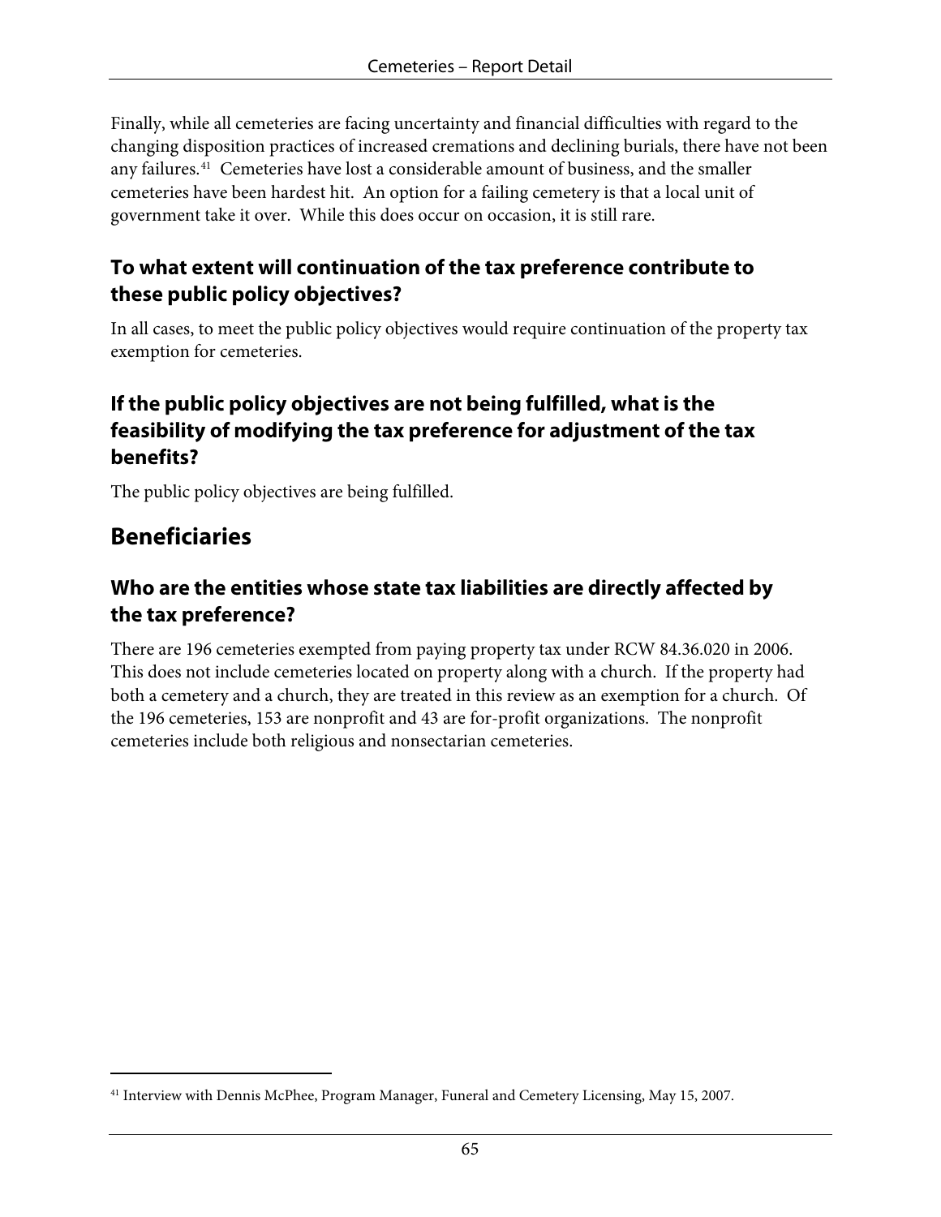Finally, while all cemeteries are facing uncertainty and financial difficulties with regard to the changing disposition practices of increased cremations and declining burials, there have not been any failures.[41] Cemeteries have lost a considerable amount of business, and the smaller cemeteries have been hardest hit. An option for a failing cemetery is that a local unit of government take it over. While this does occur on occasion, it is still rare.

### To what extent will continuation of the tax preference contribute to these public policy objectives?

In all cases, to meet the public policy objectives would require continuation of the property tax exemption for cemeteries.

### If the public policy objectives are not being fulfilled, what is the feasibility of modifying the tax preference for adjustment of the tax benefits?

The public policy objectives are being fulfilled.

## Beneficiaries

### Who are the entities whose state tax liabilities are directly affected by the tax preference?

There are 196 cemeteries exempted from paying property tax under RCW 84.36.020 in 2006. This does not include cemeteries located on property along with a church. If the property had both a cemetery and a church, they are treated in this review as an exemption for a church. Of the 196 cemeteries, 153 are nonprofit and 43 are for-profit organizations. The nonprofit cemeteries include both religious and nonsectarian cemeteries.

[41] Interview with Dennis McPhee, Program Manager, Funeral and Cemetery Licensing, May 15, 2007.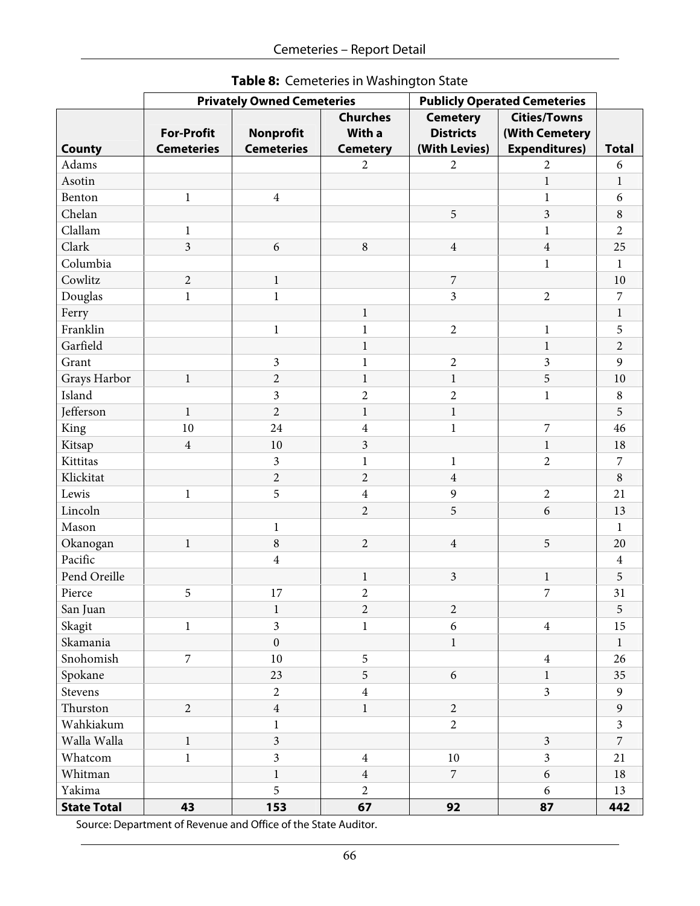**Table 8:** Cemeteries in Washington State

| | Privately Owned Cemeteries | | | Publicly Operated Cemeteries | | |
|---|---|---|---|---|---|---|
| **County** | **For-Profit Cemeteries** | **Nonprofit Cemeteries** | **Churches With a Cemetery** | **Cemetery Districts (With Levies)** | **Cities/Towns (With Cemetery Expenditures)** | **Total** |
| Adams | | | 2 | 2 | 2 | 6 |
| Asotin | | | | | 1 | 1 |
| Benton | 1 | 4 | | | 1 | 6 |
| Chelan | | | | 5 | 3 | 8 |
| Clallam | 1 | | | | 1 | 2 |
| Clark | 3 | 6 | 8 | 4 | 4 | 25 |
| Columbia | | | | | 1 | 1 |
| Cowlitz | 2 | 1 | | 7 | | 10 |
| Douglas | 1 | 1 | | 3 | 2 | 7 |
| Ferry | | | 1 | | | 1 |
| Franklin | | 1 | 1 | 2 | 1 | 5 |
| Garfield | | | 1 | | 1 | 2 |
| Grant | | 3 | 1 | 2 | 3 | 9 |
| Grays Harbor | 1 | 2 | 1 | 1 | 5 | 10 |
| Island | | 3 | 2 | 2 | 1 | 8 |
| Jefferson | 1 | 2 | 1 | 1 | | 5 |
| King | 10 | 24 | 4 | 1 | 7 | 46 |
| Kitsap | 4 | 10 | 3 | | 1 | 18 |
| Kittitas | | 3 | 1 | 1 | 2 | 7 |
| Klickitat | | 2 | 2 | 4 | | 8 |
| Lewis | 1 | 5 | 4 | 9 | 2 | 21 |
| Lincoln | | | 2 | 5 | 6 | 13 |
| Mason | | 1 | | | | 1 |
| Okanogan | 1 | 8 | 2 | 4 | 5 | 20 |
| Pacific | | 4 | | | | 4 |
| Pend Oreille | | | 1 | 3 | 1 | 5 |
| Pierce | 5 | 17 | 2 | | 7 | 31 |
| San Juan | | 1 | 2 | 2 | | 5 |
| Skagit | 1 | 3 | 1 | 6 | 4 | 15 |
| Skamania | | 0 | | 1 | | 1 |
| Snohomish | 7 | 10 | 5 | | 4 | 26 |
| Spokane | | 23 | 5 | 6 | 1 | 35 |
| Stevens | | 2 | 4 | | 3 | 9 |
| Thurston | 2 | 4 | 1 | 2 | | 9 |
| Wahkiakum | | 1 | | 2 | | 3 |
| Walla Walla | 1 | 3 | | | 3 | 7 |
| Whatcom | 1 | 3 | 4 | 10 | 3 | 21 |
| Whitman | | 1 | 4 | 7 | 6 | 18 |
| Yakima | | 5 | 2 | | 6 | 13 |
| **State Total** | **43** | **153** | **67** | **92** | **87** | **442** |

Source: Department of Revenue and Office of the State Auditor.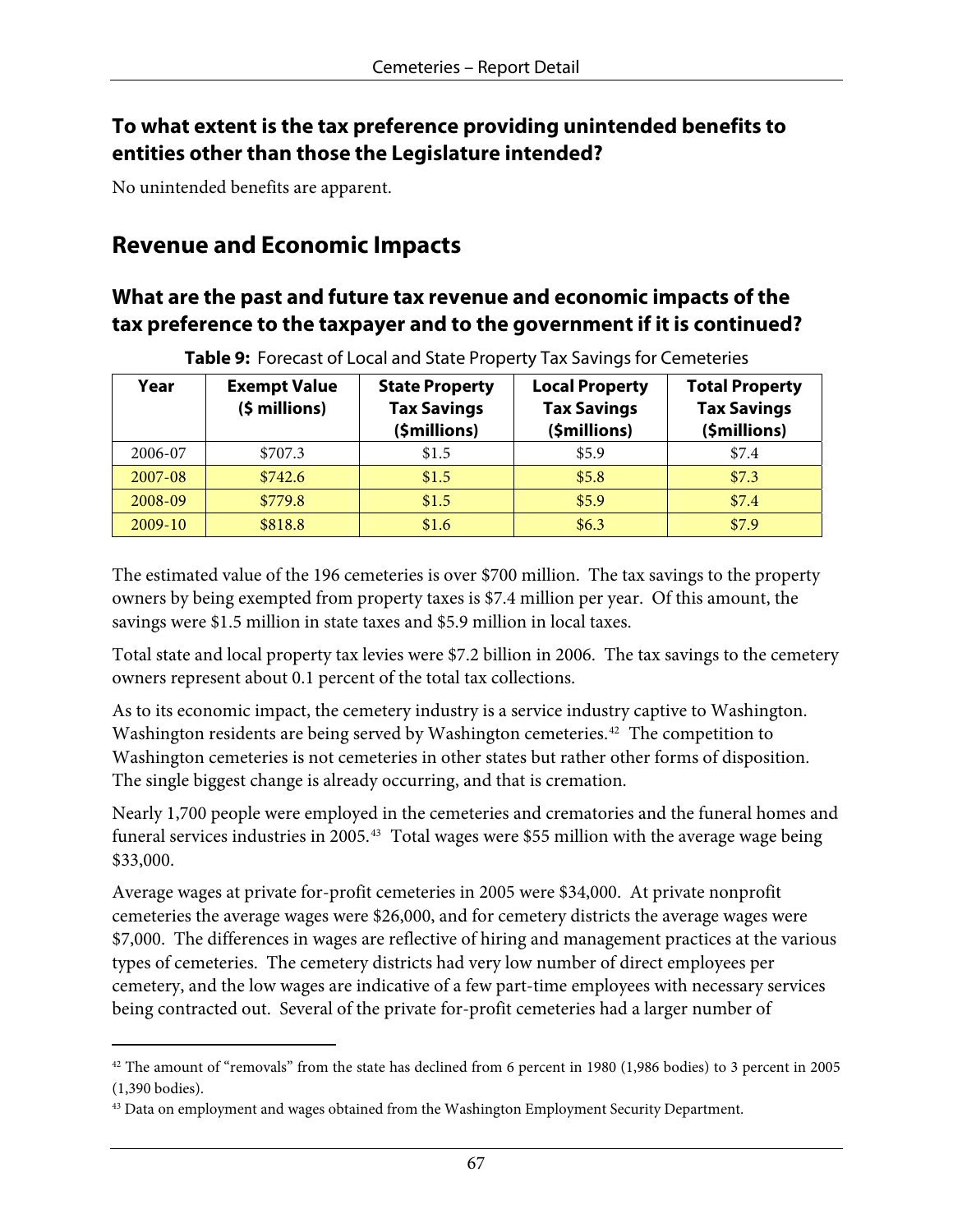### To what extent is the tax preference providing unintended benefits to entities other than those the Legislature intended?

No unintended benefits are apparent.

## Revenue and Economic Impacts

### What are the past and future tax revenue and economic impacts of the tax preference to the taxpayer and to the government if it is continued?

**Table 9:** Forecast of Local and State Property Tax Savings for Cemeteries

| Year | Exempt Value ($ millions) | State Property Tax Savings ($millions) | Local Property Tax Savings ($millions) | Total Property Tax Savings ($millions) |
|---|---|---|---|---|
| 2006-07 | $707.3 | $1.5 | $5.9 | $7.4 |
| 2007-08 | $742.6 | $1.5 | $5.8 | $7.3 |
| 2008-09 | $779.8 | $1.5 | $5.9 | $7.4 |
| 2009-10 | $818.8 | $1.6 | $6.3 | $7.9 |

The estimated value of the 196 cemeteries is over $700 million. The tax savings to the property owners by being exempted from property taxes is $7.4 million per year. Of this amount, the savings were $1.5 million in state taxes and $5.9 million in local taxes.

Total state and local property tax levies were $7.2 billion in 2006. The tax savings to the cemetery owners represent about 0.1 percent of the total tax collections.

As to its economic impact, the cemetery industry is a service industry captive to Washington. Washington residents are being served by Washington cemeteries.[42] The competition to Washington cemeteries is not cemeteries in other states but rather other forms of disposition. The single biggest change is already occurring, and that is cremation.

Nearly 1,700 people were employed in the cemeteries and crematories and the funeral homes and funeral services industries in 2005.[43] Total wages were $55 million with the average wage being $33,000.

Average wages at private for-profit cemeteries in 2005 were $34,000. At private nonprofit cemeteries the average wages were $26,000, and for cemetery districts the average wages were $7,000. The differences in wages are reflective of hiring and management practices at the various types of cemeteries. The cemetery districts had very low number of direct employees per cemetery, and the low wages are indicative of a few part-time employees with necessary services being contracted out. Several of the private for-profit cemeteries had a larger number of

---

[42] The amount of "removals" from the state has declined from 6 percent in 1980 (1,986 bodies) to 3 percent in 2005 (1,390 bodies).

[43] Data on employment and wages obtained from the Washington Employment Security Department.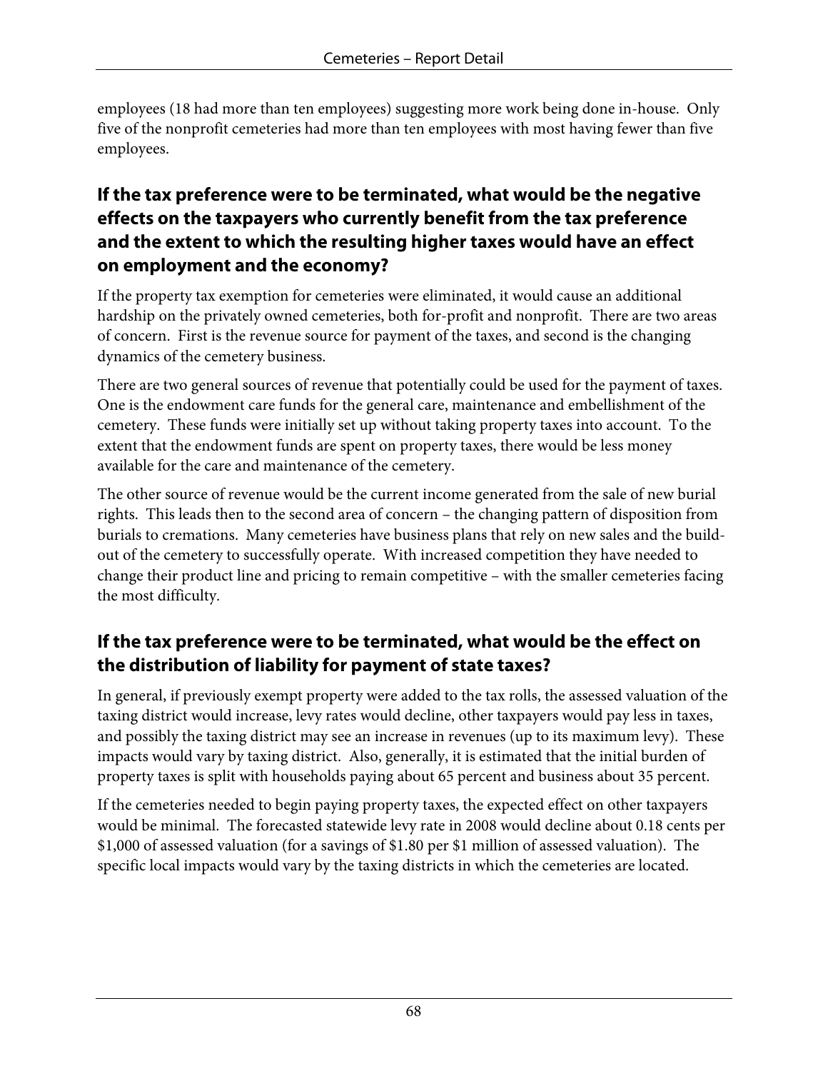employees (18 had more than ten employees) suggesting more work being done in-house. Only five of the nonprofit cemeteries had more than ten employees with most having fewer than five employees.

## If the tax preference were to be terminated, what would be the negative effects on the taxpayers who currently benefit from the tax preference and the extent to which the resulting higher taxes would have an effect on employment and the economy?

If the property tax exemption for cemeteries were eliminated, it would cause an additional hardship on the privately owned cemeteries, both for-profit and nonprofit. There are two areas of concern. First is the revenue source for payment of the taxes, and second is the changing dynamics of the cemetery business.

There are two general sources of revenue that potentially could be used for the payment of taxes. One is the endowment care funds for the general care, maintenance and embellishment of the cemetery. These funds were initially set up without taking property taxes into account. To the extent that the endowment funds are spent on property taxes, there would be less money available for the care and maintenance of the cemetery.

The other source of revenue would be the current income generated from the sale of new burial rights. This leads then to the second area of concern – the changing pattern of disposition from burials to cremations. Many cemeteries have business plans that rely on new sales and the build-out of the cemetery to successfully operate. With increased competition they have needed to change their product line and pricing to remain competitive – with the smaller cemeteries facing the most difficulty.

## If the tax preference were to be terminated, what would be the effect on the distribution of liability for payment of state taxes?

In general, if previously exempt property were added to the tax rolls, the assessed valuation of the taxing district would increase, levy rates would decline, other taxpayers would pay less in taxes, and possibly the taxing district may see an increase in revenues (up to its maximum levy). These impacts would vary by taxing district. Also, generally, it is estimated that the initial burden of property taxes is split with households paying about 65 percent and business about 35 percent.

If the cemeteries needed to begin paying property taxes, the expected effect on other taxpayers would be minimal. The forecasted statewide levy rate in 2008 would decline about 0.18 cents per $1,000 of assessed valuation (for a savings of $1.80 per $1 million of assessed valuation). The specific local impacts would vary by the taxing districts in which the cemeteries are located.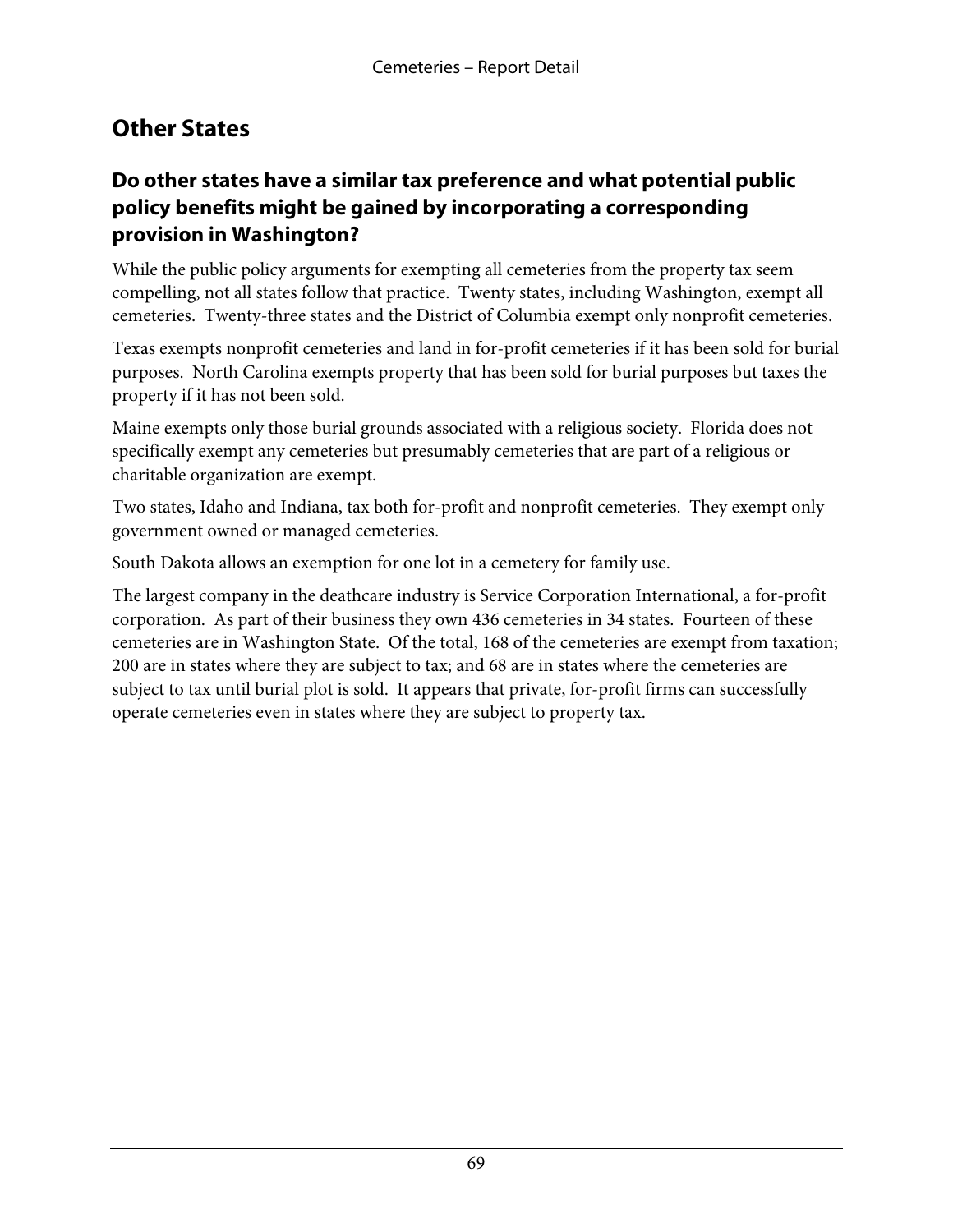## Other States

### Do other states have a similar tax preference and what potential public policy benefits might be gained by incorporating a corresponding provision in Washington?

While the public policy arguments for exempting all cemeteries from the property tax seem compelling, not all states follow that practice. Twenty states, including Washington, exempt all cemeteries. Twenty-three states and the District of Columbia exempt only nonprofit cemeteries.

Texas exempts nonprofit cemeteries and land in for-profit cemeteries if it has been sold for burial purposes. North Carolina exempts property that has been sold for burial purposes but taxes the property if it has not been sold.

Maine exempts only those burial grounds associated with a religious society. Florida does not specifically exempt any cemeteries but presumably cemeteries that are part of a religious or charitable organization are exempt.

Two states, Idaho and Indiana, tax both for-profit and nonprofit cemeteries. They exempt only government owned or managed cemeteries.

South Dakota allows an exemption for one lot in a cemetery for family use.

The largest company in the deathcare industry is Service Corporation International, a for-profit corporation. As part of their business they own 436 cemeteries in 34 states. Fourteen of these cemeteries are in Washington State. Of the total, 168 of the cemeteries are exempt from taxation; 200 are in states where they are subject to tax; and 68 are in states where the cemeteries are subject to tax until burial plot is sold. It appears that private, for-profit firms can successfully operate cemeteries even in states where they are subject to property tax.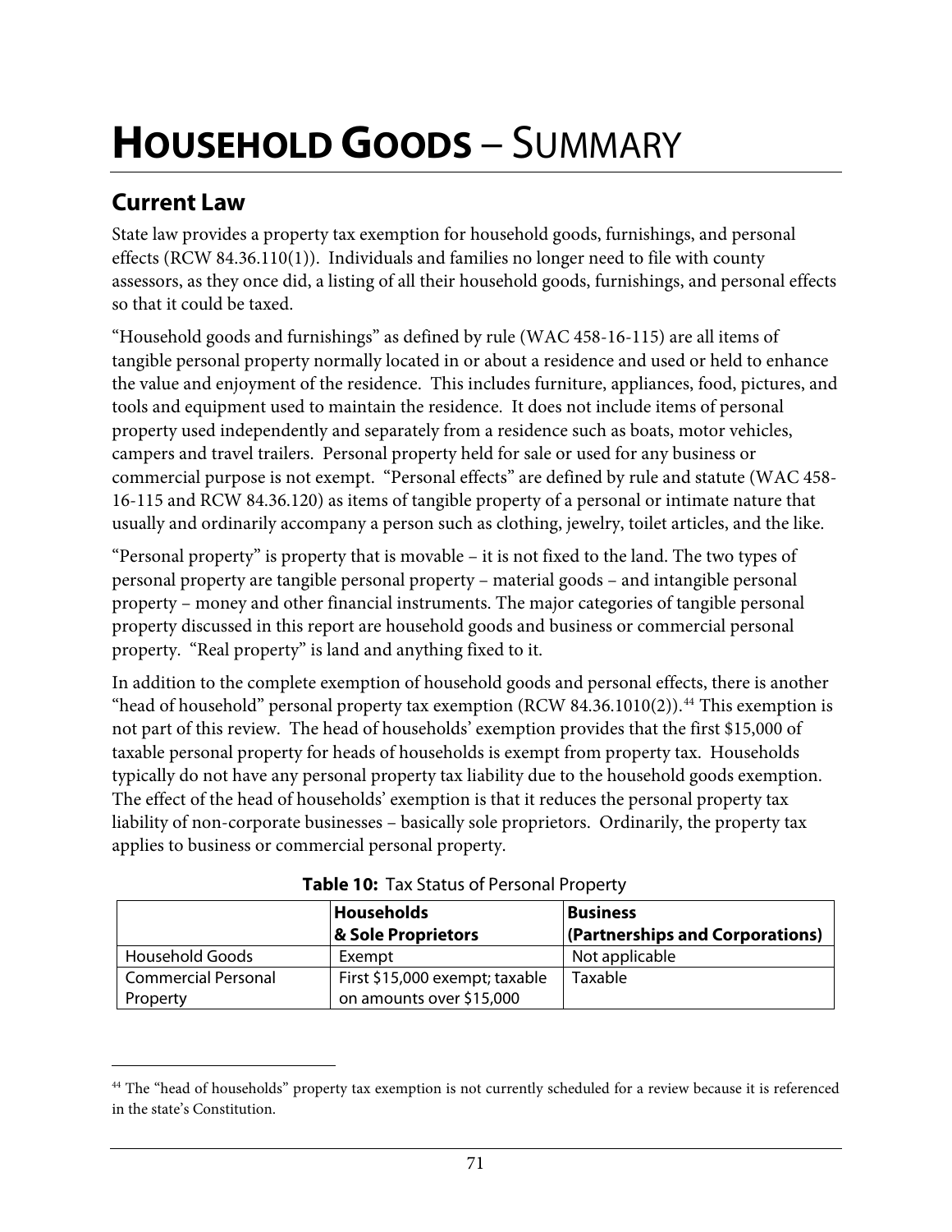# HOUSEHOLD GOODS – SUMMARY

## Current Law

State law provides a property tax exemption for household goods, furnishings, and personal effects (RCW 84.36.110(1)). Individuals and families no longer need to file with county assessors, as they once did, a listing of all their household goods, furnishings, and personal effects so that it could be taxed.

"Household goods and furnishings" as defined by rule (WAC 458-16-115) are all items of tangible personal property normally located in or about a residence and used or held to enhance the value and enjoyment of the residence. This includes furniture, appliances, food, pictures, and tools and equipment used to maintain the residence. It does not include items of personal property used independently and separately from a residence such as boats, motor vehicles, campers and travel trailers. Personal property held for sale or used for any business or commercial purpose is not exempt. "Personal effects" are defined by rule and statute (WAC 458-16-115 and RCW 84.36.120) as items of tangible property of a personal or intimate nature that usually and ordinarily accompany a person such as clothing, jewelry, toilet articles, and the like.

"Personal property" is property that is movable – it is not fixed to the land. The two types of personal property are tangible personal property – material goods – and intangible personal property – money and other financial instruments. The major categories of tangible personal property discussed in this report are household goods and business or commercial personal property. "Real property" is land and anything fixed to it.

In addition to the complete exemption of household goods and personal effects, there is another "head of household" personal property tax exemption (RCW 84.36.1010(2)).[44] This exemption is not part of this review. The head of households' exemption provides that the first $15,000 of taxable personal property for heads of households is exempt from property tax. Households typically do not have any personal property tax liability due to the household goods exemption. The effect of the head of households' exemption is that it reduces the personal property tax liability of non-corporate businesses – basically sole proprietors. Ordinarily, the property tax applies to business or commercial personal property.

**Table 10:** Tax Status of Personal Property

| | Households & Sole Proprietors | Business (Partnerships and Corporations) |
|---|---|---|
| Household Goods | Exempt | Not applicable |
| Commercial Personal Property | First $15,000 exempt; taxable on amounts over $15,000 | Taxable |

[44] The "head of households" property tax exemption is not currently scheduled for a review because it is referenced in the state's Constitution.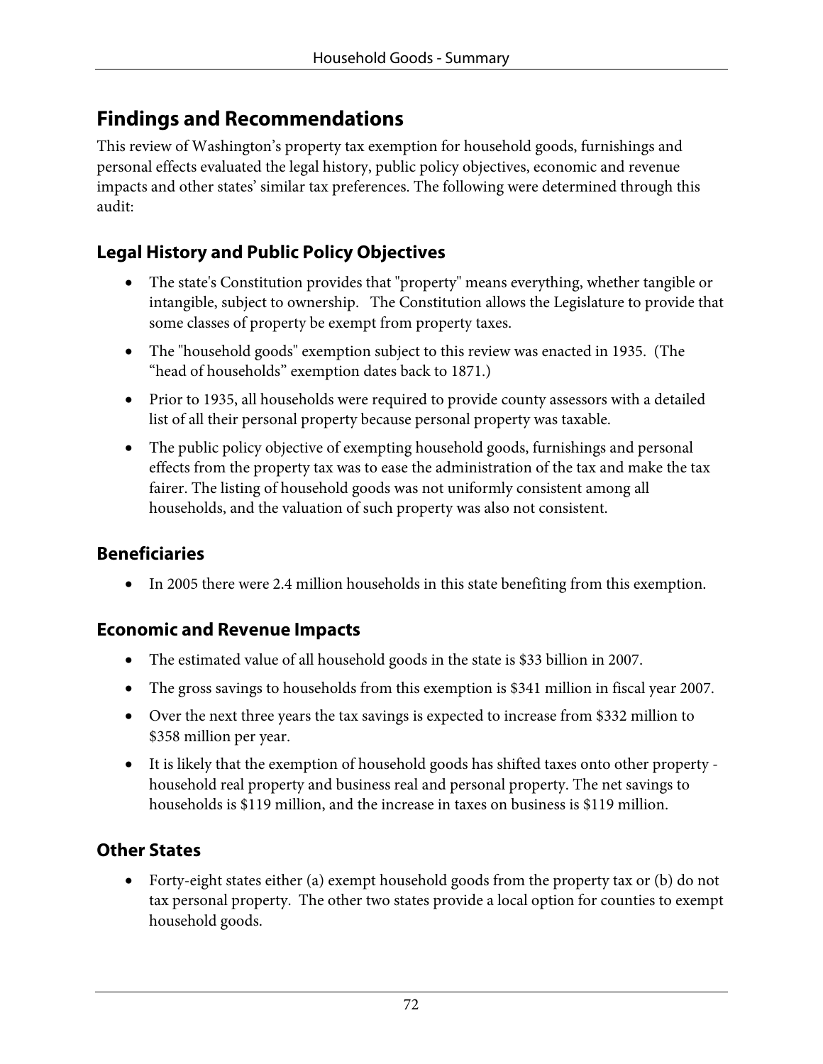## Findings and Recommendations

This review of Washington's property tax exemption for household goods, furnishings and personal effects evaluated the legal history, public policy objectives, economic and revenue impacts and other states' similar tax preferences. The following were determined through this audit:

### Legal History and Public Policy Objectives

- The state's Constitution provides that "property" means everything, whether tangible or intangible, subject to ownership. The Constitution allows the Legislature to provide that some classes of property be exempt from property taxes.
- The "household goods" exemption subject to this review was enacted in 1935. (The "head of households" exemption dates back to 1871.)
- Prior to 1935, all households were required to provide county assessors with a detailed list of all their personal property because personal property was taxable.
- The public policy objective of exempting household goods, furnishings and personal effects from the property tax was to ease the administration of the tax and make the tax fairer. The listing of household goods was not uniformly consistent among all households, and the valuation of such property was also not consistent.

### Beneficiaries

- In 2005 there were 2.4 million households in this state benefiting from this exemption.

### Economic and Revenue Impacts

- The estimated value of all household goods in the state is $33 billion in 2007.
- The gross savings to households from this exemption is $341 million in fiscal year 2007.
- Over the next three years the tax savings is expected to increase from $332 million to $358 million per year.
- It is likely that the exemption of household goods has shifted taxes onto other property - household real property and business real and personal property. The net savings to households is $119 million, and the increase in taxes on business is $119 million.

### Other States

- Forty-eight states either (a) exempt household goods from the property tax or (b) do not tax personal property. The other two states provide a local option for counties to exempt household goods.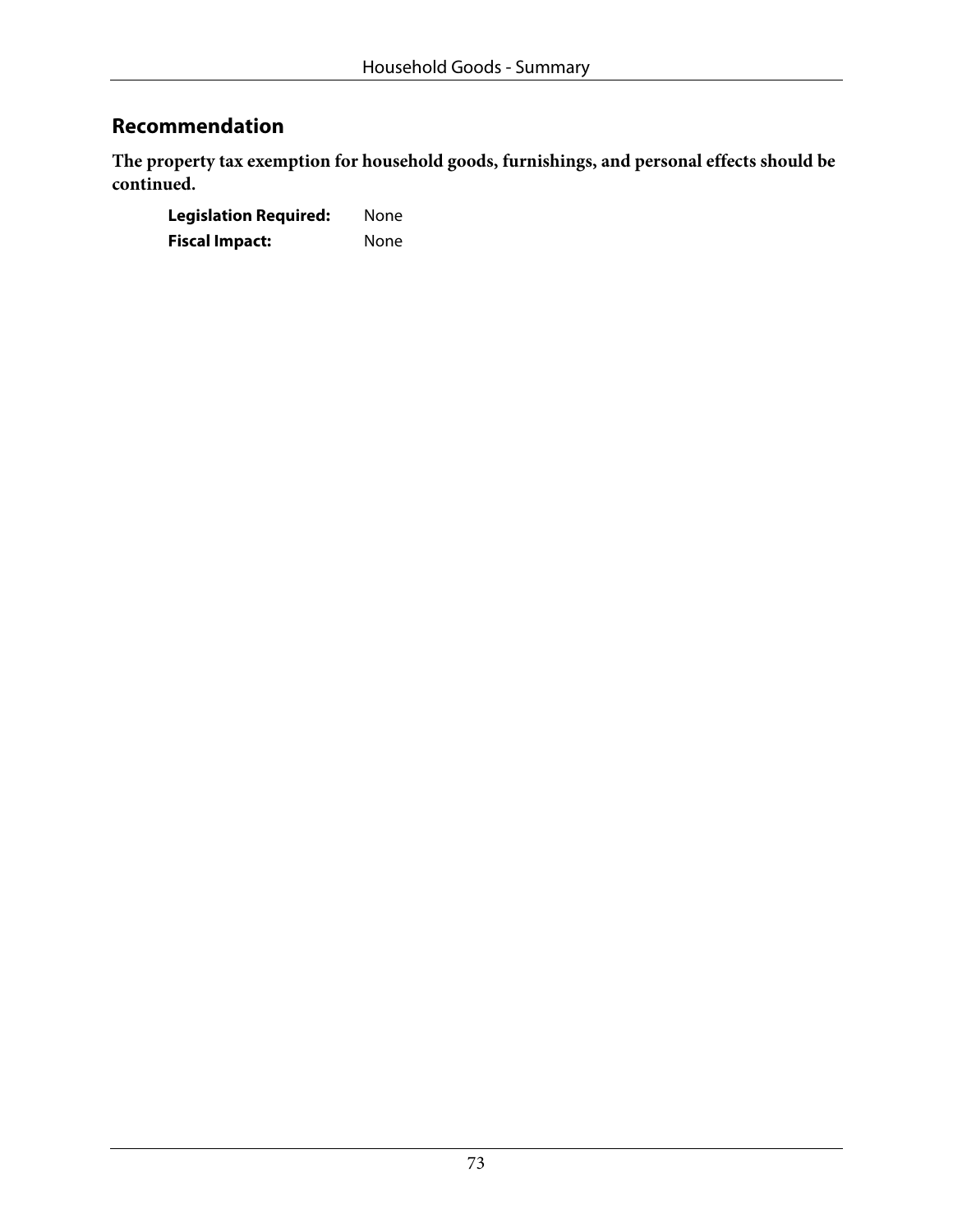## Recommendation

**The property tax exemption for household goods, furnishings, and personal effects should be continued.**

**Legislation Required:** None
**Fiscal Impact:** None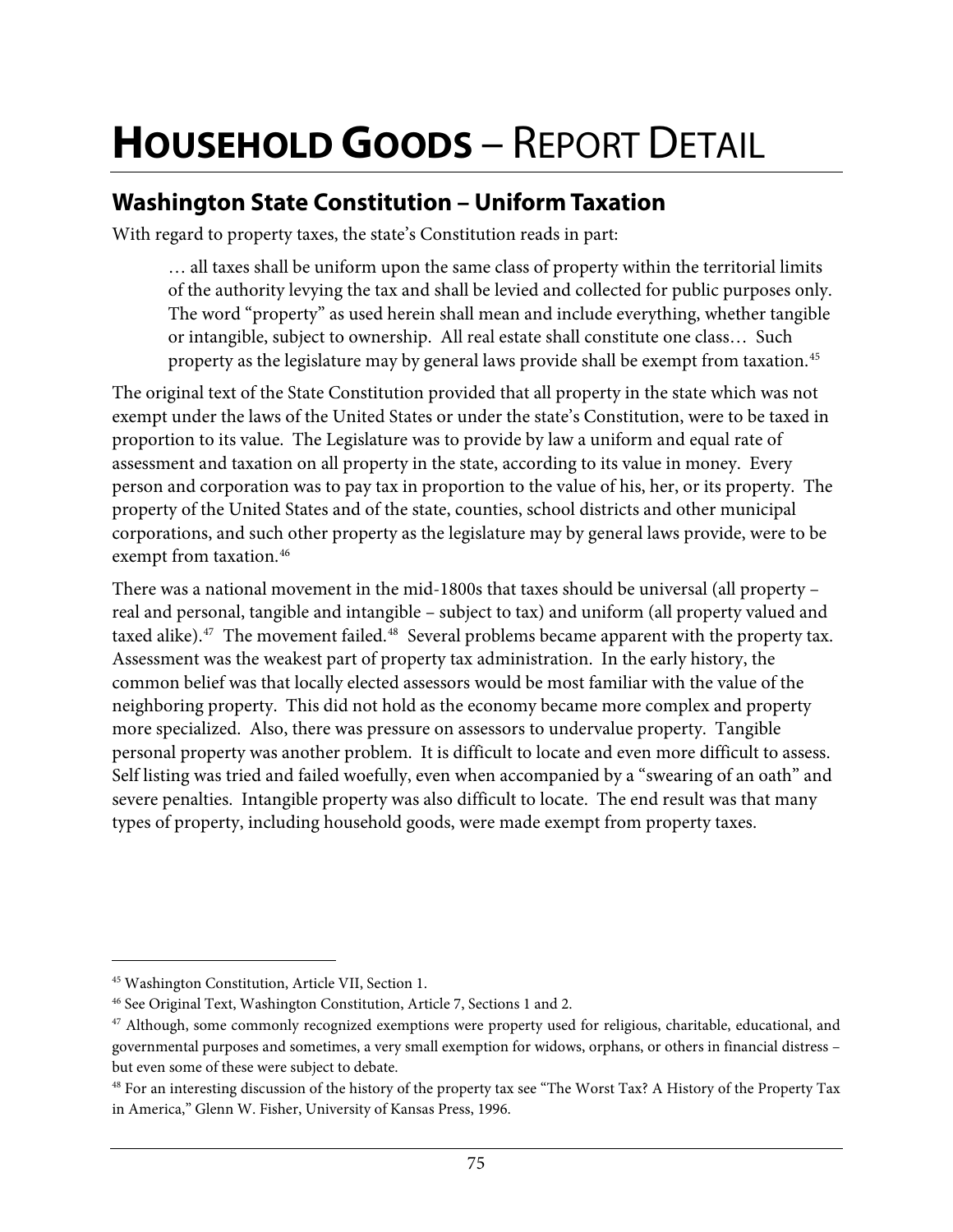# HOUSEHOLD GOODS – REPORT DETAIL

## Washington State Constitution – Uniform Taxation

With regard to property taxes, the state's Constitution reads in part:

> … all taxes shall be uniform upon the same class of property within the territorial limits of the authority levying the tax and shall be levied and collected for public purposes only. The word "property" as used herein shall mean and include everything, whether tangible or intangible, subject to ownership. All real estate shall constitute one class… Such property as the legislature may by general laws provide shall be exempt from taxation.[45]

The original text of the State Constitution provided that all property in the state which was not exempt under the laws of the United States or under the state's Constitution, were to be taxed in proportion to its value. The Legislature was to provide by law a uniform and equal rate of assessment and taxation on all property in the state, according to its value in money. Every person and corporation was to pay tax in proportion to the value of his, her, or its property. The property of the United States and of the state, counties, school districts and other municipal corporations, and such other property as the legislature may by general laws provide, were to be exempt from taxation.[46]

There was a national movement in the mid-1800s that taxes should be universal (all property – real and personal, tangible and intangible – subject to tax) and uniform (all property valued and taxed alike).[47] The movement failed.[48] Several problems became apparent with the property tax. Assessment was the weakest part of property tax administration. In the early history, the common belief was that locally elected assessors would be most familiar with the value of the neighboring property. This did not hold as the economy became more complex and property more specialized. Also, there was pressure on assessors to undervalue property. Tangible personal property was another problem. It is difficult to locate and even more difficult to assess. Self listing was tried and failed woefully, even when accompanied by a "swearing of an oath" and severe penalties. Intangible property was also difficult to locate. The end result was that many types of property, including household goods, were made exempt from property taxes.

---

[45] Washington Constitution, Article VII, Section 1.

[46] See Original Text, Washington Constitution, Article 7, Sections 1 and 2.

[47] Although, some commonly recognized exemptions were property used for religious, charitable, educational, and governmental purposes and sometimes, a very small exemption for widows, orphans, or others in financial distress – but even some of these were subject to debate.

[48] For an interesting discussion of the history of the property tax see "The Worst Tax? A History of the Property Tax in America," Glenn W. Fisher, University of Kansas Press, 1996.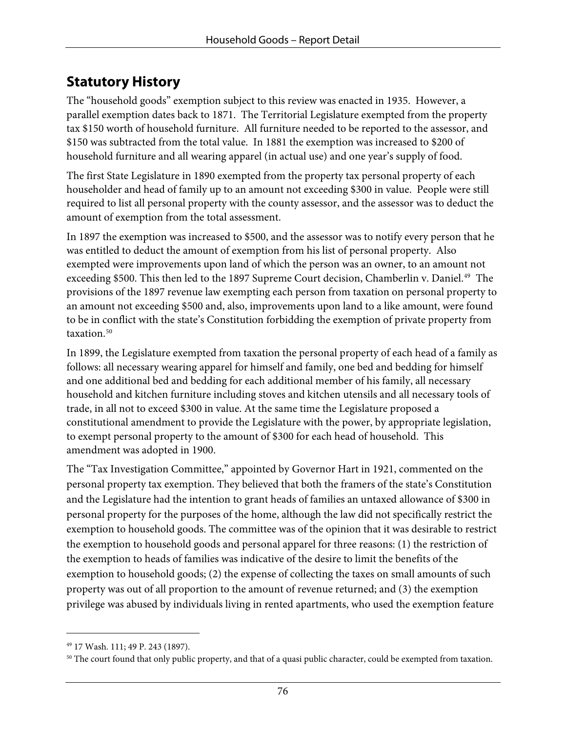## Statutory History

The "household goods" exemption subject to this review was enacted in 1935. However, a parallel exemption dates back to 1871. The Territorial Legislature exempted from the property tax $150 worth of household furniture. All furniture needed to be reported to the assessor, and $150 was subtracted from the total value. In 1881 the exemption was increased to $200 of household furniture and all wearing apparel (in actual use) and one year's supply of food.

The first State Legislature in 1890 exempted from the property tax personal property of each householder and head of family up to an amount not exceeding $300 in value. People were still required to list all personal property with the county assessor, and the assessor was to deduct the amount of exemption from the total assessment.

In 1897 the exemption was increased to $500, and the assessor was to notify every person that he was entitled to deduct the amount of exemption from his list of personal property. Also exempted were improvements upon land of which the person was an owner, to an amount not exceeding $500. This then led to the 1897 Supreme Court decision, Chamberlin v. Daniel.[49] The provisions of the 1897 revenue law exempting each person from taxation on personal property to an amount not exceeding $500 and, also, improvements upon land to a like amount, were found to be in conflict with the state's Constitution forbidding the exemption of private property from taxation.[50]

In 1899, the Legislature exempted from taxation the personal property of each head of a family as follows: all necessary wearing apparel for himself and family, one bed and bedding for himself and one additional bed and bedding for each additional member of his family, all necessary household and kitchen furniture including stoves and kitchen utensils and all necessary tools of trade, in all not to exceed $300 in value. At the same time the Legislature proposed a constitutional amendment to provide the Legislature with the power, by appropriate legislation, to exempt personal property to the amount of $300 for each head of household. This amendment was adopted in 1900.

The "Tax Investigation Committee," appointed by Governor Hart in 1921, commented on the personal property tax exemption. They believed that both the framers of the state's Constitution and the Legislature had the intention to grant heads of families an untaxed allowance of $300 in personal property for the purposes of the home, although the law did not specifically restrict the exemption to household goods. The committee was of the opinion that it was desirable to restrict the exemption to household goods and personal apparel for three reasons: (1) the restriction of the exemption to heads of families was indicative of the desire to limit the benefits of the exemption to household goods; (2) the expense of collecting the taxes on small amounts of such property was out of all proportion to the amount of revenue returned; and (3) the exemption privilege was abused by individuals living in rented apartments, who used the exemption feature

---

[49] 17 Wash. 111; 49 P. 243 (1897).

[50] The court found that only public property, and that of a quasi public character, could be exempted from taxation.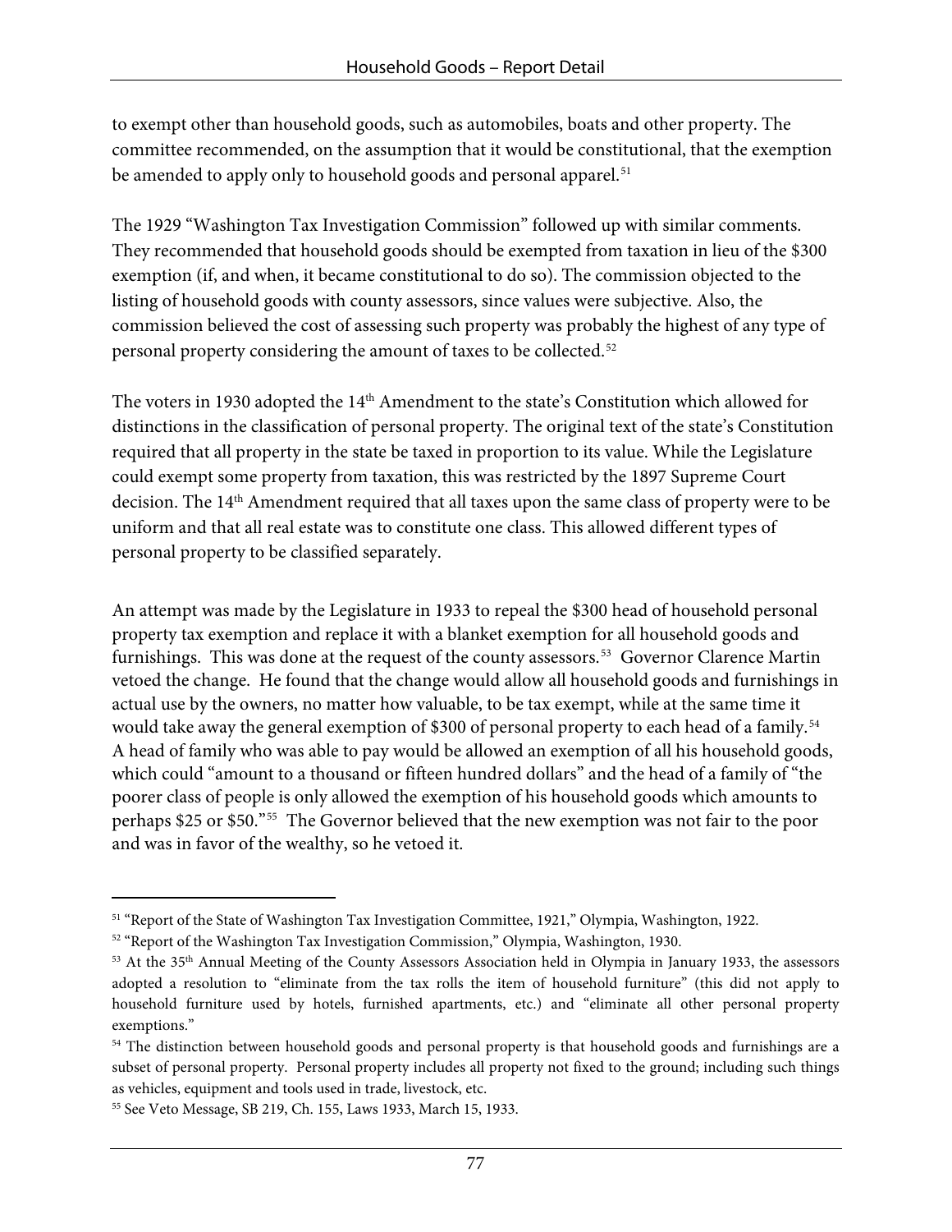to exempt other than household goods, such as automobiles, boats and other property. The committee recommended, on the assumption that it would be constitutional, that the exemption be amended to apply only to household goods and personal apparel.[51]

The 1929 "Washington Tax Investigation Commission" followed up with similar comments. They recommended that household goods should be exempted from taxation in lieu of the $300 exemption (if, and when, it became constitutional to do so). The commission objected to the listing of household goods with county assessors, since values were subjective. Also, the commission believed the cost of assessing such property was probably the highest of any type of personal property considering the amount of taxes to be collected.[52]

The voters in 1930 adopted the 14th Amendment to the state's Constitution which allowed for distinctions in the classification of personal property. The original text of the state's Constitution required that all property in the state be taxed in proportion to its value. While the Legislature could exempt some property from taxation, this was restricted by the 1897 Supreme Court decision. The 14th Amendment required that all taxes upon the same class of property were to be uniform and that all real estate was to constitute one class. This allowed different types of personal property to be classified separately.

An attempt was made by the Legislature in 1933 to repeal the $300 head of household personal property tax exemption and replace it with a blanket exemption for all household goods and furnishings. This was done at the request of the county assessors.[53] Governor Clarence Martin vetoed the change. He found that the change would allow all household goods and furnishings in actual use by the owners, no matter how valuable, to be tax exempt, while at the same time it would take away the general exemption of $300 of personal property to each head of a family.[54] A head of family who was able to pay would be allowed an exemption of all his household goods, which could "amount to a thousand or fifteen hundred dollars" and the head of a family of "the poorer class of people is only allowed the exemption of his household goods which amounts to perhaps $25 or $50."[55] The Governor believed that the new exemption was not fair to the poor and was in favor of the wealthy, so he vetoed it.

---

[51] "Report of the State of Washington Tax Investigation Committee, 1921," Olympia, Washington, 1922.

[52] "Report of the Washington Tax Investigation Commission," Olympia, Washington, 1930.

[53] At the 35th Annual Meeting of the County Assessors Association held in Olympia in January 1933, the assessors adopted a resolution to "eliminate from the tax rolls the item of household furniture" (this did not apply to household furniture used by hotels, furnished apartments, etc.) and "eliminate all other personal property exemptions."

[54] The distinction between household goods and personal property is that household goods and furnishings are a subset of personal property. Personal property includes all property not fixed to the ground; including such things as vehicles, equipment and tools used in trade, livestock, etc.

[55] See Veto Message, SB 219, Ch. 155, Laws 1933, March 15, 1933.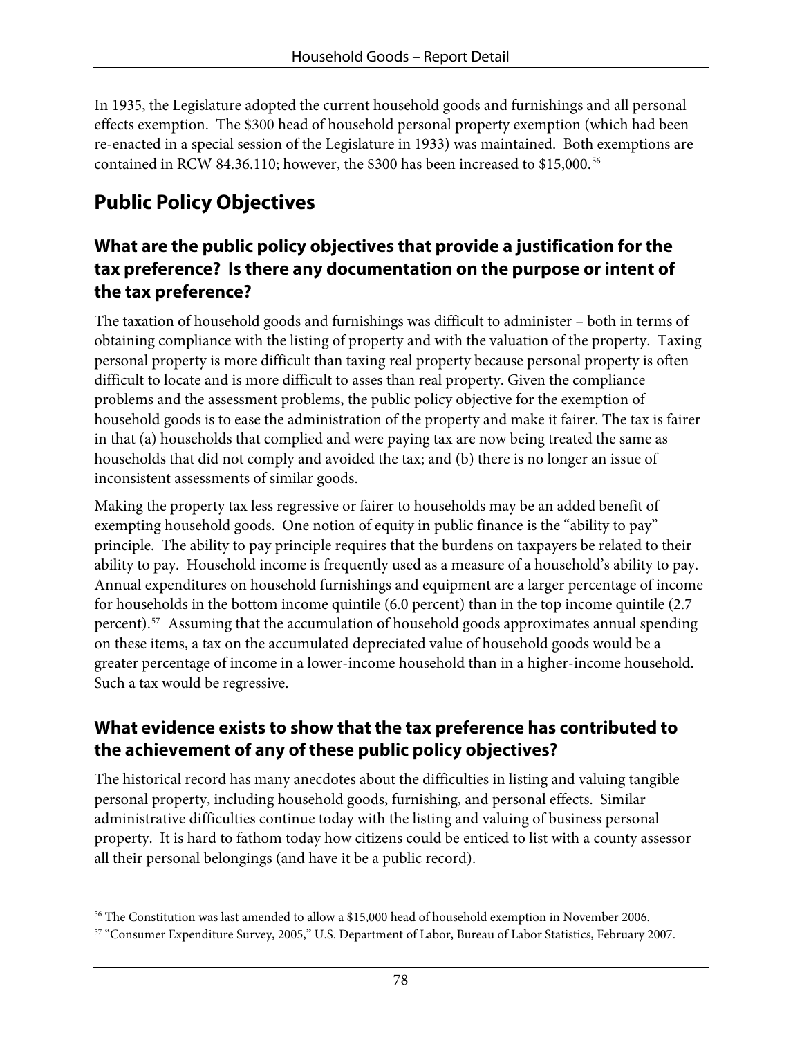In 1935, the Legislature adopted the current household goods and furnishings and all personal effects exemption. The $300 head of household personal property exemption (which had been re-enacted in a special session of the Legislature in 1933) was maintained. Both exemptions are contained in RCW 84.36.110; however, the $300 has been increased to $15,000.[56]

## Public Policy Objectives

### What are the public policy objectives that provide a justification for the tax preference? Is there any documentation on the purpose or intent of the tax preference?

The taxation of household goods and furnishings was difficult to administer – both in terms of obtaining compliance with the listing of property and with the valuation of the property. Taxing personal property is more difficult than taxing real property because personal property is often difficult to locate and is more difficult to asses than real property. Given the compliance problems and the assessment problems, the public policy objective for the exemption of household goods is to ease the administration of the property and make it fairer. The tax is fairer in that (a) households that complied and were paying tax are now being treated the same as households that did not comply and avoided the tax; and (b) there is no longer an issue of inconsistent assessments of similar goods.

Making the property tax less regressive or fairer to households may be an added benefit of exempting household goods. One notion of equity in public finance is the "ability to pay" principle. The ability to pay principle requires that the burdens on taxpayers be related to their ability to pay. Household income is frequently used as a measure of a household's ability to pay. Annual expenditures on household furnishings and equipment are a larger percentage of income for households in the bottom income quintile (6.0 percent) than in the top income quintile (2.7 percent).[57] Assuming that the accumulation of household goods approximates annual spending on these items, a tax on the accumulated depreciated value of household goods would be a greater percentage of income in a lower-income household than in a higher-income household. Such a tax would be regressive.

### What evidence exists to show that the tax preference has contributed to the achievement of any of these public policy objectives?

The historical record has many anecdotes about the difficulties in listing and valuing tangible personal property, including household goods, furnishing, and personal effects. Similar administrative difficulties continue today with the listing and valuing of business personal property. It is hard to fathom today how citizens could be enticed to list with a county assessor all their personal belongings (and have it be a public record).

---

[56] The Constitution was last amended to allow a $15,000 head of household exemption in November 2006.

[57] "Consumer Expenditure Survey, 2005," U.S. Department of Labor, Bureau of Labor Statistics, February 2007.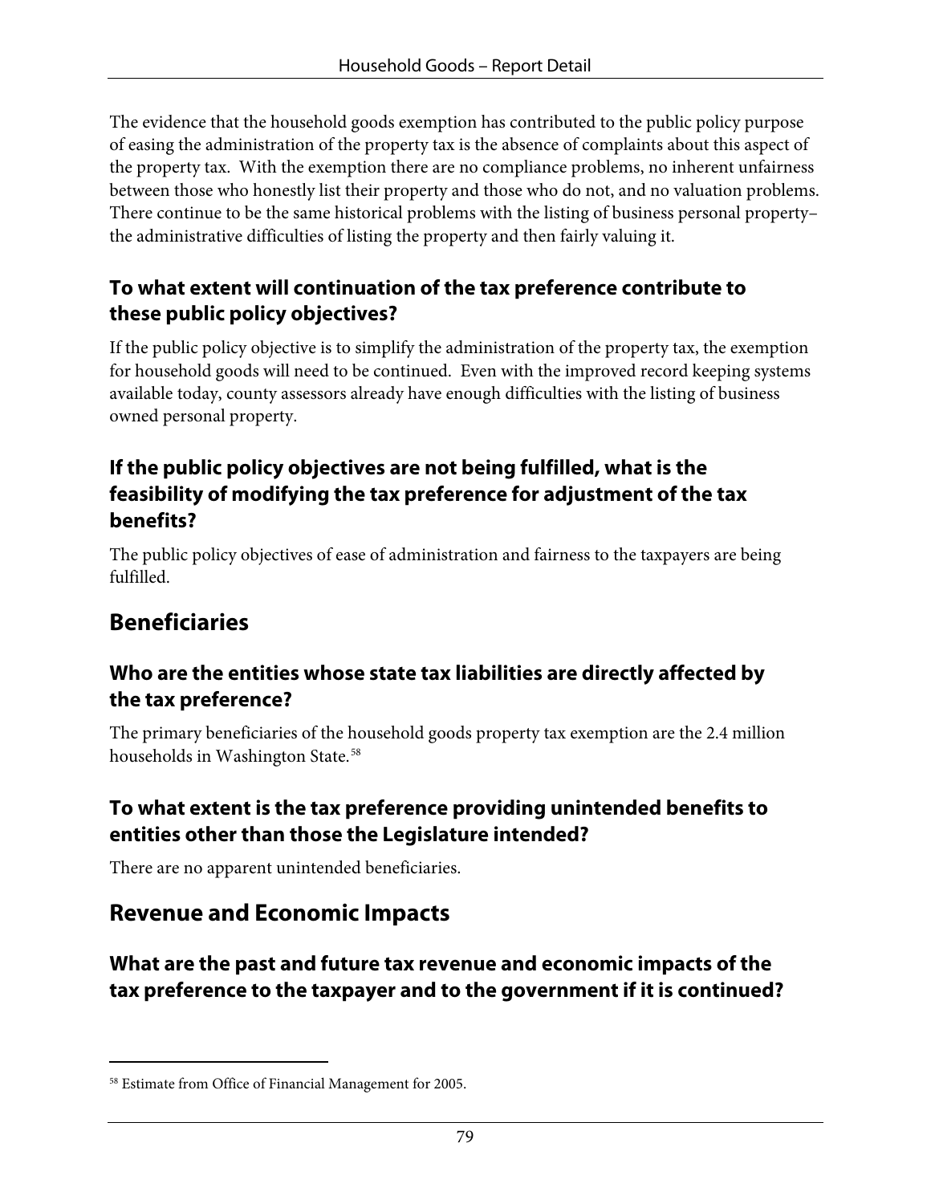The evidence that the household goods exemption has contributed to the public policy purpose of easing the administration of the property tax is the absence of complaints about this aspect of the property tax. With the exemption there are no compliance problems, no inherent unfairness between those who honestly list their property and those who do not, and no valuation problems. There continue to be the same historical problems with the listing of business personal property– the administrative difficulties of listing the property and then fairly valuing it.

### To what extent will continuation of the tax preference contribute to these public policy objectives?

If the public policy objective is to simplify the administration of the property tax, the exemption for household goods will need to be continued. Even with the improved record keeping systems available today, county assessors already have enough difficulties with the listing of business owned personal property.

### If the public policy objectives are not being fulfilled, what is the feasibility of modifying the tax preference for adjustment of the tax benefits?

The public policy objectives of ease of administration and fairness to the taxpayers are being fulfilled.

## Beneficiaries

### Who are the entities whose state tax liabilities are directly affected by the tax preference?

The primary beneficiaries of the household goods property tax exemption are the 2.4 million households in Washington State.[58]

### To what extent is the tax preference providing unintended benefits to entities other than those the Legislature intended?

There are no apparent unintended beneficiaries.

## Revenue and Economic Impacts

### What are the past and future tax revenue and economic impacts of the tax preference to the taxpayer and to the government if it is continued?

---

[58] Estimate from Office of Financial Management for 2005.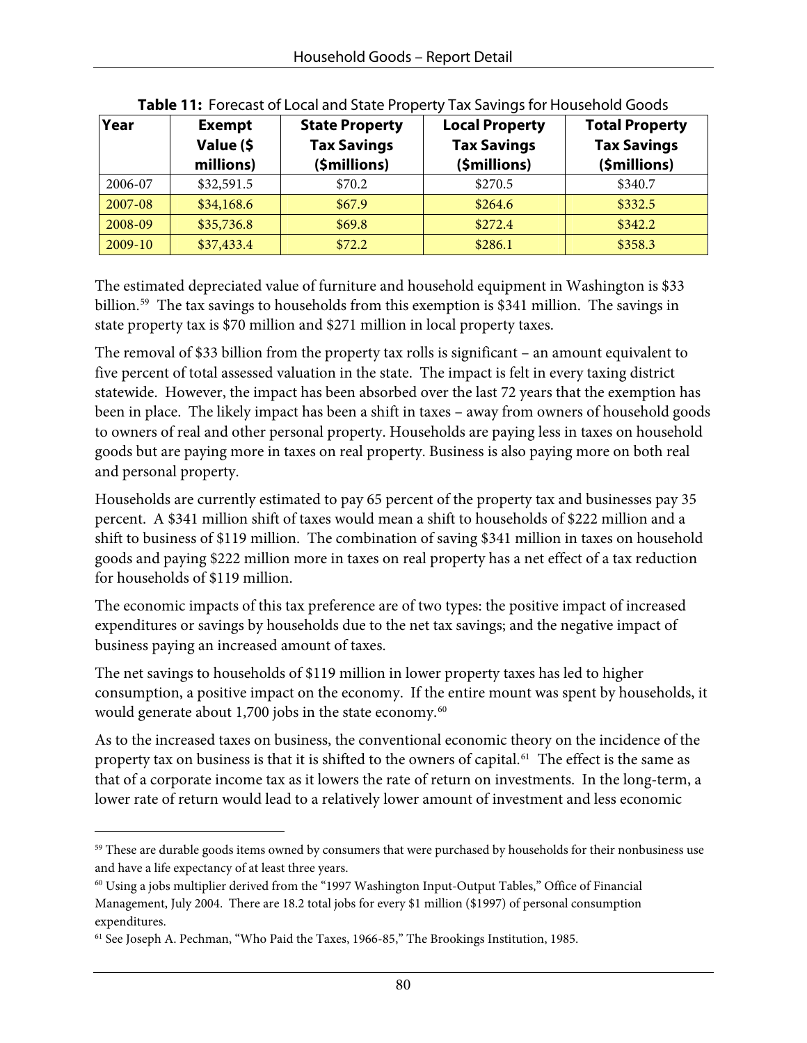**Table 11:** Forecast of Local and State Property Tax Savings for Household Goods

| Year | Exempt Value ($ millions) | State Property Tax Savings ($millions) | Local Property Tax Savings ($millions) | Total Property Tax Savings ($millions) |
|---|---|---|---|---|
| 2006-07 | $32,591.5 | $70.2 | $270.5 | $340.7 |
| 2007-08 | $34,168.6 | $67.9 | $264.6 | $332.5 |
| 2008-09 | $35,736.8 | $69.8 | $272.4 | $342.2 |
| 2009-10 | $37,433.4 | $72.2 | $286.1 | $358.3 |

The estimated depreciated value of furniture and household equipment in Washington is $33 billion.[59] The tax savings to households from this exemption is $341 million. The savings in state property tax is $70 million and $271 million in local property taxes.

The removal of $33 billion from the property tax rolls is significant – an amount equivalent to five percent of total assessed valuation in the state. The impact is felt in every taxing district statewide. However, the impact has been absorbed over the last 72 years that the exemption has been in place. The likely impact has been a shift in taxes – away from owners of household goods to owners of real and other personal property. Households are paying less in taxes on household goods but are paying more in taxes on real property. Business is also paying more on both real and personal property.

Households are currently estimated to pay 65 percent of the property tax and businesses pay 35 percent. A $341 million shift of taxes would mean a shift to households of $222 million and a shift to business of $119 million. The combination of saving $341 million in taxes on household goods and paying $222 million more in taxes on real property has a net effect of a tax reduction for households of $119 million.

The economic impacts of this tax preference are of two types: the positive impact of increased expenditures or savings by households due to the net tax savings; and the negative impact of business paying an increased amount of taxes.

The net savings to households of $119 million in lower property taxes has led to higher consumption, a positive impact on the economy. If the entire mount was spent by households, it would generate about 1,700 jobs in the state economy.[60]

As to the increased taxes on business, the conventional economic theory on the incidence of the property tax on business is that it is shifted to the owners of capital.[61] The effect is the same as that of a corporate income tax as it lowers the rate of return on investments. In the long-term, a lower rate of return would lead to a relatively lower amount of investment and less economic

---

[59] These are durable goods items owned by consumers that were purchased by households for their nonbusiness use and have a life expectancy of at least three years.

[60] Using a jobs multiplier derived from the "1997 Washington Input-Output Tables," Office of Financial Management, July 2004. There are 18.2 total jobs for every $1 million ($1997) of personal consumption expenditures.

[61] See Joseph A. Pechman, "Who Paid the Taxes, 1966-85," The Brookings Institution, 1985.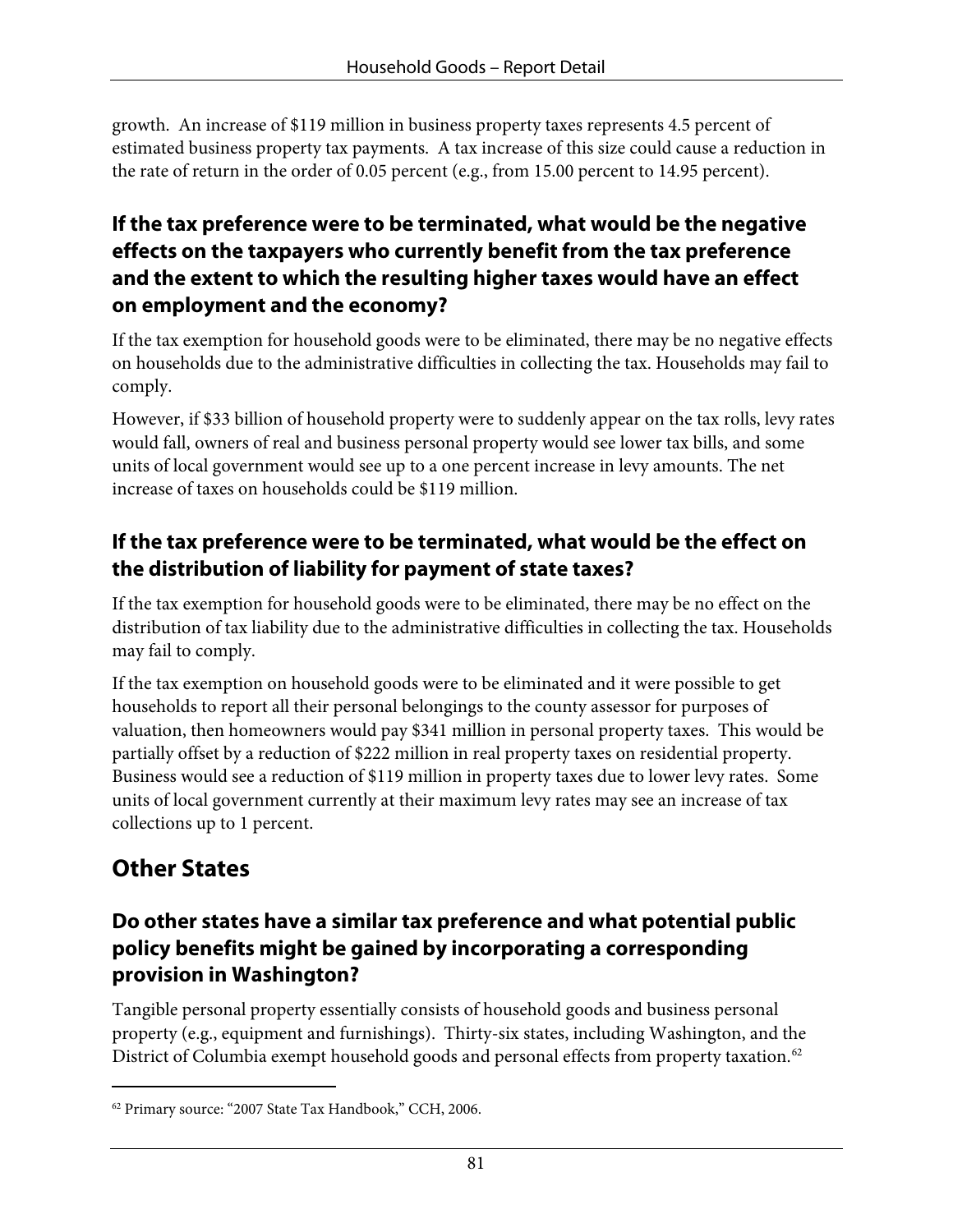growth. An increase of $119 million in business property taxes represents 4.5 percent of estimated business property tax payments. A tax increase of this size could cause a reduction in the rate of return in the order of 0.05 percent (e.g., from 15.00 percent to 14.95 percent).

### If the tax preference were to be terminated, what would be the negative effects on the taxpayers who currently benefit from the tax preference and the extent to which the resulting higher taxes would have an effect on employment and the economy?

If the tax exemption for household goods were to be eliminated, there may be no negative effects on households due to the administrative difficulties in collecting the tax. Households may fail to comply.

However, if $33 billion of household property were to suddenly appear on the tax rolls, levy rates would fall, owners of real and business personal property would see lower tax bills, and some units of local government would see up to a one percent increase in levy amounts. The net increase of taxes on households could be $119 million.

### If the tax preference were to be terminated, what would be the effect on the distribution of liability for payment of state taxes?

If the tax exemption for household goods were to be eliminated, there may be no effect on the distribution of tax liability due to the administrative difficulties in collecting the tax. Households may fail to comply.

If the tax exemption on household goods were to be eliminated and it were possible to get households to report all their personal belongings to the county assessor for purposes of valuation, then homeowners would pay $341 million in personal property taxes. This would be partially offset by a reduction of $222 million in real property taxes on residential property. Business would see a reduction of $119 million in property taxes due to lower levy rates. Some units of local government currently at their maximum levy rates may see an increase of tax collections up to 1 percent.

## Other States

### Do other states have a similar tax preference and what potential public policy benefits might be gained by incorporating a corresponding provision in Washington?

Tangible personal property essentially consists of household goods and business personal property (e.g., equipment and furnishings). Thirty-six states, including Washington, and the District of Columbia exempt household goods and personal effects from property taxation.[62]

[62] Primary source: "2007 State Tax Handbook," CCH, 2006.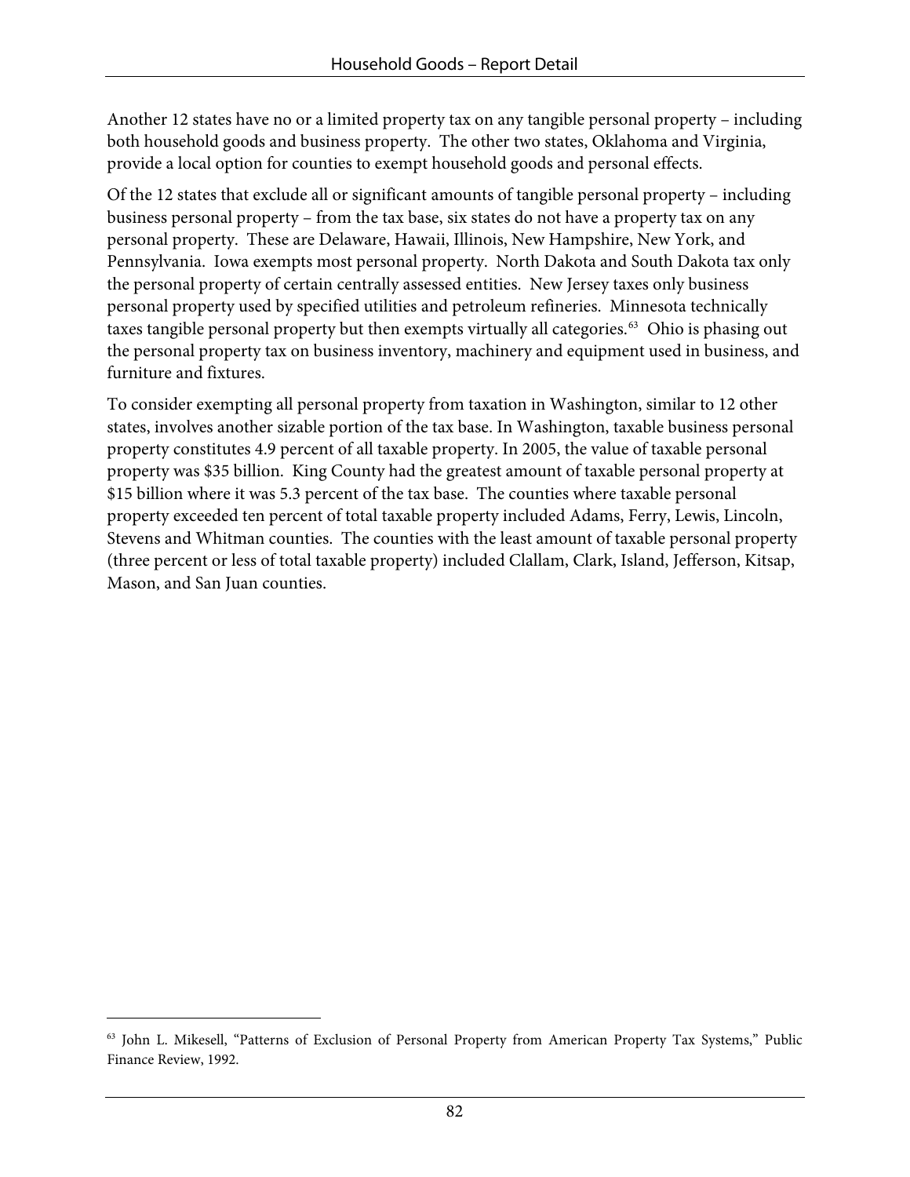Another 12 states have no or a limited property tax on any tangible personal property – including both household goods and business property. The other two states, Oklahoma and Virginia, provide a local option for counties to exempt household goods and personal effects.

Of the 12 states that exclude all or significant amounts of tangible personal property – including business personal property – from the tax base, six states do not have a property tax on any personal property. These are Delaware, Hawaii, Illinois, New Hampshire, New York, and Pennsylvania. Iowa exempts most personal property. North Dakota and South Dakota tax only the personal property of certain centrally assessed entities. New Jersey taxes only business personal property used by specified utilities and petroleum refineries. Minnesota technically taxes tangible personal property but then exempts virtually all categories.[63] Ohio is phasing out the personal property tax on business inventory, machinery and equipment used in business, and furniture and fixtures.

To consider exempting all personal property from taxation in Washington, similar to 12 other states, involves another sizable portion of the tax base. In Washington, taxable business personal property constitutes 4.9 percent of all taxable property. In 2005, the value of taxable personal property was $35 billion. King County had the greatest amount of taxable personal property at $15 billion where it was 5.3 percent of the tax base. The counties where taxable personal property exceeded ten percent of total taxable property included Adams, Ferry, Lewis, Lincoln, Stevens and Whitman counties. The counties with the least amount of taxable personal property (three percent or less of total taxable property) included Clallam, Clark, Island, Jefferson, Kitsap, Mason, and San Juan counties.

---

[63] John L. Mikesell, "Patterns of Exclusion of Personal Property from American Property Tax Systems," Public Finance Review, 1992.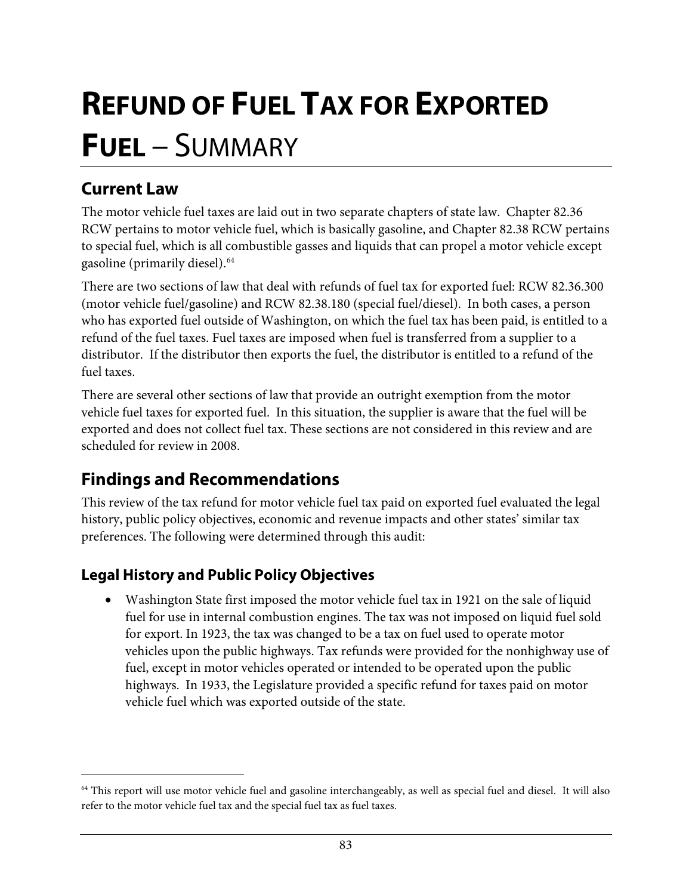# REFUND OF FUEL TAX FOR EXPORTED FUEL – SUMMARY

## Current Law

The motor vehicle fuel taxes are laid out in two separate chapters of state law. Chapter 82.36 RCW pertains to motor vehicle fuel, which is basically gasoline, and Chapter 82.38 RCW pertains to special fuel, which is all combustible gasses and liquids that can propel a motor vehicle except gasoline (primarily diesel).[64]

There are two sections of law that deal with refunds of fuel tax for exported fuel: RCW 82.36.300 (motor vehicle fuel/gasoline) and RCW 82.38.180 (special fuel/diesel). In both cases, a person who has exported fuel outside of Washington, on which the fuel tax has been paid, is entitled to a refund of the fuel taxes. Fuel taxes are imposed when fuel is transferred from a supplier to a distributor. If the distributor then exports the fuel, the distributor is entitled to a refund of the fuel taxes.

There are several other sections of law that provide an outright exemption from the motor vehicle fuel taxes for exported fuel. In this situation, the supplier is aware that the fuel will be exported and does not collect fuel tax. These sections are not considered in this review and are scheduled for review in 2008.

## Findings and Recommendations

This review of the tax refund for motor vehicle fuel tax paid on exported fuel evaluated the legal history, public policy objectives, economic and revenue impacts and other states' similar tax preferences. The following were determined through this audit:

### Legal History and Public Policy Objectives

- Washington State first imposed the motor vehicle fuel tax in 1921 on the sale of liquid fuel for use in internal combustion engines. The tax was not imposed on liquid fuel sold for export. In 1923, the tax was changed to be a tax on fuel used to operate motor vehicles upon the public highways. Tax refunds were provided for the nonhighway use of fuel, except in motor vehicles operated or intended to be operated upon the public highways. In 1933, the Legislature provided a specific refund for taxes paid on motor vehicle fuel which was exported outside of the state.

---

[64] This report will use motor vehicle fuel and gasoline interchangeably, as well as special fuel and diesel. It will also refer to the motor vehicle fuel tax and the special fuel tax as fuel taxes.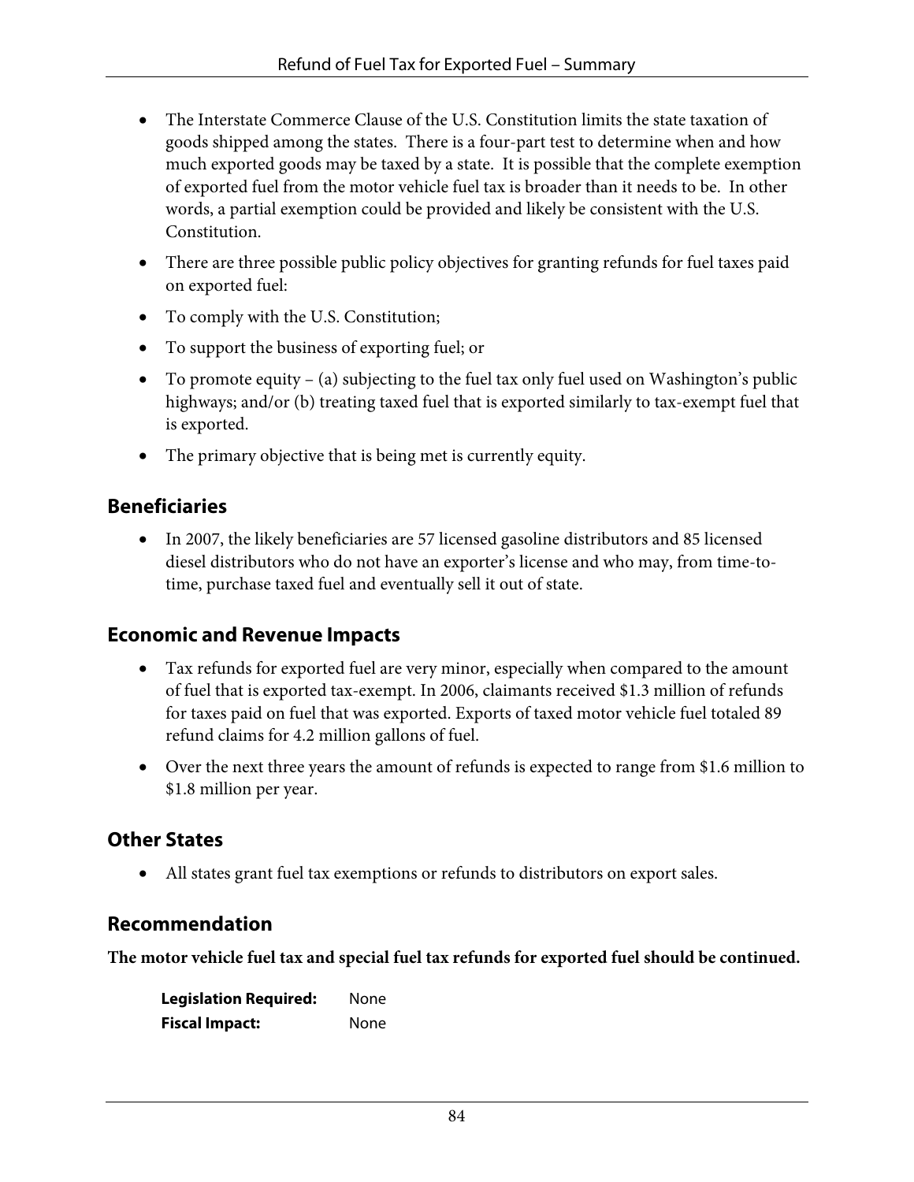- The Interstate Commerce Clause of the U.S. Constitution limits the state taxation of goods shipped among the states. There is a four-part test to determine when and how much exported goods may be taxed by a state. It is possible that the complete exemption of exported fuel from the motor vehicle fuel tax is broader than it needs to be. In other words, a partial exemption could be provided and likely be consistent with the U.S. Constitution.
- There are three possible public policy objectives for granting refunds for fuel taxes paid on exported fuel:
- To comply with the U.S. Constitution;
- To support the business of exporting fuel; or
- To promote equity – (a) subjecting to the fuel tax only fuel used on Washington's public highways; and/or (b) treating taxed fuel that is exported similarly to tax-exempt fuel that is exported.
- The primary objective that is being met is currently equity.

## Beneficiaries

- In 2007, the likely beneficiaries are 57 licensed gasoline distributors and 85 licensed diesel distributors who do not have an exporter's license and who may, from time-to-time, purchase taxed fuel and eventually sell it out of state.

## Economic and Revenue Impacts

- Tax refunds for exported fuel are very minor, especially when compared to the amount of fuel that is exported tax-exempt. In 2006, claimants received $1.3 million of refunds for taxes paid on fuel that was exported. Exports of taxed motor vehicle fuel totaled 89 refund claims for 4.2 million gallons of fuel.
- Over the next three years the amount of refunds is expected to range from $1.6 million to $1.8 million per year.

## Other States

- All states grant fuel tax exemptions or refunds to distributors on export sales.

## Recommendation

**The motor vehicle fuel tax and special fuel tax refunds for exported fuel should be continued.**

**Legislation Required:** None
**Fiscal Impact:** None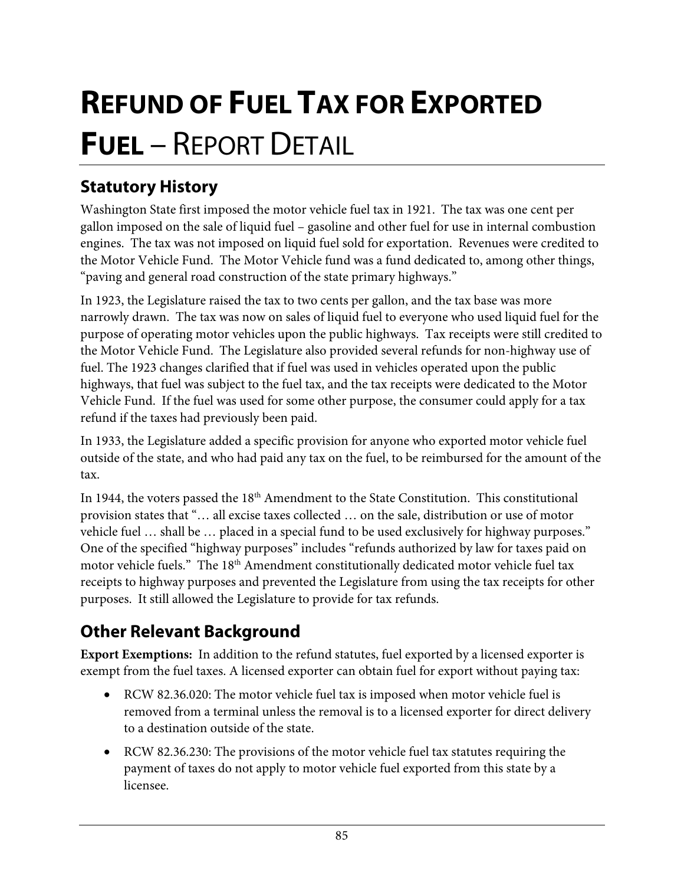# REFUND OF FUEL TAX FOR EXPORTED FUEL – REPORT DETAIL

## Statutory History

Washington State first imposed the motor vehicle fuel tax in 1921. The tax was one cent per gallon imposed on the sale of liquid fuel – gasoline and other fuel for use in internal combustion engines. The tax was not imposed on liquid fuel sold for exportation. Revenues were credited to the Motor Vehicle Fund. The Motor Vehicle fund was a fund dedicated to, among other things, "paving and general road construction of the state primary highways."

In 1923, the Legislature raised the tax to two cents per gallon, and the tax base was more narrowly drawn. The tax was now on sales of liquid fuel to everyone who used liquid fuel for the purpose of operating motor vehicles upon the public highways. Tax receipts were still credited to the Motor Vehicle Fund. The Legislature also provided several refunds for non-highway use of fuel. The 1923 changes clarified that if fuel was used in vehicles operated upon the public highways, that fuel was subject to the fuel tax, and the tax receipts were dedicated to the Motor Vehicle Fund. If the fuel was used for some other purpose, the consumer could apply for a tax refund if the taxes had previously been paid.

In 1933, the Legislature added a specific provision for anyone who exported motor vehicle fuel outside of the state, and who had paid any tax on the fuel, to be reimbursed for the amount of the tax.

In 1944, the voters passed the 18th Amendment to the State Constitution. This constitutional provision states that "… all excise taxes collected … on the sale, distribution or use of motor vehicle fuel … shall be … placed in a special fund to be used exclusively for highway purposes." One of the specified "highway purposes" includes "refunds authorized by law for taxes paid on motor vehicle fuels." The 18th Amendment constitutionally dedicated motor vehicle fuel tax receipts to highway purposes and prevented the Legislature from using the tax receipts for other purposes. It still allowed the Legislature to provide for tax refunds.

## Other Relevant Background

**Export Exemptions:** In addition to the refund statutes, fuel exported by a licensed exporter is exempt from the fuel taxes. A licensed exporter can obtain fuel for export without paying tax:

- RCW 82.36.020: The motor vehicle fuel tax is imposed when motor vehicle fuel is removed from a terminal unless the removal is to a licensed exporter for direct delivery to a destination outside of the state.
- RCW 82.36.230: The provisions of the motor vehicle fuel tax statutes requiring the payment of taxes do not apply to motor vehicle fuel exported from this state by a licensee.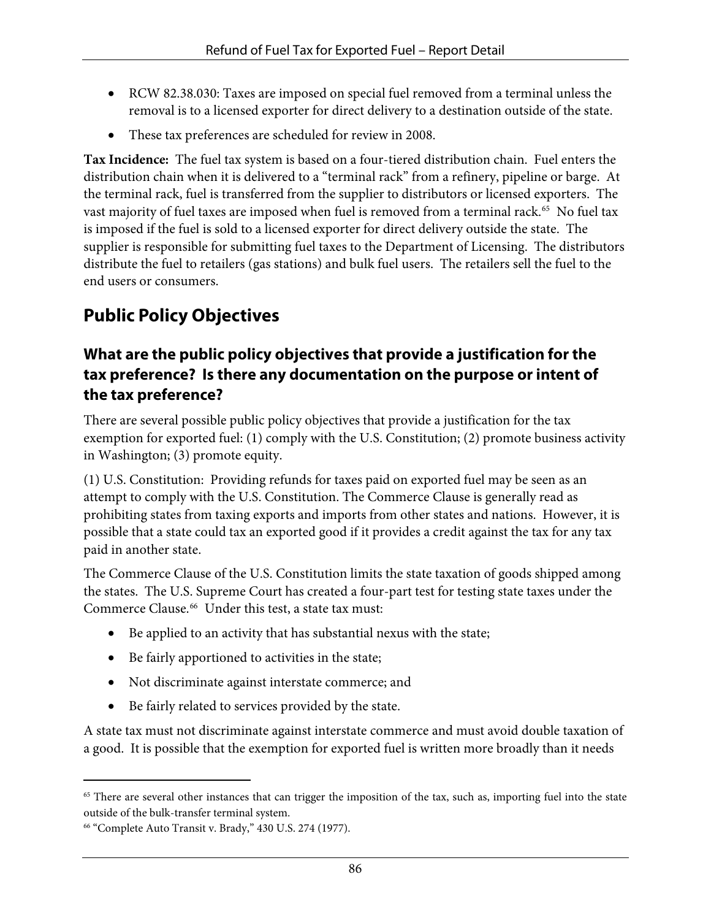- RCW 82.38.030: Taxes are imposed on special fuel removed from a terminal unless the removal is to a licensed exporter for direct delivery to a destination outside of the state.
- These tax preferences are scheduled for review in 2008.

**Tax Incidence:** The fuel tax system is based on a four-tiered distribution chain. Fuel enters the distribution chain when it is delivered to a "terminal rack" from a refinery, pipeline or barge. At the terminal rack, fuel is transferred from the supplier to distributors or licensed exporters. The vast majority of fuel taxes are imposed when fuel is removed from a terminal rack.[65] No fuel tax is imposed if the fuel is sold to a licensed exporter for direct delivery outside the state. The supplier is responsible for submitting fuel taxes to the Department of Licensing. The distributors distribute the fuel to retailers (gas stations) and bulk fuel users. The retailers sell the fuel to the end users or consumers.

## Public Policy Objectives

### What are the public policy objectives that provide a justification for the tax preference? Is there any documentation on the purpose or intent of the tax preference?

There are several possible public policy objectives that provide a justification for the tax exemption for exported fuel: (1) comply with the U.S. Constitution; (2) promote business activity in Washington; (3) promote equity.

(1) U.S. Constitution: Providing refunds for taxes paid on exported fuel may be seen as an attempt to comply with the U.S. Constitution. The Commerce Clause is generally read as prohibiting states from taxing exports and imports from other states and nations. However, it is possible that a state could tax an exported good if it provides a credit against the tax for any tax paid in another state.

The Commerce Clause of the U.S. Constitution limits the state taxation of goods shipped among the states. The U.S. Supreme Court has created a four-part test for testing state taxes under the Commerce Clause.[66] Under this test, a state tax must:

- Be applied to an activity that has substantial nexus with the state;
- Be fairly apportioned to activities in the state;
- Not discriminate against interstate commerce; and
- Be fairly related to services provided by the state.

A state tax must not discriminate against interstate commerce and must avoid double taxation of a good. It is possible that the exemption for exported fuel is written more broadly than it needs

---

[65] There are several other instances that can trigger the imposition of the tax, such as, importing fuel into the state outside of the bulk-transfer terminal system.

[66] "Complete Auto Transit v. Brady," 430 U.S. 274 (1977).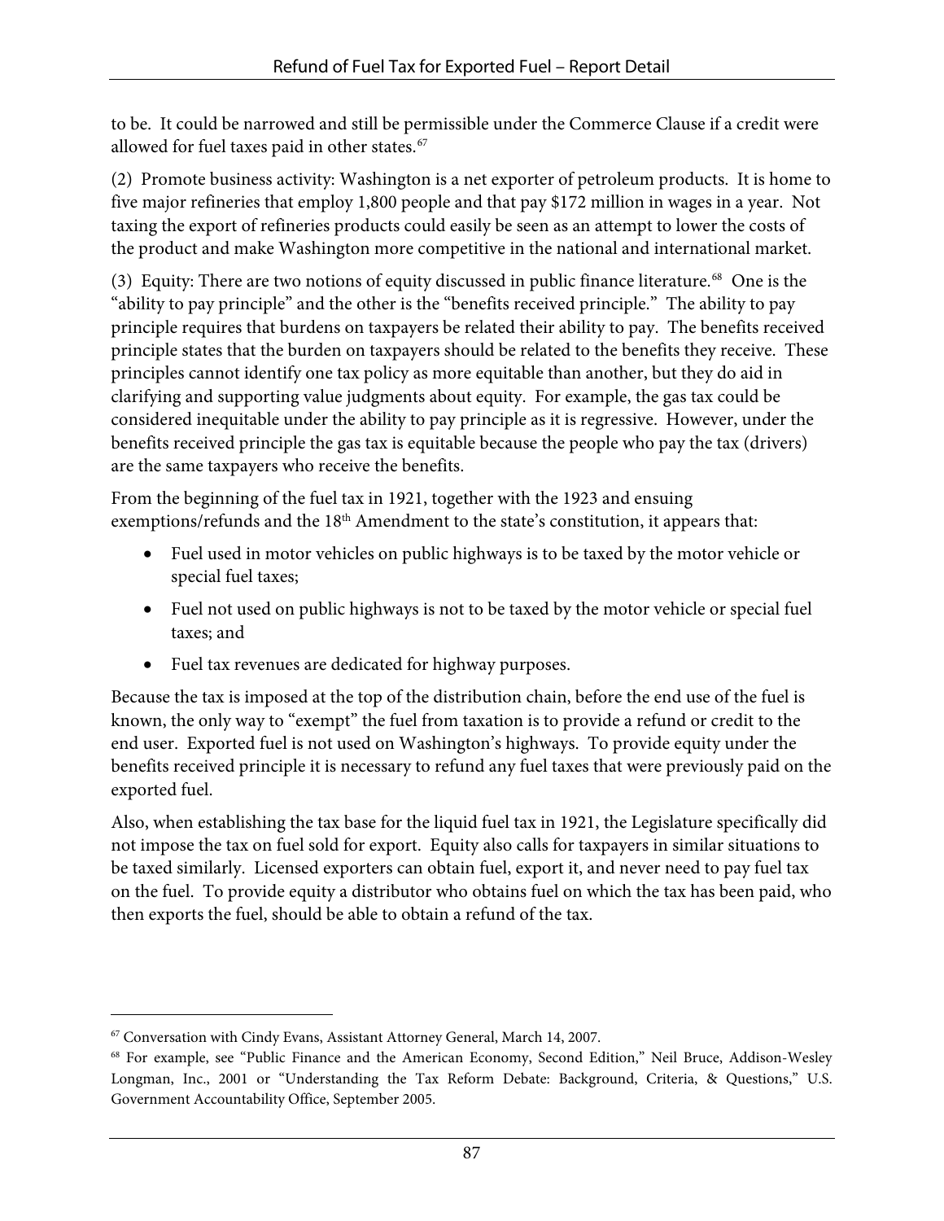to be. It could be narrowed and still be permissible under the Commerce Clause if a credit were allowed for fuel taxes paid in other states.[67]

(2) Promote business activity: Washington is a net exporter of petroleum products. It is home to five major refineries that employ 1,800 people and that pay $172 million in wages in a year. Not taxing the export of refineries products could easily be seen as an attempt to lower the costs of the product and make Washington more competitive in the national and international market.

(3) Equity: There are two notions of equity discussed in public finance literature.[68] One is the "ability to pay principle" and the other is the "benefits received principle." The ability to pay principle requires that burdens on taxpayers be related their ability to pay. The benefits received principle states that the burden on taxpayers should be related to the benefits they receive. These principles cannot identify one tax policy as more equitable than another, but they do aid in clarifying and supporting value judgments about equity. For example, the gas tax could be considered inequitable under the ability to pay principle as it is regressive. However, under the benefits received principle the gas tax is equitable because the people who pay the tax (drivers) are the same taxpayers who receive the benefits.

From the beginning of the fuel tax in 1921, together with the 1923 and ensuing exemptions/refunds and the 18th Amendment to the state's constitution, it appears that:

- Fuel used in motor vehicles on public highways is to be taxed by the motor vehicle or special fuel taxes;
- Fuel not used on public highways is not to be taxed by the motor vehicle or special fuel taxes; and
- Fuel tax revenues are dedicated for highway purposes.

Because the tax is imposed at the top of the distribution chain, before the end use of the fuel is known, the only way to "exempt" the fuel from taxation is to provide a refund or credit to the end user. Exported fuel is not used on Washington's highways. To provide equity under the benefits received principle it is necessary to refund any fuel taxes that were previously paid on the exported fuel.

Also, when establishing the tax base for the liquid fuel tax in 1921, the Legislature specifically did not impose the tax on fuel sold for export. Equity also calls for taxpayers in similar situations to be taxed similarly. Licensed exporters can obtain fuel, export it, and never need to pay fuel tax on the fuel. To provide equity a distributor who obtains fuel on which the tax has been paid, who then exports the fuel, should be able to obtain a refund of the tax.

---

[67] Conversation with Cindy Evans, Assistant Attorney General, March 14, 2007.

[68] For example, see "Public Finance and the American Economy, Second Edition," Neil Bruce, Addison-Wesley Longman, Inc., 2001 or "Understanding the Tax Reform Debate: Background, Criteria, & Questions," U.S. Government Accountability Office, September 2005.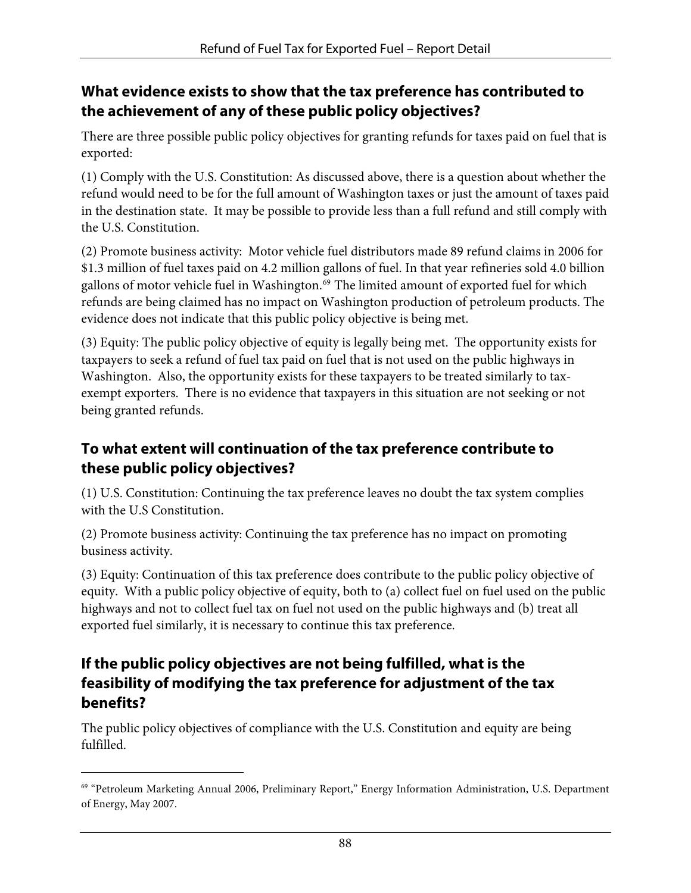## What evidence exists to show that the tax preference has contributed to the achievement of any of these public policy objectives?

There are three possible public policy objectives for granting refunds for taxes paid on fuel that is exported:

(1) Comply with the U.S. Constitution: As discussed above, there is a question about whether the refund would need to be for the full amount of Washington taxes or just the amount of taxes paid in the destination state. It may be possible to provide less than a full refund and still comply with the U.S. Constitution.

(2) Promote business activity: Motor vehicle fuel distributors made 89 refund claims in 2006 for $1.3 million of fuel taxes paid on 4.2 million gallons of fuel. In that year refineries sold 4.0 billion gallons of motor vehicle fuel in Washington.[69] The limited amount of exported fuel for which refunds are being claimed has no impact on Washington production of petroleum products. The evidence does not indicate that this public policy objective is being met.

(3) Equity: The public policy objective of equity is legally being met. The opportunity exists for taxpayers to seek a refund of fuel tax paid on fuel that is not used on the public highways in Washington. Also, the opportunity exists for these taxpayers to be treated similarly to tax-exempt exporters. There is no evidence that taxpayers in this situation are not seeking or not being granted refunds.

## To what extent will continuation of the tax preference contribute to these public policy objectives?

(1) U.S. Constitution: Continuing the tax preference leaves no doubt the tax system complies with the U.S Constitution.

(2) Promote business activity: Continuing the tax preference has no impact on promoting business activity.

(3) Equity: Continuation of this tax preference does contribute to the public policy objective of equity. With a public policy objective of equity, both to (a) collect fuel on fuel used on the public highways and not to collect fuel tax on fuel not used on the public highways and (b) treat all exported fuel similarly, it is necessary to continue this tax preference.

## If the public policy objectives are not being fulfilled, what is the feasibility of modifying the tax preference for adjustment of the tax benefits?

The public policy objectives of compliance with the U.S. Constitution and equity are being fulfilled.

---

[69] "Petroleum Marketing Annual 2006, Preliminary Report," Energy Information Administration, U.S. Department of Energy, May 2007.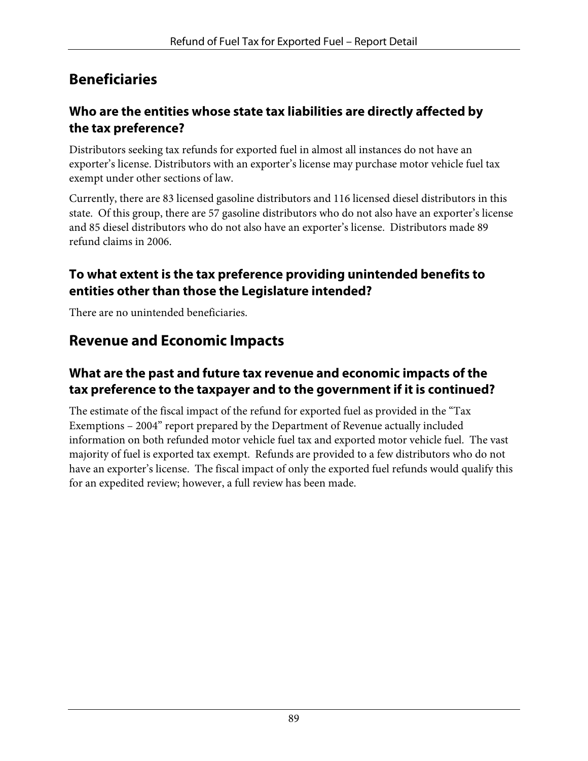## Beneficiaries

### Who are the entities whose state tax liabilities are directly affected by the tax preference?

Distributors seeking tax refunds for exported fuel in almost all instances do not have an exporter's license. Distributors with an exporter's license may purchase motor vehicle fuel tax exempt under other sections of law.

Currently, there are 83 licensed gasoline distributors and 116 licensed diesel distributors in this state. Of this group, there are 57 gasoline distributors who do not also have an exporter's license and 85 diesel distributors who do not also have an exporter's license. Distributors made 89 refund claims in 2006.

### To what extent is the tax preference providing unintended benefits to entities other than those the Legislature intended?

There are no unintended beneficiaries.

## Revenue and Economic Impacts

### What are the past and future tax revenue and economic impacts of the tax preference to the taxpayer and to the government if it is continued?

The estimate of the fiscal impact of the refund for exported fuel as provided in the "Tax Exemptions – 2004" report prepared by the Department of Revenue actually included information on both refunded motor vehicle fuel tax and exported motor vehicle fuel. The vast majority of fuel is exported tax exempt. Refunds are provided to a few distributors who do not have an exporter's license. The fiscal impact of only the exported fuel refunds would qualify this for an expedited review; however, a full review has been made.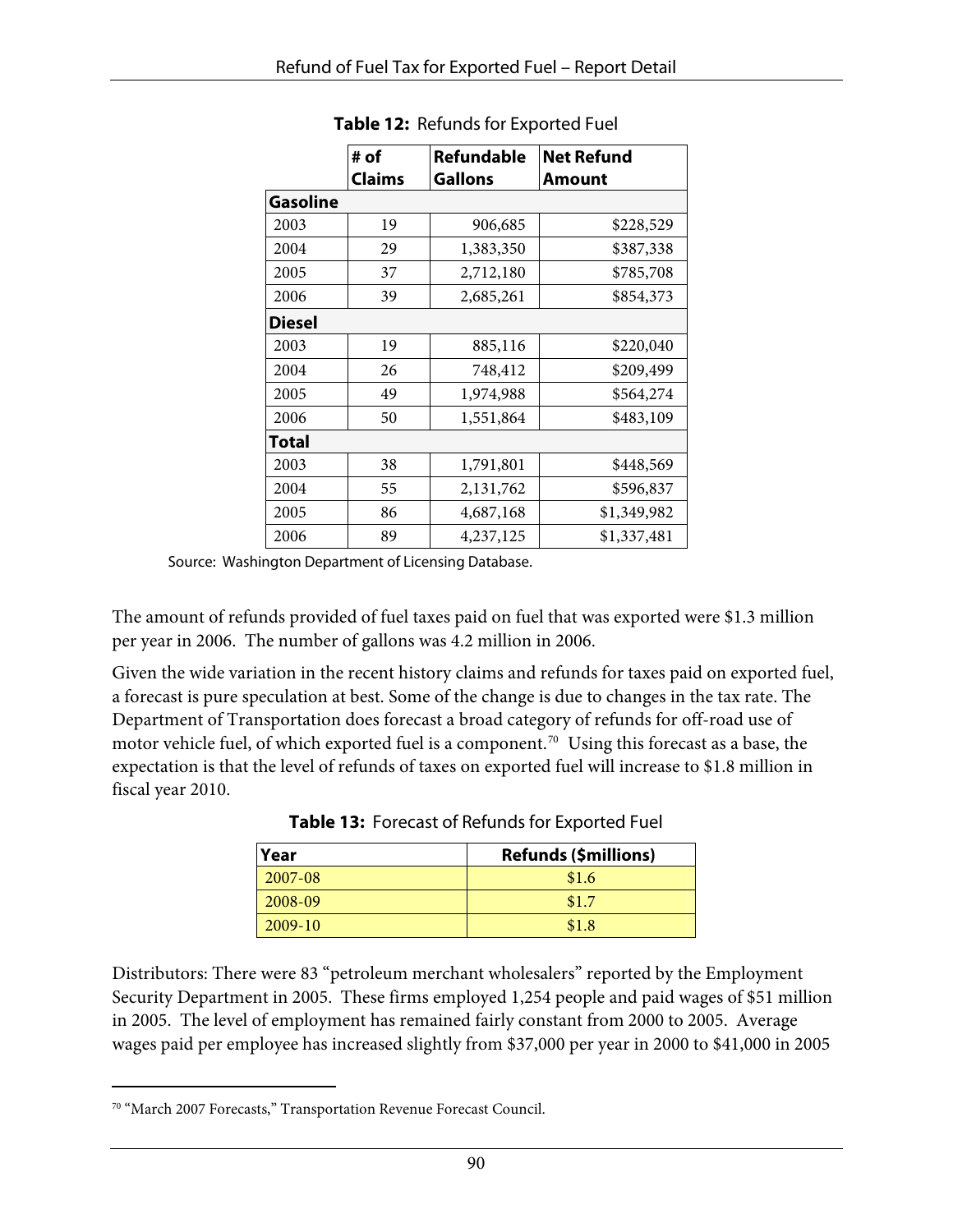**Table 12:** Refunds for Exported Fuel

| | # of Claims | Refundable Gallons | Net Refund Amount |
|---|---|---|---|
| **Gasoline** | | | |
| 2003 | 19 | 906,685 | $228,529 |
| 2004 | 29 | 1,383,350 | $387,338 |
| 2005 | 37 | 2,712,180 | $785,708 |
| 2006 | 39 | 2,685,261 | $854,373 |
| **Diesel** | | | |
| 2003 | 19 | 885,116 | $220,040 |
| 2004 | 26 | 748,412 | $209,499 |
| 2005 | 49 | 1,974,988 | $564,274 |
| 2006 | 50 | 1,551,864 | $483,109 |
| **Total** | | | |
| 2003 | 38 | 1,791,801 | $448,569 |
| 2004 | 55 | 2,131,762 | $596,837 |
| 2005 | 86 | 4,687,168 | $1,349,982 |
| 2006 | 89 | 4,237,125 | $1,337,481 |

Source: Washington Department of Licensing Database.

The amount of refunds provided of fuel taxes paid on fuel that was exported were $1.3 million per year in 2006. The number of gallons was 4.2 million in 2006.

Given the wide variation in the recent history claims and refunds for taxes paid on exported fuel, a forecast is pure speculation at best. Some of the change is due to changes in the tax rate. The Department of Transportation does forecast a broad category of refunds for off-road use of motor vehicle fuel, of which exported fuel is a component.[70] Using this forecast as a base, the expectation is that the level of refunds of taxes on exported fuel will increase to $1.8 million in fiscal year 2010.

**Table 13:** Forecast of Refunds for Exported Fuel

| Year | Refunds ($millions) |
|---|---|
| 2007-08 | $1.6 |
| 2008-09 | $1.7 |
| 2009-10 | $1.8 |

Distributors: There were 83 "petroleum merchant wholesalers" reported by the Employment Security Department in 2005. These firms employed 1,254 people and paid wages of $51 million in 2005. The level of employment has remained fairly constant from 2000 to 2005. Average wages paid per employee has increased slightly from $37,000 per year in 2000 to $41,000 in 2005

[70] "March 2007 Forecasts," Transportation Revenue Forecast Council.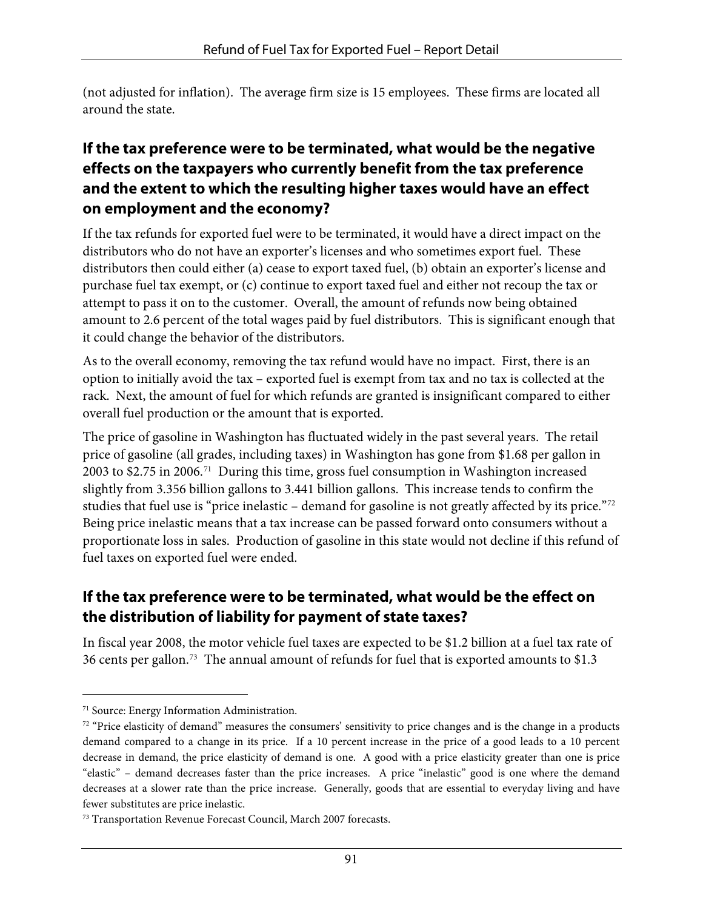(not adjusted for inflation). The average firm size is 15 employees. These firms are located all around the state.

## If the tax preference were to be terminated, what would be the negative effects on the taxpayers who currently benefit from the tax preference and the extent to which the resulting higher taxes would have an effect on employment and the economy?

If the tax refunds for exported fuel were to be terminated, it would have a direct impact on the distributors who do not have an exporter's licenses and who sometimes export fuel. These distributors then could either (a) cease to export taxed fuel, (b) obtain an exporter's license and purchase fuel tax exempt, or (c) continue to export taxed fuel and either not recoup the tax or attempt to pass it on to the customer. Overall, the amount of refunds now being obtained amount to 2.6 percent of the total wages paid by fuel distributors. This is significant enough that it could change the behavior of the distributors.

As to the overall economy, removing the tax refund would have no impact. First, there is an option to initially avoid the tax – exported fuel is exempt from tax and no tax is collected at the rack. Next, the amount of fuel for which refunds are granted is insignificant compared to either overall fuel production or the amount that is exported.

The price of gasoline in Washington has fluctuated widely in the past several years. The retail price of gasoline (all grades, including taxes) in Washington has gone from $1.68 per gallon in 2003 to $2.75 in 2006.[71] During this time, gross fuel consumption in Washington increased slightly from 3.356 billion gallons to 3.441 billion gallons. This increase tends to confirm the studies that fuel use is "price inelastic – demand for gasoline is not greatly affected by its price."[72] Being price inelastic means that a tax increase can be passed forward onto consumers without a proportionate loss in sales. Production of gasoline in this state would not decline if this refund of fuel taxes on exported fuel were ended.

## If the tax preference were to be terminated, what would be the effect on the distribution of liability for payment of state taxes?

In fiscal year 2008, the motor vehicle fuel taxes are expected to be $1.2 billion at a fuel tax rate of 36 cents per gallon.[73] The annual amount of refunds for fuel that is exported amounts to $1.3

---

[71] Source: Energy Information Administration.

[72] "Price elasticity of demand" measures the consumers' sensitivity to price changes and is the change in a products demand compared to a change in its price. If a 10 percent increase in the price of a good leads to a 10 percent decrease in demand, the price elasticity of demand is one. A good with a price elasticity greater than one is price "elastic" – demand decreases faster than the price increases. A price "inelastic" good is one where the demand decreases at a slower rate than the price increase. Generally, goods that are essential to everyday living and have fewer substitutes are price inelastic.

[73] Transportation Revenue Forecast Council, March 2007 forecasts.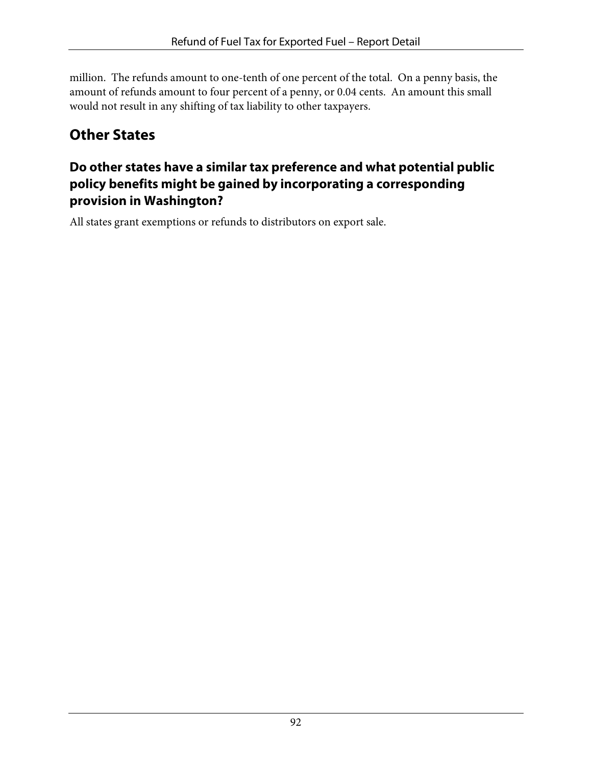million. The refunds amount to one-tenth of one percent of the total. On a penny basis, the amount of refunds amount to four percent of a penny, or 0.04 cents. An amount this small would not result in any shifting of tax liability to other taxpayers.

## Other States

### Do other states have a similar tax preference and what potential public policy benefits might be gained by incorporating a corresponding provision in Washington?

All states grant exemptions or refunds to distributors on export sale.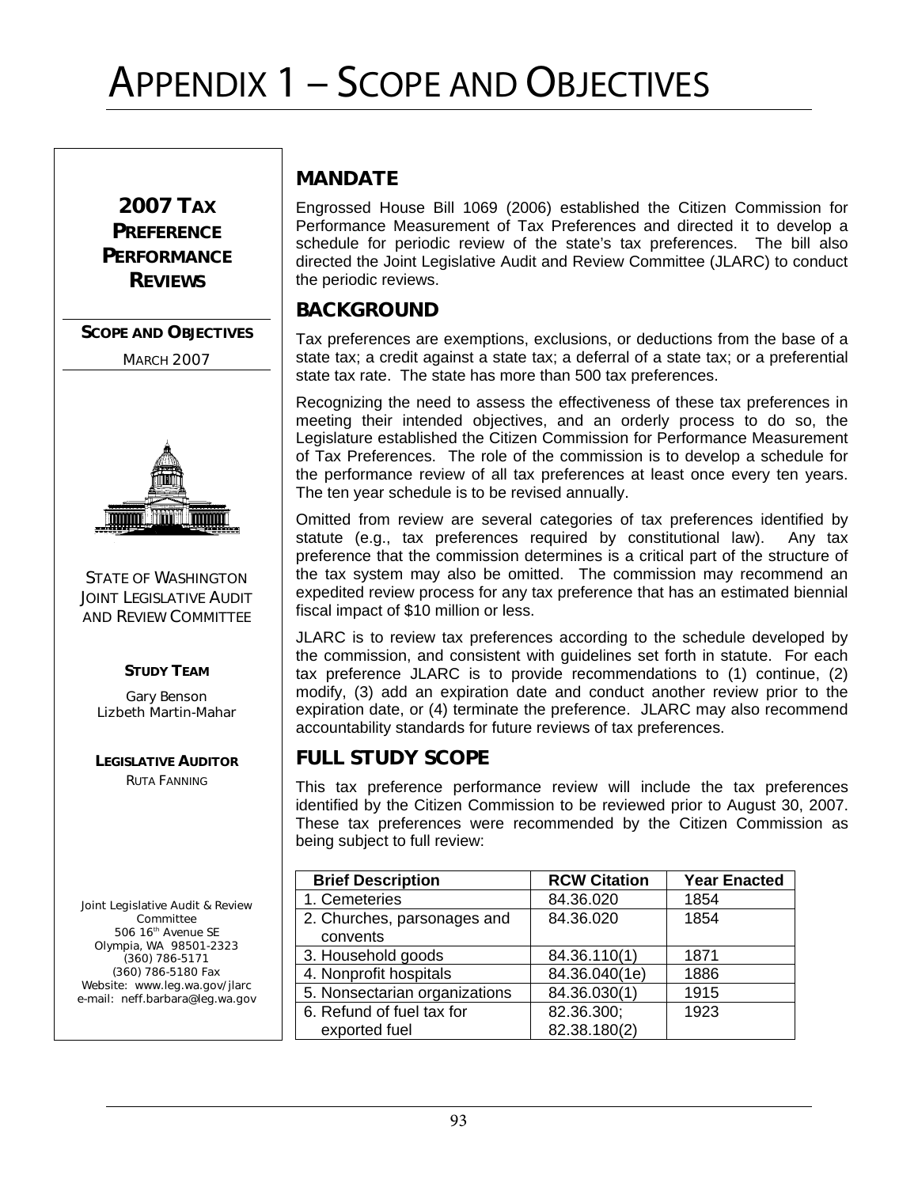# APPENDIX 1 – SCOPE AND OBJECTIVES

**2007 TAX PREFERENCE PERFORMANCE REVIEWS**

**SCOPE AND OBJECTIVES**

MARCH 2007

STATE OF WASHINGTON
JOINT LEGISLATIVE AUDIT AND REVIEW COMMITTEE

**STUDY TEAM**

Gary Benson
Lizbeth Martin-Mahar

**LEGISLATIVE AUDITOR**

RUTA FANNING

Joint Legislative Audit & Review Committee
506 16th Avenue SE
Olympia, WA 98501-2323
(360) 786-5171
(360) 786-5180 Fax
Website: www.leg.wa.gov/jlarc
e-mail: neff.barbara@leg.wa.gov

## MANDATE

Engrossed House Bill 1069 (2006) established the Citizen Commission for Performance Measurement of Tax Preferences and directed it to develop a schedule for periodic review of the state's tax preferences. The bill also directed the Joint Legislative Audit and Review Committee (JLARC) to conduct the periodic reviews.

## BACKGROUND

Tax preferences are exemptions, exclusions, or deductions from the base of a state tax; a credit against a state tax; a deferral of a state tax; or a preferential state tax rate. The state has more than 500 tax preferences.

Recognizing the need to assess the effectiveness of these tax preferences in meeting their intended objectives, and an orderly process to do so, the Legislature established the Citizen Commission for Performance Measurement of Tax Preferences. The role of the commission is to develop a schedule for the performance review of all tax preferences at least once every ten years. The ten year schedule is to be revised annually.

Omitted from review are several categories of tax preferences identified by statute (e.g., tax preferences required by constitutional law). Any tax preference that the commission determines is a critical part of the structure of the tax system may also be omitted. The commission may recommend an expedited review process for any tax preference that has an estimated biennial fiscal impact of $10 million or less.

JLARC is to review tax preferences according to the schedule developed by the commission, and consistent with guidelines set forth in statute. For each tax preference JLARC is to provide recommendations to (1) continue, (2) modify, (3) add an expiration date and conduct another review prior to the expiration date, or (4) terminate the preference. JLARC may also recommend accountability standards for future reviews of tax preferences.

## FULL STUDY SCOPE

This tax preference performance review will include the tax preferences identified by the Citizen Commission to be reviewed prior to August 30, 2007. These tax preferences were recommended by the Citizen Commission as being subject to full review:

| Brief Description | RCW Citation | Year Enacted |
|---|---|---|
| 1. Cemeteries | 84.36.020 | 1854 |
| 2. Churches, parsonages and convents | 84.36.020 | 1854 |
| 3. Household goods | 84.36.110(1) | 1871 |
| 4. Nonprofit hospitals | 84.36.040(1e) | 1886 |
| 5. Nonsectarian organizations | 84.36.030(1) | 1915 |
| 6. Refund of fuel tax for exported fuel | 82.36.300; 82.38.180(2) | 1923 |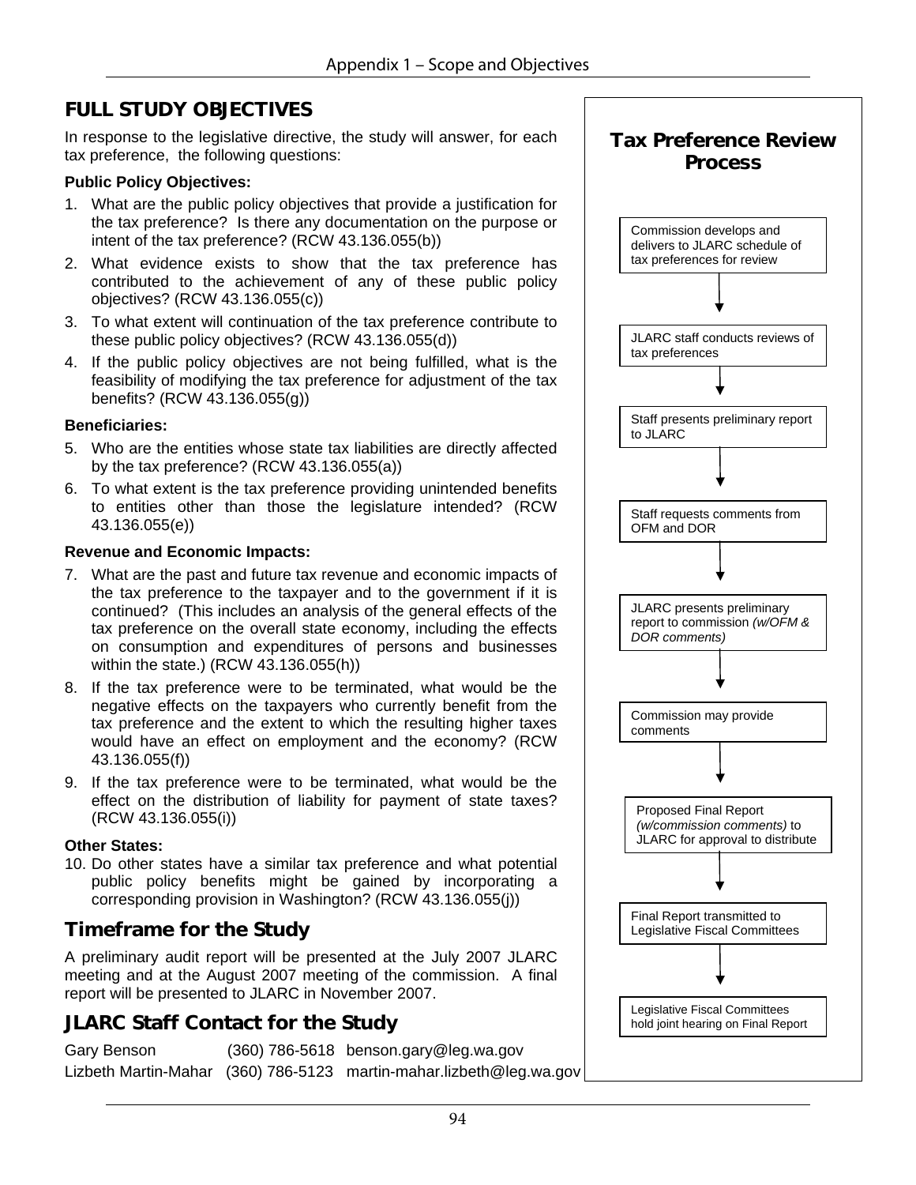## FULL STUDY OBJECTIVES

In response to the legislative directive, the study will answer, for each tax preference, the following questions:

**Public Policy Objectives:**

1. What are the public policy objectives that provide a justification for the tax preference? Is there any documentation on the purpose or intent of the tax preference? (RCW 43.136.055(b))
2. What evidence exists to show that the tax preference has contributed to the achievement of any of these public policy objectives? (RCW 43.136.055(c))
3. To what extent will continuation of the tax preference contribute to these public policy objectives? (RCW 43.136.055(d))
4. If the public policy objectives are not being fulfilled, what is the feasibility of modifying the tax preference for adjustment of the tax benefits? (RCW 43.136.055(g))

**Beneficiaries:**

5. Who are the entities whose state tax liabilities are directly affected by the tax preference? (RCW 43.136.055(a))
6. To what extent is the tax preference providing unintended benefits to entities other than those the legislature intended? (RCW 43.136.055(e))

**Revenue and Economic Impacts:**

7. What are the past and future tax revenue and economic impacts of the tax preference to the taxpayer and to the government if it is continued? (This includes an analysis of the general effects of the tax preference on the overall state economy, including the effects on consumption and expenditures of persons and businesses within the state.) (RCW 43.136.055(h))
8. If the tax preference were to be terminated, what would be the negative effects on the taxpayers who currently benefit from the tax preference and the extent to which the resulting higher taxes would have an effect on employment and the economy? (RCW 43.136.055(f))
9. If the tax preference were to be terminated, what would be the effect on the distribution of liability for payment of state taxes? (RCW 43.136.055(i))

**Other States:**

10. Do other states have a similar tax preference and what potential public policy benefits might be gained by incorporating a corresponding provision in Washington? (RCW 43.136.055(j))

## Timeframe for the Study

A preliminary audit report will be presented at the July 2007 JLARC meeting and at the August 2007 meeting of the commission. A final report will be presented to JLARC in November 2007.

## JLARC Staff Contact for the Study

| | | |
|---|---|---|
| Gary Benson | (360) 786-5618 | benson.gary@leg.wa.gov |
| Lizbeth Martin-Mahar | (360) 786-5123 | martin-mahar.lizbeth@leg.wa.gov |

## Tax Preference Review Process

Commission develops and delivers to JLARC schedule of tax preferences for review

↓

JLARC staff conducts reviews of tax preferences

↓

Staff presents preliminary report to JLARC

↓

Staff requests comments from OFM and DOR

↓

JLARC presents preliminary report to commission *(w/OFM & DOR comments)*

↓

Commission may provide comments

↓

Proposed Final Report *(w/commission comments)* to JLARC for approval to distribute

↓

Final Report transmitted to Legislative Fiscal Committees

↓

Legislative Fiscal Committees hold joint hearing on Final Report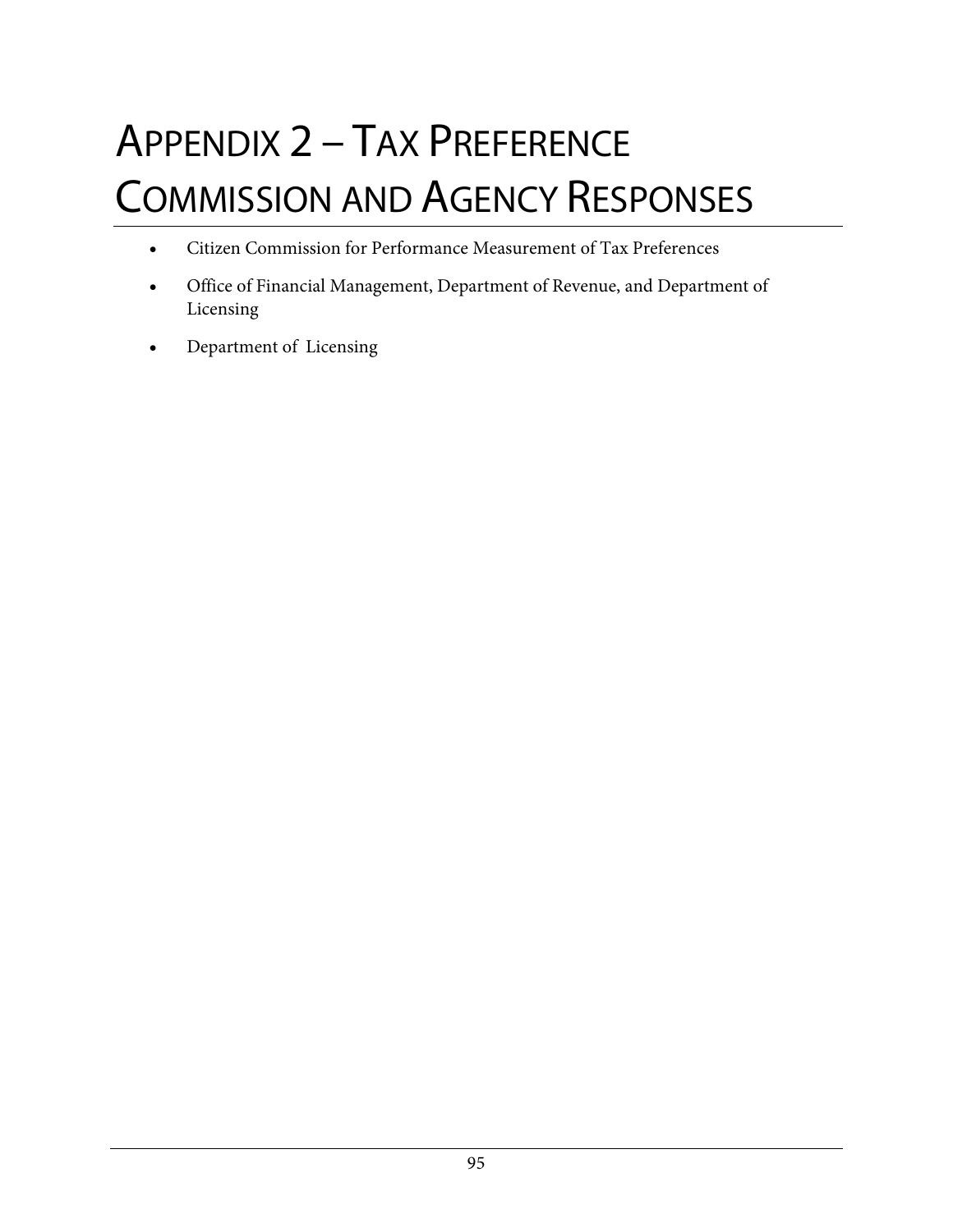# Appendix 2 – Tax Preference Commission and Agency Responses

- Citizen Commission for Performance Measurement of Tax Preferences
- Office of Financial Management, Department of Revenue, and Department of Licensing
- Department of Licensing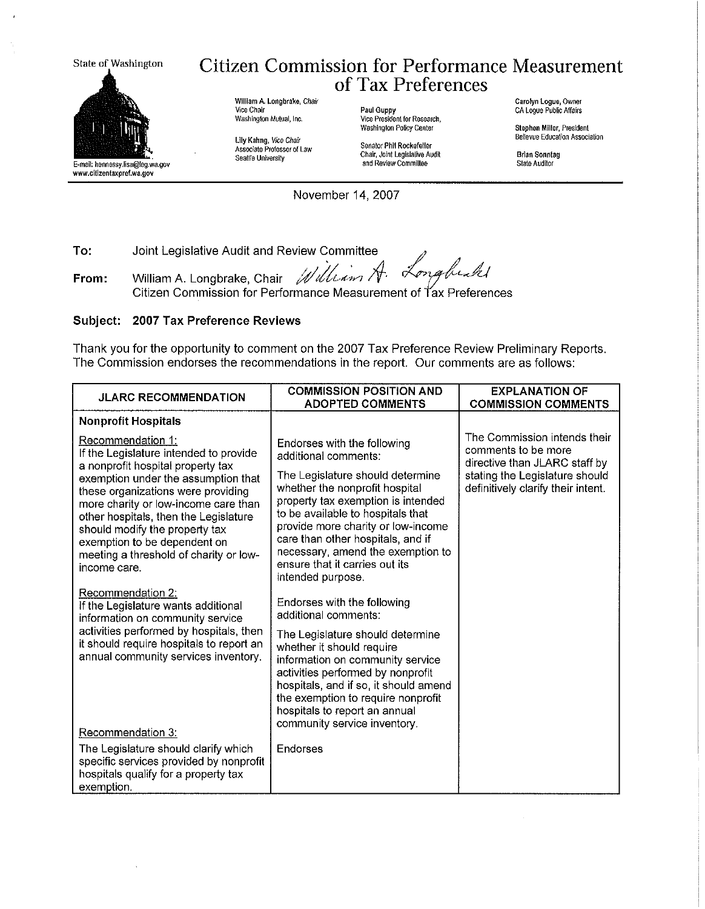State of Washington

# Citizen Commission for Performance Measurement of Tax Preferences

E-mail: hennessy.lisa@leg.wa.gov
www.citizentaxpref.wa.gov

William A. Longbrake, *Chair*
Vice Chair
Washington Mutual, Inc.

Lily Kahng, *Vice Chair*
Associate Professor of Law
Seattle University

Paul Guppy
Vice President for Research,
Washington Policy Center

Senator Phil Rockefeller
Chair, Joint Legislative Audit and Review Committee

Carolyn Logue, Owner
CA Logue Public Affairs

Stephen Miller, President
Bellevue Education Association

Brian Sonntag
State Auditor

November 14, 2007

**To:** Joint Legislative Audit and Review Committee

**From:** William A. Longbrake, Chair *William A. Longbrake*
Citizen Commission for Performance Measurement of Tax Preferences

**Subject: 2007 Tax Preference Reviews**

Thank you for the opportunity to comment on the 2007 Tax Preference Review Preliminary Reports. The Commission endorses the recommendations in the report. Our comments are as follows:

| JLARC RECOMMENDATION | COMMISSION POSITION AND ADOPTED COMMENTS | EXPLANATION OF COMMISSION COMMENTS |
|---|---|---|
| **Nonprofit Hospitals** | | |
| Recommendation 1: If the Legislature intended to provide a nonprofit hospital property tax exemption under the assumption that these organizations were providing more charity or low-income care than other hospitals, then the Legislature should modify the property tax exemption to be dependent on meeting a threshold of charity or low-income care. | Endorses with the following additional comments: The Legislature should determine whether the nonprofit hospital property tax exemption is intended to be available to hospitals that provide more charity or low-income care than other hospitals, and if necessary, amend the exemption to ensure that it carries out its intended purpose. | The Commission intends their comments to be more directive than JLARC staff by stating the Legislature should definitively clarify their intent. |
| Recommendation 2: If the Legislature wants additional information on community service activities performed by hospitals, then it should require hospitals to report an annual community services inventory. | Endorses with the following additional comments: The Legislature should determine whether it should require information on community service activities performed by nonprofit hospitals, and if so, it should amend the exemption to require nonprofit hospitals to report an annual community service inventory. | |
| Recommendation 3: The Legislature should clarify which specific services provided by nonprofit hospitals qualify for a property tax exemption. | Endorses | |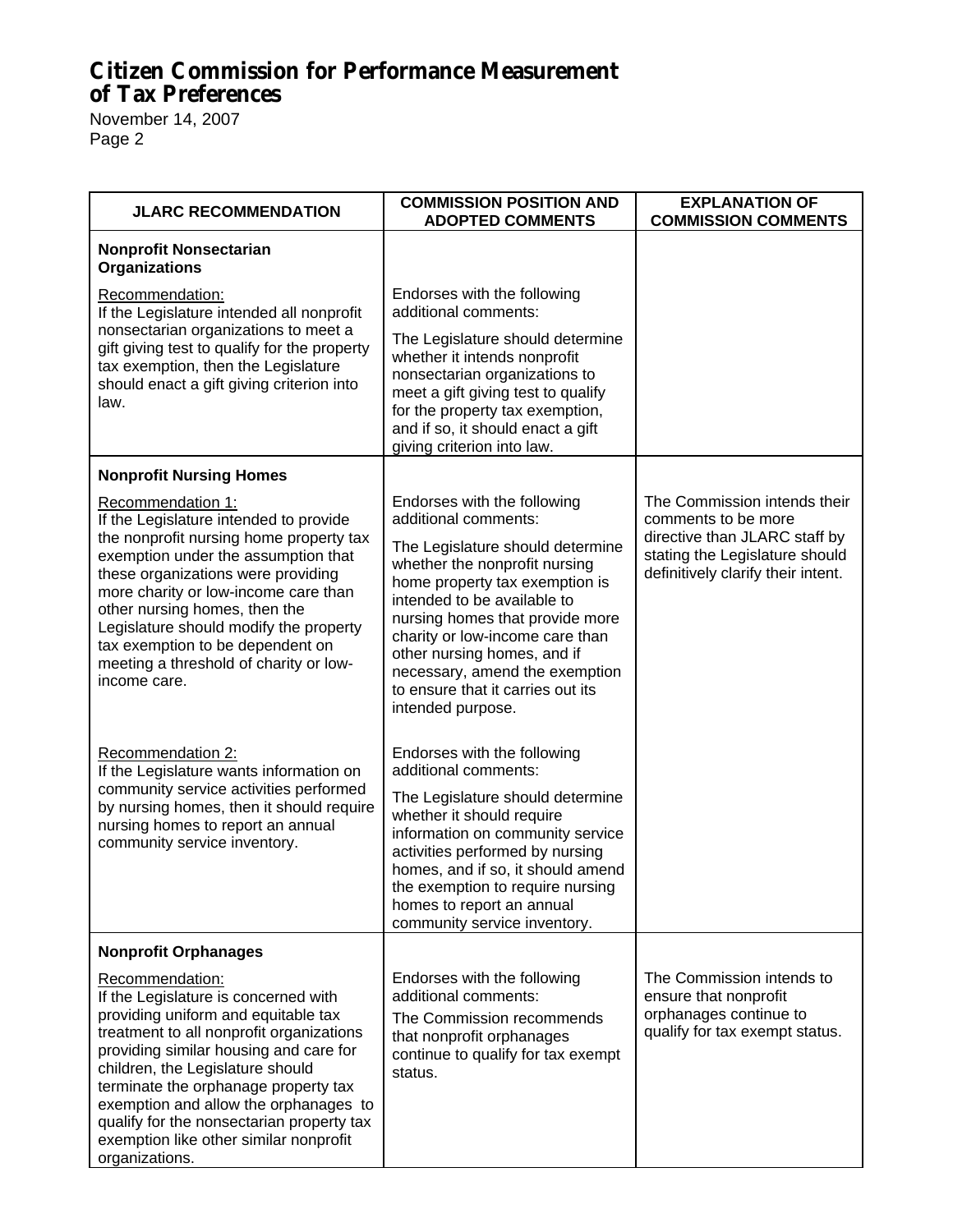# Citizen Commission for Performance Measurement of Tax Preferences

November 14, 2007

| JLARC RECOMMENDATION | COMMISSION POSITION AND ADOPTED COMMENTS | EXPLANATION OF COMMISSION COMMENTS |
|---|---|---|
| **Nonprofit Nonsectarian Organizations**<br><br>Recommendation:<br>If the Legislature intended all nonprofit nonsectarian organizations to meet a gift giving test to qualify for the property tax exemption, then the Legislature should enact a gift giving criterion into law. | Endorses with the following additional comments:<br><br>The Legislature should determine whether it intends nonprofit nonsectarian organizations to meet a gift giving test to qualify for the property tax exemption, and if so, it should enact a gift giving criterion into law. | |
| **Nonprofit Nursing Homes**<br><br>Recommendation 1:<br>If the Legislature intended to provide the nonprofit nursing home property tax exemption under the assumption that these organizations were providing more charity or low-income care than other nursing homes, then the Legislature should modify the property tax exemption to be dependent on meeting a threshold of charity or low-income care. | Endorses with the following additional comments:<br><br>The Legislature should determine whether the nonprofit nursing home property tax exemption is intended to be available to nursing homes that provide more charity or low-income care than other nursing homes, and if necessary, amend the exemption to ensure that it carries out its intended purpose. | The Commission intends their comments to be more directive than JLARC staff by stating the Legislature should definitively clarify their intent. |
| Recommendation 2:<br>If the Legislature wants information on community service activities performed by nursing homes, then it should require nursing homes to report an annual community service inventory. | Endorses with the following additional comments:<br><br>The Legislature should determine whether it should require information on community service activities performed by nursing homes, and if so, it should amend the exemption to require nursing homes to report an annual community service inventory. | |
| **Nonprofit Orphanages**<br><br>Recommendation:<br>If the Legislature is concerned with providing uniform and equitable tax treatment to all nonprofit organizations providing similar housing and care for children, the Legislature should terminate the orphanage property tax exemption and allow the orphanages to qualify for the nonsectarian property tax exemption like other similar nonprofit organizations. | Endorses with the following additional comments:<br>The Commission recommends that nonprofit orphanages continue to qualify for tax exempt status. | The Commission intends to ensure that nonprofit orphanages continue to qualify for tax exempt status. |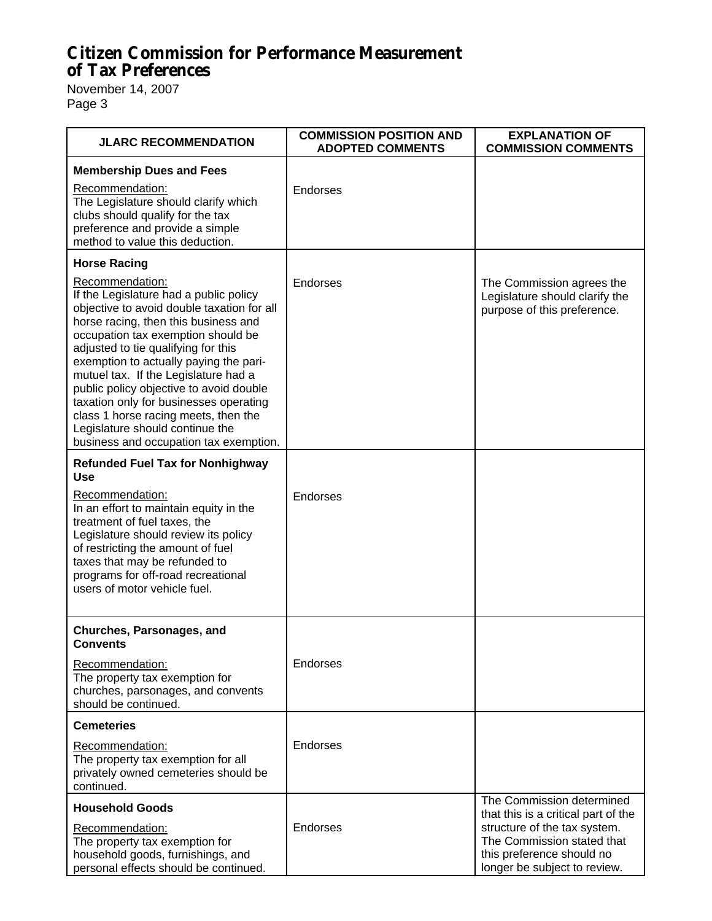# Citizen Commission for Performance Measurement of Tax Preferences

November 14, 2007

| JLARC RECOMMENDATION | COMMISSION POSITION AND ADOPTED COMMENTS | EXPLANATION OF COMMISSION COMMENTS |
|---|---|---|
| **Membership Dues and Fees**<br>Recommendation:<br>The Legislature should clarify which clubs should qualify for the tax preference and provide a simple method to value this deduction. | Endorses | |
| **Horse Racing**<br>Recommendation:<br>If the Legislature had a public policy objective to avoid double taxation for all horse racing, then this business and occupation tax exemption should be adjusted to tie qualifying for this exemption to actually paying the pari-mutuel tax. If the Legislature had a public policy objective to avoid double taxation only for businesses operating class 1 horse racing meets, then the Legislature should continue the business and occupation tax exemption. | Endorses | The Commission agrees the Legislature should clarify the purpose of this preference. |
| **Refunded Fuel Tax for Nonhighway Use**<br>Recommendation:<br>In an effort to maintain equity in the treatment of fuel taxes, the Legislature should review its policy of restricting the amount of fuel taxes that may be refunded to programs for off-road recreational users of motor vehicle fuel. | Endorses | |
| **Churches, Parsonages, and Convents**<br>Recommendation:<br>The property tax exemption for churches, parsonages, and convents should be continued. | Endorses | |
| **Cemeteries**<br>Recommendation:<br>The property tax exemption for all privately owned cemeteries should be continued. | Endorses | |
| **Household Goods**<br>Recommendation:<br>The property tax exemption for household goods, furnishings, and personal effects should be continued. | Endorses | The Commission determined that this is a critical part of the structure of the tax system. The Commission stated that this preference should no longer be subject to review. |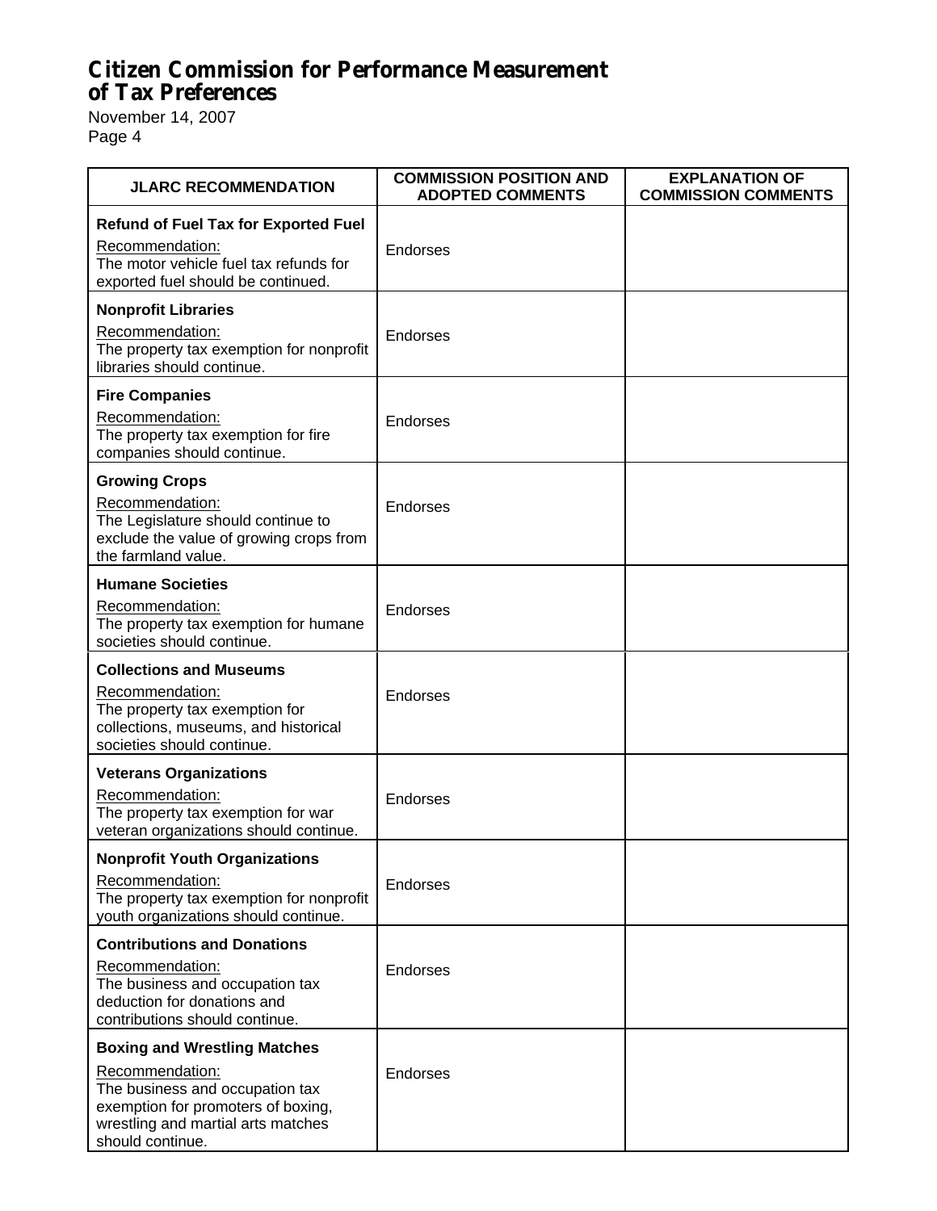# Citizen Commission for Performance Measurement of Tax Preferences

November 14, 2007
Page 4

| JLARC RECOMMENDATION | COMMISSION POSITION AND ADOPTED COMMENTS | EXPLANATION OF COMMISSION COMMENTS |
|---|---|---|
| **Refund of Fuel Tax for Exported Fuel**<br>Recommendation:<br>The motor vehicle fuel tax refunds for exported fuel should be continued. | Endorses | |
| **Nonprofit Libraries**<br>Recommendation:<br>The property tax exemption for nonprofit libraries should continue. | Endorses | |
| **Fire Companies**<br>Recommendation:<br>The property tax exemption for fire companies should continue. | Endorses | |
| **Growing Crops**<br>Recommendation:<br>The Legislature should continue to exclude the value of growing crops from the farmland value. | Endorses | |
| **Humane Societies**<br>Recommendation:<br>The property tax exemption for humane societies should continue. | Endorses | |
| **Collections and Museums**<br>Recommendation:<br>The property tax exemption for collections, museums, and historical societies should continue. | Endorses | |
| **Veterans Organizations**<br>Recommendation:<br>The property tax exemption for war veteran organizations should continue. | Endorses | |
| **Nonprofit Youth Organizations**<br>Recommendation:<br>The property tax exemption for nonprofit youth organizations should continue. | Endorses | |
| **Contributions and Donations**<br>Recommendation:<br>The business and occupation tax deduction for donations and contributions should continue. | Endorses | |
| **Boxing and Wrestling Matches**<br>Recommendation:<br>The business and occupation tax exemption for promoters of boxing, wrestling and martial arts matches should continue. | Endorses | |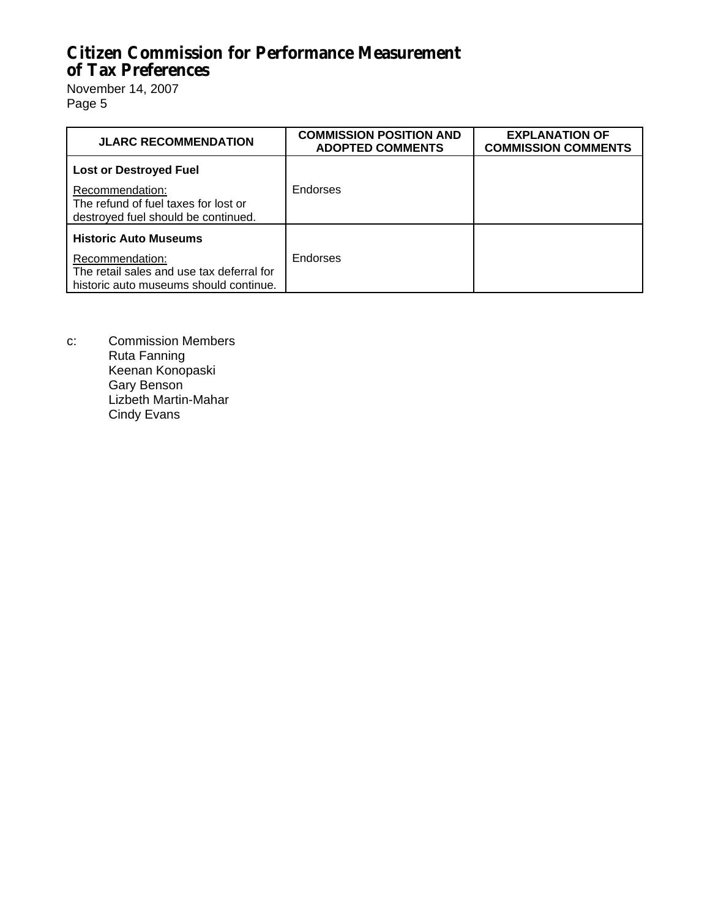| JLARC RECOMMENDATION | COMMISSION POSITION AND ADOPTED COMMENTS | EXPLANATION OF COMMISSION COMMENTS |
|---|---|---|
| **Lost or Destroyed Fuel**<br><br><u>Recommendation:</u><br>The refund of fuel taxes for lost or destroyed fuel should be continued. | Endorses | |
| **Historic Auto Museums**<br><br><u>Recommendation:</u><br>The retail sales and use tax deferral for historic auto museums should continue. | Endorses | |

c: Commission Members
Ruta Fanning
Keenan Konopaski
Gary Benson
Lizbeth Martin-Mahar
Cindy Evans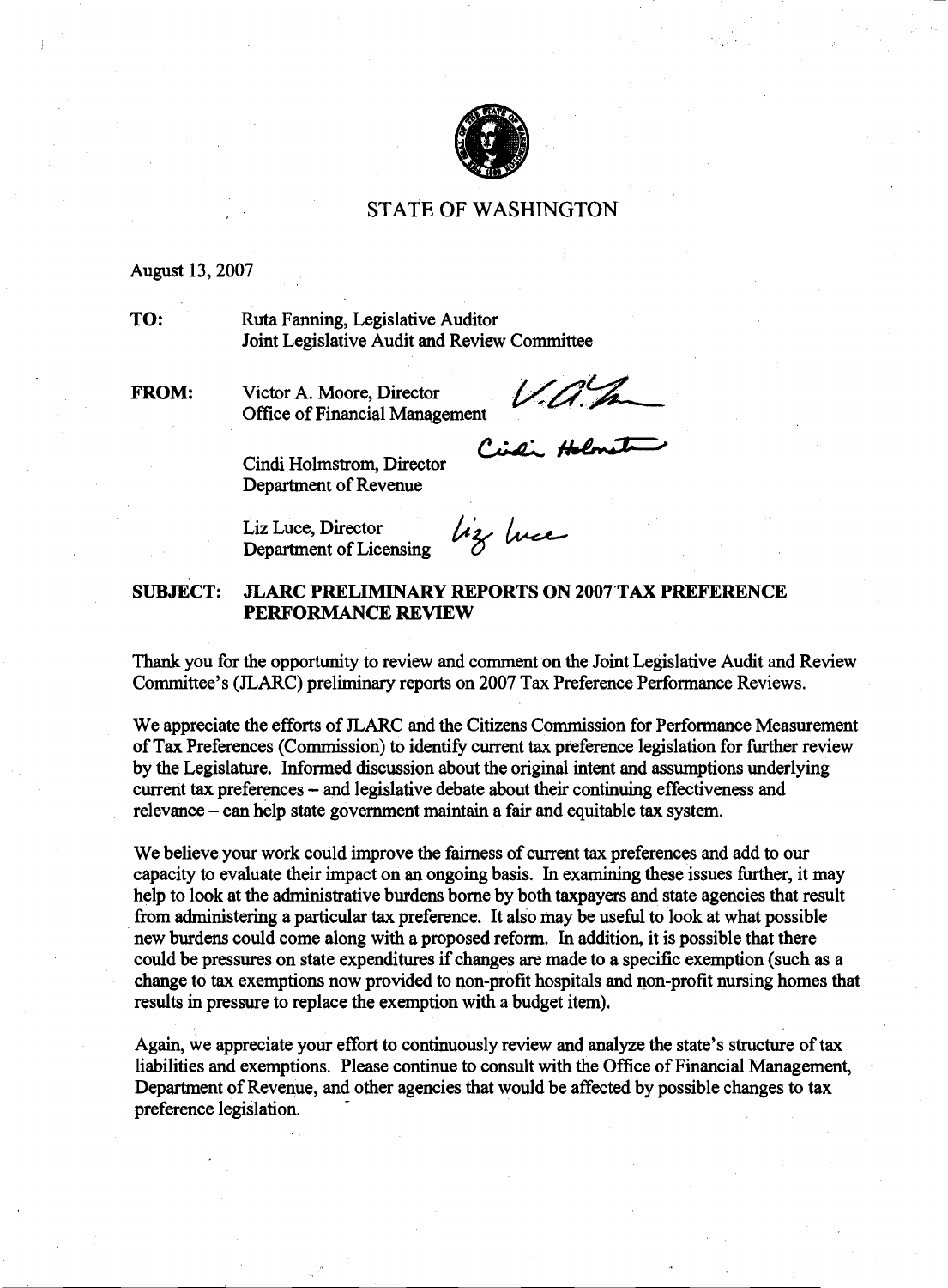# STATE OF WASHINGTON

August 13, 2007

**TO:** Ruta Fanning, Legislative Auditor
Joint Legislative Audit and Review Committee

**FROM:** Victor A. Moore, Director
Office of Financial Management

Cindi Holmstrom, Director
Department of Revenue

Liz Luce, Director
Department of Licensing

**SUBJECT: JLARC PRELIMINARY REPORTS ON 2007 TAX PREFERENCE PERFORMANCE REVIEW**

Thank you for the opportunity to review and comment on the Joint Legislative Audit and Review Committee's (JLARC) preliminary reports on 2007 Tax Preference Performance Reviews.

We appreciate the efforts of JLARC and the Citizens Commission for Performance Measurement of Tax Preferences (Commission) to identify current tax preference legislation for further review by the Legislature. Informed discussion about the original intent and assumptions underlying current tax preferences – and legislative debate about their continuing effectiveness and relevance – can help state government maintain a fair and equitable tax system.

We believe your work could improve the fairness of current tax preferences and add to our capacity to evaluate their impact on an ongoing basis. In examining these issues further, it may help to look at the administrative burdens borne by both taxpayers and state agencies that result from administering a particular tax preference. It also may be useful to look at what possible new burdens could come along with a proposed reform. In addition, it is possible that there could be pressures on state expenditures if changes are made to a specific exemption (such as a change to tax exemptions now provided to non-profit hospitals and non-profit nursing homes that results in pressure to replace the exemption with a budget item).

Again, we appreciate your effort to continuously review and analyze the state's structure of tax liabilities and exemptions. Please continue to consult with the Office of Financial Management, Department of Revenue, and other agencies that would be affected by possible changes to tax preference legislation.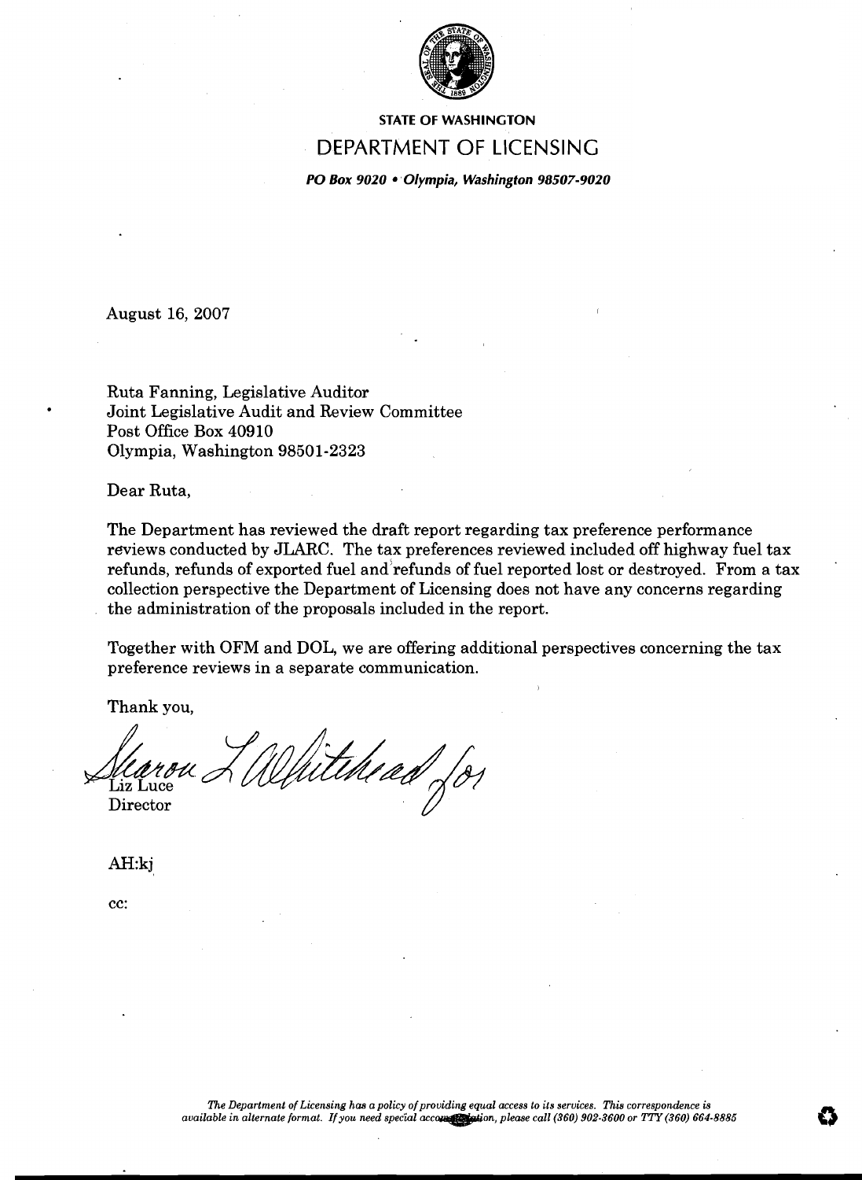**STATE OF WASHINGTON**

# DEPARTMENT OF LICENSING

***PO Box 9020 • Olympia, Washington 98507-9020***

August 16, 2007

Ruta Fanning, Legislative Auditor
Joint Legislative Audit and Review Committee
Post Office Box 40910
Olympia, Washington 98501-2323

Dear Ruta,

The Department has reviewed the draft report regarding tax preference performance reviews conducted by JLARC. The tax preferences reviewed included off highway fuel tax refunds, refunds of exported fuel and refunds of fuel reported lost or destroyed. From a tax collection perspective the Department of Licensing does not have any concerns regarding the administration of the proposals included in the report.

Together with OFM and DOL, we are offering additional perspectives concerning the tax preference reviews in a separate communication.

Thank you,

Sharon L Whitehead for
Liz Luce
Director

AH:kj

cc:

*The Department of Licensing has a policy of providing equal access to its services. This correspondence is available in alternate format. If you need special accommodation, please call (360) 902-3600 or TTY (360) 664-8885*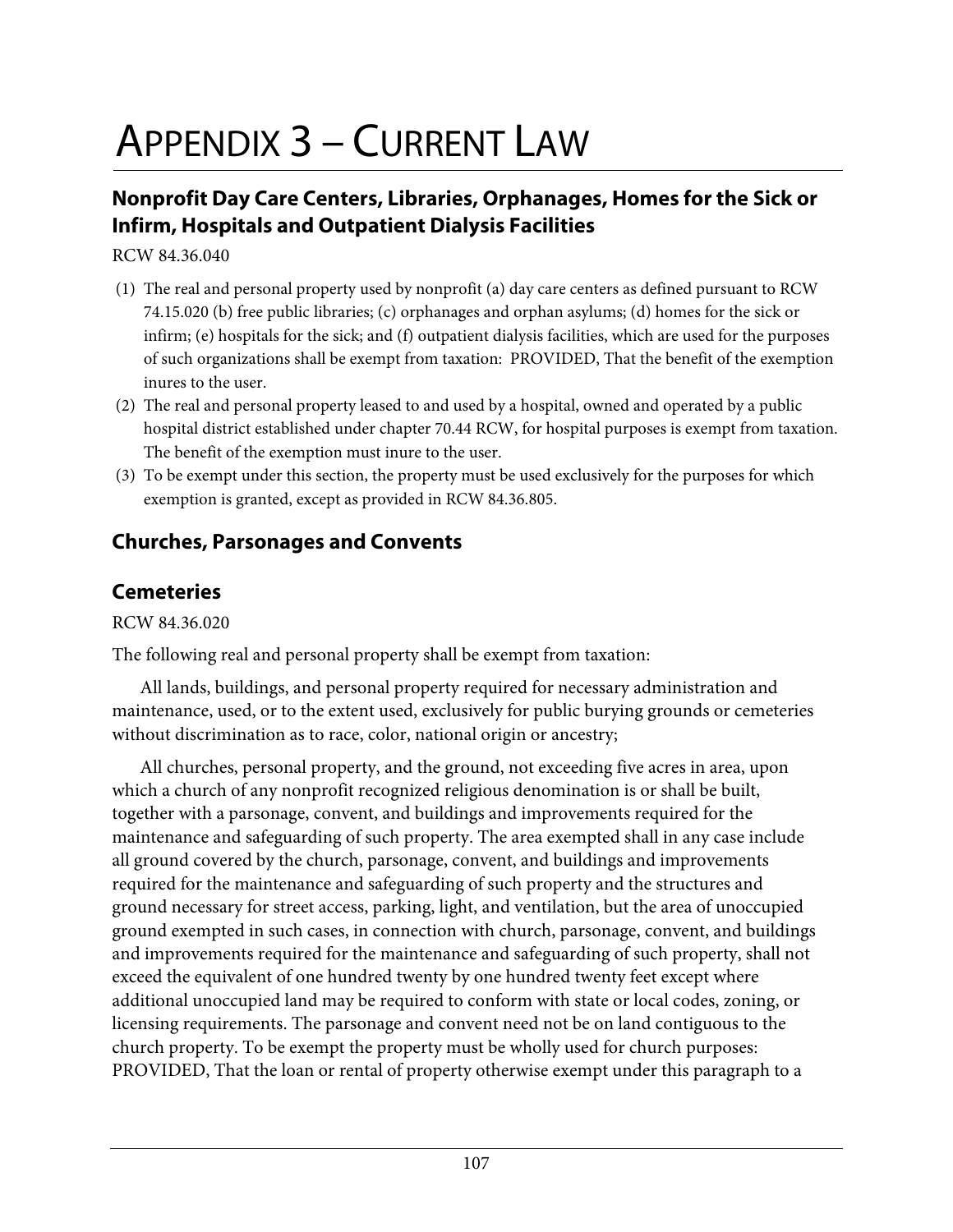# APPENDIX 3 – CURRENT LAW

## Nonprofit Day Care Centers, Libraries, Orphanages, Homes for the Sick or Infirm, Hospitals and Outpatient Dialysis Facilities

RCW 84.36.040

(1) The real and personal property used by nonprofit (a) day care centers as defined pursuant to RCW 74.15.020 (b) free public libraries; (c) orphanages and orphan asylums; (d) homes for the sick or infirm; (e) hospitals for the sick; and (f) outpatient dialysis facilities, which are used for the purposes of such organizations shall be exempt from taxation: PROVIDED, That the benefit of the exemption inures to the user.

(2) The real and personal property leased to and used by a hospital, owned and operated by a public hospital district established under chapter 70.44 RCW, for hospital purposes is exempt from taxation. The benefit of the exemption must inure to the user.

(3) To be exempt under this section, the property must be used exclusively for the purposes for which exemption is granted, except as provided in RCW 84.36.805.

## Churches, Parsonages and Convents

## Cemeteries

RCW 84.36.020

The following real and personal property shall be exempt from taxation:

All lands, buildings, and personal property required for necessary administration and maintenance, used, or to the extent used, exclusively for public burying grounds or cemeteries without discrimination as to race, color, national origin or ancestry;

All churches, personal property, and the ground, not exceeding five acres in area, upon which a church of any nonprofit recognized religious denomination is or shall be built, together with a parsonage, convent, and buildings and improvements required for the maintenance and safeguarding of such property. The area exempted shall in any case include all ground covered by the church, parsonage, convent, and buildings and improvements required for the maintenance and safeguarding of such property and the structures and ground necessary for street access, parking, light, and ventilation, but the area of unoccupied ground exempted in such cases, in connection with church, parsonage, convent, and buildings and improvements required for the maintenance and safeguarding of such property, shall not exceed the equivalent of one hundred twenty by one hundred twenty feet except where additional unoccupied land may be required to conform with state or local codes, zoning, or licensing requirements. The parsonage and convent need not be on land contiguous to the church property. To be exempt the property must be wholly used for church purposes: PROVIDED, That the loan or rental of property otherwise exempt under this paragraph to a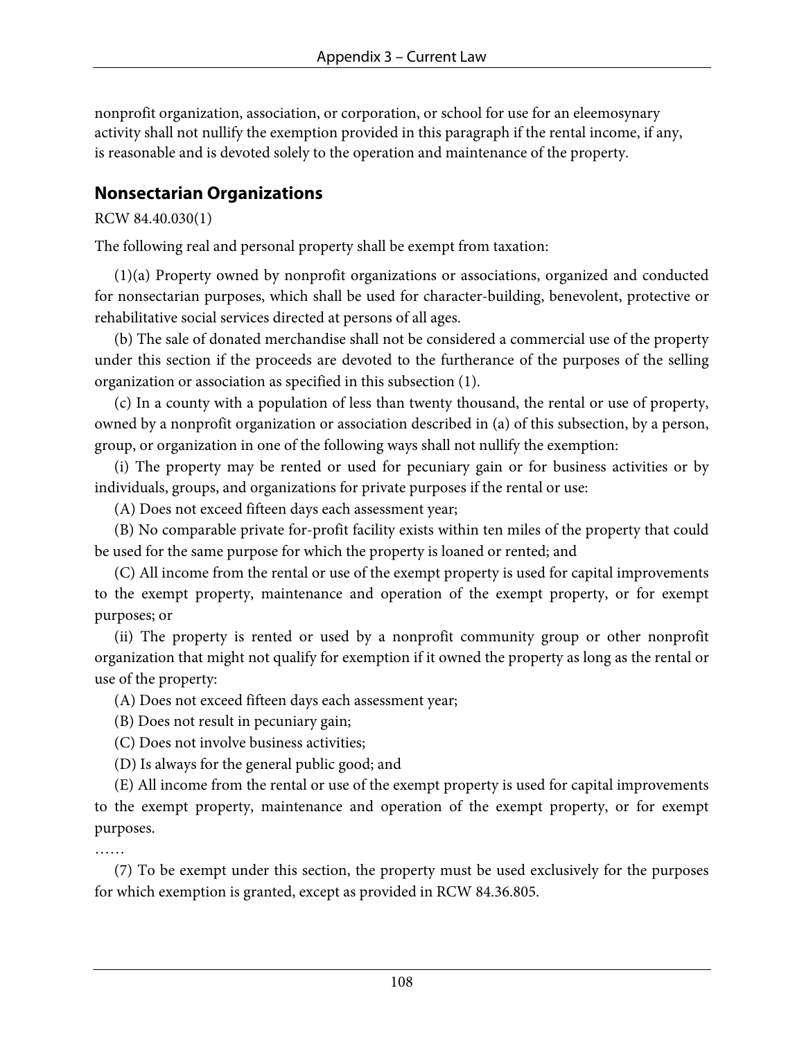nonprofit organization, association, or corporation, or school for use for an eleemosynary activity shall not nullify the exemption provided in this paragraph if the rental income, if any, is reasonable and is devoted solely to the operation and maintenance of the property.

## Nonsectarian Organizations

RCW 84.40.030(1)

The following real and personal property shall be exempt from taxation:

(1)(a) Property owned by nonprofit organizations or associations, organized and conducted for nonsectarian purposes, which shall be used for character-building, benevolent, protective or rehabilitative social services directed at persons of all ages.

(b) The sale of donated merchandise shall not be considered a commercial use of the property under this section if the proceeds are devoted to the furtherance of the purposes of the selling organization or association as specified in this subsection (1).

(c) In a county with a population of less than twenty thousand, the rental or use of property, owned by a nonprofit organization or association described in (a) of this subsection, by a person, group, or organization in one of the following ways shall not nullify the exemption:

(i) The property may be rented or used for pecuniary gain or for business activities or by individuals, groups, and organizations for private purposes if the rental or use:

(A) Does not exceed fifteen days each assessment year;

(B) No comparable private for-profit facility exists within ten miles of the property that could be used for the same purpose for which the property is loaned or rented; and

(C) All income from the rental or use of the exempt property is used for capital improvements to the exempt property, maintenance and operation of the exempt property, or for exempt purposes; or

(ii) The property is rented or used by a nonprofit community group or other nonprofit organization that might not qualify for exemption if it owned the property as long as the rental or use of the property:

(A) Does not exceed fifteen days each assessment year;

(B) Does not result in pecuniary gain;

(C) Does not involve business activities;

(D) Is always for the general public good; and

(E) All income from the rental or use of the exempt property is used for capital improvements to the exempt property, maintenance and operation of the exempt property, or for exempt purposes.

……

(7) To be exempt under this section, the property must be used exclusively for the purposes for which exemption is granted, except as provided in RCW 84.36.805.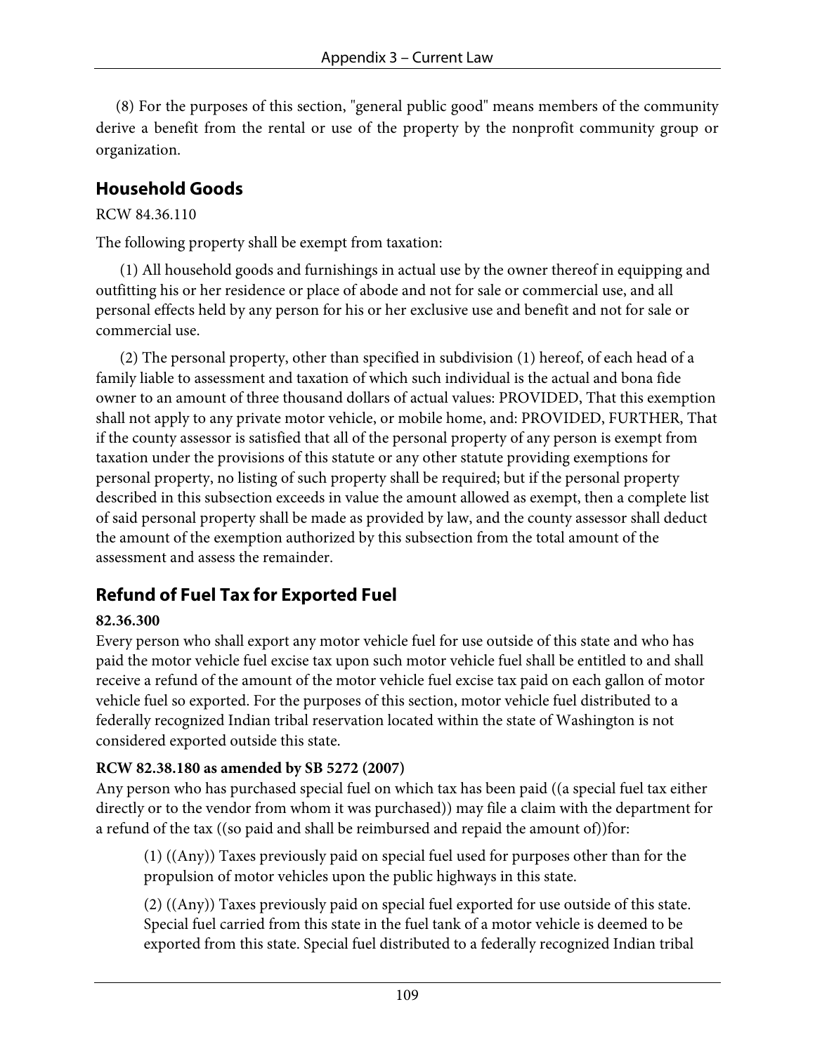(8) For the purposes of this section, "general public good" means members of the community derive a benefit from the rental or use of the property by the nonprofit community group or organization.

## Household Goods

RCW 84.36.110

The following property shall be exempt from taxation:

(1) All household goods and furnishings in actual use by the owner thereof in equipping and outfitting his or her residence or place of abode and not for sale or commercial use, and all personal effects held by any person for his or her exclusive use and benefit and not for sale or commercial use.

(2) The personal property, other than specified in subdivision (1) hereof, of each head of a family liable to assessment and taxation of which such individual is the actual and bona fide owner to an amount of three thousand dollars of actual values: PROVIDED, That this exemption shall not apply to any private motor vehicle, or mobile home, and: PROVIDED, FURTHER, That if the county assessor is satisfied that all of the personal property of any person is exempt from taxation under the provisions of this statute or any other statute providing exemptions for personal property, no listing of such property shall be required; but if the personal property described in this subsection exceeds in value the amount allowed as exempt, then a complete list of said personal property shall be made as provided by law, and the county assessor shall deduct the amount of the exemption authorized by this subsection from the total amount of the assessment and assess the remainder.

## Refund of Fuel Tax for Exported Fuel

**82.36.300**

Every person who shall export any motor vehicle fuel for use outside of this state and who has paid the motor vehicle fuel excise tax upon such motor vehicle fuel shall be entitled to and shall receive a refund of the amount of the motor vehicle fuel excise tax paid on each gallon of motor vehicle fuel so exported. For the purposes of this section, motor vehicle fuel distributed to a federally recognized Indian tribal reservation located within the state of Washington is not considered exported outside this state.

**RCW 82.38.180 as amended by SB 5272 (2007)**

Any person who has purchased special fuel on which tax has been paid ((a special fuel tax either directly or to the vendor from whom it was purchased)) may file a claim with the department for a refund of the tax ((so paid and shall be reimbursed and repaid the amount of))for:

(1) ((Any)) Taxes previously paid on special fuel used for purposes other than for the propulsion of motor vehicles upon the public highways in this state.

(2) ((Any)) Taxes previously paid on special fuel exported for use outside of this state. Special fuel carried from this state in the fuel tank of a motor vehicle is deemed to be exported from this state. Special fuel distributed to a federally recognized Indian tribal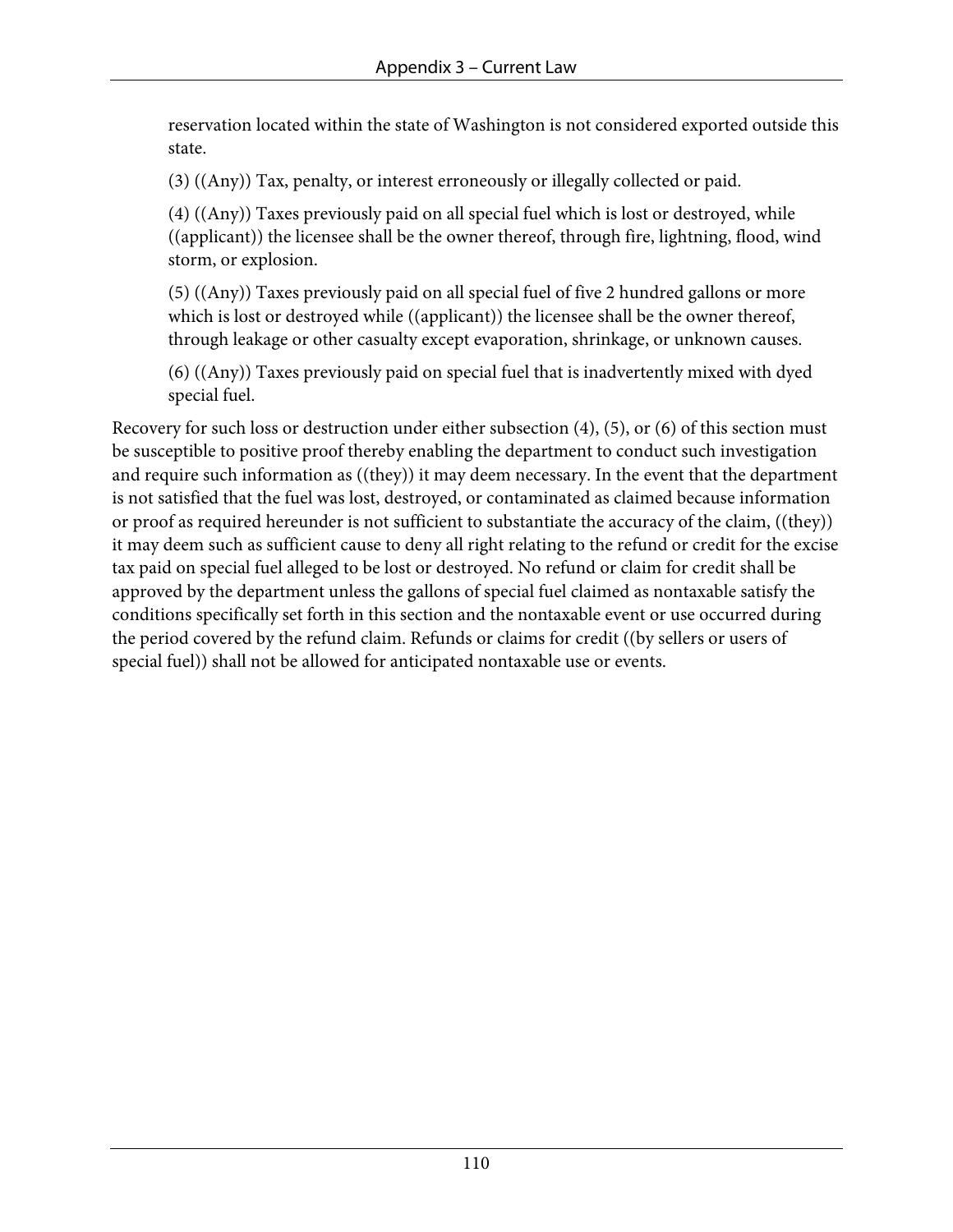reservation located within the state of Washington is not considered exported outside this state.

(3) ((Any)) Tax, penalty, or interest erroneously or illegally collected or paid.

(4) ((Any)) Taxes previously paid on all special fuel which is lost or destroyed, while ((applicant)) the licensee shall be the owner thereof, through fire, lightning, flood, wind storm, or explosion.

(5) ((Any)) Taxes previously paid on all special fuel of five 2 hundred gallons or more which is lost or destroyed while ((applicant)) the licensee shall be the owner thereof, through leakage or other casualty except evaporation, shrinkage, or unknown causes.

(6) ((Any)) Taxes previously paid on special fuel that is inadvertently mixed with dyed special fuel.

Recovery for such loss or destruction under either subsection (4), (5), or (6) of this section must be susceptible to positive proof thereby enabling the department to conduct such investigation and require such information as ((they)) it may deem necessary. In the event that the department is not satisfied that the fuel was lost, destroyed, or contaminated as claimed because information or proof as required hereunder is not sufficient to substantiate the accuracy of the claim, ((they)) it may deem such as sufficient cause to deny all right relating to the refund or credit for the excise tax paid on special fuel alleged to be lost or destroyed. No refund or claim for credit shall be approved by the department unless the gallons of special fuel claimed as nontaxable satisfy the conditions specifically set forth in this section and the nontaxable event or use occurred during the period covered by the refund claim. Refunds or claims for credit ((by sellers or users of special fuel)) shall not be allowed for anticipated nontaxable use or events.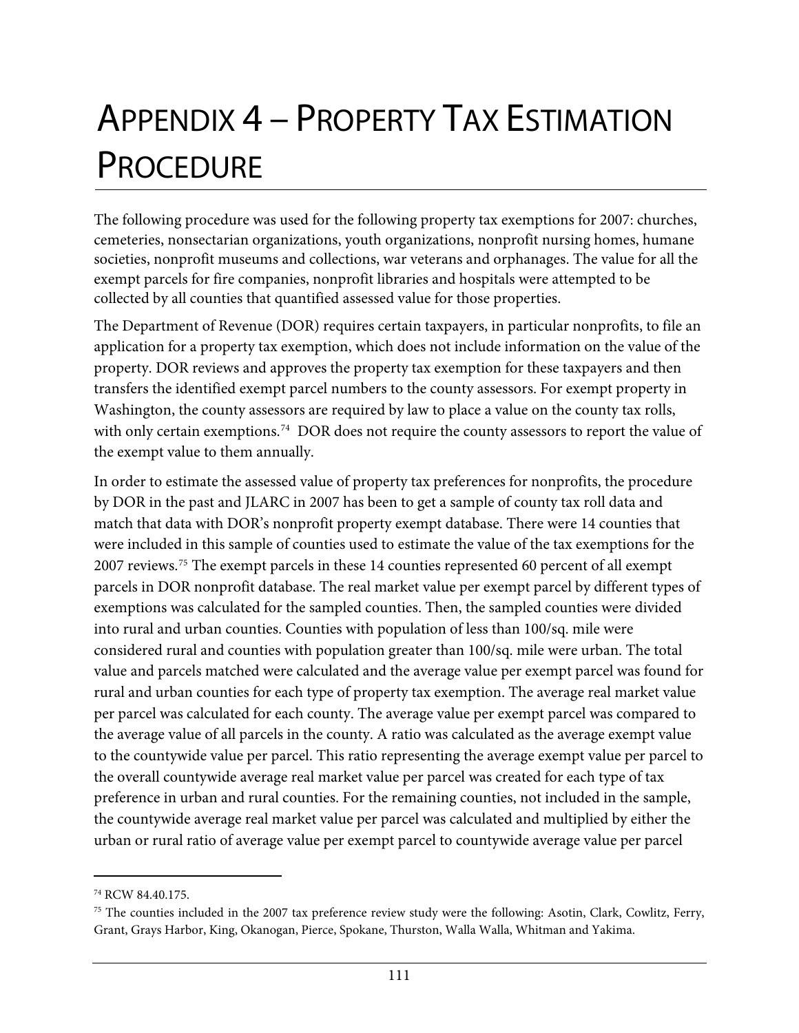# APPENDIX 4 – PROPERTY TAX ESTIMATION PROCEDURE

The following procedure was used for the following property tax exemptions for 2007: churches, cemeteries, nonsectarian organizations, youth organizations, nonprofit nursing homes, humane societies, nonprofit museums and collections, war veterans and orphanages. The value for all the exempt parcels for fire companies, nonprofit libraries and hospitals were attempted to be collected by all counties that quantified assessed value for those properties.

The Department of Revenue (DOR) requires certain taxpayers, in particular nonprofits, to file an application for a property tax exemption, which does not include information on the value of the property. DOR reviews and approves the property tax exemption for these taxpayers and then transfers the identified exempt parcel numbers to the county assessors. For exempt property in Washington, the county assessors are required by law to place a value on the county tax rolls, with only certain exemptions.[74] DOR does not require the county assessors to report the value of the exempt value to them annually.

In order to estimate the assessed value of property tax preferences for nonprofits, the procedure by DOR in the past and JLARC in 2007 has been to get a sample of county tax roll data and match that data with DOR's nonprofit property exempt database. There were 14 counties that were included in this sample of counties used to estimate the value of the tax exemptions for the 2007 reviews.[75] The exempt parcels in these 14 counties represented 60 percent of all exempt parcels in DOR nonprofit database. The real market value per exempt parcel by different types of exemptions was calculated for the sampled counties. Then, the sampled counties were divided into rural and urban counties. Counties with population of less than 100/sq. mile were considered rural and counties with population greater than 100/sq. mile were urban. The total value and parcels matched were calculated and the average value per exempt parcel was found for rural and urban counties for each type of property tax exemption. The average real market value per parcel was calculated for each county. The average value per exempt parcel was compared to the average value of all parcels in the county. A ratio was calculated as the average exempt value to the countywide value per parcel. This ratio representing the average exempt value per parcel to the overall countywide average real market value per parcel was created for each type of tax preference in urban and rural counties. For the remaining counties, not included in the sample, the countywide average real market value per parcel was calculated and multiplied by either the urban or rural ratio of average value per exempt parcel to countywide average value per parcel

---

[74] RCW 84.40.175.

[75] The counties included in the 2007 tax preference review study were the following: Asotin, Clark, Cowlitz, Ferry, Grant, Grays Harbor, King, Okanogan, Pierce, Spokane, Thurston, Walla Walla, Whitman and Yakima.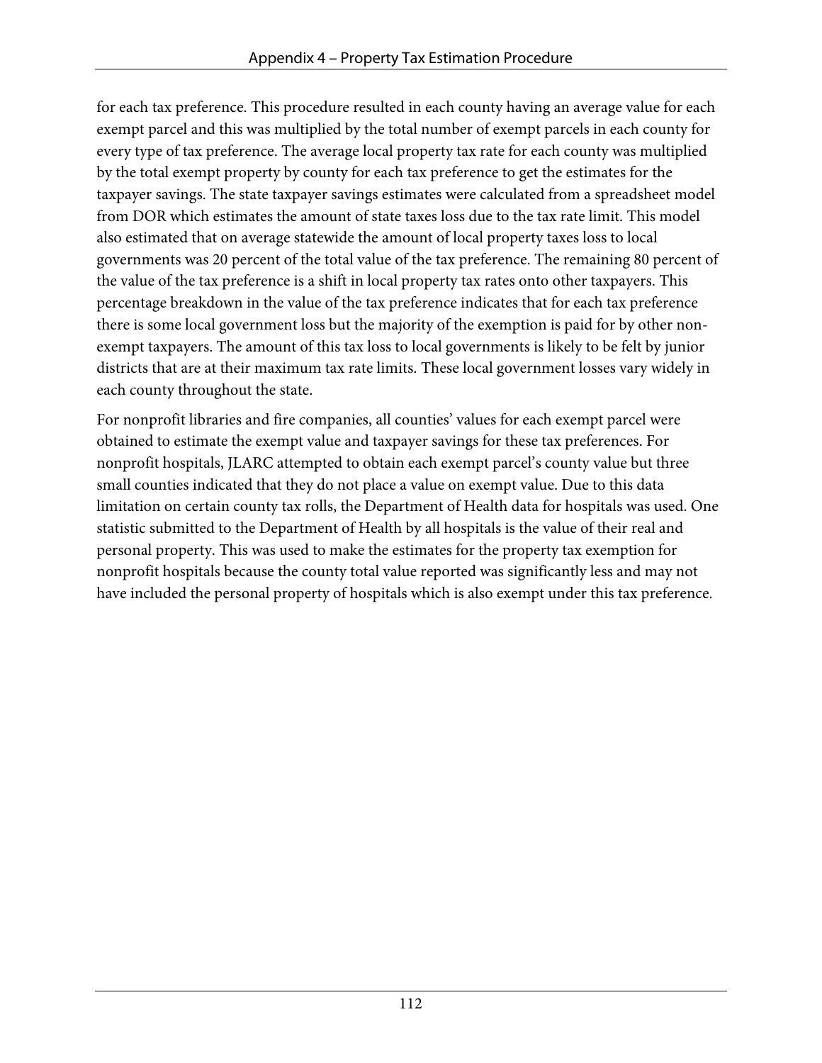for each tax preference. This procedure resulted in each county having an average value for each exempt parcel and this was multiplied by the total number of exempt parcels in each county for every type of tax preference. The average local property tax rate for each county was multiplied by the total exempt property by county for each tax preference to get the estimates for the taxpayer savings. The state taxpayer savings estimates were calculated from a spreadsheet model from DOR which estimates the amount of state taxes loss due to the tax rate limit. This model also estimated that on average statewide the amount of local property taxes loss to local governments was 20 percent of the total value of the tax preference. The remaining 80 percent of the value of the tax preference is a shift in local property tax rates onto other taxpayers. This percentage breakdown in the value of the tax preference indicates that for each tax preference there is some local government loss but the majority of the exemption is paid for by other non-exempt taxpayers. The amount of this tax loss to local governments is likely to be felt by junior districts that are at their maximum tax rate limits. These local government losses vary widely in each county throughout the state.

For nonprofit libraries and fire companies, all counties' values for each exempt parcel were obtained to estimate the exempt value and taxpayer savings for these tax preferences. For nonprofit hospitals, JLARC attempted to obtain each exempt parcel's county value but three small counties indicated that they do not place a value on exempt value. Due to this data limitation on certain county tax rolls, the Department of Health data for hospitals was used. One statistic submitted to the Department of Health by all hospitals is the value of their real and personal property. This was used to make the estimates for the property tax exemption for nonprofit hospitals because the county total value reported was significantly less and may not have included the personal property of hospitals which is also exempt under this tax preference.